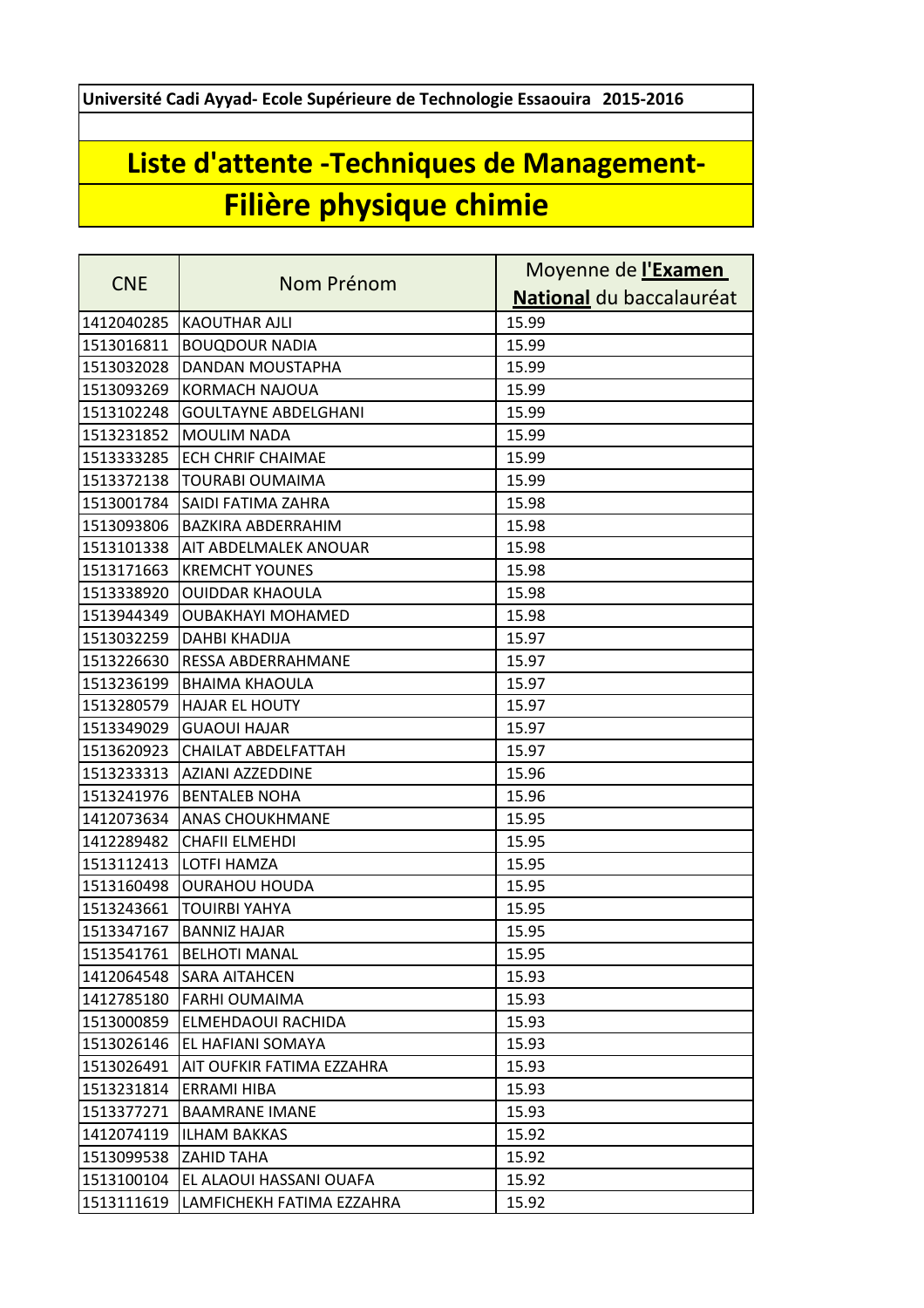**Université Cadi Ayyad- Ecole Supérieure de Technologie Essaouira 2015-2016**

# Liste d'attente -Techniques de Management-

# Filière physique chimie

| CNE | Nom Prénom | Moyenne de **l'Examen National** du baccalauréat |
|---|---|---|
| 1412040285 | KAOUTHAR AJLI | 15.99 |
| 1513016811 | BOUQDOUR NADIA | 15.99 |
| 1513032028 | DANDAN MOUSTAPHA | 15.99 |
| 1513093269 | KORMACH NAJOUA | 15.99 |
| 1513102248 | GOULTAYNE ABDELGHANI | 15.99 |
| 1513231852 | MOULIM NADA | 15.99 |
| 1513333285 | ECH CHRIF CHAIMAE | 15.99 |
| 1513372138 | TOURABI OUMAIMA | 15.99 |
| 1513001784 | SAIDI FATIMA ZAHRA | 15.98 |
| 1513093806 | BAZKIRA ABDERRAHIM | 15.98 |
| 1513101338 | AIT ABDELMALEK ANOUAR | 15.98 |
| 1513171663 | KREMCHT YOUNES | 15.98 |
| 1513338920 | OUIDDAR KHAOULA | 15.98 |
| 1513944349 | OUBAKHAYI MOHAMED | 15.98 |
| 1513032259 | DAHBI KHADIJA | 15.97 |
| 1513226630 | RESSA ABDERRAHMANE | 15.97 |
| 1513236199 | BHAIMA KHAOULA | 15.97 |
| 1513280579 | HAJAR EL HOUTY | 15.97 |
| 1513349029 | GUAOUI HAJAR | 15.97 |
| 1513620923 | CHAILAT ABDELFATTAH | 15.97 |
| 1513233313 | AZIANI AZZEDDINE | 15.96 |
| 1513241976 | BENTALEB NOHA | 15.96 |
| 1412073634 | ANAS CHOUKHMANE | 15.95 |
| 1412289482 | CHAFII ELMEHDI | 15.95 |
| 1513112413 | LOTFI HAMZA | 15.95 |
| 1513160498 | OURAHOU HOUDA | 15.95 |
| 1513243661 | TOUIRBI YAHYA | 15.95 |
| 1513347167 | BANNIZ HAJAR | 15.95 |
| 1513541761 | BELHOTI MANAL | 15.95 |
| 1412064548 | SARA AITAHCEN | 15.93 |
| 1412785180 | FARHI OUMAIMA | 15.93 |
| 1513000859 | ELMEHDAOUI RACHIDA | 15.93 |
| 1513026146 | EL HAFIANI SOMAYA | 15.93 |
| 1513026491 | AIT OUFKIR FATIMA EZZAHRA | 15.93 |
| 1513231814 | ERRAMI HIBA | 15.93 |
| 1513377271 | BAAMRANE IMANE | 15.93 |
| 1412074119 | ILHAM BAKKAS | 15.92 |
| 1513099538 | ZAHID TAHA | 15.92 |
| 1513100104 | EL ALAOUI HASSANI OUAFA | 15.92 |
| 1513111619 | LAMFICHEKH FATIMA EZZAHRA | 15.92 |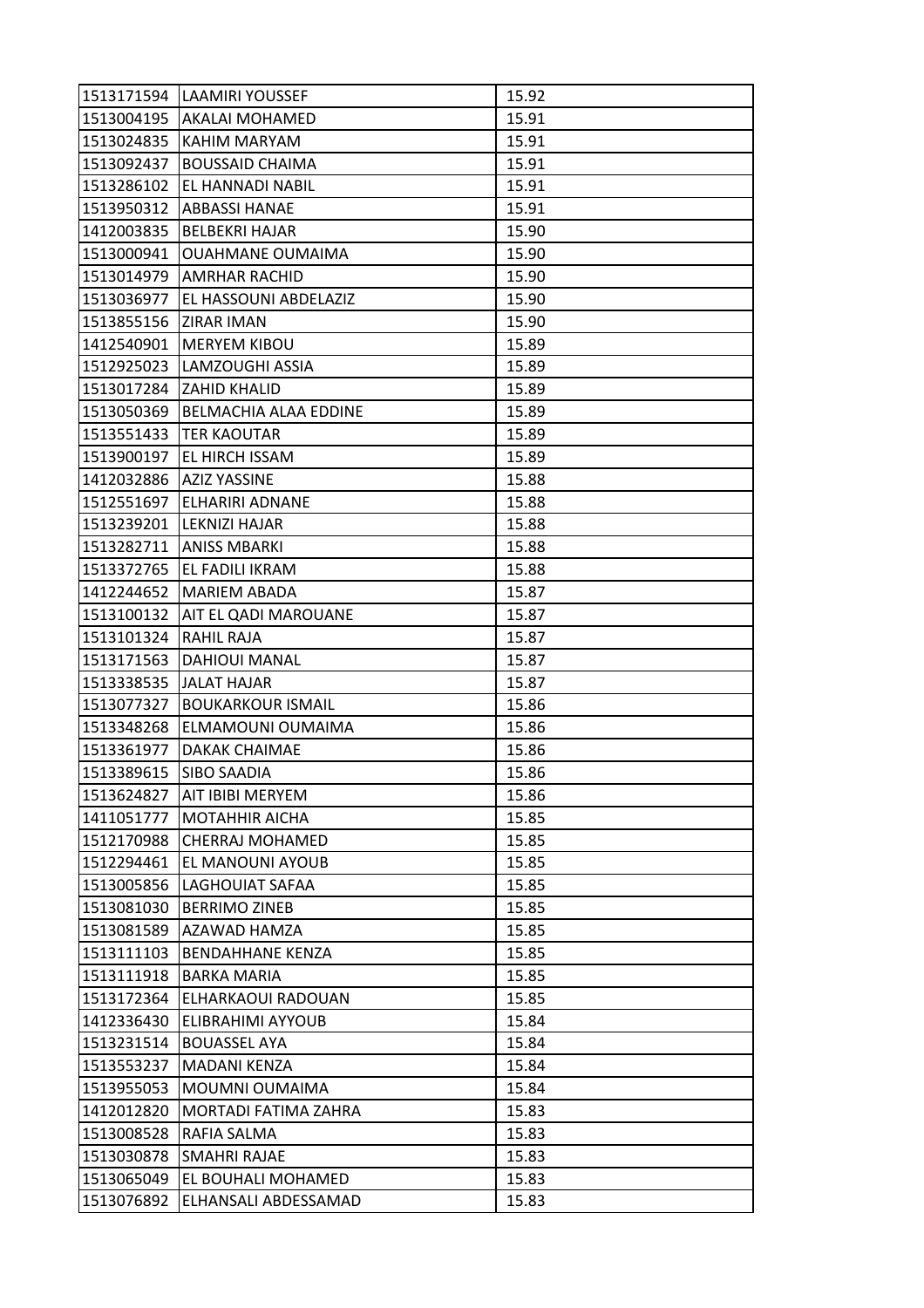| | | |
|---|---|---|
| 1513171594 | LAAMIRI YOUSSEF | 15.92 |
| 1513004195 | AKALAI MOHAMED | 15.91 |
| 1513024835 | KAHIM MARYAM | 15.91 |
| 1513092437 | BOUSSAID CHAIMA | 15.91 |
| 1513286102 | EL HANNADI NABIL | 15.91 |
| 1513950312 | ABBASSI HANAE | 15.91 |
| 1412003835 | BELBEKRI HAJAR | 15.90 |
| 1513000941 | OUAHMANE OUMAIMA | 15.90 |
| 1513014979 | AMRHAR RACHID | 15.90 |
| 1513036977 | EL HASSOUNI ABDELAZIZ | 15.90 |
| 1513855156 | ZIRAR IMAN | 15.90 |
| 1412540901 | MERYEM KIBOU | 15.89 |
| 1512925023 | LAMZOUGHI ASSIA | 15.89 |
| 1513017284 | ZAHID KHALID | 15.89 |
| 1513050369 | BELMACHIA ALAA EDDINE | 15.89 |
| 1513551433 | TER KAOUTAR | 15.89 |
| 1513900197 | EL HIRCH ISSAM | 15.89 |
| 1412032886 | AZIZ YASSINE | 15.88 |
| 1512551697 | ELHARIRI ADNANE | 15.88 |
| 1513239201 | LEKNIZI HAJAR | 15.88 |
| 1513282711 | ANISS MBARKI | 15.88 |
| 1513372765 | EL FADILI IKRAM | 15.88 |
| 1412244652 | MARIEM ABADA | 15.87 |
| 1513100132 | AIT EL QADI MAROUANE | 15.87 |
| 1513101324 | RAHIL RAJA | 15.87 |
| 1513171563 | DAHIOUI MANAL | 15.87 |
| 1513338535 | JALAT HAJAR | 15.87 |
| 1513077327 | BOUKARKOUR ISMAIL | 15.86 |
| 1513348268 | ELMAMOUNI OUMAIMA | 15.86 |
| 1513361977 | DAKAK CHAIMAE | 15.86 |
| 1513389615 | SIBO SAADIA | 15.86 |
| 1513624827 | AIT IBIBI MERYEM | 15.86 |
| 1411051777 | MOTAHHIR AICHA | 15.85 |
| 1512170988 | CHERRAJ MOHAMED | 15.85 |
| 1512294461 | EL MANOUNI AYOUB | 15.85 |
| 1513005856 | LAGHOUIAT SAFAA | 15.85 |
| 1513081030 | BERRIMO ZINEB | 15.85 |
| 1513081589 | AZAWAD HAMZA | 15.85 |
| 1513111103 | BENDAHHANE KENZA | 15.85 |
| 1513111918 | BARKA MARIA | 15.85 |
| 1513172364 | ELHARKAOUI RADOUAN | 15.85 |
| 1412336430 | ELIBRAHIMI AYYOUB | 15.84 |
| 1513231514 | BOUASSEL AYA | 15.84 |
| 1513553237 | MADANI KENZA | 15.84 |
| 1513955053 | MOUMNI OUMAIMA | 15.84 |
| 1412012820 | MORTADI FATIMA ZAHRA | 15.83 |
| 1513008528 | RAFIA SALMA | 15.83 |
| 1513030878 | SMAHRI RAJAE | 15.83 |
| 1513065049 | EL BOUHALI MOHAMED | 15.83 |
| 1513076892 | ELHANSALI ABDESSAMAD | 15.83 |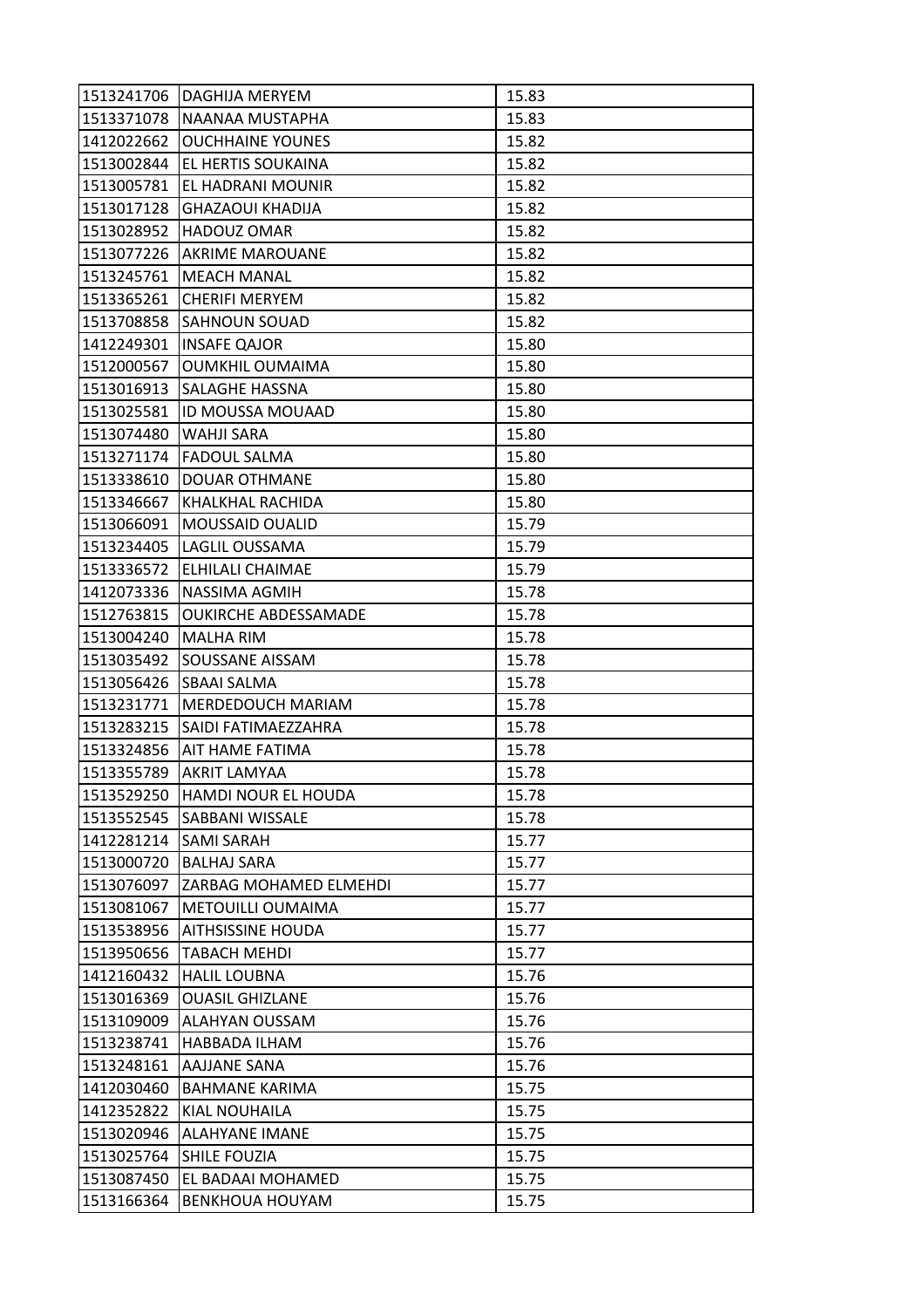| 1513241706 | DAGHIJA MERYEM | 15.83 |
|---|---|---|
| 1513371078 | NAANAA MUSTAPHA | 15.83 |
| 1412022662 | OUCHHAINE YOUNES | 15.82 |
| 1513002844 | EL HERTIS SOUKAINA | 15.82 |
| 1513005781 | EL HADRANI MOUNIR | 15.82 |
| 1513017128 | GHAZAOUI KHADIJA | 15.82 |
| 1513028952 | HADOUZ OMAR | 15.82 |
| 1513077226 | AKRIME MAROUANE | 15.82 |
| 1513245761 | MEACH MANAL | 15.82 |
| 1513365261 | CHERIFI MERYEM | 15.82 |
| 1513708858 | SAHNOUN SOUAD | 15.82 |
| 1412249301 | INSAFE QAJOR | 15.80 |
| 1512000567 | OUMKHIL OUMAIMA | 15.80 |
| 1513016913 | SALAGHE HASSNA | 15.80 |
| 1513025581 | ID MOUSSA MOUAAD | 15.80 |
| 1513074480 | WAHJI SARA | 15.80 |
| 1513271174 | FADOUL SALMA | 15.80 |
| 1513338610 | DOUAR OTHMANE | 15.80 |
| 1513346667 | KHALKHAL RACHIDA | 15.80 |
| 1513066091 | MOUSSAID OUALID | 15.79 |
| 1513234405 | LAGLIL OUSSAMA | 15.79 |
| 1513336572 | ELHILALI CHAIMAE | 15.79 |
| 1412073336 | NASSIMA AGMIH | 15.78 |
| 1512763815 | OUKIRCHE ABDESSAMADE | 15.78 |
| 1513004240 | MALHA RIM | 15.78 |
| 1513035492 | SOUSSANE AISSAM | 15.78 |
| 1513056426 | SBAAI SALMA | 15.78 |
| 1513231771 | MERDEDOUCH MARIAM | 15.78 |
| 1513283215 | SAIDI FATIMAEZZAHRA | 15.78 |
| 1513324856 | AIT HAME FATIMA | 15.78 |
| 1513355789 | AKRIT LAMYAA | 15.78 |
| 1513529250 | HAMDI NOUR EL HOUDA | 15.78 |
| 1513552545 | SABBANI WISSALE | 15.78 |
| 1412281214 | SAMI SARAH | 15.77 |
| 1513000720 | BALHAJ SARA | 15.77 |
| 1513076097 | ZARBAG MOHAMED ELMEHDI | 15.77 |
| 1513081067 | METOUILLI OUMAIMA | 15.77 |
| 1513538956 | AITHSISSINE HOUDA | 15.77 |
| 1513950656 | TABACH MEHDI | 15.77 |
| 1412160432 | HALIL LOUBNA | 15.76 |
| 1513016369 | OUASIL GHIZLANE | 15.76 |
| 1513109009 | ALAHYAN OUSSAM | 15.76 |
| 1513238741 | HABBADA ILHAM | 15.76 |
| 1513248161 | AAJJANE SANA | 15.76 |
| 1412030460 | BAHMANE KARIMA | 15.75 |
| 1412352822 | KIAL NOUHAILA | 15.75 |
| 1513020946 | ALAHYANE IMANE | 15.75 |
| 1513025764 | SHILE FOUZIA | 15.75 |
| 1513087450 | EL BADAAI MOHAMED | 15.75 |
| 1513166364 | BENKHOUA HOUYAM | 15.75 |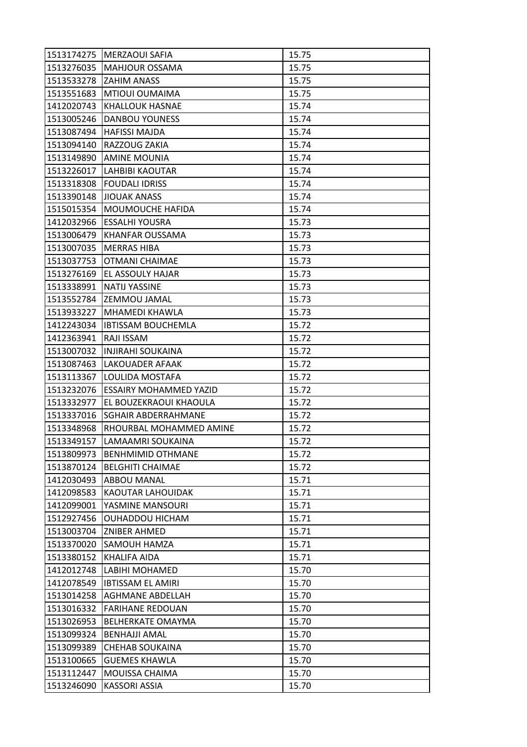| | | |
|---|---|---|
| 1513174275 | MERZAOUI SAFIA | 15.75 |
| 1513276035 | MAHJOUR OSSAMA | 15.75 |
| 1513533278 | ZAHIM ANASS | 15.75 |
| 1513551683 | MTIOUI OUMAIMA | 15.75 |
| 1412020743 | KHALLOUK HASNAE | 15.74 |
| 1513005246 | DANBOU YOUNESS | 15.74 |
| 1513087494 | HAFISSI MAJDA | 15.74 |
| 1513094140 | RAZZOUG ZAKIA | 15.74 |
| 1513149890 | AMINE MOUNIA | 15.74 |
| 1513226017 | LAHBIBI KAOUTAR | 15.74 |
| 1513318308 | FOUDALI IDRISS | 15.74 |
| 1513390148 | JIOUAK ANASS | 15.74 |
| 1515015354 | MOUMOUCHE HAFIDA | 15.74 |
| 1412032966 | ESSALHI YOUSRA | 15.73 |
| 1513006479 | KHANFAR OUSSAMA | 15.73 |
| 1513007035 | MERRAS HIBA | 15.73 |
| 1513037753 | OTMANI CHAIMAE | 15.73 |
| 1513276169 | EL ASSOULY HAJAR | 15.73 |
| 1513338991 | NATIJ YASSINE | 15.73 |
| 1513552784 | ZEMMOU JAMAL | 15.73 |
| 1513933227 | MHAMEDI KHAWLA | 15.73 |
| 1412243034 | IBTISSAM BOUCHEMLA | 15.72 |
| 1412363941 | RAJI ISSAM | 15.72 |
| 1513007032 | INJIRAHI SOUKAINA | 15.72 |
| 1513087463 | LAKOUADER AFAAK | 15.72 |
| 1513113367 | LOULIDA MOSTAFA | 15.72 |
| 1513232076 | ESSAIRY MOHAMMED YAZID | 15.72 |
| 1513332977 | EL BOUZEKRAOUI KHAOULA | 15.72 |
| 1513337016 | SGHAIR ABDERRAHMANE | 15.72 |
| 1513348968 | RHOURBAL MOHAMMED AMINE | 15.72 |
| 1513349157 | LAMAAMRI SOUKAINA | 15.72 |
| 1513809973 | BENHMIMID OTHMANE | 15.72 |
| 1513870124 | BELGHITI CHAIMAE | 15.72 |
| 1412030493 | ABBOU MANAL | 15.71 |
| 1412098583 | KAOUTAR LAHOUIDAK | 15.71 |
| 1412099001 | YASMINE MANSOURI | 15.71 |
| 1512927456 | OUHADDOU HICHAM | 15.71 |
| 1513003704 | ZNIBER AHMED | 15.71 |
| 1513370020 | SAMOUH HAMZA | 15.71 |
| 1513380152 | KHALIFA AIDA | 15.71 |
| 1412012748 | LABIHI MOHAMED | 15.70 |
| 1412078549 | IBTISSAM EL AMIRI | 15.70 |
| 1513014258 | AGHMANE ABDELLAH | 15.70 |
| 1513016332 | FARIHANE REDOUAN | 15.70 |
| 1513026953 | BELHERKATE OMAYMA | 15.70 |
| 1513099324 | BENHAJJI AMAL | 15.70 |
| 1513099389 | CHEHAB SOUKAINA | 15.70 |
| 1513100665 | GUEMES KHAWLA | 15.70 |
| 1513112447 | MOUISSA CHAIMA | 15.70 |
| 1513246090 | KASSORI ASSIA | 15.70 |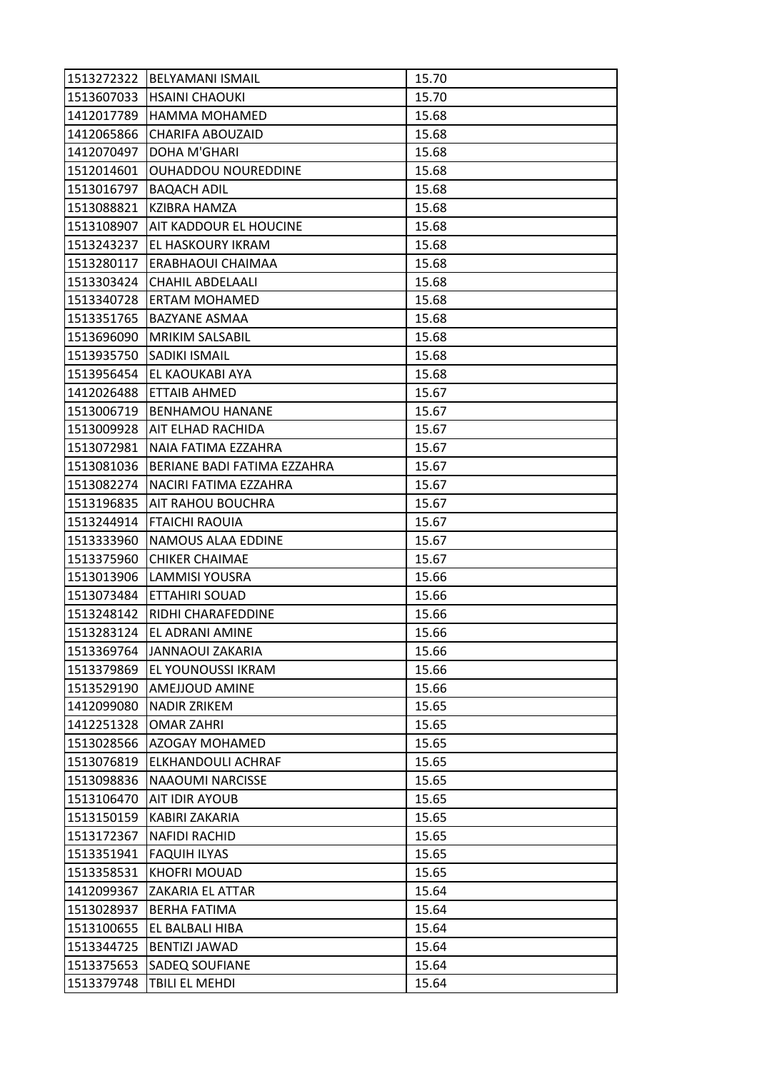| | | |
|---|---|---|
| 1513272322 | BELYAMANI ISMAIL | 15.70 |
| 1513607033 | HSAINI CHAOUKI | 15.70 |
| 1412017789 | HAMMA MOHAMED | 15.68 |
| 1412065866 | CHARIFA ABOUZAID | 15.68 |
| 1412070497 | DOHA M'GHARI | 15.68 |
| 1512014601 | OUHADDOU NOUREDDINE | 15.68 |
| 1513016797 | BAQACH ADIL | 15.68 |
| 1513088821 | KZIBRA HAMZA | 15.68 |
| 1513108907 | AIT KADDOUR EL HOUCINE | 15.68 |
| 1513243237 | EL HASKOURY IKRAM | 15.68 |
| 1513280117 | ERABHAOUI CHAIMAA | 15.68 |
| 1513303424 | CHAHIL ABDELAALI | 15.68 |
| 1513340728 | ERTAM MOHAMED | 15.68 |
| 1513351765 | BAZYANE ASMAA | 15.68 |
| 1513696090 | MRIKIM SALSABIL | 15.68 |
| 1513935750 | SADIKI ISMAIL | 15.68 |
| 1513956454 | EL KAOUKABI AYA | 15.68 |
| 1412026488 | ETTAIB AHMED | 15.67 |
| 1513006719 | BENHAMOU HANANE | 15.67 |
| 1513009928 | AIT ELHAD RACHIDA | 15.67 |
| 1513072981 | NAIA FATIMA EZZAHRA | 15.67 |
| 1513081036 | BERIANE BADI FATIMA EZZAHRA | 15.67 |
| 1513082274 | NACIRI FATIMA EZZAHRA | 15.67 |
| 1513196835 | AIT RAHOU BOUCHRA | 15.67 |
| 1513244914 | FTAICHI RAOUIA | 15.67 |
| 1513333960 | NAMOUS ALAA EDDINE | 15.67 |
| 1513375960 | CHIKER CHAIMAE | 15.67 |
| 1513013906 | LAMMISI YOUSRA | 15.66 |
| 1513073484 | ETTAHIRI SOUAD | 15.66 |
| 1513248142 | RIDHI CHARAFEDDINE | 15.66 |
| 1513283124 | EL ADRANI AMINE | 15.66 |
| 1513369764 | JANNAOUI ZAKARIA | 15.66 |
| 1513379869 | EL YOUNOUSSI IKRAM | 15.66 |
| 1513529190 | AMEJJOUD AMINE | 15.66 |
| 1412099080 | NADIR ZRIKEM | 15.65 |
| 1412251328 | OMAR ZAHRI | 15.65 |
| 1513028566 | AZOGAY MOHAMED | 15.65 |
| 1513076819 | ELKHANDOULI ACHRAF | 15.65 |
| 1513098836 | NAAOUMI NARCISSE | 15.65 |
| 1513106470 | AIT IDIR AYOUB | 15.65 |
| 1513150159 | KABIRI ZAKARIA | 15.65 |
| 1513172367 | NAFIDI RACHID | 15.65 |
| 1513351941 | FAQUIH ILYAS | 15.65 |
| 1513358531 | KHOFRI MOUAD | 15.65 |
| 1412099367 | ZAKARIA EL ATTAR | 15.64 |
| 1513028937 | BERHA FATIMA | 15.64 |
| 1513100655 | EL BALBALI HIBA | 15.64 |
| 1513344725 | BENTIZI JAWAD | 15.64 |
| 1513375653 | SADEQ SOUFIANE | 15.64 |
| 1513379748 | TBILI EL MEHDI | 15.64 |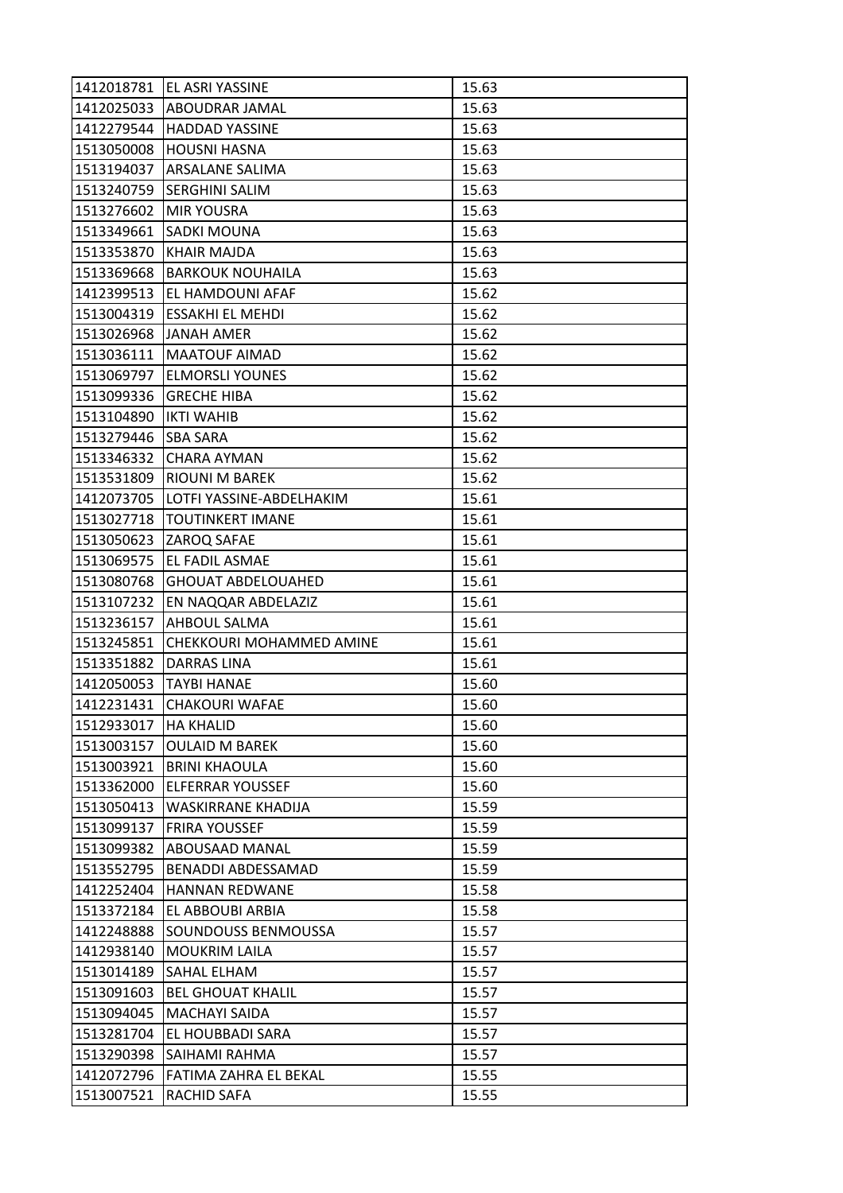| 1412018781 | EL ASRI YASSINE | 15.63 |
|---|---|---|
| 1412025033 | ABOUDRAR JAMAL | 15.63 |
| 1412279544 | HADDAD YASSINE | 15.63 |
| 1513050008 | HOUSNI HASNA | 15.63 |
| 1513194037 | ARSALANE SALIMA | 15.63 |
| 1513240759 | SERGHINI SALIM | 15.63 |
| 1513276602 | MIR YOUSRA | 15.63 |
| 1513349661 | SADKI MOUNA | 15.63 |
| 1513353870 | KHAIR MAJDA | 15.63 |
| 1513369668 | BARKOUK NOUHAILA | 15.63 |
| 1412399513 | EL HAMDOUNI AFAF | 15.62 |
| 1513004319 | ESSAKHI EL MEHDI | 15.62 |
| 1513026968 | JANAH AMER | 15.62 |
| 1513036111 | MAATOUF AIMAD | 15.62 |
| 1513069797 | ELMORSLI YOUNES | 15.62 |
| 1513099336 | GRECHE HIBA | 15.62 |
| 1513104890 | IKTI WAHIB | 15.62 |
| 1513279446 | SBA SARA | 15.62 |
| 1513346332 | CHARA AYMAN | 15.62 |
| 1513531809 | RIOUNI M BAREK | 15.62 |
| 1412073705 | LOTFI YASSINE-ABDELHAKIM | 15.61 |
| 1513027718 | TOUTINKERT IMANE | 15.61 |
| 1513050623 | ZAROQ SAFAE | 15.61 |
| 1513069575 | EL FADIL ASMAE | 15.61 |
| 1513080768 | GHOUAT ABDELOUAHED | 15.61 |
| 1513107232 | EN NAQQAR ABDELAZIZ | 15.61 |
| 1513236157 | AHBOUL SALMA | 15.61 |
| 1513245851 | CHEKKOURI MOHAMMED AMINE | 15.61 |
| 1513351882 | DARRAS LINA | 15.61 |
| 1412050053 | TAYBI HANAE | 15.60 |
| 1412231431 | CHAKOURI WAFAE | 15.60 |
| 1512933017 | HA KHALID | 15.60 |
| 1513003157 | OULAID M BAREK | 15.60 |
| 1513003921 | BRINI KHAOULA | 15.60 |
| 1513362000 | ELFERRAR YOUSSEF | 15.60 |
| 1513050413 | WASKIRRANE KHADIJA | 15.59 |
| 1513099137 | FRIRA YOUSSEF | 15.59 |
| 1513099382 | ABOUSAAD MANAL | 15.59 |
| 1513552795 | BENADDI ABDESSAMAD | 15.59 |
| 1412252404 | HANNAN REDWANE | 15.58 |
| 1513372184 | EL ABBOUBI ARBIA | 15.58 |
| 1412248888 | SOUNDOUSS BENMOUSSA | 15.57 |
| 1412938140 | MOUKRIM LAILA | 15.57 |
| 1513014189 | SAHAL ELHAM | 15.57 |
| 1513091603 | BEL GHOUAT KHALIL | 15.57 |
| 1513094045 | MACHAYI SAIDA | 15.57 |
| 1513281704 | EL HOUBBADI SARA | 15.57 |
| 1513290398 | SAIHAMI RAHMA | 15.57 |
| 1412072796 | FATIMA ZAHRA EL BEKAL | 15.55 |
| 1513007521 | RACHID SAFA | 15.55 |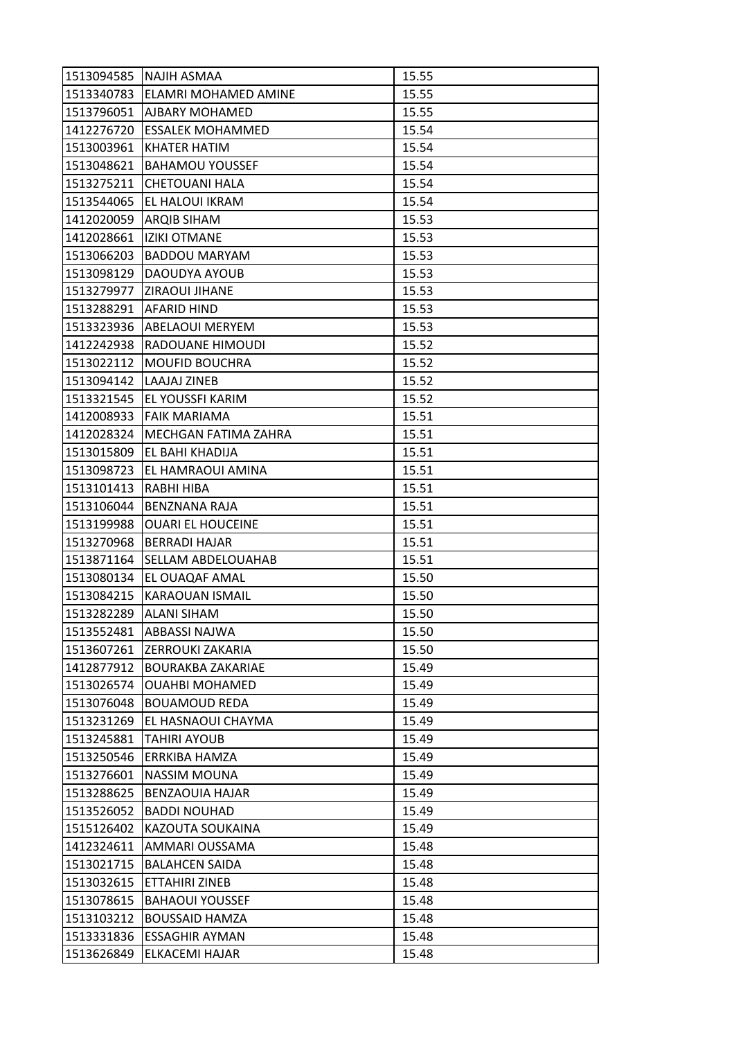| | | |
|---|---|---|
| 1513094585 | NAJIH ASMAA | 15.55 |
| 1513340783 | ELAMRI MOHAMED AMINE | 15.55 |
| 1513796051 | AJBARY MOHAMED | 15.55 |
| 1412276720 | ESSALEK MOHAMMED | 15.54 |
| 1513003961 | KHATER HATIM | 15.54 |
| 1513048621 | BAHAMOU YOUSSEF | 15.54 |
| 1513275211 | CHETOUANI HALA | 15.54 |
| 1513544065 | EL HALOUI IKRAM | 15.54 |
| 1412020059 | ARQIB SIHAM | 15.53 |
| 1412028661 | IZIKI OTMANE | 15.53 |
| 1513066203 | BADDOU MARYAM | 15.53 |
| 1513098129 | DAOUDYA AYOUB | 15.53 |
| 1513279977 | ZIRAOUI JIHANE | 15.53 |
| 1513288291 | AFARID HIND | 15.53 |
| 1513323936 | ABELAOUI MERYEM | 15.53 |
| 1412242938 | RADOUANE HIMOUDI | 15.52 |
| 1513022112 | MOUFID BOUCHRA | 15.52 |
| 1513094142 | LAAJAJ ZINEB | 15.52 |
| 1513321545 | EL YOUSSFI KARIM | 15.52 |
| 1412008933 | FAIK MARIAMA | 15.51 |
| 1412028324 | MECHGAN FATIMA ZAHRA | 15.51 |
| 1513015809 | EL BAHI KHADIJA | 15.51 |
| 1513098723 | EL HAMRAOUI AMINA | 15.51 |
| 1513101413 | RABHI HIBA | 15.51 |
| 1513106044 | BENZNANA RAJA | 15.51 |
| 1513199988 | OUARI EL HOUCEINE | 15.51 |
| 1513270968 | BERRADI HAJAR | 15.51 |
| 1513871164 | SELLAM ABDELOUAHAB | 15.51 |
| 1513080134 | EL OUAQAF AMAL | 15.50 |
| 1513084215 | KARAOUAN ISMAIL | 15.50 |
| 1513282289 | ALANI SIHAM | 15.50 |
| 1513552481 | ABBASSI NAJWA | 15.50 |
| 1513607261 | ZERROUKI ZAKARIA | 15.50 |
| 1412877912 | BOURAKBA ZAKARIAE | 15.49 |
| 1513026574 | OUAHBI MOHAMED | 15.49 |
| 1513076048 | BOUAMOUD REDA | 15.49 |
| 1513231269 | EL HASNAOUI CHAYMA | 15.49 |
| 1513245881 | TAHIRI AYOUB | 15.49 |
| 1513250546 | ERRKIBA HAMZA | 15.49 |
| 1513276601 | NASSIM MOUNA | 15.49 |
| 1513288625 | BENZAOUIA HAJAR | 15.49 |
| 1513526052 | BADDI NOUHAD | 15.49 |
| 1515126402 | KAZOUTA SOUKAINA | 15.49 |
| 1412324611 | AMMARI OUSSAMA | 15.48 |
| 1513021715 | BALAHCEN SAIDA | 15.48 |
| 1513032615 | ETTAHIRI ZINEB | 15.48 |
| 1513078615 | BAHAOUI YOUSSEF | 15.48 |
| 1513103212 | BOUSSAID HAMZA | 15.48 |
| 1513331836 | ESSAGHIR AYMAN | 15.48 |
| 1513626849 | ELKACEMI HAJAR | 15.48 |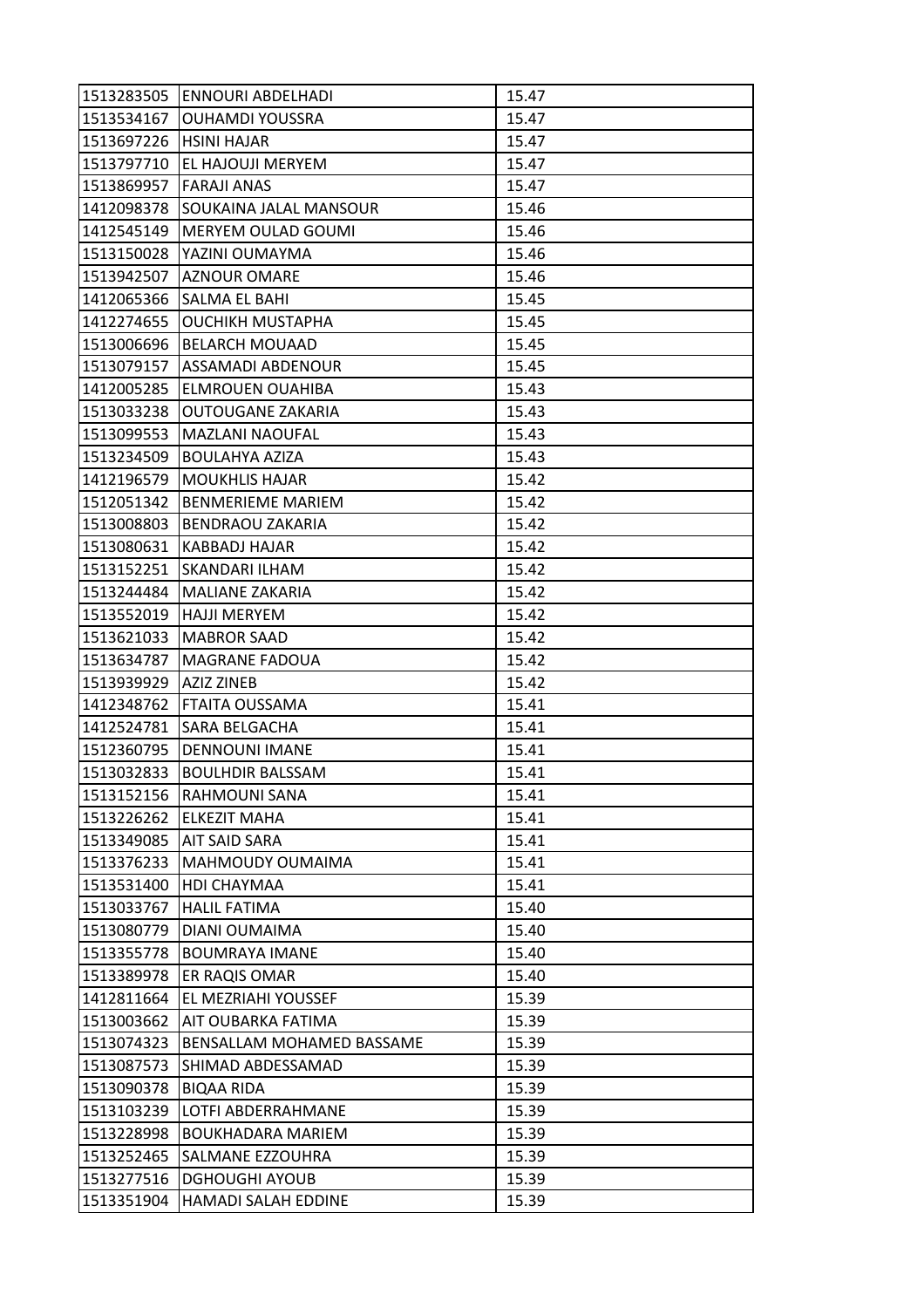| | | |
|---|---|---|
| 1513283505 | ENNOURI ABDELHADI | 15.47 |
| 1513534167 | OUHAMDI YOUSSRA | 15.47 |
| 1513697226 | HSINI HAJAR | 15.47 |
| 1513797710 | EL HAJOUJI MERYEM | 15.47 |
| 1513869957 | FARAJI ANAS | 15.47 |
| 1412098378 | SOUKAINA JALAL MANSOUR | 15.46 |
| 1412545149 | MERYEM OULAD GOUMI | 15.46 |
| 1513150028 | YAZINI OUMAYMA | 15.46 |
| 1513942507 | AZNOUR OMARE | 15.46 |
| 1412065366 | SALMA EL BAHI | 15.45 |
| 1412274655 | OUCHIKH MUSTAPHA | 15.45 |
| 1513006696 | BELARCH MOUAAD | 15.45 |
| 1513079157 | ASSAMADI ABDENOUR | 15.45 |
| 1412005285 | ELMROUEN OUAHIBA | 15.43 |
| 1513033238 | OUTOUGANE ZAKARIA | 15.43 |
| 1513099553 | MAZLANI NAOUFAL | 15.43 |
| 1513234509 | BOULAHYA AZIZA | 15.43 |
| 1412196579 | MOUKHLIS HAJAR | 15.42 |
| 1512051342 | BENMERIEME MARIEM | 15.42 |
| 1513008803 | BENDRAOU ZAKARIA | 15.42 |
| 1513080631 | KABBADJ HAJAR | 15.42 |
| 1513152251 | SKANDARI ILHAM | 15.42 |
| 1513244484 | MALIANE ZAKARIA | 15.42 |
| 1513552019 | HAJJI MERYEM | 15.42 |
| 1513621033 | MABROR SAAD | 15.42 |
| 1513634787 | MAGRANE FADOUA | 15.42 |
| 1513939929 | AZIZ ZINEB | 15.42 |
| 1412348762 | FTAITA OUSSAMA | 15.41 |
| 1412524781 | SARA BELGACHA | 15.41 |
| 1512360795 | DENNOUNI IMANE | 15.41 |
| 1513032833 | BOULHDIR BALSSAM | 15.41 |
| 1513152156 | RAHMOUNI SANA | 15.41 |
| 1513226262 | ELKEZIT MAHA | 15.41 |
| 1513349085 | AIT SAID SARA | 15.41 |
| 1513376233 | MAHMOUDY OUMAIMA | 15.41 |
| 1513531400 | HDI CHAYMAA | 15.41 |
| 1513033767 | HALIL FATIMA | 15.40 |
| 1513080779 | DIANI OUMAIMA | 15.40 |
| 1513355778 | BOUMRAYA IMANE | 15.40 |
| 1513389978 | ER RAQIS OMAR | 15.40 |
| 1412811664 | EL MEZRIAHI YOUSSEF | 15.39 |
| 1513003662 | AIT OUBARKA FATIMA | 15.39 |
| 1513074323 | BENSALLAM MOHAMED BASSAME | 15.39 |
| 1513087573 | SHIMAD ABDESSAMAD | 15.39 |
| 1513090378 | BIQAA RIDA | 15.39 |
| 1513103239 | LOTFI ABDERRAHMANE | 15.39 |
| 1513228998 | BOUKHADARA MARIEM | 15.39 |
| 1513252465 | SALMANE EZZOUHRA | 15.39 |
| 1513277516 | DGHOUGHI AYOUB | 15.39 |
| 1513351904 | HAMADI SALAH EDDINE | 15.39 |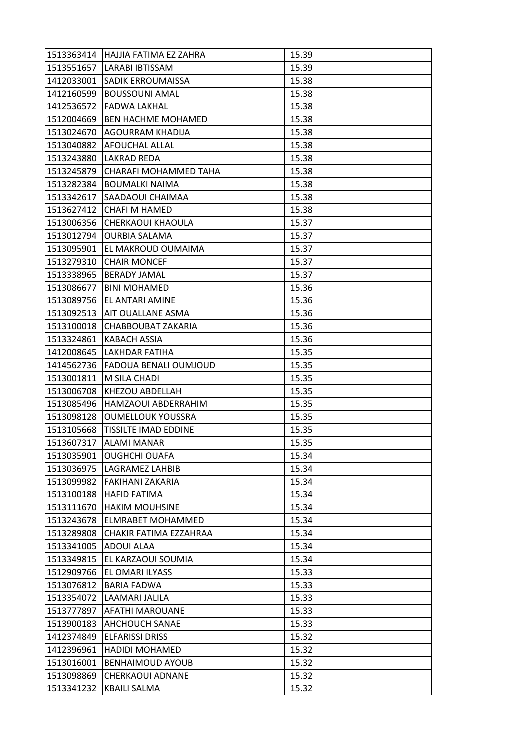| | | |
|---|---|---|
| 1513363414 | HAJJIA FATIMA EZ ZAHRA | 15.39 |
| 1513551657 | LARABI IBTISSAM | 15.39 |
| 1412033001 | SADIK ERROUMAISSA | 15.38 |
| 1412160599 | BOUSSOUNI AMAL | 15.38 |
| 1412536572 | FADWA LAKHAL | 15.38 |
| 1512004669 | BEN HACHME MOHAMED | 15.38 |
| 1513024670 | AGOURRAM KHADIJA | 15.38 |
| 1513040882 | AFOUCHAL ALLAL | 15.38 |
| 1513243880 | LAKRAD REDA | 15.38 |
| 1513245879 | CHARAFI MOHAMMED TAHA | 15.38 |
| 1513282384 | BOUMALKI NAIMA | 15.38 |
| 1513342617 | SAADAOUI CHAIMAA | 15.38 |
| 1513627412 | CHAFI M HAMED | 15.38 |
| 1513006356 | CHERKAOUI KHAOULA | 15.37 |
| 1513012794 | OURBIA SALAMA | 15.37 |
| 1513095901 | EL MAKROUD OUMAIMA | 15.37 |
| 1513279310 | CHAIR MONCEF | 15.37 |
| 1513338965 | BERADY JAMAL | 15.37 |
| 1513086677 | BINI MOHAMED | 15.36 |
| 1513089756 | EL ANTARI AMINE | 15.36 |
| 1513092513 | AIT OUALLANE ASMA | 15.36 |
| 1513100018 | CHABBOUBAT ZAKARIA | 15.36 |
| 1513324861 | KABACH ASSIA | 15.36 |
| 1412008645 | LAKHDAR FATIHA | 15.35 |
| 1414562736 | FADOUA BENALI OUMJOUD | 15.35 |
| 1513001811 | M SILA CHADI | 15.35 |
| 1513006708 | KHEZOU ABDELLAH | 15.35 |
| 1513085496 | HAMZAOUI ABDERRAHIM | 15.35 |
| 1513098128 | OUMELLOUK YOUSSRA | 15.35 |
| 1513105668 | TISSILTE IMAD EDDINE | 15.35 |
| 1513607317 | ALAMI MANAR | 15.35 |
| 1513035901 | OUGHCHI OUAFA | 15.34 |
| 1513036975 | LAGRAMEZ LAHBIB | 15.34 |
| 1513099982 | FAKIHANI ZAKARIA | 15.34 |
| 1513100188 | HAFID FATIMA | 15.34 |
| 1513111670 | HAKIM MOUHSINE | 15.34 |
| 1513243678 | ELMRABET MOHAMMED | 15.34 |
| 1513289808 | CHAKIR FATIMA EZZAHRAA | 15.34 |
| 1513341005 | ADOUI ALAA | 15.34 |
| 1513349815 | EL KARZAOUI SOUMIA | 15.34 |
| 1512909766 | EL OMARI ILYASS | 15.33 |
| 1513076812 | BARIA FADWA | 15.33 |
| 1513354072 | LAAMARI JALILA | 15.33 |
| 1513777897 | AFATHI MAROUANE | 15.33 |
| 1513900183 | AHCHOUCH SANAE | 15.33 |
| 1412374849 | ELFARISSI DRISS | 15.32 |
| 1412396961 | HADIDI MOHAMED | 15.32 |
| 1513016001 | BENHAIMOUD AYOUB | 15.32 |
| 1513098869 | CHERKAOUI ADNANE | 15.32 |
| 1513341232 | KBAILI SALMA | 15.32 |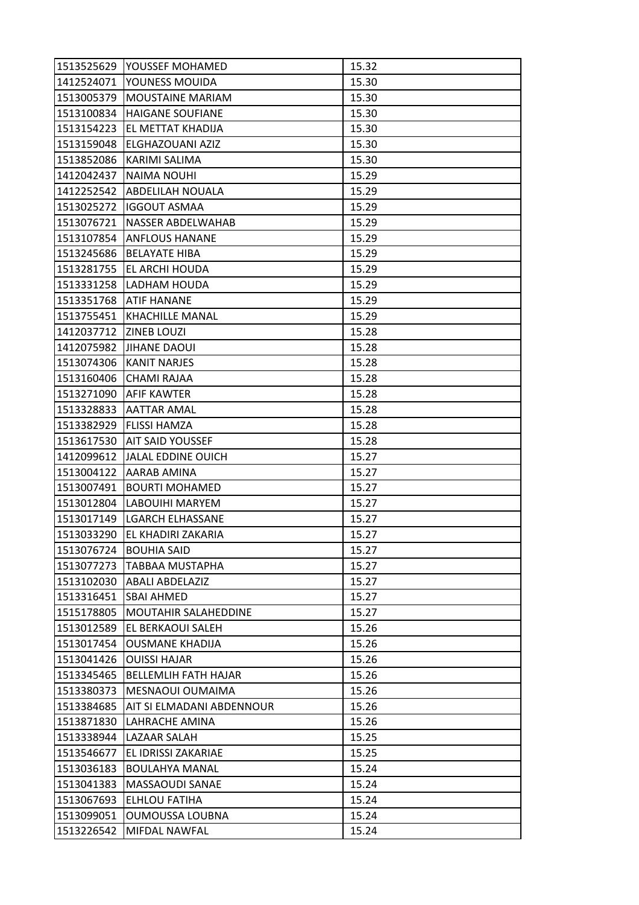| | | |
|---|---|---|
| 1513525629 | YOUSSEF MOHAMED | 15.32 |
| 1412524071 | YOUNESS MOUIDA | 15.30 |
| 1513005379 | MOUSTAINE MARIAM | 15.30 |
| 1513100834 | HAIGANE SOUFIANE | 15.30 |
| 1513154223 | EL METTAT KHADIJA | 15.30 |
| 1513159048 | ELGHAZOUANI AZIZ | 15.30 |
| 1513852086 | KARIMI SALIMA | 15.30 |
| 1412042437 | NAIMA NOUHI | 15.29 |
| 1412252542 | ABDELILAH NOUALA | 15.29 |
| 1513025272 | IGGOUT ASMAA | 15.29 |
| 1513076721 | NASSER ABDELWAHAB | 15.29 |
| 1513107854 | ANFLOUS HANANE | 15.29 |
| 1513245686 | BELAYATE HIBA | 15.29 |
| 1513281755 | EL ARCHI HOUDA | 15.29 |
| 1513331258 | LADHAM HOUDA | 15.29 |
| 1513351768 | ATIF HANANE | 15.29 |
| 1513755451 | KHACHILLE MANAL | 15.29 |
| 1412037712 | ZINEB LOUZI | 15.28 |
| 1412075982 | JIHANE DAOUI | 15.28 |
| 1513074306 | KANIT NARJES | 15.28 |
| 1513160406 | CHAMI RAJAA | 15.28 |
| 1513271090 | AFIF KAWTER | 15.28 |
| 1513328833 | AATTAR AMAL | 15.28 |
| 1513382929 | FLISSI HAMZA | 15.28 |
| 1513617530 | AIT SAID YOUSSEF | 15.28 |
| 1412099612 | JALAL EDDINE OUICH | 15.27 |
| 1513004122 | AARAB AMINA | 15.27 |
| 1513007491 | BOURTI MOHAMED | 15.27 |
| 1513012804 | LABOUIHI MARYEM | 15.27 |
| 1513017149 | LGARCH ELHASSANE | 15.27 |
| 1513033290 | EL KHADIRI ZAKARIA | 15.27 |
| 1513076724 | BOUHIA SAID | 15.27 |
| 1513077273 | TABBAA MUSTAPHA | 15.27 |
| 1513102030 | ABALI ABDELAZIZ | 15.27 |
| 1513316451 | SBAI AHMED | 15.27 |
| 1515178805 | MOUTAHIR SALAHEDDINE | 15.27 |
| 1513012589 | EL BERKAOUI SALEH | 15.26 |
| 1513017454 | OUSMANE KHADIJA | 15.26 |
| 1513041426 | OUISSI HAJAR | 15.26 |
| 1513345465 | BELLEMLIH FATH HAJAR | 15.26 |
| 1513380373 | MESNAOUI OUMAIMA | 15.26 |
| 1513384685 | AIT SI ELMADANI ABDENNOUR | 15.26 |
| 1513871830 | LAHRACHE AMINA | 15.26 |
| 1513338944 | LAZAAR SALAH | 15.25 |
| 1513546677 | EL IDRISSI ZAKARIAE | 15.25 |
| 1513036183 | BOULAHYA MANAL | 15.24 |
| 1513041383 | MASSAOUDI SANAE | 15.24 |
| 1513067693 | ELHLOU FATIHA | 15.24 |
| 1513099051 | OUMOUSSA LOUBNA | 15.24 |
| 1513226542 | MIFDAL NAWFAL | 15.24 |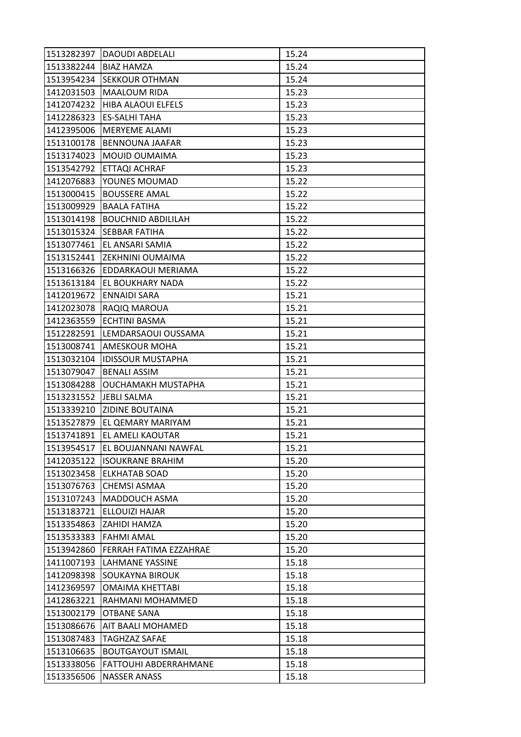| | | |
|---|---|---|
| 1513282397 | DAOUDI ABDELALI | 15.24 |
| 1513382244 | BIAZ HAMZA | 15.24 |
| 1513954234 | SEKKOUR OTHMAN | 15.24 |
| 1412031503 | MAALOUM RIDA | 15.23 |
| 1412074232 | HIBA ALAOUI ELFELS | 15.23 |
| 1412286323 | ES-SALHI TAHA | 15.23 |
| 1412395006 | MERYEME ALAMI | 15.23 |
| 1513100178 | BENNOUNA JAAFAR | 15.23 |
| 1513174023 | MOUID OUMAIMA | 15.23 |
| 1513542792 | ETTAQI ACHRAF | 15.23 |
| 1412076883 | YOUNES MOUMAD | 15.22 |
| 1513000415 | BOUSSERE AMAL | 15.22 |
| 1513009929 | BAALA FATIHA | 15.22 |
| 1513014198 | BOUCHNID ABDILILAH | 15.22 |
| 1513015324 | SEBBAR FATIHA | 15.22 |
| 1513077461 | EL ANSARI SAMIA | 15.22 |
| 1513152441 | ZEKHNINI OUMAIMA | 15.22 |
| 1513166326 | EDDARKAOUI MERIAMA | 15.22 |
| 1513613184 | EL BOUKHARY NADA | 15.22 |
| 1412019672 | ENNAIDI SARA | 15.21 |
| 1412023078 | RAQIQ MAROUA | 15.21 |
| 1412363559 | ECHTINI BASMA | 15.21 |
| 1512282591 | LEMDARSAOUI OUSSAMA | 15.21 |
| 1513008741 | AMESKOUR MOHA | 15.21 |
| 1513032104 | IDISSOUR MUSTAPHA | 15.21 |
| 1513079047 | BENALI ASSIM | 15.21 |
| 1513084288 | OUCHAMAKH MUSTAPHA | 15.21 |
| 1513231552 | JEBLI SALMA | 15.21 |
| 1513339210 | ZIDINE BOUTAINA | 15.21 |
| 1513527879 | EL QEMARY MARIYAM | 15.21 |
| 1513741891 | EL AMELI KAOUTAR | 15.21 |
| 1513954517 | EL BOUJANNANI NAWFAL | 15.21 |
| 1412035122 | ISOUKRANE BRAHIM | 15.20 |
| 1513023458 | ELKHATAB SOAD | 15.20 |
| 1513076763 | CHEMSI ASMAA | 15.20 |
| 1513107243 | MADDOUCH ASMA | 15.20 |
| 1513183721 | ELLOUIZI HAJAR | 15.20 |
| 1513354863 | ZAHIDI HAMZA | 15.20 |
| 1513533383 | FAHMI AMAL | 15.20 |
| 1513942860 | FERRAH FATIMA EZZAHRAE | 15.20 |
| 1411007193 | LAHMANE YASSINE | 15.18 |
| 1412098398 | SOUKAYNA BIROUK | 15.18 |
| 1412369597 | OMAIMA KHETTABI | 15.18 |
| 1412863221 | RAHMANI MOHAMMED | 15.18 |
| 1513002179 | OTBANE SANA | 15.18 |
| 1513086676 | AIT BAALI MOHAMED | 15.18 |
| 1513087483 | TAGHZAZ SAFAE | 15.18 |
| 1513106635 | BOUTGAYOUT ISMAIL | 15.18 |
| 1513338056 | FATTOUHI ABDERRAHMANE | 15.18 |
| 1513356506 | NASSER ANASS | 15.18 |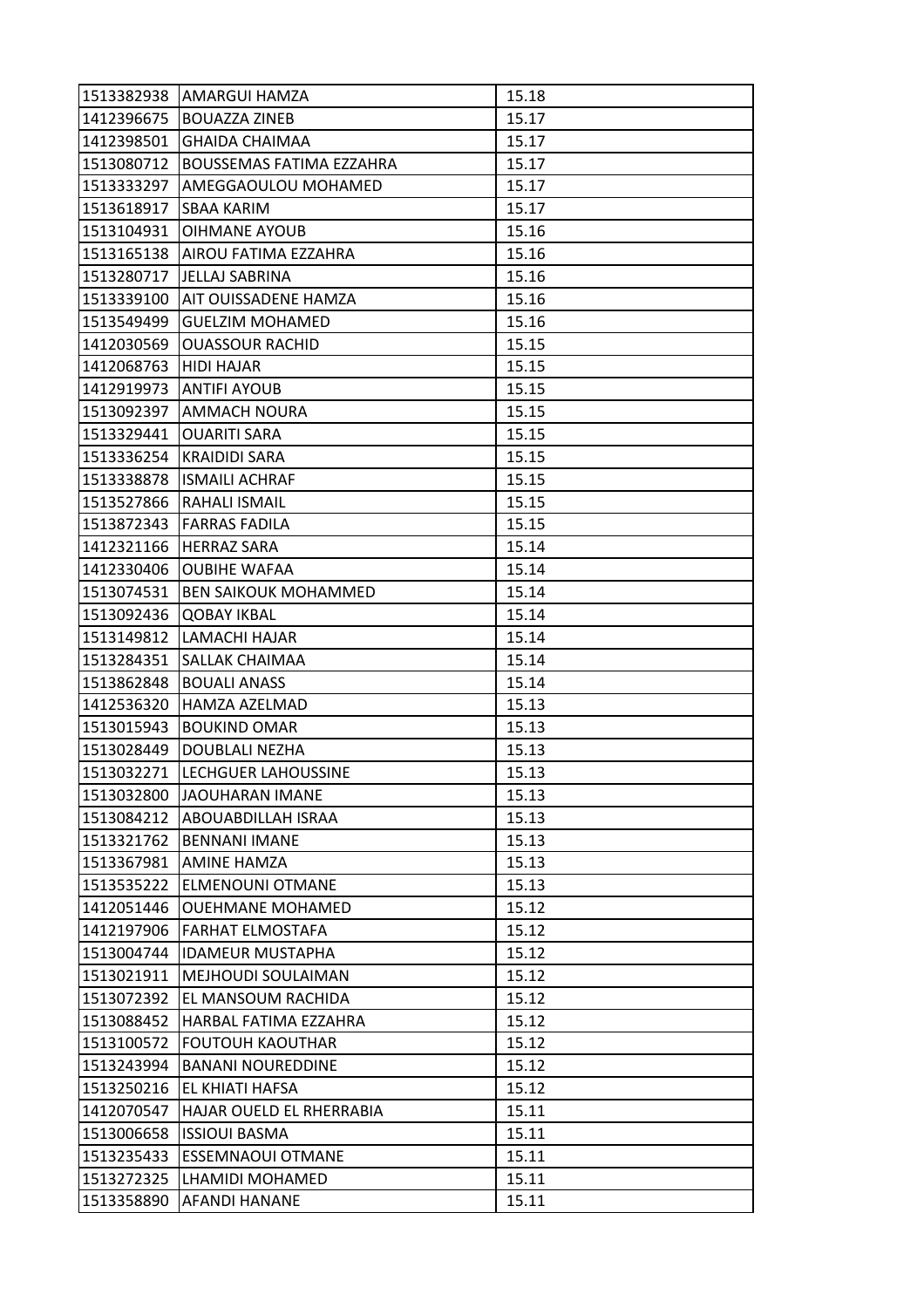| 1513382938 | AMARGUI HAMZA | 15.18 |
|---|---|---|
| 1412396675 | BOUAZZA ZINEB | 15.17 |
| 1412398501 | GHAIDA CHAIMAA | 15.17 |
| 1513080712 | BOUSSEMAS FATIMA EZZAHRA | 15.17 |
| 1513333297 | AMEGGAOULOU MOHAMED | 15.17 |
| 1513618917 | SBAA KARIM | 15.17 |
| 1513104931 | OIHMANE AYOUB | 15.16 |
| 1513165138 | AIROU FATIMA EZZAHRA | 15.16 |
| 1513280717 | JELLAJ SABRINA | 15.16 |
| 1513339100 | AIT OUISSADENE HAMZA | 15.16 |
| 1513549499 | GUELZIM MOHAMED | 15.16 |
| 1412030569 | OUASSOUR RACHID | 15.15 |
| 1412068763 | HIDI HAJAR | 15.15 |
| 1412919973 | ANTIFI AYOUB | 15.15 |
| 1513092397 | AMMACH NOURA | 15.15 |
| 1513329441 | OUARITI SARA | 15.15 |
| 1513336254 | KRAIDIDI SARA | 15.15 |
| 1513338878 | ISMAILI ACHRAF | 15.15 |
| 1513527866 | RAHALI ISMAIL | 15.15 |
| 1513872343 | FARRAS FADILA | 15.15 |
| 1412321166 | HERRAZ SARA | 15.14 |
| 1412330406 | OUBIHE WAFAA | 15.14 |
| 1513074531 | BEN SAIKOUK MOHAMMED | 15.14 |
| 1513092436 | QOBAY IKBAL | 15.14 |
| 1513149812 | LAMACHI HAJAR | 15.14 |
| 1513284351 | SALLAK CHAIMAA | 15.14 |
| 1513862848 | BOUALI ANASS | 15.14 |
| 1412536320 | HAMZA AZELMAD | 15.13 |
| 1513015943 | BOUKIND OMAR | 15.13 |
| 1513028449 | DOUBLALI NEZHA | 15.13 |
| 1513032271 | LECHGUER LAHOUSSINE | 15.13 |
| 1513032800 | JAOUHARAN IMANE | 15.13 |
| 1513084212 | ABOUABDILLAH ISRAA | 15.13 |
| 1513321762 | BENNANI IMANE | 15.13 |
| 1513367981 | AMINE HAMZA | 15.13 |
| 1513535222 | ELMENOUNI OTMANE | 15.13 |
| 1412051446 | OUEHMANE MOHAMED | 15.12 |
| 1412197906 | FARHAT ELMOSTAFA | 15.12 |
| 1513004744 | IDAMEUR MUSTAPHA | 15.12 |
| 1513021911 | MEJHOUDI SOULAIMAN | 15.12 |
| 1513072392 | EL MANSOUM RACHIDA | 15.12 |
| 1513088452 | HARBAL FATIMA EZZAHRA | 15.12 |
| 1513100572 | FOUTOUH KAOUTHAR | 15.12 |
| 1513243994 | BANANI NOUREDDINE | 15.12 |
| 1513250216 | EL KHIATI HAFSA | 15.12 |
| 1412070547 | HAJAR OUELD EL RHERRABIA | 15.11 |
| 1513006658 | ISSIOUI BASMA | 15.11 |
| 1513235433 | ESSEMNAOUI OTMANE | 15.11 |
| 1513272325 | LHAMIDI MOHAMED | 15.11 |
| 1513358890 | AFANDI HANANE | 15.11 |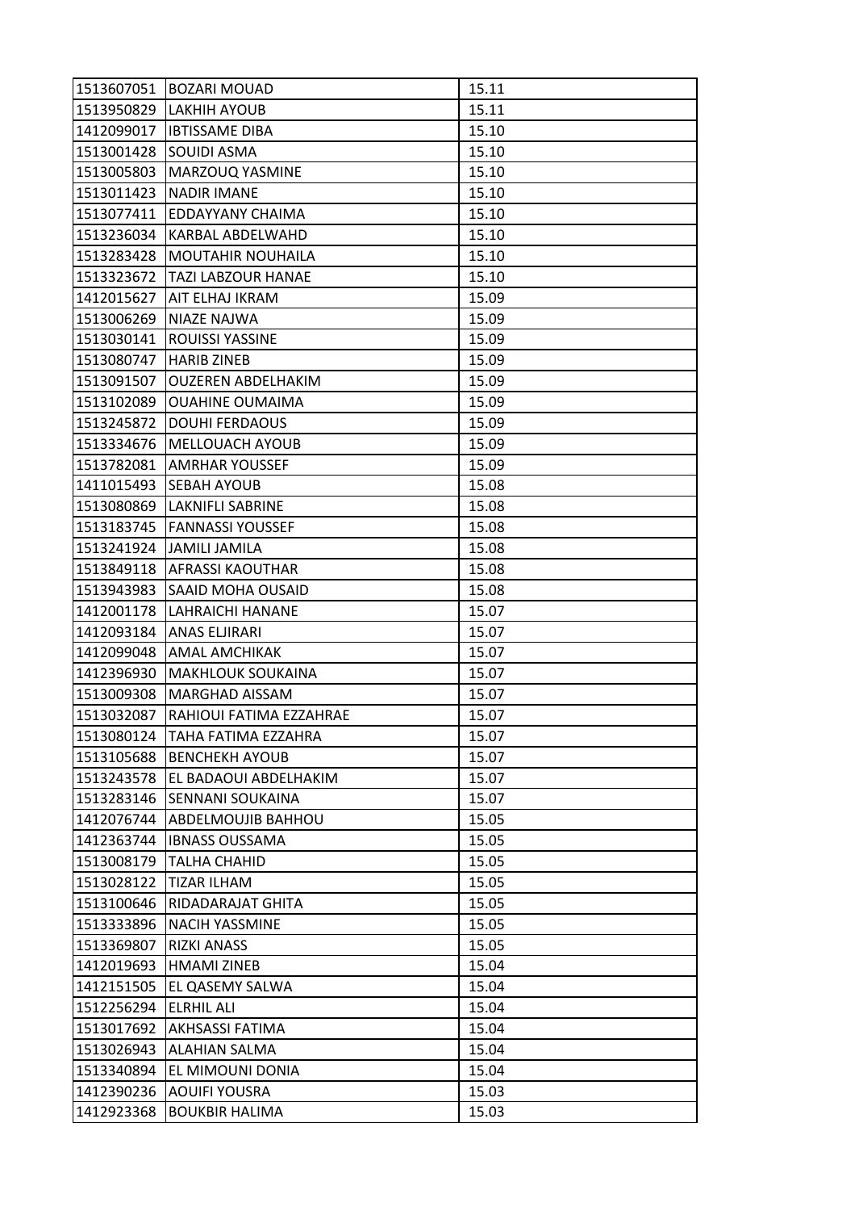| | | |
|---|---|---|
| 1513607051 | BOZARI MOUAD | 15.11 |
| 1513950829 | LAKHIH AYOUB | 15.11 |
| 1412099017 | IBTISSAME DIBA | 15.10 |
| 1513001428 | SOUIDI ASMA | 15.10 |
| 1513005803 | MARZOUQ YASMINE | 15.10 |
| 1513011423 | NADIR IMANE | 15.10 |
| 1513077411 | EDDAYYANY CHAIMA | 15.10 |
| 1513236034 | KARBAL ABDELWAHD | 15.10 |
| 1513283428 | MOUTAHIR NOUHAILA | 15.10 |
| 1513323672 | TAZI LABZOUR HANAE | 15.10 |
| 1412015627 | AIT ELHAJ IKRAM | 15.09 |
| 1513006269 | NIAZE NAJWA | 15.09 |
| 1513030141 | ROUISSI YASSINE | 15.09 |
| 1513080747 | HARIB ZINEB | 15.09 |
| 1513091507 | OUZEREN ABDELHAKIM | 15.09 |
| 1513102089 | OUAHINE OUMAIMA | 15.09 |
| 1513245872 | DOUHI FERDAOUS | 15.09 |
| 1513334676 | MELLOUACH AYOUB | 15.09 |
| 1513782081 | AMRHAR YOUSSEF | 15.09 |
| 1411015493 | SEBAH AYOUB | 15.08 |
| 1513080869 | LAKNIFLI SABRINE | 15.08 |
| 1513183745 | FANNASSI YOUSSEF | 15.08 |
| 1513241924 | JAMILI JAMILA | 15.08 |
| 1513849118 | AFRASSI KAOUTHAR | 15.08 |
| 1513943983 | SAAID MOHA OUSAID | 15.08 |
| 1412001178 | LAHRAICHI HANANE | 15.07 |
| 1412093184 | ANAS ELJIRARI | 15.07 |
| 1412099048 | AMAL AMCHIKAK | 15.07 |
| 1412396930 | MAKHLOUK SOUKAINA | 15.07 |
| 1513009308 | MARGHAD AISSAM | 15.07 |
| 1513032087 | RAHIOUI FATIMA EZZAHRAE | 15.07 |
| 1513080124 | TAHA FATIMA EZZAHRA | 15.07 |
| 1513105688 | BENCHEKH AYOUB | 15.07 |
| 1513243578 | EL BADAOUI ABDELHAKIM | 15.07 |
| 1513283146 | SENNANI SOUKAINA | 15.07 |
| 1412076744 | ABDELMOUJIB BAHHOU | 15.05 |
| 1412363744 | IBNASS OUSSAMA | 15.05 |
| 1513008179 | TALHA CHAHID | 15.05 |
| 1513028122 | TIZAR ILHAM | 15.05 |
| 1513100646 | RIDADARAJAT GHITA | 15.05 |
| 1513333896 | NACIH YASSMINE | 15.05 |
| 1513369807 | RIZKI ANASS | 15.05 |
| 1412019693 | HMAMI ZINEB | 15.04 |
| 1412151505 | EL QASEMY SALWA | 15.04 |
| 1512256294 | ELRHIL ALI | 15.04 |
| 1513017692 | AKHSASSI FATIMA | 15.04 |
| 1513026943 | ALAHIAN SALMA | 15.04 |
| 1513340894 | EL MIMOUNI DONIA | 15.04 |
| 1412390236 | AOUIFI YOUSRA | 15.03 |
| 1412923368 | BOUKBIR HALIMA | 15.03 |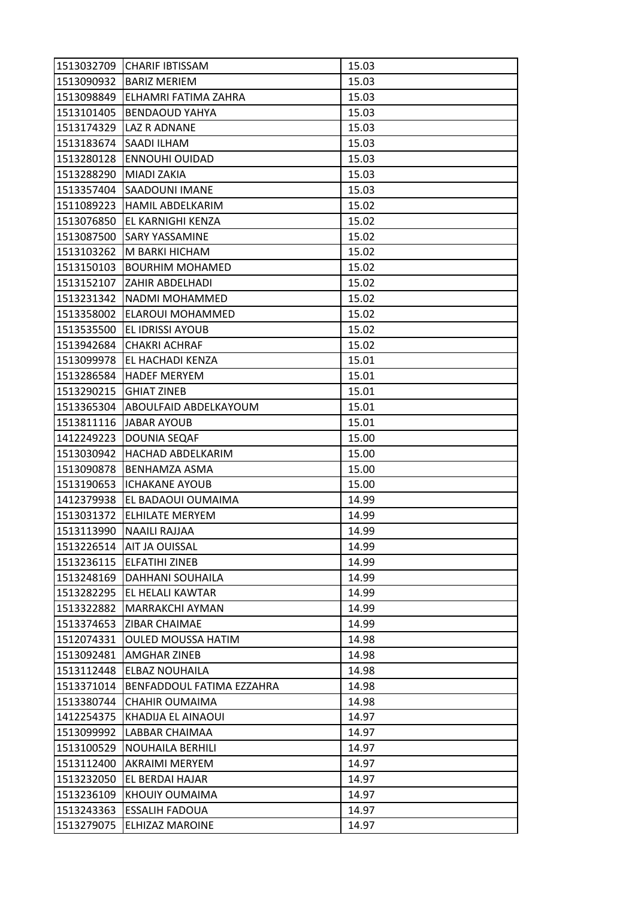| | | |
|---|---|---|
| 1513032709 | CHARIF IBTISSAM | 15.03 |
| 1513090932 | BARIZ MERIEM | 15.03 |
| 1513098849 | ELHAMRI FATIMA ZAHRA | 15.03 |
| 1513101405 | BENDAOUD YAHYA | 15.03 |
| 1513174329 | LAZ R ADNANE | 15.03 |
| 1513183674 | SAADI ILHAM | 15.03 |
| 1513280128 | ENNOUHI OUIDAD | 15.03 |
| 1513288290 | MIADI ZAKIA | 15.03 |
| 1513357404 | SAADOUNI IMANE | 15.03 |
| 1511089223 | HAMIL ABDELKARIM | 15.02 |
| 1513076850 | EL KARNIGHI KENZA | 15.02 |
| 1513087500 | SARY YASSAMINE | 15.02 |
| 1513103262 | M BARKI HICHAM | 15.02 |
| 1513150103 | BOURHIM MOHAMED | 15.02 |
| 1513152107 | ZAHIR ABDELHADI | 15.02 |
| 1513231342 | NADMI MOHAMMED | 15.02 |
| 1513358002 | ELAROUI MOHAMMED | 15.02 |
| 1513535500 | EL IDRISSI AYOUB | 15.02 |
| 1513942684 | CHAKRI ACHRAF | 15.02 |
| 1513099978 | EL HACHADI KENZA | 15.01 |
| 1513286584 | HADEF MERYEM | 15.01 |
| 1513290215 | GHIAT ZINEB | 15.01 |
| 1513365304 | ABOULFAID ABDELKAYOUM | 15.01 |
| 1513811116 | JABAR AYOUB | 15.01 |
| 1412249223 | DOUNIA SEQAF | 15.00 |
| 1513030942 | HACHAD ABDELKARIM | 15.00 |
| 1513090878 | BENHAMZA ASMA | 15.00 |
| 1513190653 | ICHAKANE AYOUB | 15.00 |
| 1412379938 | EL BADAOUI OUMAIMA | 14.99 |
| 1513031372 | ELHILATE MERYEM | 14.99 |
| 1513113990 | NAAILI RAJJAA | 14.99 |
| 1513226514 | AIT JA OUISSAL | 14.99 |
| 1513236115 | ELFATIHI ZINEB | 14.99 |
| 1513248169 | DAHHANI SOUHAILA | 14.99 |
| 1513282295 | EL HELALI KAWTAR | 14.99 |
| 1513322882 | MARRAKCHI AYMAN | 14.99 |
| 1513374653 | ZIBAR CHAIMAE | 14.99 |
| 1512074331 | OULED MOUSSA HATIM | 14.98 |
| 1513092481 | AMGHAR ZINEB | 14.98 |
| 1513112448 | ELBAZ NOUHAILA | 14.98 |
| 1513371014 | BENFADDOUL FATIMA EZZAHRA | 14.98 |
| 1513380744 | CHAHIR OUMAIMA | 14.98 |
| 1412254375 | KHADIJA EL AINAOUI | 14.97 |
| 1513099992 | LABBAR CHAIMAA | 14.97 |
| 1513100529 | NOUHAILA BERHILI | 14.97 |
| 1513112400 | AKRAIMI MERYEM | 14.97 |
| 1513232050 | EL BERDAI HAJAR | 14.97 |
| 1513236109 | KHOUIY OUMAIMA | 14.97 |
| 1513243363 | ESSALIH FADOUA | 14.97 |
| 1513279075 | ELHIZAZ MAROINE | 14.97 |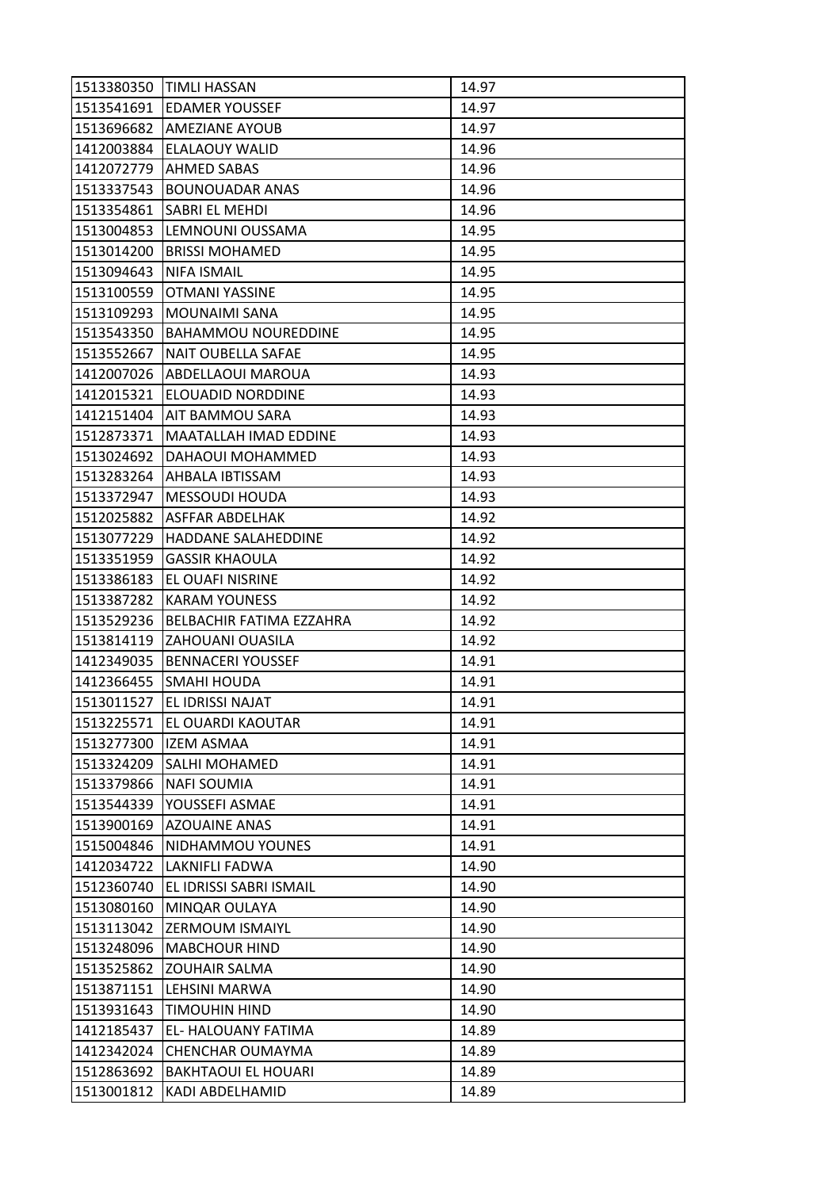| | | |
|---|---|---|
| 1513380350 | TIMLI HASSAN | 14.97 |
| 1513541691 | EDAMER YOUSSEF | 14.97 |
| 1513696682 | AMEZIANE AYOUB | 14.97 |
| 1412003884 | ELALAOUY WALID | 14.96 |
| 1412072779 | AHMED SABAS | 14.96 |
| 1513337543 | BOUNOUADAR ANAS | 14.96 |
| 1513354861 | SABRI EL MEHDI | 14.96 |
| 1513004853 | LEMNOUNI OUSSAMA | 14.95 |
| 1513014200 | BRISSI MOHAMED | 14.95 |
| 1513094643 | NIFA ISMAIL | 14.95 |
| 1513100559 | OTMANI YASSINE | 14.95 |
| 1513109293 | MOUNAIMI SANA | 14.95 |
| 1513543350 | BAHAMMOU NOUREDDINE | 14.95 |
| 1513552667 | NAIT OUBELLA SAFAE | 14.95 |
| 1412007026 | ABDELLAOUI MAROUA | 14.93 |
| 1412015321 | ELOUADID NORDDINE | 14.93 |
| 1412151404 | AIT BAMMOU SARA | 14.93 |
| 1512873371 | MAATALLAH IMAD EDDINE | 14.93 |
| 1513024692 | DAHAOUI MOHAMMED | 14.93 |
| 1513283264 | AHBALA IBTISSAM | 14.93 |
| 1513372947 | MESSOUDI HOUDA | 14.93 |
| 1512025882 | ASFFAR ABDELHAK | 14.92 |
| 1513077229 | HADDANE SALAHEDDINE | 14.92 |
| 1513351959 | GASSIR KHAOULA | 14.92 |
| 1513386183 | EL OUAFI NISRINE | 14.92 |
| 1513387282 | KARAM YOUNESS | 14.92 |
| 1513529236 | BELBACHIR FATIMA EZZAHRA | 14.92 |
| 1513814119 | ZAHOUANI OUASILA | 14.92 |
| 1412349035 | BENNACERI YOUSSEF | 14.91 |
| 1412366455 | SMAHI HOUDA | 14.91 |
| 1513011527 | EL IDRISSI NAJAT | 14.91 |
| 1513225571 | EL OUARDI KAOUTAR | 14.91 |
| 1513277300 | IZEM ASMAA | 14.91 |
| 1513324209 | SALHI MOHAMED | 14.91 |
| 1513379866 | NAFI SOUMIA | 14.91 |
| 1513544339 | YOUSSEFI ASMAE | 14.91 |
| 1513900169 | AZOUAINE ANAS | 14.91 |
| 1515004846 | NIDHAMMOU YOUNES | 14.91 |
| 1412034722 | LAKNIFLI FADWA | 14.90 |
| 1512360740 | EL IDRISSI SABRI ISMAIL | 14.90 |
| 1513080160 | MINQAR OULAYA | 14.90 |
| 1513113042 | ZERMOUM ISMAIYL | 14.90 |
| 1513248096 | MABCHOUR HIND | 14.90 |
| 1513525862 | ZOUHAIR SALMA | 14.90 |
| 1513871151 | LEHSINI MARWA | 14.90 |
| 1513931643 | TIMOUHIN HIND | 14.90 |
| 1412185437 | EL- HALOUANY FATIMA | 14.89 |
| 1412342024 | CHENCHAR OUMAYMA | 14.89 |
| 1512863692 | BAKHTAOUI EL HOUARI | 14.89 |
| 1513001812 | KADI ABDELHAMID | 14.89 |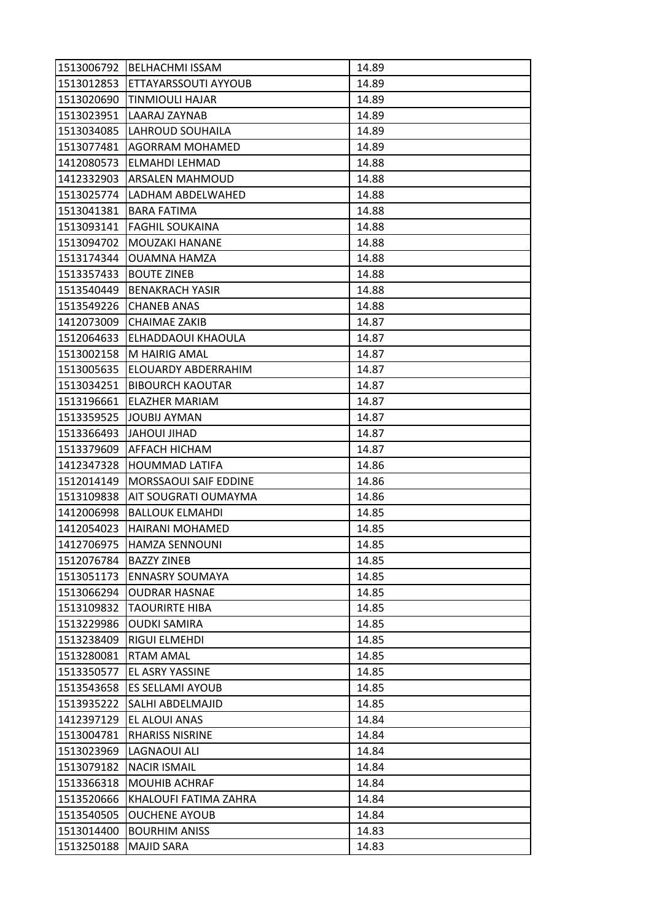| | | |
|---|---|---|
| 1513006792 | BELHACHMI ISSAM | 14.89 |
| 1513012853 | ETTAYARSSOUTI AYYOUB | 14.89 |
| 1513020690 | TINMIOULI HAJAR | 14.89 |
| 1513023951 | LAARAJ ZAYNAB | 14.89 |
| 1513034085 | LAHROUD SOUHAILA | 14.89 |
| 1513077481 | AGORRAM MOHAMED | 14.89 |
| 1412080573 | ELMAHDI LEHMAD | 14.88 |
| 1412332903 | ARSALEN MAHMOUD | 14.88 |
| 1513025774 | LADHAM ABDELWAHED | 14.88 |
| 1513041381 | BARA FATIMA | 14.88 |
| 1513093141 | FAGHIL SOUKAINA | 14.88 |
| 1513094702 | MOUZAKI HANANE | 14.88 |
| 1513174344 | OUAMNA HAMZA | 14.88 |
| 1513357433 | BOUTE ZINEB | 14.88 |
| 1513540449 | BENAKRACH YASIR | 14.88 |
| 1513549226 | CHANEB ANAS | 14.88 |
| 1412073009 | CHAIMAE ZAKIB | 14.87 |
| 1512064633 | ELHADDAOUI KHAOULA | 14.87 |
| 1513002158 | M HAIRIG AMAL | 14.87 |
| 1513005635 | ELOUARDY ABDERRAHIM | 14.87 |
| 1513034251 | BIBOURCH KAOUTAR | 14.87 |
| 1513196661 | ELAZHER MARIAM | 14.87 |
| 1513359525 | JOUBIJ AYMAN | 14.87 |
| 1513366493 | JAHOUI JIHAD | 14.87 |
| 1513379609 | AFFACH HICHAM | 14.87 |
| 1412347328 | HOUMMAD LATIFA | 14.86 |
| 1512014149 | MORSSAOUI SAIF EDDINE | 14.86 |
| 1513109838 | AIT SOUGRATI OUMAYMA | 14.86 |
| 1412006998 | BALLOUK ELMAHDI | 14.85 |
| 1412054023 | HAIRANI MOHAMED | 14.85 |
| 1412706975 | HAMZA SENNOUNI | 14.85 |
| 1512076784 | BAZZY ZINEB | 14.85 |
| 1513051173 | ENNASRY SOUMAYA | 14.85 |
| 1513066294 | OUDRAR HASNAE | 14.85 |
| 1513109832 | TAOURIRTE HIBA | 14.85 |
| 1513229986 | OUDKI SAMIRA | 14.85 |
| 1513238409 | RIGUI ELMEHDI | 14.85 |
| 1513280081 | RTAM AMAL | 14.85 |
| 1513350577 | EL ASRY YASSINE | 14.85 |
| 1513543658 | ES SELLAMI AYOUB | 14.85 |
| 1513935222 | SALHI ABDELMAJID | 14.85 |
| 1412397129 | EL ALOUI ANAS | 14.84 |
| 1513004781 | RHARISS NISRINE | 14.84 |
| 1513023969 | LAGNAOUI ALI | 14.84 |
| 1513079182 | NACIR ISMAIL | 14.84 |
| 1513366318 | MOUHIB ACHRAF | 14.84 |
| 1513520666 | KHALOUFI FATIMA ZAHRA | 14.84 |
| 1513540505 | OUCHENE AYOUB | 14.84 |
| 1513014400 | BOURHIM ANISS | 14.83 |
| 1513250188 | MAJID SARA | 14.83 |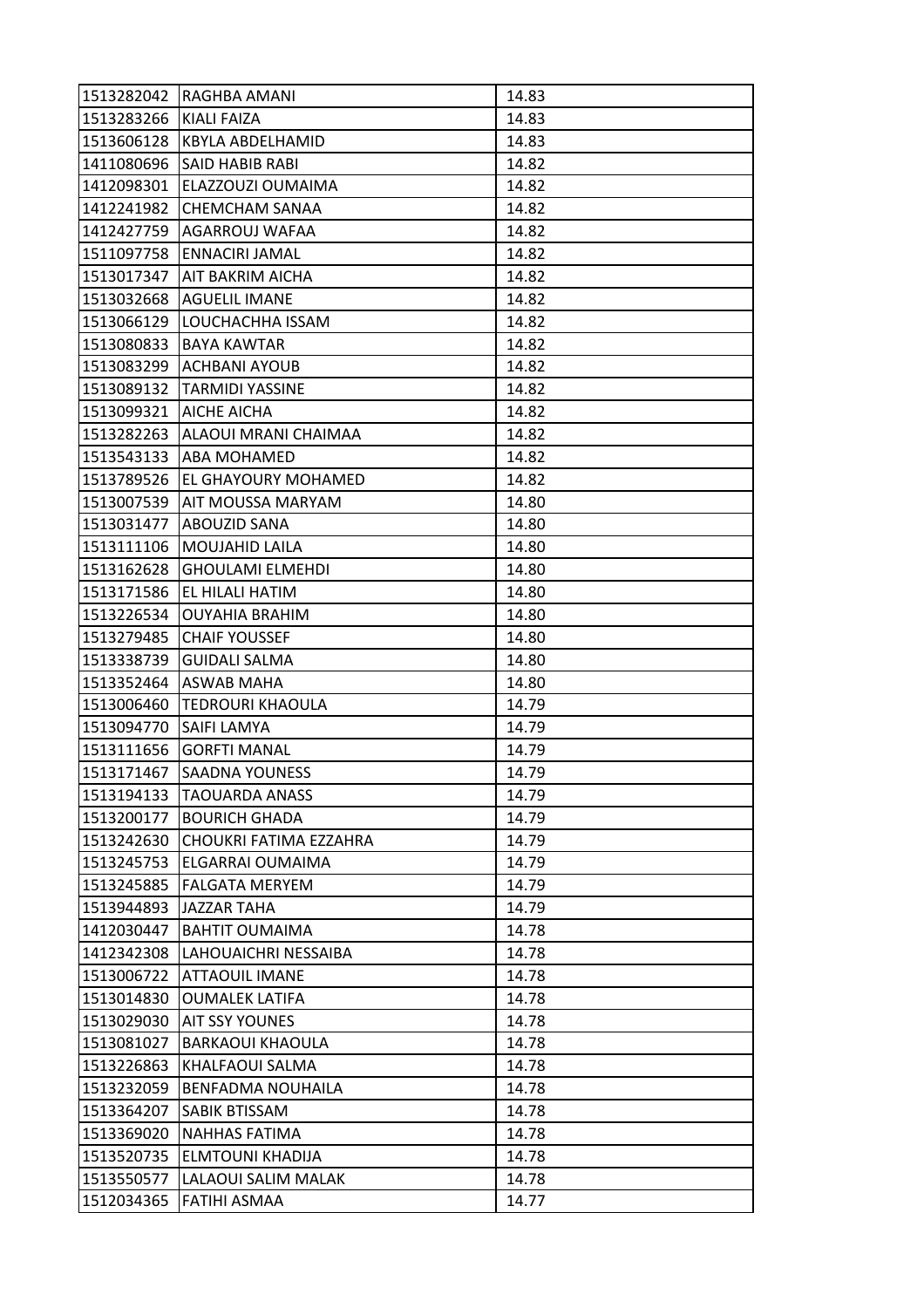| | | |
|---|---|---|
| 1513282042 | RAGHBA AMANI | 14.83 |
| 1513283266 | KIALI FAIZA | 14.83 |
| 1513606128 | KBYLA ABDELHAMID | 14.83 |
| 1411080696 | SAID HABIB RABI | 14.82 |
| 1412098301 | ELAZZOUZI OUMAIMA | 14.82 |
| 1412241982 | CHEMCHAM SANAA | 14.82 |
| 1412427759 | AGARROUJ WAFAA | 14.82 |
| 1511097758 | ENNACIRI JAMAL | 14.82 |
| 1513017347 | AIT BAKRIM AICHA | 14.82 |
| 1513032668 | AGUELIL IMANE | 14.82 |
| 1513066129 | LOUCHACHHA ISSAM | 14.82 |
| 1513080833 | BAYA KAWTAR | 14.82 |
| 1513083299 | ACHBANI AYOUB | 14.82 |
| 1513089132 | TARMIDI YASSINE | 14.82 |
| 1513099321 | AICHE AICHA | 14.82 |
| 1513282263 | ALAOUI MRANI CHAIMAA | 14.82 |
| 1513543133 | ABA MOHAMED | 14.82 |
| 1513789526 | EL GHAYOURY MOHAMED | 14.82 |
| 1513007539 | AIT MOUSSA MARYAM | 14.80 |
| 1513031477 | ABOUZID SANA | 14.80 |
| 1513111106 | MOUJAHID LAILA | 14.80 |
| 1513162628 | GHOULAMI ELMEHDI | 14.80 |
| 1513171586 | EL HILALI HATIM | 14.80 |
| 1513226534 | OUYAHIA BRAHIM | 14.80 |
| 1513279485 | CHAIF YOUSSEF | 14.80 |
| 1513338739 | GUIDALI SALMA | 14.80 |
| 1513352464 | ASWAB MAHA | 14.80 |
| 1513006460 | TEDROURI KHAOULA | 14.79 |
| 1513094770 | SAIFI LAMYA | 14.79 |
| 1513111656 | GORFTI MANAL | 14.79 |
| 1513171467 | SAADNA YOUNESS | 14.79 |
| 1513194133 | TAOUARDA ANASS | 14.79 |
| 1513200177 | BOURICH GHADA | 14.79 |
| 1513242630 | CHOUKRI FATIMA EZZAHRA | 14.79 |
| 1513245753 | ELGARRAI OUMAIMA | 14.79 |
| 1513245885 | FALGATA MERYEM | 14.79 |
| 1513944893 | JAZZAR TAHA | 14.79 |
| 1412030447 | BAHTIT OUMAIMA | 14.78 |
| 1412342308 | LAHOUAICHRI NESSAIBA | 14.78 |
| 1513006722 | ATTAOUIL IMANE | 14.78 |
| 1513014830 | OUMALEK LATIFA | 14.78 |
| 1513029030 | AIT SSY YOUNES | 14.78 |
| 1513081027 | BARKAOUI KHAOULA | 14.78 |
| 1513226863 | KHALFAOUI SALMA | 14.78 |
| 1513232059 | BENFADMA NOUHAILA | 14.78 |
| 1513364207 | SABIK BTISSAM | 14.78 |
| 1513369020 | NAHHAS FATIMA | 14.78 |
| 1513520735 | ELMTOUNI KHADIJA | 14.78 |
| 1513550577 | LALAOUI SALIM MALAK | 14.78 |
| 1512034365 | FATIHI ASMAA | 14.77 |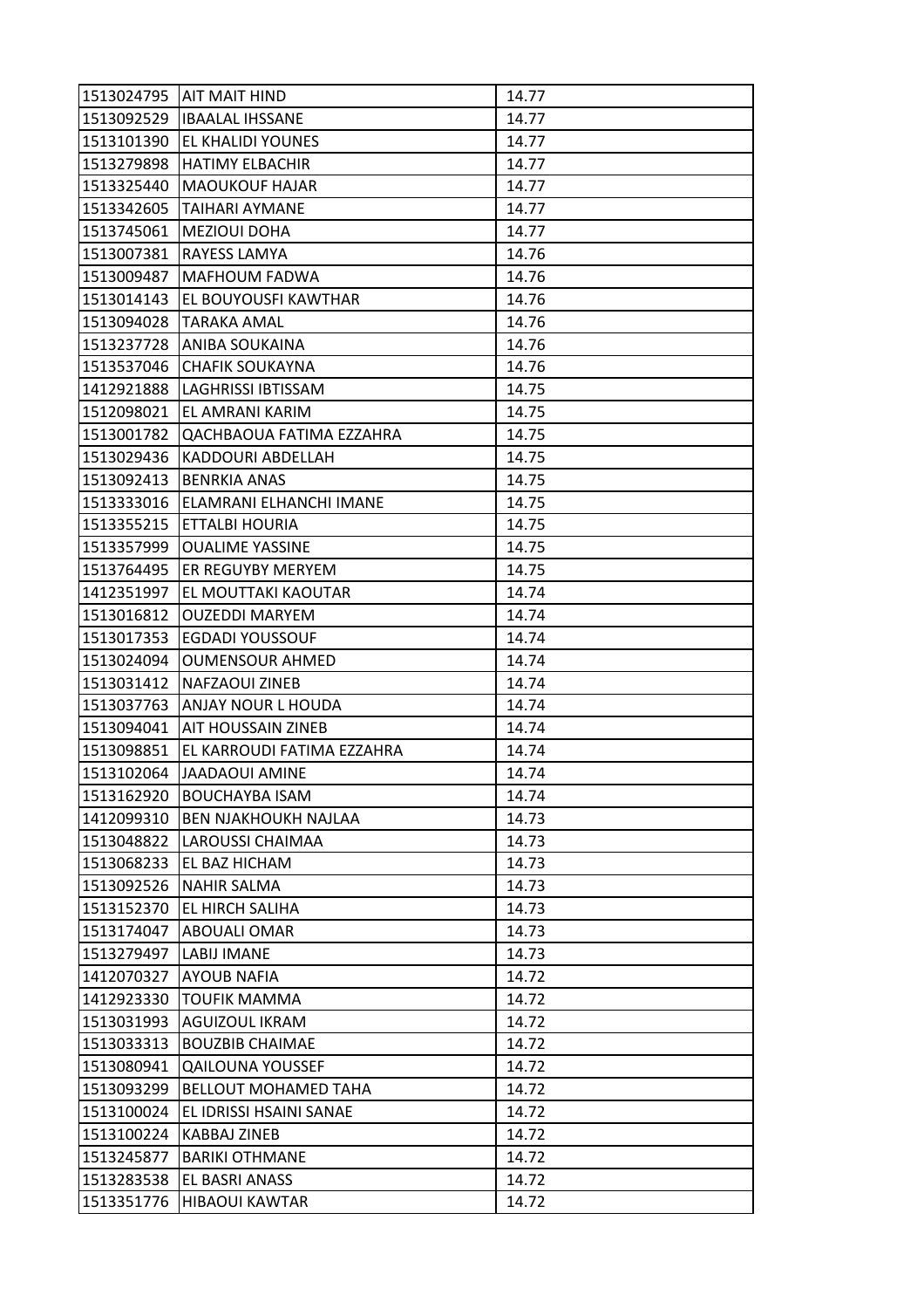| 1513024795 | AIT MAIT HIND | 14.77 |
|---|---|---|
| 1513092529 | IBAALAL IHSSANE | 14.77 |
| 1513101390 | EL KHALIDI YOUNES | 14.77 |
| 1513279898 | HATIMY ELBACHIR | 14.77 |
| 1513325440 | MAOUKOUF HAJAR | 14.77 |
| 1513342605 | TAIHARI AYMANE | 14.77 |
| 1513745061 | MEZIOUI DOHA | 14.77 |
| 1513007381 | RAYESS LAMYA | 14.76 |
| 1513009487 | MAFHOUM FADWA | 14.76 |
| 1513014143 | EL BOUYOUSFI KAWTHAR | 14.76 |
| 1513094028 | TARAKA AMAL | 14.76 |
| 1513237728 | ANIBA SOUKAINA | 14.76 |
| 1513537046 | CHAFIK SOUKAYNA | 14.76 |
| 1412921888 | LAGHRISSI IBTISSAM | 14.75 |
| 1512098021 | EL AMRANI KARIM | 14.75 |
| 1513001782 | QACHBAOUA FATIMA EZZAHRA | 14.75 |
| 1513029436 | KADDOURI ABDELLAH | 14.75 |
| 1513092413 | BENRKIA ANAS | 14.75 |
| 1513333016 | ELAMRANI ELHANCHI IMANE | 14.75 |
| 1513355215 | ETTALBI HOURIA | 14.75 |
| 1513357999 | OUALIME YASSINE | 14.75 |
| 1513764495 | ER REGUYBY MERYEM | 14.75 |
| 1412351997 | EL MOUTTAKI KAOUTAR | 14.74 |
| 1513016812 | OUZEDDI MARYEM | 14.74 |
| 1513017353 | EGDADI YOUSSOUF | 14.74 |
| 1513024094 | OUMENSOUR AHMED | 14.74 |
| 1513031412 | NAFZAOUI ZINEB | 14.74 |
| 1513037763 | ANJAY NOUR L HOUDA | 14.74 |
| 1513094041 | AIT HOUSSAIN ZINEB | 14.74 |
| 1513098851 | EL KARROUDI FATIMA EZZAHRA | 14.74 |
| 1513102064 | JAADAOUI AMINE | 14.74 |
| 1513162920 | BOUCHAYBA ISAM | 14.74 |
| 1412099310 | BEN NJAKHOUKH NAJLAA | 14.73 |
| 1513048822 | LAROUSSI CHAIMAA | 14.73 |
| 1513068233 | EL BAZ HICHAM | 14.73 |
| 1513092526 | NAHIR SALMA | 14.73 |
| 1513152370 | EL HIRCH SALIHA | 14.73 |
| 1513174047 | ABOUALI OMAR | 14.73 |
| 1513279497 | LABIJ IMANE | 14.73 |
| 1412070327 | AYOUB NAFIA | 14.72 |
| 1412923330 | TOUFIK MAMMA | 14.72 |
| 1513031993 | AGUIZOUL IKRAM | 14.72 |
| 1513033313 | BOUZBIB CHAIMAE | 14.72 |
| 1513080941 | QAILOUNA YOUSSEF | 14.72 |
| 1513093299 | BELLOUT MOHAMED TAHA | 14.72 |
| 1513100024 | EL IDRISSI HSAINI SANAE | 14.72 |
| 1513100224 | KABBAJ ZINEB | 14.72 |
| 1513245877 | BARIKI OTHMANE | 14.72 |
| 1513283538 | EL BASRI ANASS | 14.72 |
| 1513351776 | HIBAOUI KAWTAR | 14.72 |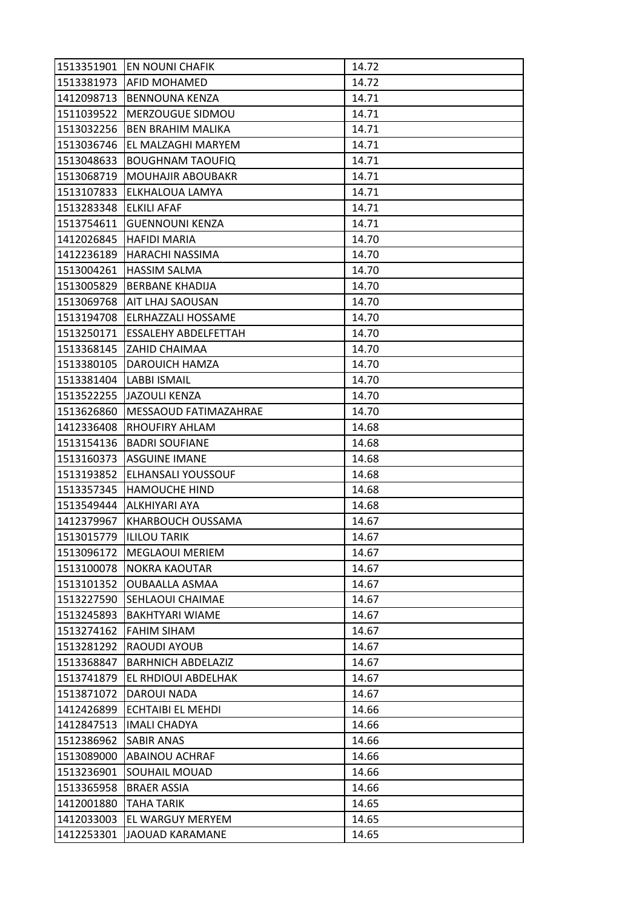| | | |
|---|---|---|
| 1513351901 | EN NOUNI CHAFIK | 14.72 |
| 1513381973 | AFID MOHAMED | 14.72 |
| 1412098713 | BENNOUNA KENZA | 14.71 |
| 1511039522 | MERZOUGUE SIDMOU | 14.71 |
| 1513032256 | BEN BRAHIM MALIKA | 14.71 |
| 1513036746 | EL MALZAGHI MARYEM | 14.71 |
| 1513048633 | BOUGHNAM TAOUFIQ | 14.71 |
| 1513068719 | MOUHAJIR ABOUBAKR | 14.71 |
| 1513107833 | ELKHALOUA LAMYA | 14.71 |
| 1513283348 | ELKILI AFAF | 14.71 |
| 1513754611 | GUENNOUNI KENZA | 14.71 |
| 1412026845 | HAFIDI MARIA | 14.70 |
| 1412236189 | HARACHI NASSIMA | 14.70 |
| 1513004261 | HASSIM SALMA | 14.70 |
| 1513005829 | BERBANE KHADIJA | 14.70 |
| 1513069768 | AIT LHAJ SAOUSAN | 14.70 |
| 1513194708 | ELRHAZZALI HOSSAME | 14.70 |
| 1513250171 | ESSALEHY ABDELFETTAH | 14.70 |
| 1513368145 | ZAHID CHAIMAA | 14.70 |
| 1513380105 | DAROUICH HAMZA | 14.70 |
| 1513381404 | LABBI ISMAIL | 14.70 |
| 1513522255 | JAZOULI KENZA | 14.70 |
| 1513626860 | MESSAOUD FATIMAZAHRAE | 14.70 |
| 1412336408 | RHOUFIRY AHLAM | 14.68 |
| 1513154136 | BADRI SOUFIANE | 14.68 |
| 1513160373 | ASGUINE IMANE | 14.68 |
| 1513193852 | ELHANSALI YOUSSOUF | 14.68 |
| 1513357345 | HAMOUCHE HIND | 14.68 |
| 1513549444 | ALKHIYARI AYA | 14.68 |
| 1412379967 | KHARBOUCH OUSSAMA | 14.67 |
| 1513015779 | ILILOU TARIK | 14.67 |
| 1513096172 | MEGLAOUI MERIEM | 14.67 |
| 1513100078 | NOKRA KAOUTAR | 14.67 |
| 1513101352 | OUBAALLA ASMAA | 14.67 |
| 1513227590 | SEHLAOUI CHAIMAE | 14.67 |
| 1513245893 | BAKHTYARI WIAME | 14.67 |
| 1513274162 | FAHIM SIHAM | 14.67 |
| 1513281292 | RAOUDI AYOUB | 14.67 |
| 1513368847 | BARHNICH ABDELAZIZ | 14.67 |
| 1513741879 | EL RHDIOUI ABDELHAK | 14.67 |
| 1513871072 | DAROUI NADA | 14.67 |
| 1412426899 | ECHTAIBI EL MEHDI | 14.66 |
| 1412847513 | IMALI CHADYA | 14.66 |
| 1512386962 | SABIR ANAS | 14.66 |
| 1513089000 | ABAINOU ACHRAF | 14.66 |
| 1513236901 | SOUHAIL MOUAD | 14.66 |
| 1513365958 | BRAER ASSIA | 14.66 |
| 1412001880 | TAHA TARIK | 14.65 |
| 1412033003 | EL WARGUY MERYEM | 14.65 |
| 1412253301 | JAOUAD KARAMANE | 14.65 |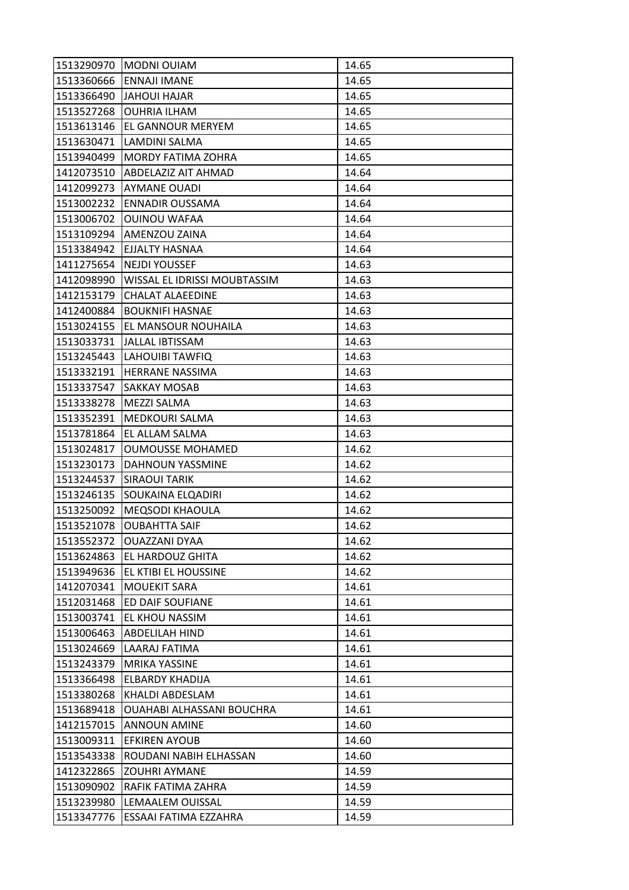| | | |
|---|---|---|
| 1513290970 | MODNI OUIAM | 14.65 |
| 1513360666 | ENNAJI IMANE | 14.65 |
| 1513366490 | JAHOUI HAJAR | 14.65 |
| 1513527268 | OUHRIA ILHAM | 14.65 |
| 1513613146 | EL GANNOUR MERYEM | 14.65 |
| 1513630471 | LAMDINI SALMA | 14.65 |
| 1513940499 | MORDY FATIMA ZOHRA | 14.65 |
| 1412073510 | ABDELAZIZ AIT AHMAD | 14.64 |
| 1412099273 | AYMANE OUADI | 14.64 |
| 1513002232 | ENNADIR OUSSAMA | 14.64 |
| 1513006702 | OUINOU WAFAA | 14.64 |
| 1513109294 | AMENZOU ZAINA | 14.64 |
| 1513384942 | EJJALTY HASNAA | 14.64 |
| 1411275654 | NEJDI YOUSSEF | 14.63 |
| 1412098990 | WISSAL EL IDRISSI MOUBTASSIM | 14.63 |
| 1412153179 | CHALAT ALAEEDINE | 14.63 |
| 1412400884 | BOUKNIFI HASNAE | 14.63 |
| 1513024155 | EL MANSOUR NOUHAILA | 14.63 |
| 1513033731 | JALLAL IBTISSAM | 14.63 |
| 1513245443 | LAHOUIBI TAWFIQ | 14.63 |
| 1513332191 | HERRANE NASSIMA | 14.63 |
| 1513337547 | SAKKAY MOSAB | 14.63 |
| 1513338278 | MEZZI SALMA | 14.63 |
| 1513352391 | MEDKOURI SALMA | 14.63 |
| 1513781864 | EL ALLAM SALMA | 14.63 |
| 1513024817 | OUMOUSSE MOHAMED | 14.62 |
| 1513230173 | DAHNOUN YASSMINE | 14.62 |
| 1513244537 | SIRAOUI TARIK | 14.62 |
| 1513246135 | SOUKAINA ELQADIRI | 14.62 |
| 1513250092 | MEQSODI KHAOULA | 14.62 |
| 1513521078 | OUBAHTTA SAIF | 14.62 |
| 1513552372 | OUAZZANI DYAA | 14.62 |
| 1513624863 | EL HARDOUZ GHITA | 14.62 |
| 1513949636 | EL KTIBI EL HOUSSINE | 14.62 |
| 1412070341 | MOUEKIT SARA | 14.61 |
| 1512031468 | ED DAIF SOUFIANE | 14.61 |
| 1513003741 | EL KHOU NASSIM | 14.61 |
| 1513006463 | ABDELILAH HIND | 14.61 |
| 1513024669 | LAARAJ FATIMA | 14.61 |
| 1513243379 | MRIKA YASSINE | 14.61 |
| 1513366498 | ELBARDY KHADIJA | 14.61 |
| 1513380268 | KHALDI ABDESLAM | 14.61 |
| 1513689418 | OUAHABI ALHASSANI BOUCHRA | 14.61 |
| 1412157015 | ANNOUN AMINE | 14.60 |
| 1513009311 | EFKIREN AYOUB | 14.60 |
| 1513543338 | ROUDANI NABIH ELHASSAN | 14.60 |
| 1412322865 | ZOUHRI AYMANE | 14.59 |
| 1513090902 | RAFIK FATIMA ZAHRA | 14.59 |
| 1513239980 | LEMAALEM OUISSAL | 14.59 |
| 1513347776 | ESSAAI FATIMA EZZAHRA | 14.59 |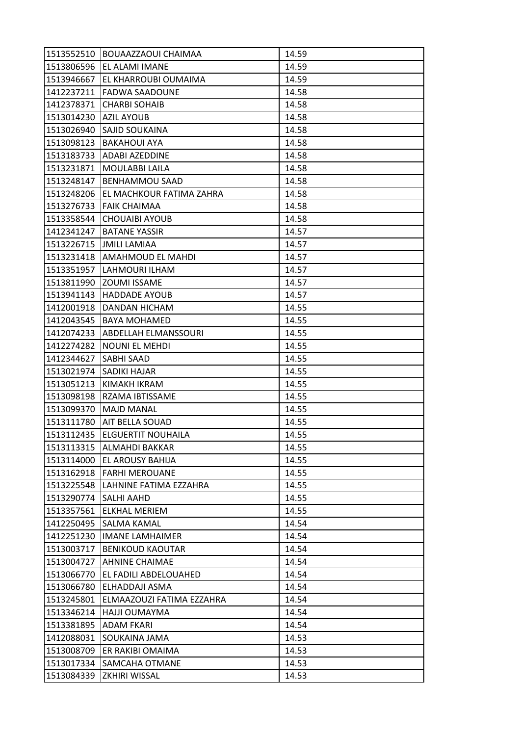| | | |
|---|---|---|
| 1513552510 | BOUAAZZAOUI CHAIMAA | 14.59 |
| 1513806596 | EL ALAMI IMANE | 14.59 |
| 1513946667 | EL KHARROUBI OUMAIMA | 14.59 |
| 1412237211 | FADWA SAADOUNE | 14.58 |
| 1412378371 | CHARBI SOHAIB | 14.58 |
| 1513014230 | AZIL AYOUB | 14.58 |
| 1513026940 | SAJID SOUKAINA | 14.58 |
| 1513098123 | BAKAHOUI AYA | 14.58 |
| 1513183733 | ADABI AZEDDINE | 14.58 |
| 1513231871 | MOULABBI LAILA | 14.58 |
| 1513248147 | BENHAMMOU SAAD | 14.58 |
| 1513248206 | EL MACHKOUR FATIMA ZAHRA | 14.58 |
| 1513276733 | FAIK CHAIMAA | 14.58 |
| 1513358544 | CHOUAIBI AYOUB | 14.58 |
| 1412341247 | BATANE YASSIR | 14.57 |
| 1513226715 | JMILI LAMIAA | 14.57 |
| 1513231418 | AMAHMOUD EL MAHDI | 14.57 |
| 1513351957 | LAHMOURI ILHAM | 14.57 |
| 1513811990 | ZOUMI ISSAME | 14.57 |
| 1513941143 | HADDADE AYOUB | 14.57 |
| 1412001918 | DANDAN HICHAM | 14.55 |
| 1412043545 | BAYA MOHAMED | 14.55 |
| 1412074233 | ABDELLAH ELMANSSOURI | 14.55 |
| 1412274282 | NOUNI EL MEHDI | 14.55 |
| 1412344627 | SABHI SAAD | 14.55 |
| 1513021974 | SADIKI HAJAR | 14.55 |
| 1513051213 | KIMAKH IKRAM | 14.55 |
| 1513098198 | RZAMA IBTISSAME | 14.55 |
| 1513099370 | MAJD MANAL | 14.55 |
| 1513111780 | AIT BELLA SOUAD | 14.55 |
| 1513112435 | ELGUERTIT NOUHAILA | 14.55 |
| 1513113315 | ALMAHDI BAKKAR | 14.55 |
| 1513114000 | EL AROUSY BAHIJA | 14.55 |
| 1513162918 | FARHI MEROUANE | 14.55 |
| 1513225548 | LAHNINE FATIMA EZZAHRA | 14.55 |
| 1513290774 | SALHI AAHD | 14.55 |
| 1513357561 | ELKHAL MERIEM | 14.55 |
| 1412250495 | SALMA KAMAL | 14.54 |
| 1412251230 | IMANE LAMHAIMER | 14.54 |
| 1513003717 | BENIKOUD KAOUTAR | 14.54 |
| 1513004727 | AHNINE CHAIMAE | 14.54 |
| 1513066770 | EL FADILI ABDELOUAHED | 14.54 |
| 1513066780 | ELHADDAJI ASMA | 14.54 |
| 1513245801 | ELMAAZOUZI FATIMA EZZAHRA | 14.54 |
| 1513346214 | HAJJI OUMAYMA | 14.54 |
| 1513381895 | ADAM FKARI | 14.54 |
| 1412088031 | SOUKAINA JAMA | 14.53 |
| 1513008709 | ER RAKIBI OMAIMA | 14.53 |
| 1513017334 | SAMCAHA OTMANE | 14.53 |
| 1513084339 | ZKHIRI WISSAL | 14.53 |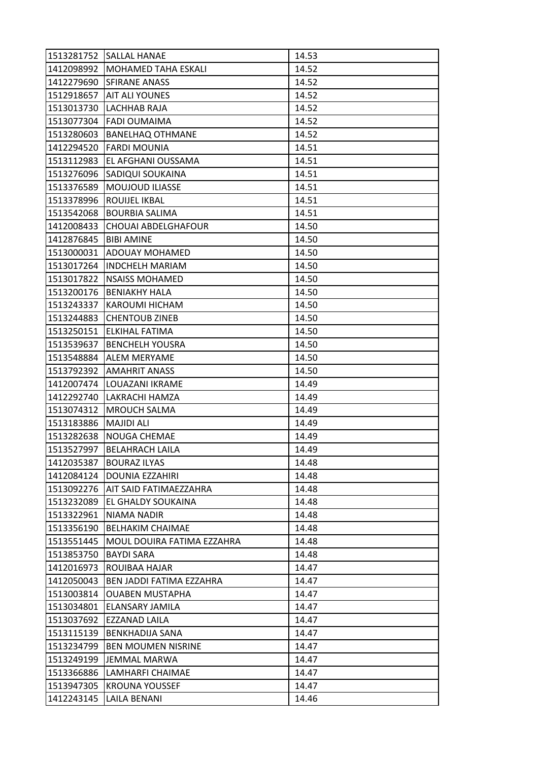| 1513281752 | SALLAL HANAE | 14.53 |
|---|---|---|
| 1412098992 | MOHAMED TAHA ESKALI | 14.52 |
| 1412279690 | SFIRANE ANASS | 14.52 |
| 1512918657 | AIT ALI YOUNES | 14.52 |
| 1513013730 | LACHHAB RAJA | 14.52 |
| 1513077304 | FADI OUMAIMA | 14.52 |
| 1513280603 | BANELHAQ OTHMANE | 14.52 |
| 1412294520 | FARDI MOUNIA | 14.51 |
| 1513112983 | EL AFGHANI OUSSAMA | 14.51 |
| 1513276096 | SADIQUI SOUKAINA | 14.51 |
| 1513376589 | MOUJOUD ILIASSE | 14.51 |
| 1513378996 | ROUIJEL IKBAL | 14.51 |
| 1513542068 | BOURBIA SALIMA | 14.51 |
| 1412008433 | CHOUAI ABDELGHAFOUR | 14.50 |
| 1412876845 | BIBI AMINE | 14.50 |
| 1513000031 | ADOUAY MOHAMED | 14.50 |
| 1513017264 | INDCHELH MARIAM | 14.50 |
| 1513017822 | NSAISS MOHAMED | 14.50 |
| 1513200176 | BENIAKHY HALA | 14.50 |
| 1513243337 | KAROUMI HICHAM | 14.50 |
| 1513244883 | CHENTOUB ZINEB | 14.50 |
| 1513250151 | ELKIHAL FATIMA | 14.50 |
| 1513539637 | BENCHELH YOUSRA | 14.50 |
| 1513548884 | ALEM MERYAME | 14.50 |
| 1513792392 | AMAHRIT ANASS | 14.50 |
| 1412007474 | LOUAZANI IKRAME | 14.49 |
| 1412292740 | LAKRACHI HAMZA | 14.49 |
| 1513074312 | MROUCH SALMA | 14.49 |
| 1513183886 | MAJIDI ALI | 14.49 |
| 1513282638 | NOUGA CHEMAE | 14.49 |
| 1513527997 | BELAHRACH LAILA | 14.49 |
| 1412035387 | BOURAZ ILYAS | 14.48 |
| 1412084124 | DOUNIA EZZAHIRI | 14.48 |
| 1513092276 | AIT SAID FATIMAEZZAHRA | 14.48 |
| 1513232089 | EL GHALDY SOUKAINA | 14.48 |
| 1513322961 | NIAMA NADIR | 14.48 |
| 1513356190 | BELHAKIM CHAIMAE | 14.48 |
| 1513551445 | MOUL DOUIRA FATIMA EZZAHRA | 14.48 |
| 1513853750 | BAYDI SARA | 14.48 |
| 1412016973 | ROUIBAA HAJAR | 14.47 |
| 1412050043 | BEN JADDI FATIMA EZZAHRA | 14.47 |
| 1513003814 | OUABEN MUSTAPHA | 14.47 |
| 1513034801 | ELANSARY JAMILA | 14.47 |
| 1513037692 | EZZANAD LAILA | 14.47 |
| 1513115139 | BENKHADIJA SANA | 14.47 |
| 1513234799 | BEN MOUMEN NISRINE | 14.47 |
| 1513249199 | JEMMAL MARWA | 14.47 |
| 1513366886 | LAMHARFI CHAIMAE | 14.47 |
| 1513947305 | KROUNA YOUSSEF | 14.47 |
| 1412243145 | LAILA BENANI | 14.46 |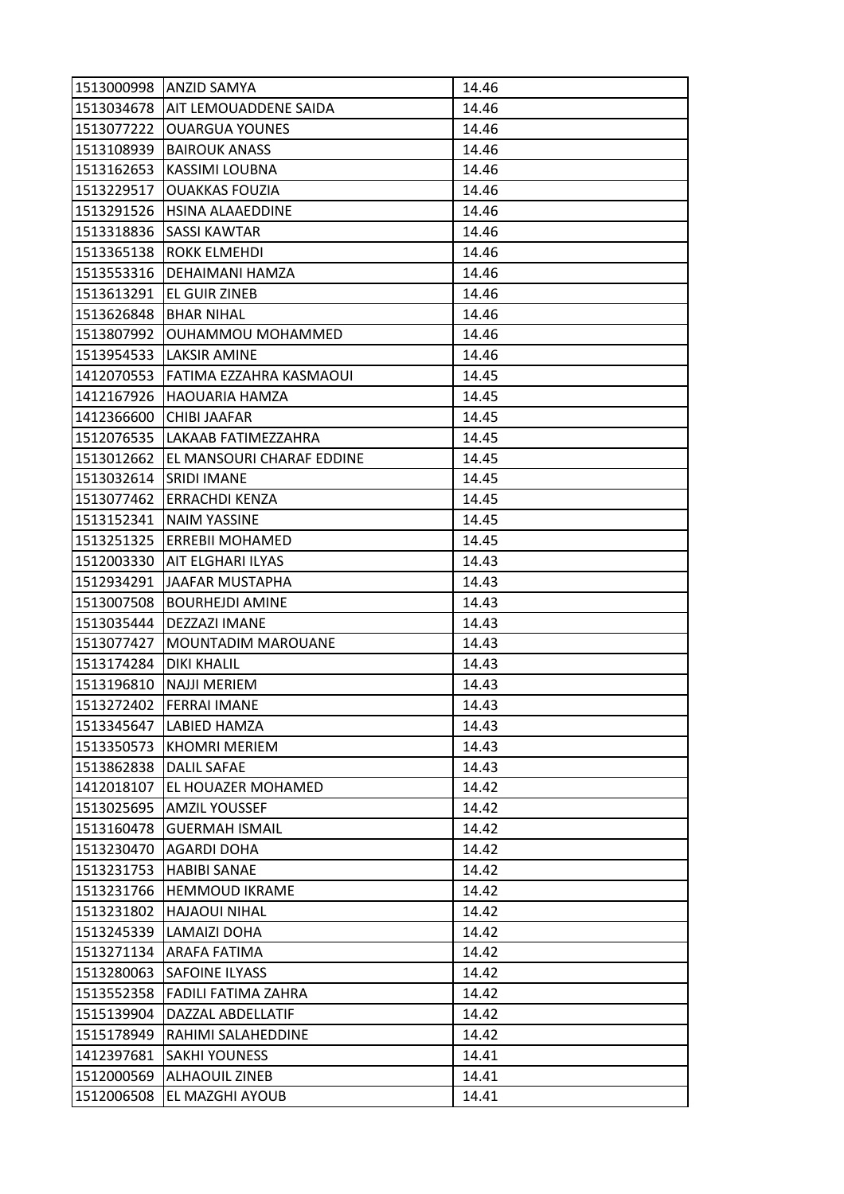| | | |
|---|---|---|
| 1513000998 | ANZID SAMYA | 14.46 |
| 1513034678 | AIT LEMOUADDENE SAIDA | 14.46 |
| 1513077222 | OUARGUA YOUNES | 14.46 |
| 1513108939 | BAIROUK ANASS | 14.46 |
| 1513162653 | KASSIMI LOUBNA | 14.46 |
| 1513229517 | OUAKKAS FOUZIA | 14.46 |
| 1513291526 | HSINA ALAAEDDINE | 14.46 |
| 1513318836 | SASSI KAWTAR | 14.46 |
| 1513365138 | ROKK ELMEHDI | 14.46 |
| 1513553316 | DEHAIMANI HAMZA | 14.46 |
| 1513613291 | EL GUIR ZINEB | 14.46 |
| 1513626848 | BHAR NIHAL | 14.46 |
| 1513807992 | OUHAMMOU MOHAMMED | 14.46 |
| 1513954533 | LAKSIR AMINE | 14.46 |
| 1412070553 | FATIMA EZZAHRA KASMAOUI | 14.45 |
| 1412167926 | HAOUARIA HAMZA | 14.45 |
| 1412366600 | CHIBI JAAFAR | 14.45 |
| 1512076535 | LAKAAB FATIMEZZAHRA | 14.45 |
| 1513012662 | EL MANSOURI CHARAF EDDINE | 14.45 |
| 1513032614 | SRIDI IMANE | 14.45 |
| 1513077462 | ERRACHDI KENZA | 14.45 |
| 1513152341 | NAIM YASSINE | 14.45 |
| 1513251325 | ERREBII MOHAMED | 14.45 |
| 1512003330 | AIT ELGHARI ILYAS | 14.43 |
| 1512934291 | JAAFAR MUSTAPHA | 14.43 |
| 1513007508 | BOURHEJDI AMINE | 14.43 |
| 1513035444 | DEZZAZI IMANE | 14.43 |
| 1513077427 | MOUNTADIM MAROUANE | 14.43 |
| 1513174284 | DIKI KHALIL | 14.43 |
| 1513196810 | NAJJI MERIEM | 14.43 |
| 1513272402 | FERRAI IMANE | 14.43 |
| 1513345647 | LABIED HAMZA | 14.43 |
| 1513350573 | KHOMRI MERIEM | 14.43 |
| 1513862838 | DALIL SAFAE | 14.43 |
| 1412018107 | EL HOUAZER MOHAMED | 14.42 |
| 1513025695 | AMZIL YOUSSEF | 14.42 |
| 1513160478 | GUERMAH ISMAIL | 14.42 |
| 1513230470 | AGARDI DOHA | 14.42 |
| 1513231753 | HABIBI SANAE | 14.42 |
| 1513231766 | HEMMOUD IKRAME | 14.42 |
| 1513231802 | HAJAOUI NIHAL | 14.42 |
| 1513245339 | LAMAIZI DOHA | 14.42 |
| 1513271134 | ARAFA FATIMA | 14.42 |
| 1513280063 | SAFOINE ILYASS | 14.42 |
| 1513552358 | FADILI FATIMA ZAHRA | 14.42 |
| 1515139904 | DAZZAL ABDELLATIF | 14.42 |
| 1515178949 | RAHIMI SALAHEDDINE | 14.42 |
| 1412397681 | SAKHI YOUNESS | 14.41 |
| 1512000569 | ALHAOUIL ZINEB | 14.41 |
| 1512006508 | EL MAZGHI AYOUB | 14.41 |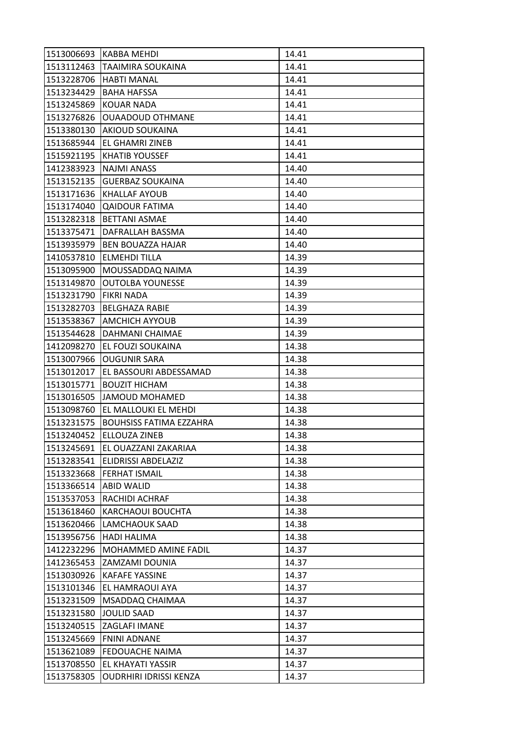| | | |
|---|---|---|
| 1513006693 | KABBA MEHDI | 14.41 |
| 1513112463 | TAAIMIRA SOUKAINA | 14.41 |
| 1513228706 | HABTI MANAL | 14.41 |
| 1513234429 | BAHA HAFSSA | 14.41 |
| 1513245869 | KOUAR NADA | 14.41 |
| 1513276826 | OUAADOUD OTHMANE | 14.41 |
| 1513380130 | AKIOUD SOUKAINA | 14.41 |
| 1513685944 | EL GHAMRI ZINEB | 14.41 |
| 1515921195 | KHATIB YOUSSEF | 14.41 |
| 1412383923 | NAJMI ANASS | 14.40 |
| 1513152135 | GUERBAZ SOUKAINA | 14.40 |
| 1513171636 | KHALLAF AYOUB | 14.40 |
| 1513174040 | QAIDOUR FATIMA | 14.40 |
| 1513282318 | BETTANI ASMAE | 14.40 |
| 1513375471 | DAFRALLAH BASSMA | 14.40 |
| 1513935979 | BEN BOUAZZA HAJAR | 14.40 |
| 1410537810 | ELMEHDI TILLA | 14.39 |
| 1513095900 | MOUSSADDAQ NAIMA | 14.39 |
| 1513149870 | OUTOLBA YOUNESSE | 14.39 |
| 1513231790 | FIKRI NADA | 14.39 |
| 1513282703 | BELGHAZA RABIE | 14.39 |
| 1513538367 | AMCHICH AYYOUB | 14.39 |
| 1513544628 | DAHMANI CHAIMAE | 14.39 |
| 1412098270 | EL FOUZI SOUKAINA | 14.38 |
| 1513007966 | OUGUNIR SARA | 14.38 |
| 1513012017 | EL BASSOURI ABDESSAMAD | 14.38 |
| 1513015771 | BOUZIT HICHAM | 14.38 |
| 1513016505 | JAMOUD MOHAMED | 14.38 |
| 1513098760 | EL MALLOUKI EL MEHDI | 14.38 |
| 1513231575 | BOUHSISS FATIMA EZZAHRA | 14.38 |
| 1513240452 | ELLOUZA ZINEB | 14.38 |
| 1513245691 | EL OUAZZANI ZAKARIAA | 14.38 |
| 1513283541 | ELIDRISSI ABDELAZIZ | 14.38 |
| 1513323668 | FERHAT ISMAIL | 14.38 |
| 1513366514 | ABID WALID | 14.38 |
| 1513537053 | RACHIDI ACHRAF | 14.38 |
| 1513618460 | KARCHAOUI BOUCHTA | 14.38 |
| 1513620466 | LAMCHAOUK SAAD | 14.38 |
| 1513956756 | HADI HALIMA | 14.38 |
| 1412232296 | MOHAMMED AMINE FADIL | 14.37 |
| 1412365453 | ZAMZAMI DOUNIA | 14.37 |
| 1513030926 | KAFAFE YASSINE | 14.37 |
| 1513101346 | EL HAMRAOUI AYA | 14.37 |
| 1513231509 | MSADDAQ CHAIMAA | 14.37 |
| 1513231580 | JOULID SAAD | 14.37 |
| 1513240515 | ZAGLAFI IMANE | 14.37 |
| 1513245669 | FNINI ADNANE | 14.37 |
| 1513621089 | FEDOUACHE NAIMA | 14.37 |
| 1513708550 | EL KHAYATI YASSIR | 14.37 |
| 1513758305 | OUDRHIRI IDRISSI KENZA | 14.37 |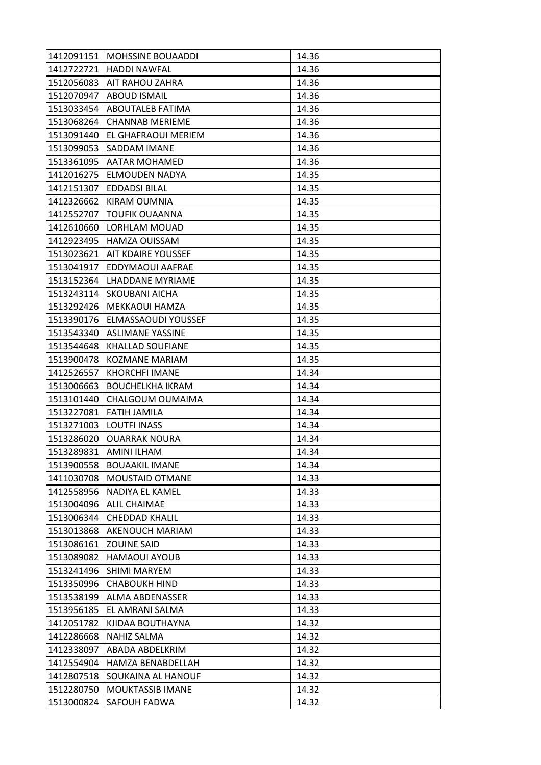| 1412091151 | MOHSSINE BOUAADDI | 14.36 |
|---|---|---|
| 1412722721 | HADDI NAWFAL | 14.36 |
| 1512056083 | AIT RAHOU ZAHRA | 14.36 |
| 1512070947 | ABOUD ISMAIL | 14.36 |
| 1513033454 | ABOUTALEB FATIMA | 14.36 |
| 1513068264 | CHANNAB MERIEME | 14.36 |
| 1513091440 | EL GHAFRAOUI MERIEM | 14.36 |
| 1513099053 | SADDAM IMANE | 14.36 |
| 1513361095 | AATAR MOHAMED | 14.36 |
| 1412016275 | ELMOUDEN NADYA | 14.35 |
| 1412151307 | EDDADSI BILAL | 14.35 |
| 1412326662 | KIRAM OUMNIA | 14.35 |
| 1412552707 | TOUFIK OUAANNA | 14.35 |
| 1412610660 | LORHLAM MOUAD | 14.35 |
| 1412923495 | HAMZA OUISSAM | 14.35 |
| 1513023621 | AIT KDAIRE YOUSSEF | 14.35 |
| 1513041917 | EDDYMAOUI AAFRAE | 14.35 |
| 1513152364 | LHADDANE MYRIAME | 14.35 |
| 1513243114 | SKOUBANI AICHA | 14.35 |
| 1513292426 | MEKKAOUI HAMZA | 14.35 |
| 1513390176 | ELMASSAOUDI YOUSSEF | 14.35 |
| 1513543340 | ASLIMANE YASSINE | 14.35 |
| 1513544648 | KHALLAD SOUFIANE | 14.35 |
| 1513900478 | KOZMANE MARIAM | 14.35 |
| 1412526557 | KHORCHFI IMANE | 14.34 |
| 1513006663 | BOUCHELKHA IKRAM | 14.34 |
| 1513101440 | CHALGOUM OUMAIMA | 14.34 |
| 1513227081 | FATIH JAMILA | 14.34 |
| 1513271003 | LOUTFI INASS | 14.34 |
| 1513286020 | OUARRAK NOURA | 14.34 |
| 1513289831 | AMINI ILHAM | 14.34 |
| 1513900558 | BOUAAKIL IMANE | 14.34 |
| 1411030708 | MOUSTAID OTMANE | 14.33 |
| 1412558956 | NADIYA EL KAMEL | 14.33 |
| 1513004096 | ALIL CHAIMAE | 14.33 |
| 1513006344 | CHEDDAD KHALIL | 14.33 |
| 1513013868 | AKENOUCH MARIAM | 14.33 |
| 1513086161 | ZOUINE SAID | 14.33 |
| 1513089082 | HAMAOUI AYOUB | 14.33 |
| 1513241496 | SHIMI MARYEM | 14.33 |
| 1513350996 | CHABOUKH HIND | 14.33 |
| 1513538199 | ALMA ABDENASSER | 14.33 |
| 1513956185 | EL AMRANI SALMA | 14.33 |
| 1412051782 | KJIDAA BOUTHAYNA | 14.32 |
| 1412286668 | NAHIZ SALMA | 14.32 |
| 1412338097 | ABADA ABDELKRIM | 14.32 |
| 1412554904 | HAMZA BENABDELLAH | 14.32 |
| 1412807518 | SOUKAINA AL HANOUF | 14.32 |
| 1512280750 | MOUKTASSIB IMANE | 14.32 |
| 1513000824 | SAFOUH FADWA | 14.32 |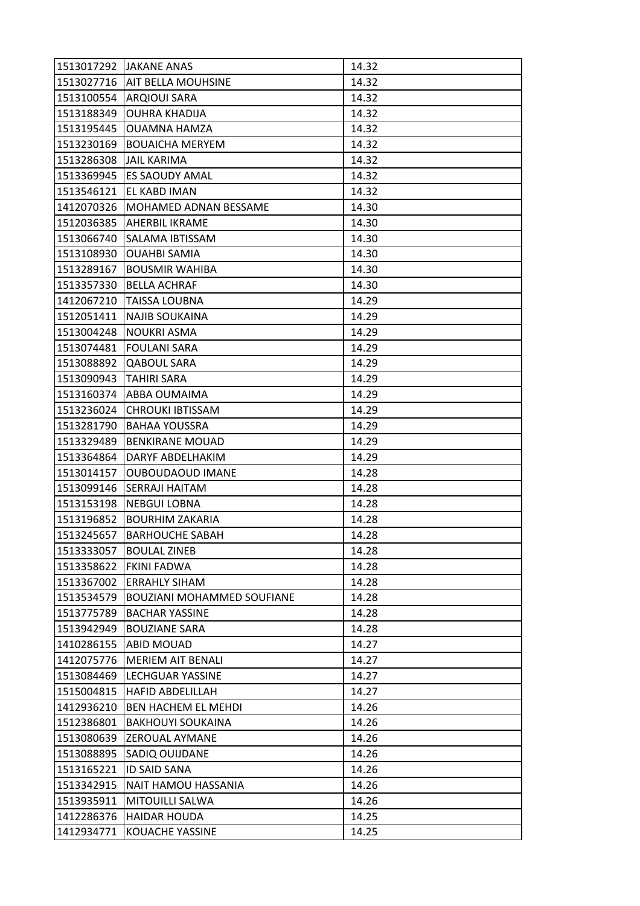| | | |
|---|---|---|
| 1513017292 | JAKANE ANAS | 14.32 |
| 1513027716 | AIT BELLA MOUHSINE | 14.32 |
| 1513100554 | ARQIOUI SARA | 14.32 |
| 1513188349 | OUHRA KHADIJA | 14.32 |
| 1513195445 | OUAMNA HAMZA | 14.32 |
| 1513230169 | BOUAICHA MERYEM | 14.32 |
| 1513286308 | JAIL KARIMA | 14.32 |
| 1513369945 | ES SAOUDY AMAL | 14.32 |
| 1513546121 | EL KABD IMAN | 14.32 |
| 1412070326 | MOHAMED ADNAN BESSAME | 14.30 |
| 1512036385 | AHERBIL IKRAME | 14.30 |
| 1513066740 | SALAMA IBTISSAM | 14.30 |
| 1513108930 | OUAHBI SAMIA | 14.30 |
| 1513289167 | BOUSMIR WAHIBA | 14.30 |
| 1513357330 | BELLA ACHRAF | 14.30 |
| 1412067210 | TAISSA LOUBNA | 14.29 |
| 1512051411 | NAJIB SOUKAINA | 14.29 |
| 1513004248 | NOUKRI ASMA | 14.29 |
| 1513074481 | FOULANI SARA | 14.29 |
| 1513088892 | QABOUL SARA | 14.29 |
| 1513090943 | TAHIRI SARA | 14.29 |
| 1513160374 | ABBA OUMAIMA | 14.29 |
| 1513236024 | CHROUKI IBTISSAM | 14.29 |
| 1513281790 | BAHAA YOUSSRA | 14.29 |
| 1513329489 | BENKIRANE MOUAD | 14.29 |
| 1513364864 | DARYF ABDELHAKIM | 14.29 |
| 1513014157 | OUBOUDAOUD IMANE | 14.28 |
| 1513099146 | SERRAJI HAITAM | 14.28 |
| 1513153198 | NEBGUI LOBNA | 14.28 |
| 1513196852 | BOURHIM ZAKARIA | 14.28 |
| 1513245657 | BARHOUCHE SABAH | 14.28 |
| 1513333057 | BOULAL ZINEB | 14.28 |
| 1513358622 | FKINI FADWA | 14.28 |
| 1513367002 | ERRAHLY SIHAM | 14.28 |
| 1513534579 | BOUZIANI MOHAMMED SOUFIANE | 14.28 |
| 1513775789 | BACHAR YASSINE | 14.28 |
| 1513942949 | BOUZIANE SARA | 14.28 |
| 1410286155 | ABID MOUAD | 14.27 |
| 1412075776 | MERIEM AIT BENALI | 14.27 |
| 1513084469 | LECHGUAR YASSINE | 14.27 |
| 1515004815 | HAFID ABDELILLAH | 14.27 |
| 1412936210 | BEN HACHEM EL MEHDI | 14.26 |
| 1512386801 | BAKHOUYI SOUKAINA | 14.26 |
| 1513080639 | ZEROUAL AYMANE | 14.26 |
| 1513088895 | SADIQ OUIJDANE | 14.26 |
| 1513165221 | ID SAID SANA | 14.26 |
| 1513342915 | NAIT HAMOU HASSANIA | 14.26 |
| 1513935911 | MITOUILLI SALWA | 14.26 |
| 1412286376 | HAIDAR HOUDA | 14.25 |
| 1412934771 | KOUACHE YASSINE | 14.25 |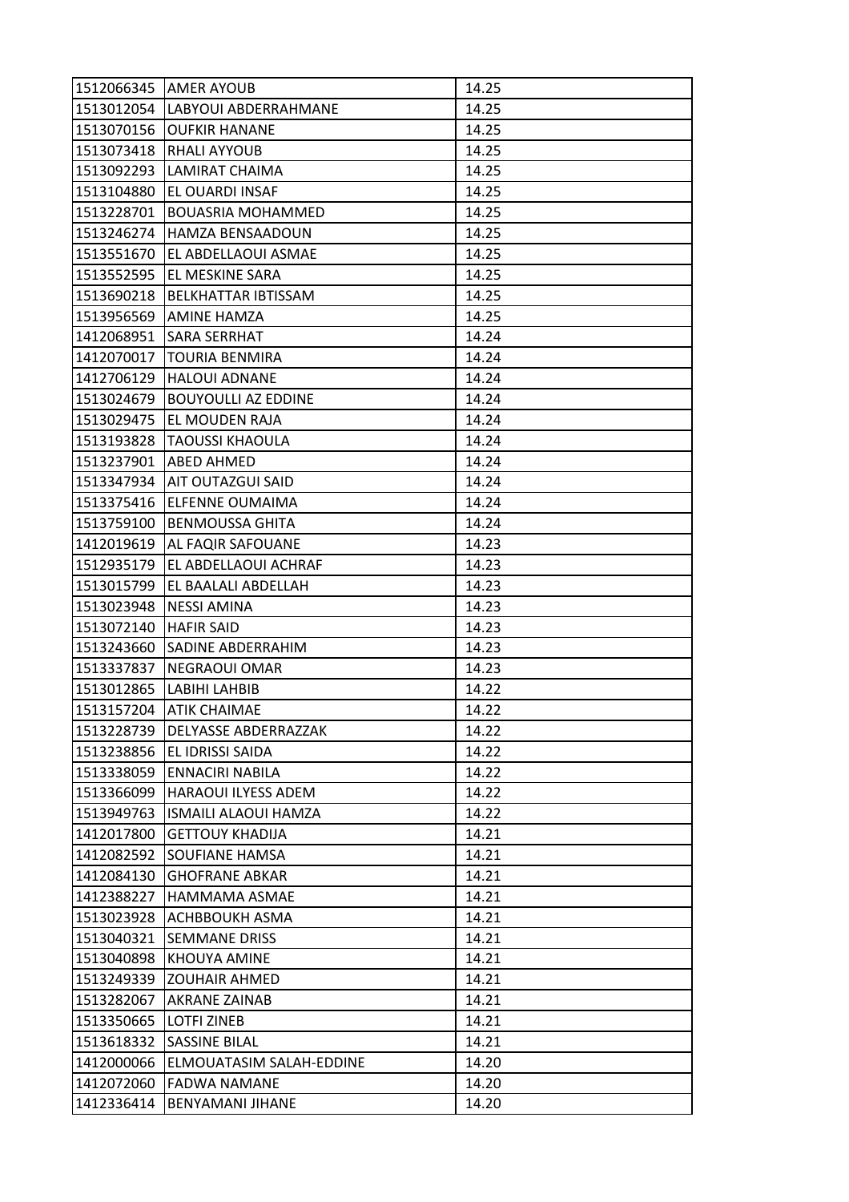| | | |
|---|---|---|
| 1512066345 | AMER AYOUB | 14.25 |
| 1513012054 | LABYOUI ABDERRAHMANE | 14.25 |
| 1513070156 | OUFKIR HANANE | 14.25 |
| 1513073418 | RHALI AYYOUB | 14.25 |
| 1513092293 | LAMIRAT CHAIMA | 14.25 |
| 1513104880 | EL OUARDI INSAF | 14.25 |
| 1513228701 | BOUASRIA MOHAMMED | 14.25 |
| 1513246274 | HAMZA BENSAADOUN | 14.25 |
| 1513551670 | EL ABDELLAOUI ASMAE | 14.25 |
| 1513552595 | EL MESKINE SARA | 14.25 |
| 1513690218 | BELKHATTAR IBTISSAM | 14.25 |
| 1513956569 | AMINE HAMZA | 14.25 |
| 1412068951 | SARA SERRHAT | 14.24 |
| 1412070017 | TOURIA BENMIRA | 14.24 |
| 1412706129 | HALOUI ADNANE | 14.24 |
| 1513024679 | BOUYOULLI AZ EDDINE | 14.24 |
| 1513029475 | EL MOUDEN RAJA | 14.24 |
| 1513193828 | TAOUSSI KHAOULA | 14.24 |
| 1513237901 | ABED AHMED | 14.24 |
| 1513347934 | AIT OUTAZGUI SAID | 14.24 |
| 1513375416 | ELFENNE OUMAIMA | 14.24 |
| 1513759100 | BENMOUSSA GHITA | 14.24 |
| 1412019619 | AL FAQIR SAFOUANE | 14.23 |
| 1512935179 | EL ABDELLAOUI ACHRAF | 14.23 |
| 1513015799 | EL BAALALI ABDELLAH | 14.23 |
| 1513023948 | NESSI AMINA | 14.23 |
| 1513072140 | HAFIR SAID | 14.23 |
| 1513243660 | SADINE ABDERRAHIM | 14.23 |
| 1513337837 | NEGRAOUI OMAR | 14.23 |
| 1513012865 | LABIHI LAHBIB | 14.22 |
| 1513157204 | ATIK CHAIMAE | 14.22 |
| 1513228739 | DELYASSE ABDERRAZZAK | 14.22 |
| 1513238856 | EL IDRISSI SAIDA | 14.22 |
| 1513338059 | ENNACIRI NABILA | 14.22 |
| 1513366099 | HARAOUI ILYESS ADEM | 14.22 |
| 1513949763 | ISMAILI ALAOUI HAMZA | 14.22 |
| 1412017800 | GETTOUY KHADIJA | 14.21 |
| 1412082592 | SOUFIANE HAMSA | 14.21 |
| 1412084130 | GHOFRANE ABKAR | 14.21 |
| 1412388227 | HAMMAMA ASMAE | 14.21 |
| 1513023928 | ACHBBOUKH ASMA | 14.21 |
| 1513040321 | SEMMANE DRISS | 14.21 |
| 1513040898 | KHOUYA AMINE | 14.21 |
| 1513249339 | ZOUHAIR AHMED | 14.21 |
| 1513282067 | AKRANE ZAINAB | 14.21 |
| 1513350665 | LOTFI ZINEB | 14.21 |
| 1513618332 | SASSINE BILAL | 14.21 |
| 1412000066 | ELMOUATASIM SALAH-EDDINE | 14.20 |
| 1412072060 | FADWA NAMANE | 14.20 |
| 1412336414 | BENYAMANI JIHANE | 14.20 |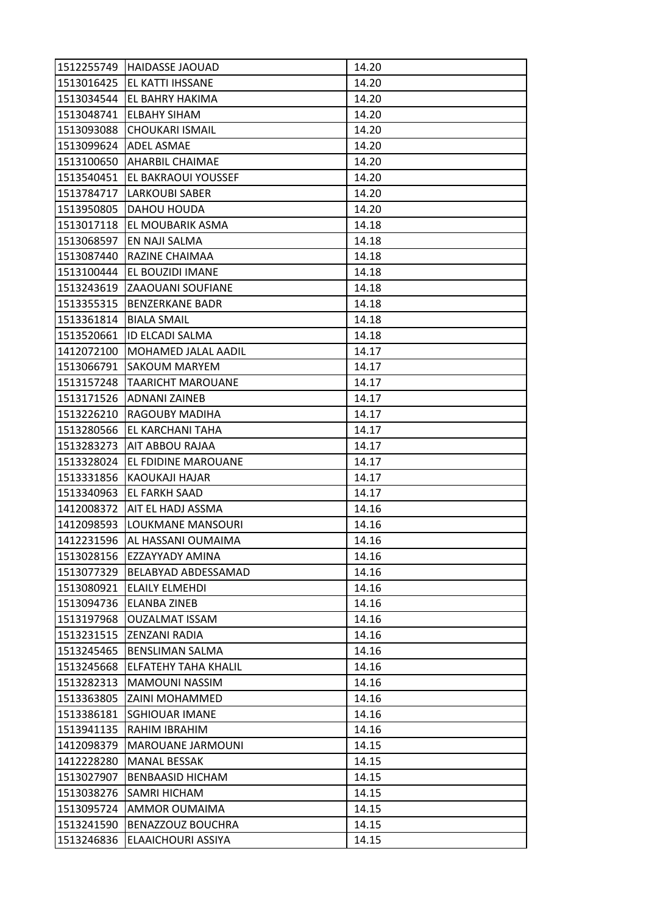| | | |
|---|---|---|
| 1512255749 | HAIDASSE JAOUAD | 14.20 |
| 1513016425 | EL KATTI IHSSANE | 14.20 |
| 1513034544 | EL BAHRY HAKIMA | 14.20 |
| 1513048741 | ELBAHY SIHAM | 14.20 |
| 1513093088 | CHOUKARI ISMAIL | 14.20 |
| 1513099624 | ADEL ASMAE | 14.20 |
| 1513100650 | AHARBIL CHAIMAE | 14.20 |
| 1513540451 | EL BAKRAOUI YOUSSEF | 14.20 |
| 1513784717 | LARKOUBI SABER | 14.20 |
| 1513950805 | DAHOU HOUDA | 14.20 |
| 1513017118 | EL MOUBARIK ASMA | 14.18 |
| 1513068597 | EN NAJI SALMA | 14.18 |
| 1513087440 | RAZINE CHAIMAA | 14.18 |
| 1513100444 | EL BOUZIDI IMANE | 14.18 |
| 1513243619 | ZAAOUANI SOUFIANE | 14.18 |
| 1513355315 | BENZERKANE BADR | 14.18 |
| 1513361814 | BIALA SMAIL | 14.18 |
| 1513520661 | ID ELCADI SALMA | 14.18 |
| 1412072100 | MOHAMED JALAL AADIL | 14.17 |
| 1513066791 | SAKOUM MARYEM | 14.17 |
| 1513157248 | TAARICHT MAROUANE | 14.17 |
| 1513171526 | ADNANI ZAINEB | 14.17 |
| 1513226210 | RAGOUBY MADIHA | 14.17 |
| 1513280566 | EL KARCHANI TAHA | 14.17 |
| 1513283273 | AIT ABBOU RAJAA | 14.17 |
| 1513328024 | EL FDIDINE MAROUANE | 14.17 |
| 1513331856 | KAOUKAJI HAJAR | 14.17 |
| 1513340963 | EL FARKH SAAD | 14.17 |
| 1412008372 | AIT EL HADJ ASSMA | 14.16 |
| 1412098593 | LOUKMANE MANSOURI | 14.16 |
| 1412231596 | AL HASSANI OUMAIMA | 14.16 |
| 1513028156 | EZZAYYADY AMINA | 14.16 |
| 1513077329 | BELABYAD ABDESSAMAD | 14.16 |
| 1513080921 | ELAILY ELMEHDI | 14.16 |
| 1513094736 | ELANBA ZINEB | 14.16 |
| 1513197968 | OUZALMAT ISSAM | 14.16 |
| 1513231515 | ZENZANI RADIA | 14.16 |
| 1513245465 | BENSLIMAN SALMA | 14.16 |
| 1513245668 | ELFATEHY TAHA KHALIL | 14.16 |
| 1513282313 | MAMOUNI NASSIM | 14.16 |
| 1513363805 | ZAINI MOHAMMED | 14.16 |
| 1513386181 | SGHIOUAR IMANE | 14.16 |
| 1513941135 | RAHIM IBRAHIM | 14.16 |
| 1412098379 | MAROUANE JARMOUNI | 14.15 |
| 1412228280 | MANAL BESSAK | 14.15 |
| 1513027907 | BENBAASID HICHAM | 14.15 |
| 1513038276 | SAMRI HICHAM | 14.15 |
| 1513095724 | AMMOR OUMAIMA | 14.15 |
| 1513241590 | BENAZZOUZ BOUCHRA | 14.15 |
| 1513246836 | ELAAICHOURI ASSIYA | 14.15 |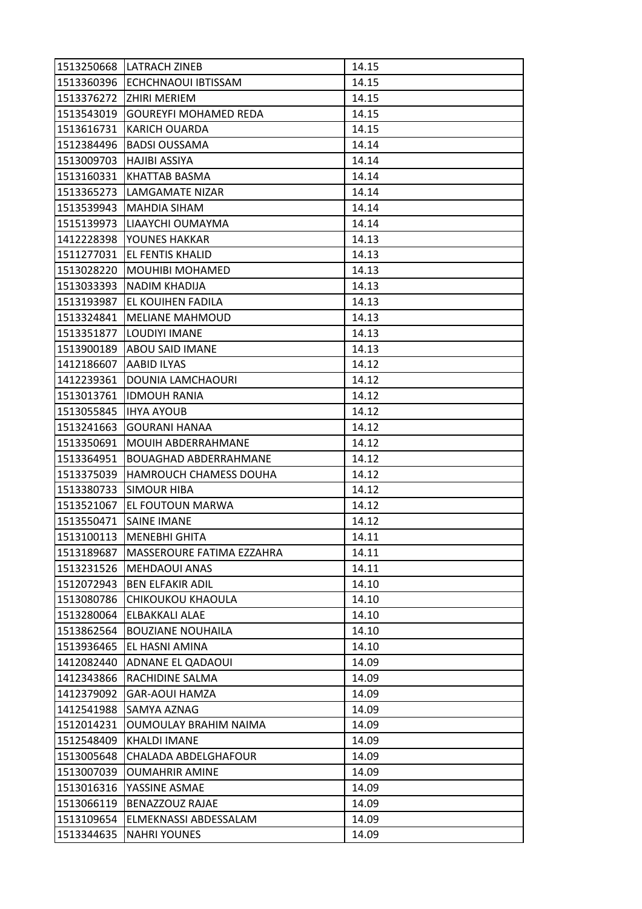| 1513250668 | LATRACH ZINEB | 14.15 |
|---|---|---|
| 1513360396 | ECHCHNAOUI IBTISSAM | 14.15 |
| 1513376272 | ZHIRI MERIEM | 14.15 |
| 1513543019 | GOUREYFI MOHAMED REDA | 14.15 |
| 1513616731 | KARICH OUARDA | 14.15 |
| 1512384496 | BADSI OUSSAMA | 14.14 |
| 1513009703 | HAJIBI ASSIYA | 14.14 |
| 1513160331 | KHATTAB BASMA | 14.14 |
| 1513365273 | LAMGAMATE NIZAR | 14.14 |
| 1513539943 | MAHDIA SIHAM | 14.14 |
| 1515139973 | LIAAYCHI OUMAYMA | 14.14 |
| 1412228398 | YOUNES HAKKAR | 14.13 |
| 1511277031 | EL FENTIS KHALID | 14.13 |
| 1513028220 | MOUHIBI MOHAMED | 14.13 |
| 1513033393 | NADIM KHADIJA | 14.13 |
| 1513193987 | EL KOUIHEN FADILA | 14.13 |
| 1513324841 | MELIANE MAHMOUD | 14.13 |
| 1513351877 | LOUDIYI IMANE | 14.13 |
| 1513900189 | ABOU SAID IMANE | 14.13 |
| 1412186607 | AABID ILYAS | 14.12 |
| 1412239361 | DOUNIA LAMCHAOURI | 14.12 |
| 1513013761 | IDMOUH RANIA | 14.12 |
| 1513055845 | IHYA AYOUB | 14.12 |
| 1513241663 | GOURANI HANAA | 14.12 |
| 1513350691 | MOUIH ABDERRAHMANE | 14.12 |
| 1513364951 | BOUAGHAD ABDERRAHMANE | 14.12 |
| 1513375039 | HAMROUCH CHAMESS DOUHA | 14.12 |
| 1513380733 | SIMOUR HIBA | 14.12 |
| 1513521067 | EL FOUTOUN MARWA | 14.12 |
| 1513550471 | SAINE IMANE | 14.12 |
| 1513100113 | MENEBHI GHITA | 14.11 |
| 1513189687 | MASSEROURE FATIMA EZZAHRA | 14.11 |
| 1513231526 | MEHDAOUI ANAS | 14.11 |
| 1512072943 | BEN ELFAKIR ADIL | 14.10 |
| 1513080786 | CHIKOUKOU KHAOULA | 14.10 |
| 1513280064 | ELBAKKALI ALAE | 14.10 |
| 1513862564 | BOUZIANE NOUHAILA | 14.10 |
| 1513936465 | EL HASNI AMINA | 14.10 |
| 1412082440 | ADNANE EL QADAOUI | 14.09 |
| 1412343866 | RACHIDINE SALMA | 14.09 |
| 1412379092 | GAR-AOUI HAMZA | 14.09 |
| 1412541988 | SAMYA AZNAG | 14.09 |
| 1512014231 | OUMOULAY BRAHIM NAIMA | 14.09 |
| 1512548409 | KHALDI IMANE | 14.09 |
| 1513005648 | CHALADA ABDELGHAFOUR | 14.09 |
| 1513007039 | OUMAHRIR AMINE | 14.09 |
| 1513016316 | YASSINE ASMAE | 14.09 |
| 1513066119 | BENAZZOUZ RAJAE | 14.09 |
| 1513109654 | ELMEKNASSI ABDESSALAM | 14.09 |
| 1513344635 | NAHRI YOUNES | 14.09 |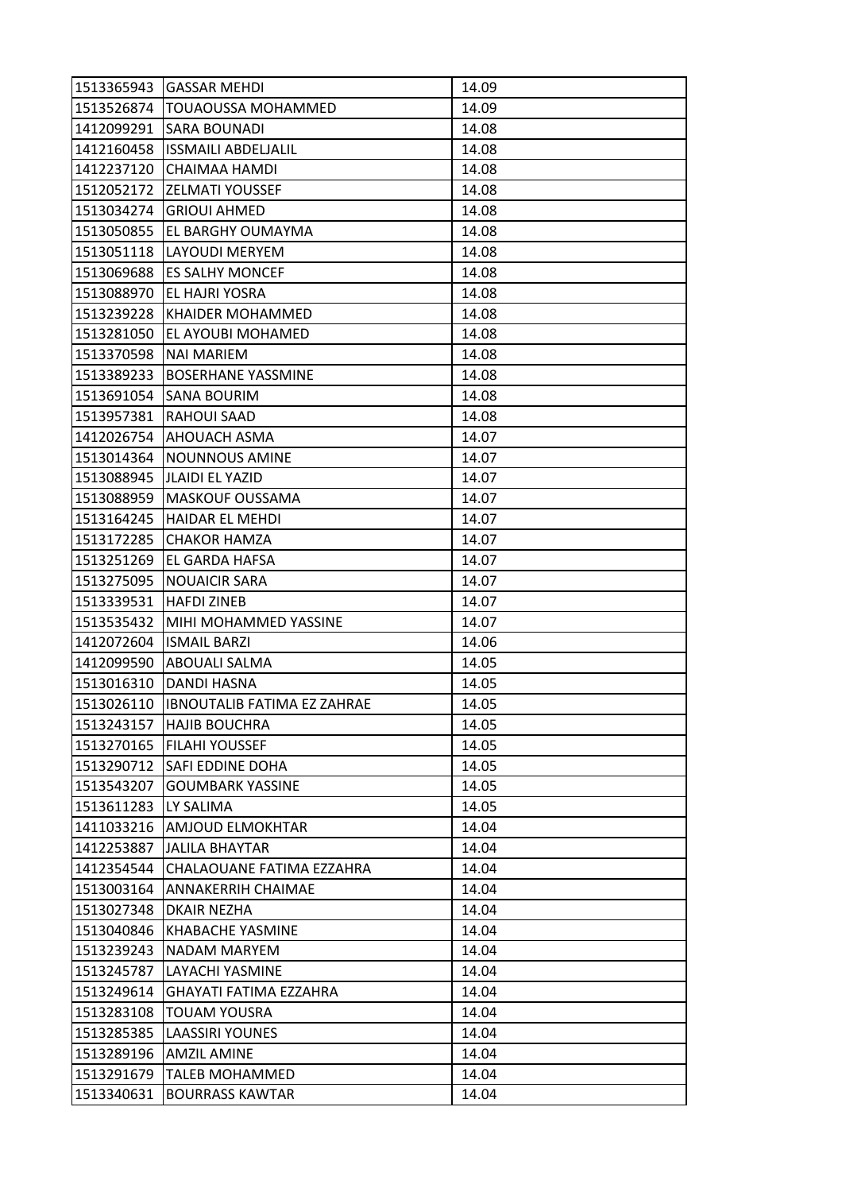| 1513365943 | GASSAR MEHDI | 14.09 |
|---|---|---|
| 1513526874 | TOUAOUSSA MOHAMMED | 14.09 |
| 1412099291 | SARA BOUNADI | 14.08 |
| 1412160458 | ISSMAILI ABDELJALIL | 14.08 |
| 1412237120 | CHAIMAA HAMDI | 14.08 |
| 1512052172 | ZELMATI YOUSSEF | 14.08 |
| 1513034274 | GRIOUI AHMED | 14.08 |
| 1513050855 | EL BARGHY OUMAYMA | 14.08 |
| 1513051118 | LAYOUDI MERYEM | 14.08 |
| 1513069688 | ES SALHY MONCEF | 14.08 |
| 1513088970 | EL HAJRI YOSRA | 14.08 |
| 1513239228 | KHAIDER MOHAMMED | 14.08 |
| 1513281050 | EL AYOUBI MOHAMED | 14.08 |
| 1513370598 | NAI MARIEM | 14.08 |
| 1513389233 | BOSERHANE YASSMINE | 14.08 |
| 1513691054 | SANA BOURIM | 14.08 |
| 1513957381 | RAHOUI SAAD | 14.08 |
| 1412026754 | AHOUACH ASMA | 14.07 |
| 1513014364 | NOUNNOUS AMINE | 14.07 |
| 1513088945 | JLAIDI EL YAZID | 14.07 |
| 1513088959 | MASKOUF OUSSAMA | 14.07 |
| 1513164245 | HAIDAR EL MEHDI | 14.07 |
| 1513172285 | CHAKOR HAMZA | 14.07 |
| 1513251269 | EL GARDA HAFSA | 14.07 |
| 1513275095 | NOUAICIR SARA | 14.07 |
| 1513339531 | HAFDI ZINEB | 14.07 |
| 1513535432 | MIHI MOHAMMED YASSINE | 14.07 |
| 1412072604 | ISMAIL BARZI | 14.06 |
| 1412099590 | ABOUALI SALMA | 14.05 |
| 1513016310 | DANDI HASNA | 14.05 |
| 1513026110 | IBNOUTALIB FATIMA EZ ZAHRAE | 14.05 |
| 1513243157 | HAJIB BOUCHRA | 14.05 |
| 1513270165 | FILAHI YOUSSEF | 14.05 |
| 1513290712 | SAFI EDDINE DOHA | 14.05 |
| 1513543207 | GOUMBARK YASSINE | 14.05 |
| 1513611283 | LY SALIMA | 14.05 |
| 1411033216 | AMJOUD ELMOKHTAR | 14.04 |
| 1412253887 | JALILA BHAYTAR | 14.04 |
| 1412354544 | CHALAOUANE FATIMA EZZAHRA | 14.04 |
| 1513003164 | ANNAKERRIH CHAIMAE | 14.04 |
| 1513027348 | DKAIR NEZHA | 14.04 |
| 1513040846 | KHABACHE YASMINE | 14.04 |
| 1513239243 | NADAM MARYEM | 14.04 |
| 1513245787 | LAYACHI YASMINE | 14.04 |
| 1513249614 | GHAYATI FATIMA EZZAHRA | 14.04 |
| 1513283108 | TOUAM YOUSRA | 14.04 |
| 1513285385 | LAASSIRI YOUNES | 14.04 |
| 1513289196 | AMZIL AMINE | 14.04 |
| 1513291679 | TALEB MOHAMMED | 14.04 |
| 1513340631 | BOURRASS KAWTAR | 14.04 |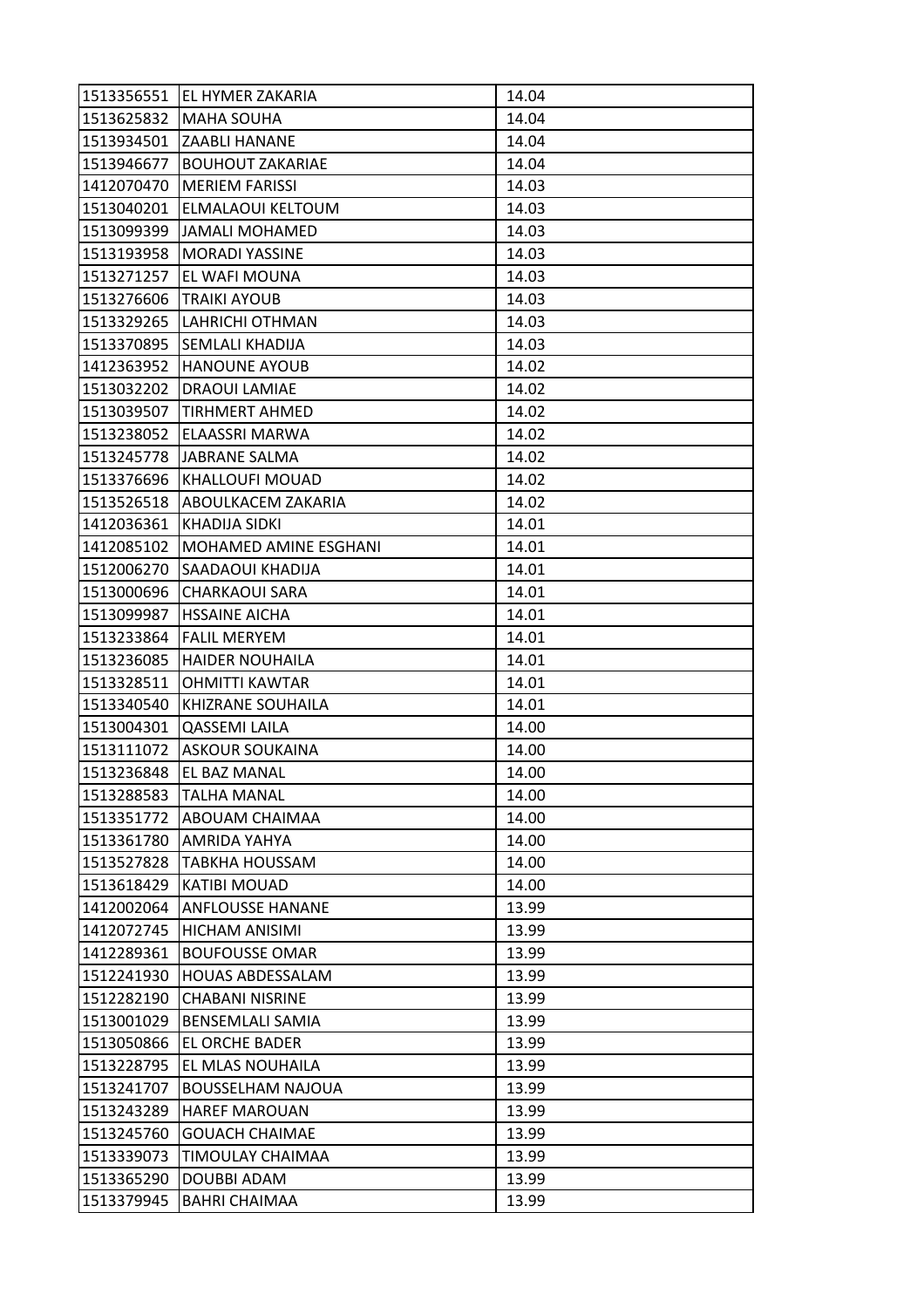| | | |
|---|---|---|
| 1513356551 | EL HYMER ZAKARIA | 14.04 |
| 1513625832 | MAHA SOUHA | 14.04 |
| 1513934501 | ZAABLI HANANE | 14.04 |
| 1513946677 | BOUHOUT ZAKARIAE | 14.04 |
| 1412070470 | MERIEM FARISSI | 14.03 |
| 1513040201 | ELMALAOUI KELTOUM | 14.03 |
| 1513099399 | JAMALI MOHAMED | 14.03 |
| 1513193958 | MORADI YASSINE | 14.03 |
| 1513271257 | EL WAFI MOUNA | 14.03 |
| 1513276606 | TRAIKI AYOUB | 14.03 |
| 1513329265 | LAHRICHI OTHMAN | 14.03 |
| 1513370895 | SEMLALI KHADIJA | 14.03 |
| 1412363952 | HANOUNE AYOUB | 14.02 |
| 1513032202 | DRAOUI LAMIAE | 14.02 |
| 1513039507 | TIRHMERT AHMED | 14.02 |
| 1513238052 | ELAASSRI MARWA | 14.02 |
| 1513245778 | JABRANE SALMA | 14.02 |
| 1513376696 | KHALLOUFI MOUAD | 14.02 |
| 1513526518 | ABOULKACEM ZAKARIA | 14.02 |
| 1412036361 | KHADIJA SIDKI | 14.01 |
| 1412085102 | MOHAMED AMINE ESGHANI | 14.01 |
| 1512006270 | SAADAOUI KHADIJA | 14.01 |
| 1513000696 | CHARKAOUI SARA | 14.01 |
| 1513099987 | HSSAINE AICHA | 14.01 |
| 1513233864 | FALIL MERYEM | 14.01 |
| 1513236085 | HAIDER NOUHAILA | 14.01 |
| 1513328511 | OHMITTI KAWTAR | 14.01 |
| 1513340540 | KHIZRANE SOUHAILA | 14.01 |
| 1513004301 | QASSEMI LAILA | 14.00 |
| 1513111072 | ASKOUR SOUKAINA | 14.00 |
| 1513236848 | EL BAZ MANAL | 14.00 |
| 1513288583 | TALHA MANAL | 14.00 |
| 1513351772 | ABOUAM CHAIMAA | 14.00 |
| 1513361780 | AMRIDA YAHYA | 14.00 |
| 1513527828 | TABKHA HOUSSAM | 14.00 |
| 1513618429 | KATIBI MOUAD | 14.00 |
| 1412002064 | ANFLOUSSE HANANE | 13.99 |
| 1412072745 | HICHAM ANISIMI | 13.99 |
| 1412289361 | BOUFOUSSE OMAR | 13.99 |
| 1512241930 | HOUAS ABDESSALAM | 13.99 |
| 1512282190 | CHABANI NISRINE | 13.99 |
| 1513001029 | BENSEMLALI SAMIA | 13.99 |
| 1513050866 | EL ORCHE BADER | 13.99 |
| 1513228795 | EL MLAS NOUHAILA | 13.99 |
| 1513241707 | BOUSSELHAM NAJOUA | 13.99 |
| 1513243289 | HAREF MAROUAN | 13.99 |
| 1513245760 | GOUACH CHAIMAE | 13.99 |
| 1513339073 | TIMOULAY CHAIMAA | 13.99 |
| 1513365290 | DOUBBI ADAM | 13.99 |
| 1513379945 | BAHRI CHAIMAA | 13.99 |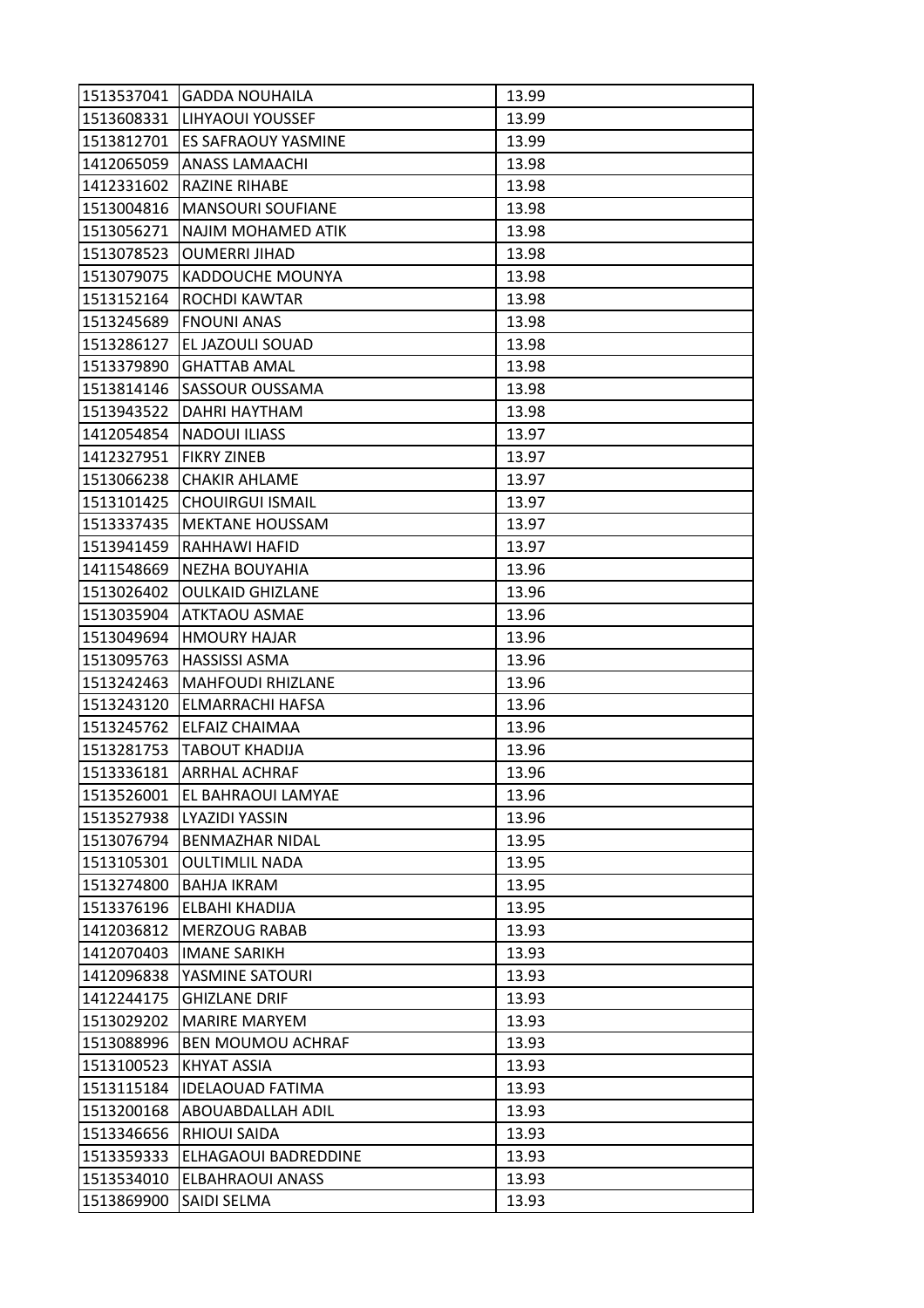| | | |
|---|---|---|
| 1513537041 | GADDA NOUHAILA | 13.99 |
| 1513608331 | LIHYAOUI YOUSSEF | 13.99 |
| 1513812701 | ES SAFRAOUY YASMINE | 13.99 |
| 1412065059 | ANASS LAMAACHI | 13.98 |
| 1412331602 | RAZINE RIHABE | 13.98 |
| 1513004816 | MANSOURI SOUFIANE | 13.98 |
| 1513056271 | NAJIM MOHAMED ATIK | 13.98 |
| 1513078523 | OUMERRI JIHAD | 13.98 |
| 1513079075 | KADDOUCHE MOUNYA | 13.98 |
| 1513152164 | ROCHDI KAWTAR | 13.98 |
| 1513245689 | FNOUNI ANAS | 13.98 |
| 1513286127 | EL JAZOULI SOUAD | 13.98 |
| 1513379890 | GHATTAB AMAL | 13.98 |
| 1513814146 | SASSOUR OUSSAMA | 13.98 |
| 1513943522 | DAHRI HAYTHAM | 13.98 |
| 1412054854 | NADOUI ILIASS | 13.97 |
| 1412327951 | FIKRY ZINEB | 13.97 |
| 1513066238 | CHAKIR AHLAME | 13.97 |
| 1513101425 | CHOUIRGUI ISMAIL | 13.97 |
| 1513337435 | MEKTANE HOUSSAM | 13.97 |
| 1513941459 | RAHHAWI HAFID | 13.97 |
| 1411548669 | NEZHA BOUYAHIA | 13.96 |
| 1513026402 | OULKAID GHIZLANE | 13.96 |
| 1513035904 | ATKTAOU ASMAE | 13.96 |
| 1513049694 | HMOURY HAJAR | 13.96 |
| 1513095763 | HASSISSI ASMA | 13.96 |
| 1513242463 | MAHFOUDI RHIZLANE | 13.96 |
| 1513243120 | ELMARRACHI HAFSA | 13.96 |
| 1513245762 | ELFAIZ CHAIMAA | 13.96 |
| 1513281753 | TABOUT KHADIJA | 13.96 |
| 1513336181 | ARRHAL ACHRAF | 13.96 |
| 1513526001 | EL BAHRAOUI LAMYAE | 13.96 |
| 1513527938 | LYAZIDI YASSIN | 13.96 |
| 1513076794 | BENMAZHAR NIDAL | 13.95 |
| 1513105301 | OULTIMLIL NADA | 13.95 |
| 1513274800 | BAHJA IKRAM | 13.95 |
| 1513376196 | ELBAHI KHADIJA | 13.95 |
| 1412036812 | MERZOUG RABAB | 13.93 |
| 1412070403 | IMANE SARIKH | 13.93 |
| 1412096838 | YASMINE SATOURI | 13.93 |
| 1412244175 | GHIZLANE DRIF | 13.93 |
| 1513029202 | MARIRE MARYEM | 13.93 |
| 1513088996 | BEN MOUMOU ACHRAF | 13.93 |
| 1513100523 | KHYAT ASSIA | 13.93 |
| 1513115184 | IDELAOUAD FATIMA | 13.93 |
| 1513200168 | ABOUABDALLAH ADIL | 13.93 |
| 1513346656 | RHIOUI SAIDA | 13.93 |
| 1513359333 | ELHAGAOUI BADREDDINE | 13.93 |
| 1513534010 | ELBAHRAOUI ANASS | 13.93 |
| 1513869900 | SAIDI SELMA | 13.93 |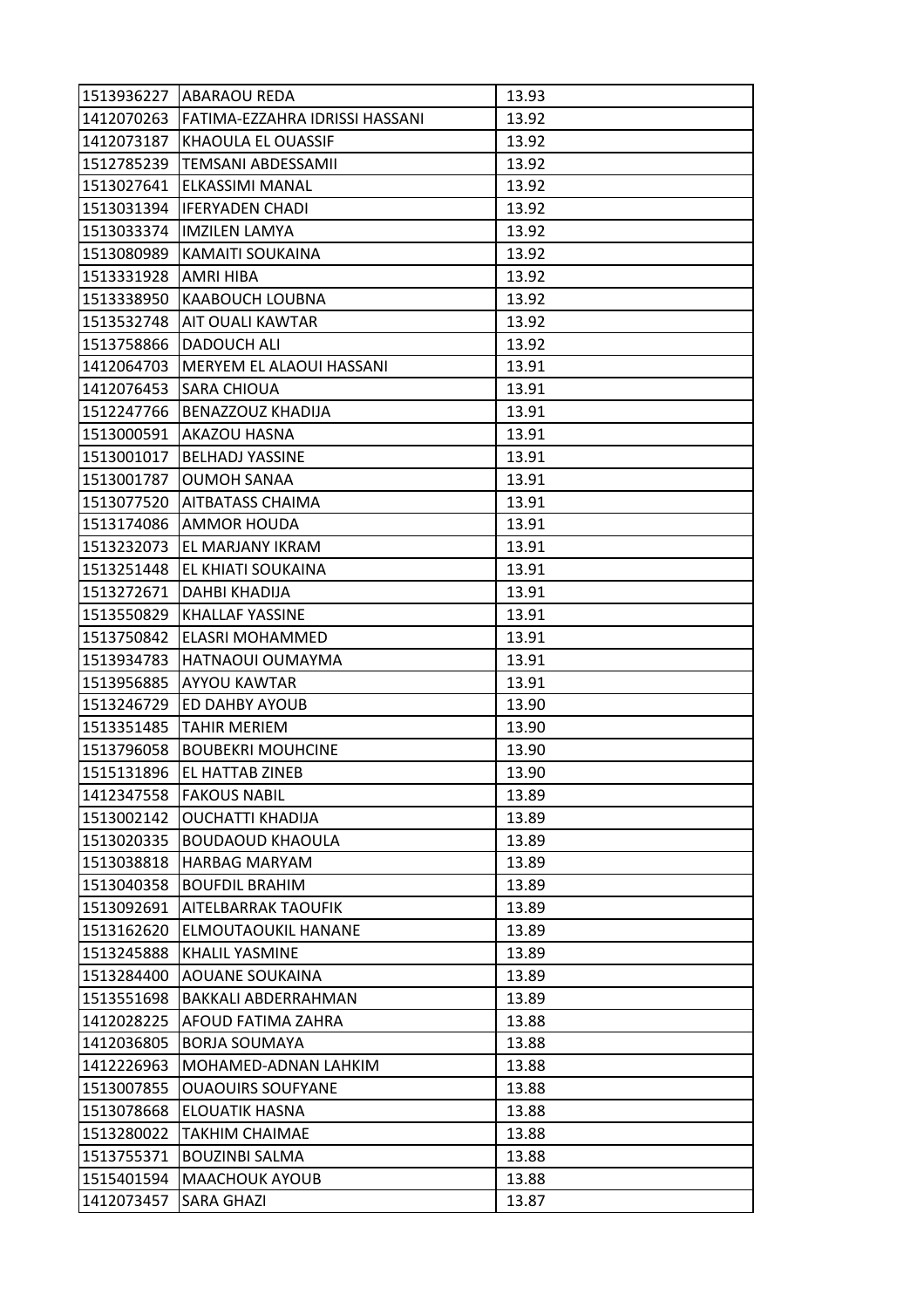| 1513936227 | ABARAOU REDA | 13.93 |
|---|---|---|
| 1412070263 | FATIMA-EZZAHRA IDRISSI HASSANI | 13.92 |
| 1412073187 | KHAOULA EL OUASSIF | 13.92 |
| 1512785239 | TEMSANI ABDESSAMII | 13.92 |
| 1513027641 | ELKASSIMI MANAL | 13.92 |
| 1513031394 | IFERYADEN CHADI | 13.92 |
| 1513033374 | IMZILEN LAMYA | 13.92 |
| 1513080989 | KAMAITI SOUKAINA | 13.92 |
| 1513331928 | AMRI HIBA | 13.92 |
| 1513338950 | KAABOUCH LOUBNA | 13.92 |
| 1513532748 | AIT OUALI KAWTAR | 13.92 |
| 1513758866 | DADOUCH ALI | 13.92 |
| 1412064703 | MERYEM EL ALAOUI HASSANI | 13.91 |
| 1412076453 | SARA CHIOUA | 13.91 |
| 1512247766 | BENAZZOUZ KHADIJA | 13.91 |
| 1513000591 | AKAZOU HASNA | 13.91 |
| 1513001017 | BELHADJ YASSINE | 13.91 |
| 1513001787 | OUMOH SANAA | 13.91 |
| 1513077520 | AITBATASS CHAIMA | 13.91 |
| 1513174086 | AMMOR HOUDA | 13.91 |
| 1513232073 | EL MARJANY IKRAM | 13.91 |
| 1513251448 | EL KHIATI SOUKAINA | 13.91 |
| 1513272671 | DAHBI KHADIJA | 13.91 |
| 1513550829 | KHALLAF YASSINE | 13.91 |
| 1513750842 | ELASRI MOHAMMED | 13.91 |
| 1513934783 | HATNAOUI OUMAYMA | 13.91 |
| 1513956885 | AYYOU KAWTAR | 13.91 |
| 1513246729 | ED DAHBY AYOUB | 13.90 |
| 1513351485 | TAHIR MERIEM | 13.90 |
| 1513796058 | BOUBEKRI MOUHCINE | 13.90 |
| 1515131896 | EL HATTAB ZINEB | 13.90 |
| 1412347558 | FAKOUS NABIL | 13.89 |
| 1513002142 | OUCHATTI KHADIJA | 13.89 |
| 1513020335 | BOUDAOUD KHAOULA | 13.89 |
| 1513038818 | HARBAG MARYAM | 13.89 |
| 1513040358 | BOUFDIL BRAHIM | 13.89 |
| 1513092691 | AITELBARRAK TAOUFIK | 13.89 |
| 1513162620 | ELMOUTAOUKIL HANANE | 13.89 |
| 1513245888 | KHALIL YASMINE | 13.89 |
| 1513284400 | AOUANE SOUKAINA | 13.89 |
| 1513551698 | BAKKALI ABDERRAHMAN | 13.89 |
| 1412028225 | AFOUD FATIMA ZAHRA | 13.88 |
| 1412036805 | BORJA SOUMAYA | 13.88 |
| 1412226963 | MOHAMED-ADNAN LAHKIM | 13.88 |
| 1513007855 | OUAOUIRS SOUFYANE | 13.88 |
| 1513078668 | ELOUATIK HASNA | 13.88 |
| 1513280022 | TAKHIM CHAIMAE | 13.88 |
| 1513755371 | BOUZINBI SALMA | 13.88 |
| 1515401594 | MAACHOUK AYOUB | 13.88 |
| 1412073457 | SARA GHAZI | 13.87 |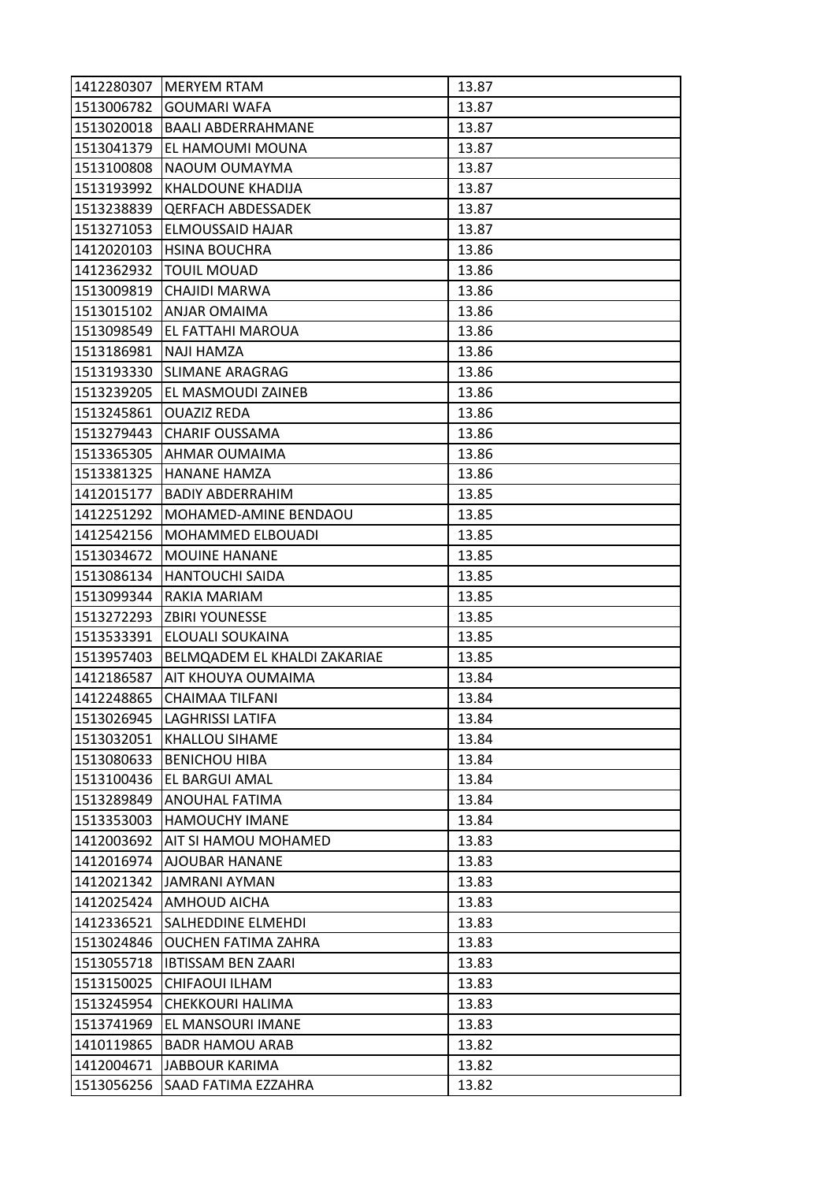| | | |
|---|---|---|
| 1412280307 | MERYEM RTAM | 13.87 |
| 1513006782 | GOUMARI WAFA | 13.87 |
| 1513020018 | BAALI ABDERRAHMANE | 13.87 |
| 1513041379 | EL HAMOUMI MOUNA | 13.87 |
| 1513100808 | NAOUM OUMAYMA | 13.87 |
| 1513193992 | KHALDOUNE KHADIJA | 13.87 |
| 1513238839 | QERFACH ABDESSADEK | 13.87 |
| 1513271053 | ELMOUSSAID HAJAR | 13.87 |
| 1412020103 | HSINA BOUCHRA | 13.86 |
| 1412362932 | TOUIL MOUAD | 13.86 |
| 1513009819 | CHAJIDI MARWA | 13.86 |
| 1513015102 | ANJAR OMAIMA | 13.86 |
| 1513098549 | EL FATTAHI MAROUA | 13.86 |
| 1513186981 | NAJI HAMZA | 13.86 |
| 1513193330 | SLIMANE ARAGRAG | 13.86 |
| 1513239205 | EL MASMOUDI ZAINEB | 13.86 |
| 1513245861 | OUAZIZ REDA | 13.86 |
| 1513279443 | CHARIF OUSSAMA | 13.86 |
| 1513365305 | AHMAR OUMAIMA | 13.86 |
| 1513381325 | HANANE HAMZA | 13.86 |
| 1412015177 | BADIY ABDERRAHIM | 13.85 |
| 1412251292 | MOHAMED-AMINE BENDAOU | 13.85 |
| 1412542156 | MOHAMMED ELBOUADI | 13.85 |
| 1513034672 | MOUINE HANANE | 13.85 |
| 1513086134 | HANTOUCHI SAIDA | 13.85 |
| 1513099344 | RAKIA MARIAM | 13.85 |
| 1513272293 | ZBIRI YOUNESSE | 13.85 |
| 1513533391 | ELOUALI SOUKAINA | 13.85 |
| 1513957403 | BELMQADEM EL KHALDI ZAKARIAE | 13.85 |
| 1412186587 | AIT KHOUYA OUMAIMA | 13.84 |
| 1412248865 | CHAIMAA TILFANI | 13.84 |
| 1513026945 | LAGHRISSI LATIFA | 13.84 |
| 1513032051 | KHALLOU SIHAME | 13.84 |
| 1513080633 | BENICHOU HIBA | 13.84 |
| 1513100436 | EL BARGUI AMAL | 13.84 |
| 1513289849 | ANOUHAL FATIMA | 13.84 |
| 1513353003 | HAMOUCHY IMANE | 13.84 |
| 1412003692 | AIT SI HAMOU MOHAMED | 13.83 |
| 1412016974 | AJOUBAR HANANE | 13.83 |
| 1412021342 | JAMRANI AYMAN | 13.83 |
| 1412025424 | AMHOUD AICHA | 13.83 |
| 1412336521 | SALHEDDINE ELMEHDI | 13.83 |
| 1513024846 | OUCHEN FATIMA ZAHRA | 13.83 |
| 1513055718 | IBTISSAM BEN ZAARI | 13.83 |
| 1513150025 | CHIFAOUI ILHAM | 13.83 |
| 1513245954 | CHEKKOURI HALIMA | 13.83 |
| 1513741969 | EL MANSOURI IMANE | 13.83 |
| 1410119865 | BADR HAMOU ARAB | 13.82 |
| 1412004671 | JABBOUR KARIMA | 13.82 |
| 1513056256 | SAAD FATIMA EZZAHRA | 13.82 |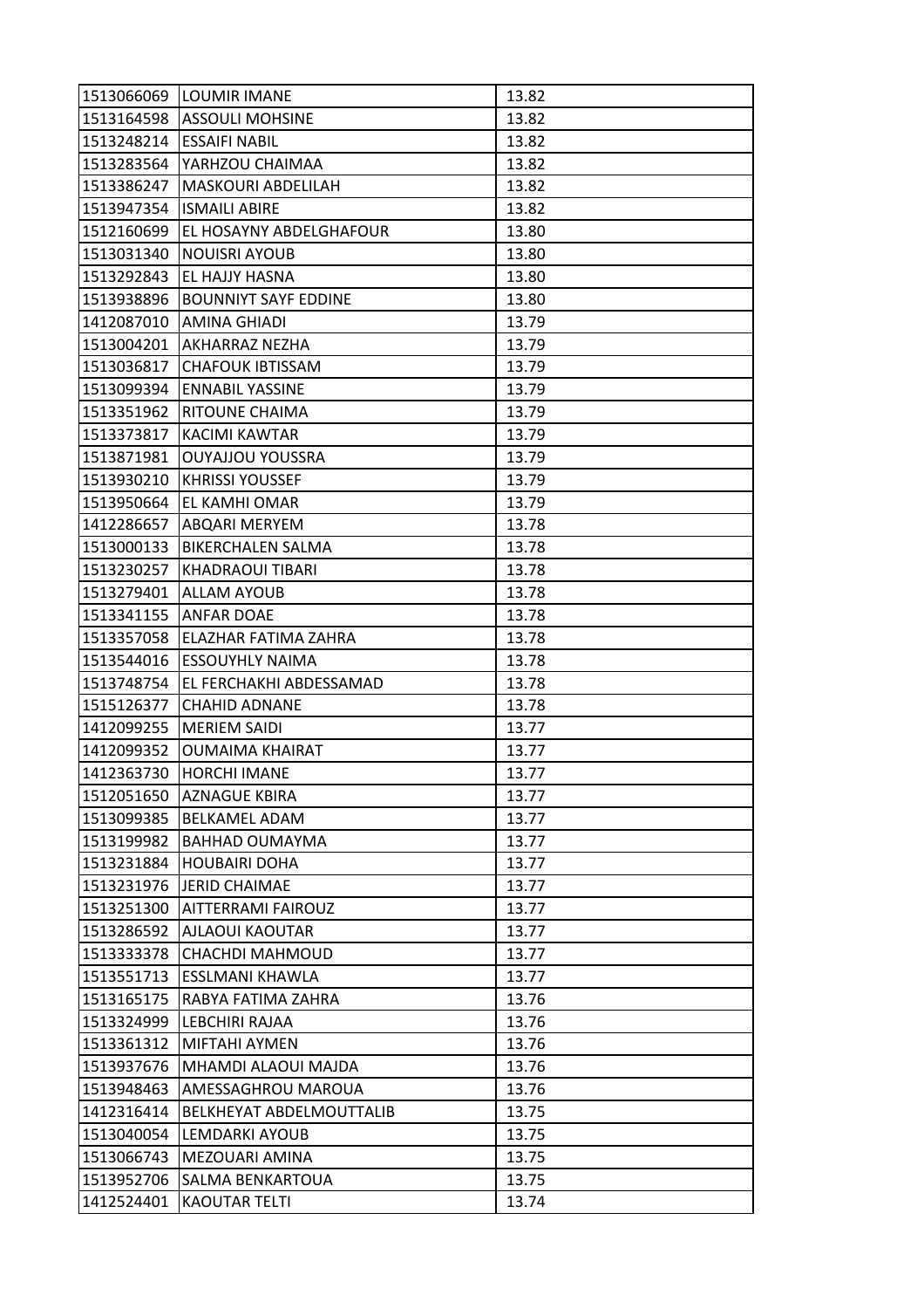| 1513066069 | LOUMIR IMANE | 13.82 |
|---|---|---|
| 1513164598 | ASSOULI MOHSINE | 13.82 |
| 1513248214 | ESSAIFI NABIL | 13.82 |
| 1513283564 | YARHZOU CHAIMAA | 13.82 |
| 1513386247 | MASKOURI ABDELILAH | 13.82 |
| 1513947354 | ISMAILI ABIRE | 13.82 |
| 1512160699 | EL HOSAYNY ABDELGHAFOUR | 13.80 |
| 1513031340 | NOUISRI AYOUB | 13.80 |
| 1513292843 | EL HAJJY HASNA | 13.80 |
| 1513938896 | BOUNNIYT SAYF EDDINE | 13.80 |
| 1412087010 | AMINA GHIADI | 13.79 |
| 1513004201 | AKHARRAZ NEZHA | 13.79 |
| 1513036817 | CHAFOUK IBTISSAM | 13.79 |
| 1513099394 | ENNABIL YASSINE | 13.79 |
| 1513351962 | RITOUNE CHAIMA | 13.79 |
| 1513373817 | KACIMI KAWTAR | 13.79 |
| 1513871981 | OUYAJJOU YOUSSRA | 13.79 |
| 1513930210 | KHRISSI YOUSSEF | 13.79 |
| 1513950664 | EL KAMHI OMAR | 13.79 |
| 1412286657 | ABQARI MERYEM | 13.78 |
| 1513000133 | BIKERCHALEN SALMA | 13.78 |
| 1513230257 | KHADRAOUI TIBARI | 13.78 |
| 1513279401 | ALLAM AYOUB | 13.78 |
| 1513341155 | ANFAR DOAE | 13.78 |
| 1513357058 | ELAZHAR FATIMA ZAHRA | 13.78 |
| 1513544016 | ESSOUYHLY NAIMA | 13.78 |
| 1513748754 | EL FERCHAKHI ABDESSAMAD | 13.78 |
| 1515126377 | CHAHID ADNANE | 13.78 |
| 1412099255 | MERIEM SAIDI | 13.77 |
| 1412099352 | OUMAIMA KHAIRAT | 13.77 |
| 1412363730 | HORCHI IMANE | 13.77 |
| 1512051650 | AZNAGUE KBIRA | 13.77 |
| 1513099385 | BELKAMEL ADAM | 13.77 |
| 1513199982 | BAHHAD OUMAYMA | 13.77 |
| 1513231884 | HOUBAIRI DOHA | 13.77 |
| 1513231976 | JERID CHAIMAE | 13.77 |
| 1513251300 | AITTERRAMI FAIROUZ | 13.77 |
| 1513286592 | AJLAOUI KAOUTAR | 13.77 |
| 1513333378 | CHACHDI MAHMOUD | 13.77 |
| 1513551713 | ESSLMANI KHAWLA | 13.77 |
| 1513165175 | RABYA FATIMA ZAHRA | 13.76 |
| 1513324999 | LEBCHIRI RAJAA | 13.76 |
| 1513361312 | MIFTAHI AYMEN | 13.76 |
| 1513937676 | MHAMDI ALAOUI MAJDA | 13.76 |
| 1513948463 | AMESSAGHROU MAROUA | 13.76 |
| 1412316414 | BELKHEYAT ABDELMOUTTALIB | 13.75 |
| 1513040054 | LEMDARKI AYOUB | 13.75 |
| 1513066743 | MEZOUARI AMINA | 13.75 |
| 1513952706 | SALMA BENKARTOUA | 13.75 |
| 1412524401 | KAOUTAR TELTI | 13.74 |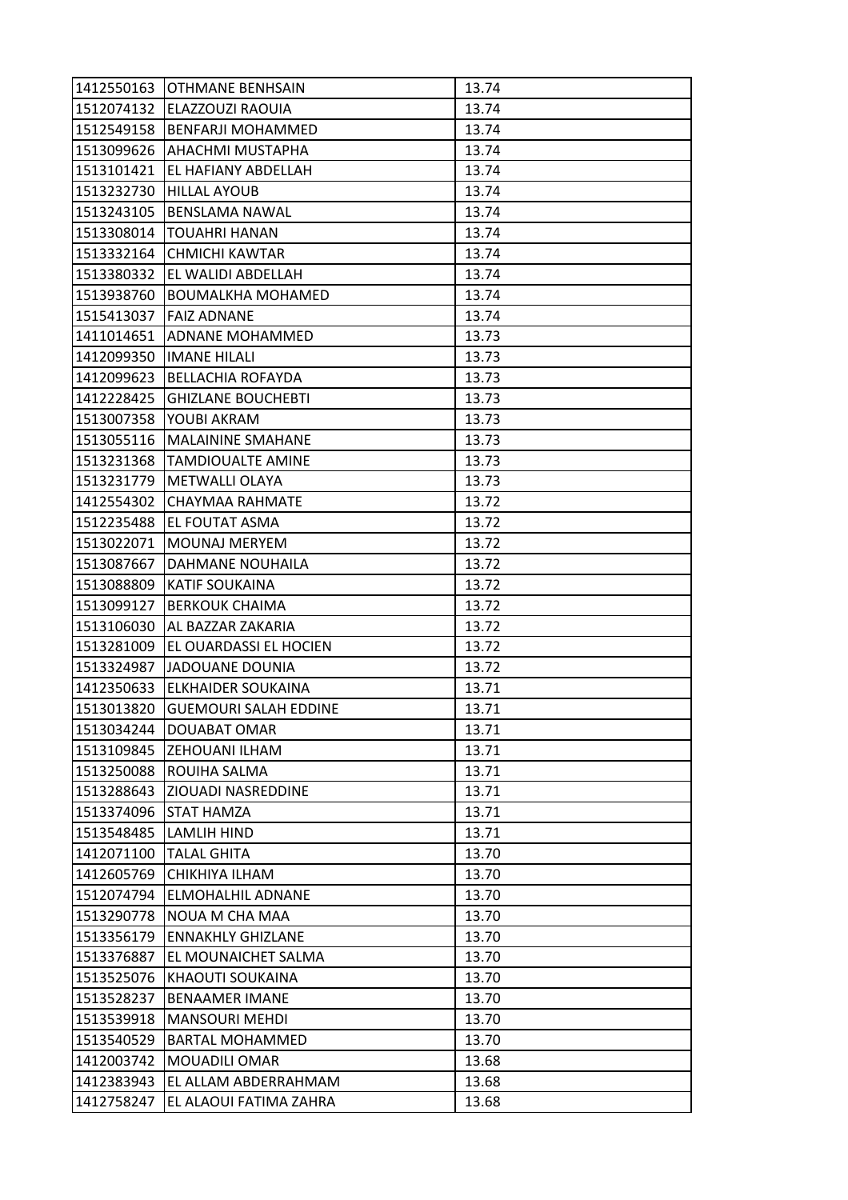| | | |
|---|---|---|
| 1412550163 | OTHMANE BENHSAIN | 13.74 |
| 1512074132 | ELAZZOUZI RAOUIA | 13.74 |
| 1512549158 | BENFARJI MOHAMMED | 13.74 |
| 1513099626 | AHACHMI MUSTAPHA | 13.74 |
| 1513101421 | EL HAFIANY ABDELLAH | 13.74 |
| 1513232730 | HILLAL AYOUB | 13.74 |
| 1513243105 | BENSLAMA NAWAL | 13.74 |
| 1513308014 | TOUAHRI HANAN | 13.74 |
| 1513332164 | CHMICHI KAWTAR | 13.74 |
| 1513380332 | EL WALIDI ABDELLAH | 13.74 |
| 1513938760 | BOUMALKHA MOHAMED | 13.74 |
| 1515413037 | FAIZ ADNANE | 13.74 |
| 1411014651 | ADNANE MOHAMMED | 13.73 |
| 1412099350 | IMANE HILALI | 13.73 |
| 1412099623 | BELLACHIA ROFAYDA | 13.73 |
| 1412228425 | GHIZLANE BOUCHEBTI | 13.73 |
| 1513007358 | YOUBI AKRAM | 13.73 |
| 1513055116 | MALAININE SMAHANE | 13.73 |
| 1513231368 | TAMDIOUALTE AMINE | 13.73 |
| 1513231779 | METWALLI OLAYA | 13.73 |
| 1412554302 | CHAYMAA RAHMATE | 13.72 |
| 1512235488 | EL FOUTAT ASMA | 13.72 |
| 1513022071 | MOUNAJ MERYEM | 13.72 |
| 1513087667 | DAHMANE NOUHAILA | 13.72 |
| 1513088809 | KATIF SOUKAINA | 13.72 |
| 1513099127 | BERKOUK CHAIMA | 13.72 |
| 1513106030 | AL BAZZAR ZAKARIA | 13.72 |
| 1513281009 | EL OUARDASSI EL HOCIEN | 13.72 |
| 1513324987 | JADOUANE DOUNIA | 13.72 |
| 1412350633 | ELKHAIDER SOUKAINA | 13.71 |
| 1513013820 | GUEMOURI SALAH EDDINE | 13.71 |
| 1513034244 | DOUABAT OMAR | 13.71 |
| 1513109845 | ZEHOUANI ILHAM | 13.71 |
| 1513250088 | ROUIHA SALMA | 13.71 |
| 1513288643 | ZIOUADI NASREDDINE | 13.71 |
| 1513374096 | STAT HAMZA | 13.71 |
| 1513548485 | LAMLIH HIND | 13.71 |
| 1412071100 | TALAL GHITA | 13.70 |
| 1412605769 | CHIKHIYA ILHAM | 13.70 |
| 1512074794 | ELMOHALHIL ADNANE | 13.70 |
| 1513290778 | NOUA M CHA MAA | 13.70 |
| 1513356179 | ENNAKHLY GHIZLANE | 13.70 |
| 1513376887 | EL MOUNAICHET SALMA | 13.70 |
| 1513525076 | KHAOUTI SOUKAINA | 13.70 |
| 1513528237 | BENAAMER IMANE | 13.70 |
| 1513539918 | MANSOURI MEHDI | 13.70 |
| 1513540529 | BARTAL MOHAMMED | 13.70 |
| 1412003742 | MOUADILI OMAR | 13.68 |
| 1412383943 | EL ALLAM ABDERRAHMAM | 13.68 |
| 1412758247 | EL ALAOUI FATIMA ZAHRA | 13.68 |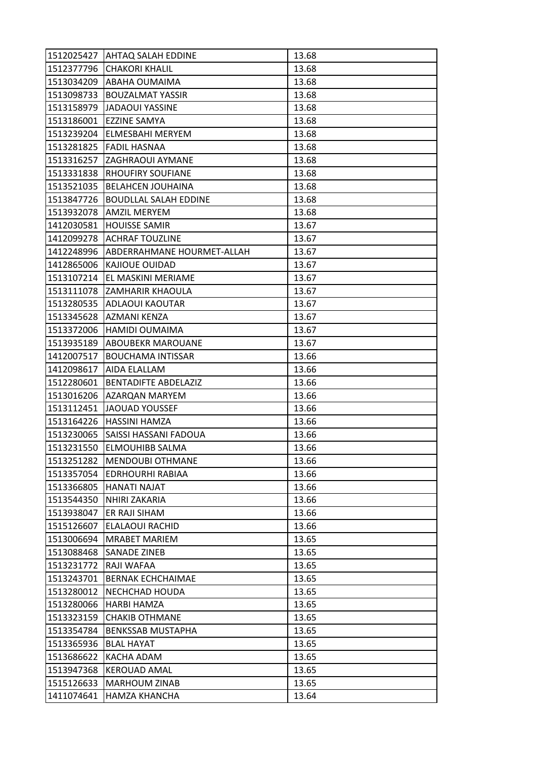| 1512025427 | AHTAQ SALAH EDDINE | 13.68 |
|---|---|---|
| 1512377796 | CHAKORI KHALIL | 13.68 |
| 1513034209 | ABAHA OUMAIMA | 13.68 |
| 1513098733 | BOUZALMAT YASSIR | 13.68 |
| 1513158979 | JADAOUI YASSINE | 13.68 |
| 1513186001 | EZZINE SAMYA | 13.68 |
| 1513239204 | ELMESBAHI MERYEM | 13.68 |
| 1513281825 | FADIL HASNAA | 13.68 |
| 1513316257 | ZAGHRAOUI AYMANE | 13.68 |
| 1513331838 | RHOUFIRY SOUFIANE | 13.68 |
| 1513521035 | BELAHCEN JOUHAINA | 13.68 |
| 1513847726 | BOUDLLAL SALAH EDDINE | 13.68 |
| 1513932078 | AMZIL MERYEM | 13.68 |
| 1412030581 | HOUISSE SAMIR | 13.67 |
| 1412099278 | ACHRAF TOUZLINE | 13.67 |
| 1412248996 | ABDERRAHMANE HOURMET-ALLAH | 13.67 |
| 1412865006 | KAJIOUE OUIDAD | 13.67 |
| 1513107214 | EL MASKINI MERIAME | 13.67 |
| 1513111078 | ZAMHARIR KHAOULA | 13.67 |
| 1513280535 | ADLAOUI KAOUTAR | 13.67 |
| 1513345628 | AZMANI KENZA | 13.67 |
| 1513372006 | HAMIDI OUMAIMA | 13.67 |
| 1513935189 | ABOUBEKR MAROUANE | 13.67 |
| 1412007517 | BOUCHAMA INTISSAR | 13.66 |
| 1412098617 | AIDA ELALLAM | 13.66 |
| 1512280601 | BENTADIFTE ABDELAZIZ | 13.66 |
| 1513016206 | AZARQAN MARYEM | 13.66 |
| 1513112451 | JAOUAD YOUSSEF | 13.66 |
| 1513164226 | HASSINI HAMZA | 13.66 |
| 1513230065 | SAISSI HASSANI FADOUA | 13.66 |
| 1513231550 | ELMOUHIBB SALMA | 13.66 |
| 1513251282 | MENDOUBI OTHMANE | 13.66 |
| 1513357054 | EDRHOURHI RABIAA | 13.66 |
| 1513366805 | HANATI NAJAT | 13.66 |
| 1513544350 | NHIRI ZAKARIA | 13.66 |
| 1513938047 | ER RAJI SIHAM | 13.66 |
| 1515126607 | ELALAOUI RACHID | 13.66 |
| 1513006694 | MRABET MARIEM | 13.65 |
| 1513088468 | SANADE ZINEB | 13.65 |
| 1513231772 | RAJI WAFAA | 13.65 |
| 1513243701 | BERNAK ECHCHAIMAE | 13.65 |
| 1513280012 | NECHCHAD HOUDA | 13.65 |
| 1513280066 | HARBI HAMZA | 13.65 |
| 1513323159 | CHAKIB OTHMANE | 13.65 |
| 1513354784 | BENKSSAB MUSTAPHA | 13.65 |
| 1513365936 | BLAL HAYAT | 13.65 |
| 1513686622 | KACHA ADAM | 13.65 |
| 1513947368 | KEROUAD AMAL | 13.65 |
| 1515126633 | MARHOUM ZINAB | 13.65 |
| 1411074641 | HAMZA KHANCHA | 13.64 |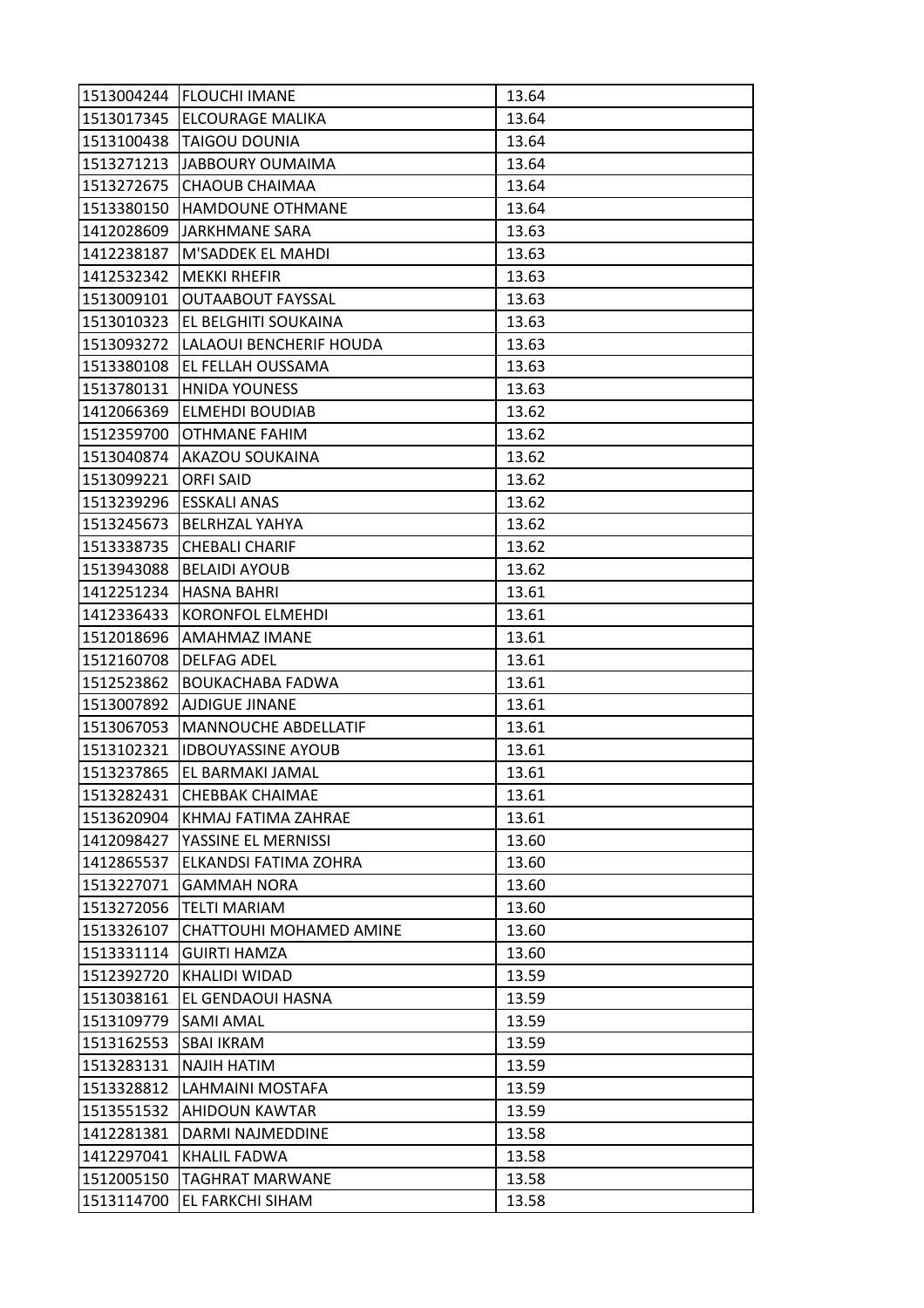| 1513004244 | FLOUCHI IMANE | 13.64 |
|---|---|---|
| 1513017345 | ELCOURAGE MALIKA | 13.64 |
| 1513100438 | TAIGOU DOUNIA | 13.64 |
| 1513271213 | JABBOURY OUMAIMA | 13.64 |
| 1513272675 | CHAOUB CHAIMAA | 13.64 |
| 1513380150 | HAMDOUNE OTHMANE | 13.64 |
| 1412028609 | JARKHMANE SARA | 13.63 |
| 1412238187 | M'SADDEK EL MAHDI | 13.63 |
| 1412532342 | MEKKI RHEFIR | 13.63 |
| 1513009101 | OUTAABOUT FAYSSAL | 13.63 |
| 1513010323 | EL BELGHITI SOUKAINA | 13.63 |
| 1513093272 | LALAOUI BENCHERIF HOUDA | 13.63 |
| 1513380108 | EL FELLAH OUSSAMA | 13.63 |
| 1513780131 | HNIDA YOUNESS | 13.63 |
| 1412066369 | ELMEHDI BOUDIAB | 13.62 |
| 1512359700 | OTHMANE FAHIM | 13.62 |
| 1513040874 | AKAZOU SOUKAINA | 13.62 |
| 1513099221 | ORFI SAID | 13.62 |
| 1513239296 | ESSKALI ANAS | 13.62 |
| 1513245673 | BELRHZAL YAHYA | 13.62 |
| 1513338735 | CHEBALI CHARIF | 13.62 |
| 1513943088 | BELAIDI AYOUB | 13.62 |
| 1412251234 | HASNA BAHRI | 13.61 |
| 1412336433 | KORONFOL ELMEHDI | 13.61 |
| 1512018696 | AMAHMAZ IMANE | 13.61 |
| 1512160708 | DELFAG ADEL | 13.61 |
| 1512523862 | BOUKACHABA FADWA | 13.61 |
| 1513007892 | AJDIGUE JINANE | 13.61 |
| 1513067053 | MANNOUCHE ABDELLATIF | 13.61 |
| 1513102321 | IDBOUYASSINE AYOUB | 13.61 |
| 1513237865 | EL BARMAKI JAMAL | 13.61 |
| 1513282431 | CHEBBAK CHAIMAE | 13.61 |
| 1513620904 | KHMAJ FATIMA ZAHRAE | 13.61 |
| 1412098427 | YASSINE EL MERNISSI | 13.60 |
| 1412865537 | ELKANDSI FATIMA ZOHRA | 13.60 |
| 1513227071 | GAMMAH NORA | 13.60 |
| 1513272056 | TELTI MARIAM | 13.60 |
| 1513326107 | CHATTOUHI MOHAMED AMINE | 13.60 |
| 1513331114 | GUIRTI HAMZA | 13.60 |
| 1512392720 | KHALIDI WIDAD | 13.59 |
| 1513038161 | EL GENDAOUI HASNA | 13.59 |
| 1513109779 | SAMI AMAL | 13.59 |
| 1513162553 | SBAI IKRAM | 13.59 |
| 1513283131 | NAJIH HATIM | 13.59 |
| 1513328812 | LAHMAINI MOSTAFA | 13.59 |
| 1513551532 | AHIDOUN KAWTAR | 13.59 |
| 1412281381 | DARMI NAJMEDDINE | 13.58 |
| 1412297041 | KHALIL FADWA | 13.58 |
| 1512005150 | TAGHRAT MARWANE | 13.58 |
| 1513114700 | EL FARKCHI SIHAM | 13.58 |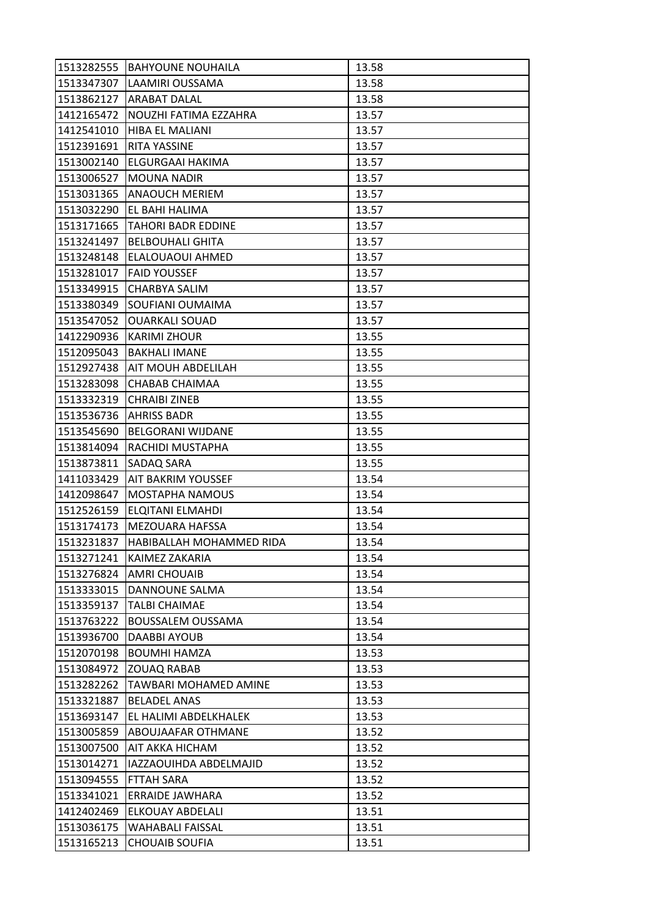| 1513282555 | BAHYOUNE NOUHAILA | 13.58 |
|---|---|---|
| 1513347307 | LAAMIRI OUSSAMA | 13.58 |
| 1513862127 | ARABAT DALAL | 13.58 |
| 1412165472 | NOUZHI FATIMA EZZAHRA | 13.57 |
| 1412541010 | HIBA EL MALIANI | 13.57 |
| 1512391691 | RITA YASSINE | 13.57 |
| 1513002140 | ELGURGAAI HAKIMA | 13.57 |
| 1513006527 | MOUNA NADIR | 13.57 |
| 1513031365 | ANAOUCH MERIEM | 13.57 |
| 1513032290 | EL BAHI HALIMA | 13.57 |
| 1513171665 | TAHORI BADR EDDINE | 13.57 |
| 1513241497 | BELBOUHALI GHITA | 13.57 |
| 1513248148 | ELALOUAOUI AHMED | 13.57 |
| 1513281017 | FAID YOUSSEF | 13.57 |
| 1513349915 | CHARBYA SALIM | 13.57 |
| 1513380349 | SOUFIANI OUMAIMA | 13.57 |
| 1513547052 | OUARKALI SOUAD | 13.57 |
| 1412290936 | KARIMI ZHOUR | 13.55 |
| 1512095043 | BAKHALI IMANE | 13.55 |
| 1512927438 | AIT MOUH ABDELILAH | 13.55 |
| 1513283098 | CHABAB CHAIMAA | 13.55 |
| 1513332319 | CHRAIBI ZINEB | 13.55 |
| 1513536736 | AHRISS BADR | 13.55 |
| 1513545690 | BELGORANI WIJDANE | 13.55 |
| 1513814094 | RACHIDI MUSTAPHA | 13.55 |
| 1513873811 | SADAQ SARA | 13.55 |
| 1411033429 | AIT BAKRIM YOUSSEF | 13.54 |
| 1412098647 | MOSTAPHA NAMOUS | 13.54 |
| 1512526159 | ELQITANI ELMAHDI | 13.54 |
| 1513174173 | MEZOUARA HAFSSA | 13.54 |
| 1513231837 | HABIBALLAH MOHAMMED RIDA | 13.54 |
| 1513271241 | KAIMEZ ZAKARIA | 13.54 |
| 1513276824 | AMRI CHOUAIB | 13.54 |
| 1513333015 | DANNOUNE SALMA | 13.54 |
| 1513359137 | TALBI CHAIMAE | 13.54 |
| 1513763222 | BOUSSALEM OUSSAMA | 13.54 |
| 1513936700 | DAABBI AYOUB | 13.54 |
| 1512070198 | BOUMHI HAMZA | 13.53 |
| 1513084972 | ZOUAQ RABAB | 13.53 |
| 1513282262 | TAWBARI MOHAMED AMINE | 13.53 |
| 1513321887 | BELADEL ANAS | 13.53 |
| 1513693147 | EL HALIMI ABDELKHALEK | 13.53 |
| 1513005859 | ABOUJAAFAR OTHMANE | 13.52 |
| 1513007500 | AIT AKKA HICHAM | 13.52 |
| 1513014271 | IAZZAOUIHDA ABDELMAJID | 13.52 |
| 1513094555 | FTTAH SARA | 13.52 |
| 1513341021 | ERRAIDE JAWHARA | 13.52 |
| 1412402469 | ELKOUAY ABDELALI | 13.51 |
| 1513036175 | WAHABALI FAISSAL | 13.51 |
| 1513165213 | CHOUAIB SOUFIA | 13.51 |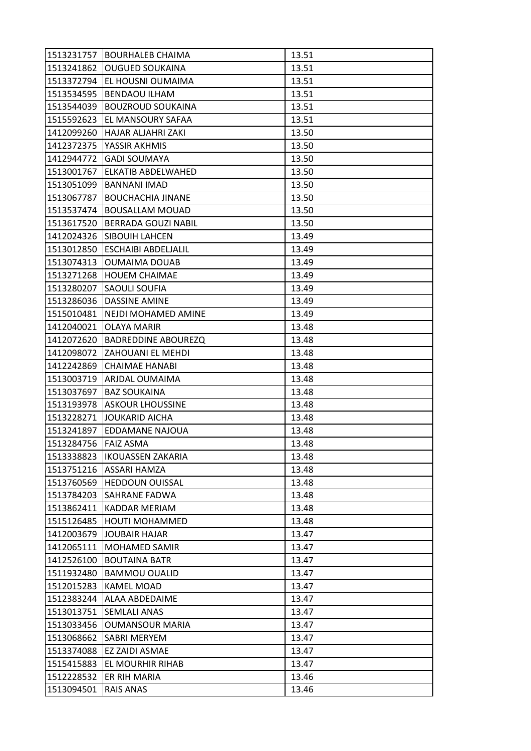| | | |
|---|---|---|
| 1513231757 | BOURHALEB CHAIMA | 13.51 |
| 1513241862 | OUGUED SOUKAINA | 13.51 |
| 1513372794 | EL HOUSNI OUMAIMA | 13.51 |
| 1513534595 | BENDAOU ILHAM | 13.51 |
| 1513544039 | BOUZROUD SOUKAINA | 13.51 |
| 1515592623 | EL MANSOURY SAFAA | 13.51 |
| 1412099260 | HAJAR ALJAHRI ZAKI | 13.50 |
| 1412372375 | YASSIR AKHMIS | 13.50 |
| 1412944772 | GADI SOUMAYA | 13.50 |
| 1513001767 | ELKATIB ABDELWAHED | 13.50 |
| 1513051099 | BANNANI IMAD | 13.50 |
| 1513067787 | BOUCHACHIA JINANE | 13.50 |
| 1513537474 | BOUSALLAM MOUAD | 13.50 |
| 1513617520 | BERRADA GOUZI NABIL | 13.50 |
| 1412024326 | SIBOUIH LAHCEN | 13.49 |
| 1513012850 | ESCHAIBI ABDELJALIL | 13.49 |
| 1513074313 | OUMAIMA DOUAB | 13.49 |
| 1513271268 | HOUEM CHAIMAE | 13.49 |
| 1513280207 | SAOULI SOUFIA | 13.49 |
| 1513286036 | DASSINE AMINE | 13.49 |
| 1515010481 | NEJDI MOHAMED AMINE | 13.49 |
| 1412040021 | OLAYA MARIR | 13.48 |
| 1412072620 | BADREDDINE ABOUREZQ | 13.48 |
| 1412098072 | ZAHOUANI EL MEHDI | 13.48 |
| 1412242869 | CHAIMAE HANABI | 13.48 |
| 1513003719 | ARJDAL OUMAIMA | 13.48 |
| 1513037697 | BAZ SOUKAINA | 13.48 |
| 1513193978 | ASKOUR LHOUSSINE | 13.48 |
| 1513228271 | JOUKARID AICHA | 13.48 |
| 1513241897 | EDDAMANE NAJOUA | 13.48 |
| 1513284756 | FAIZ ASMA | 13.48 |
| 1513338823 | IKOUASSEN ZAKARIA | 13.48 |
| 1513751216 | ASSARI HAMZA | 13.48 |
| 1513760569 | HEDDOUN OUISSAL | 13.48 |
| 1513784203 | SAHRANE FADWA | 13.48 |
| 1513862411 | KADDAR MERIAM | 13.48 |
| 1515126485 | HOUTI MOHAMMED | 13.48 |
| 1412003679 | JOUBAIR HAJAR | 13.47 |
| 1412065111 | MOHAMED SAMIR | 13.47 |
| 1412526100 | BOUTAINA BATR | 13.47 |
| 1511932480 | BAMMOU OUALID | 13.47 |
| 1512015283 | KAMEL MOAD | 13.47 |
| 1512383244 | ALAA ABDEDAIME | 13.47 |
| 1513013751 | SEMLALI ANAS | 13.47 |
| 1513033456 | OUMANSOUR MARIA | 13.47 |
| 1513068662 | SABRI MERYEM | 13.47 |
| 1513374088 | EZ ZAIDI ASMAE | 13.47 |
| 1515415883 | EL MOURHIR RIHAB | 13.47 |
| 1512228532 | ER RIH MARIA | 13.46 |
| 1513094501 | RAIS ANAS | 13.46 |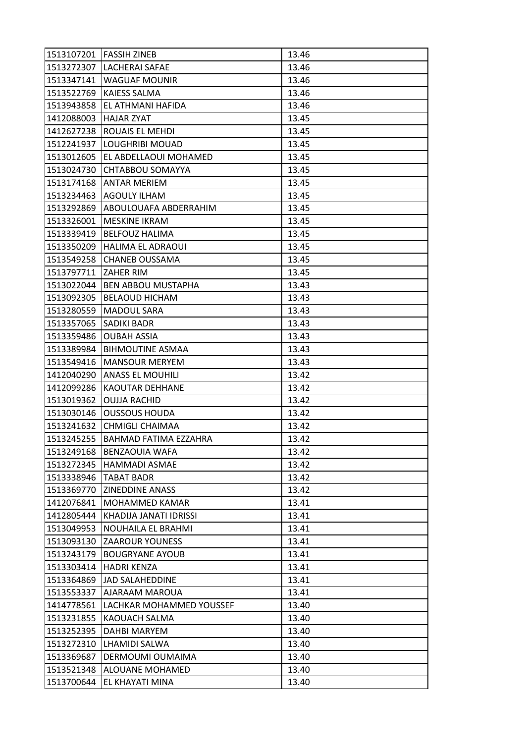| | | |
|---|---|---|
| 1513107201 | FASSIH ZINEB | 13.46 |
| 1513272307 | LACHERAI SAFAE | 13.46 |
| 1513347141 | WAGUAF MOUNIR | 13.46 |
| 1513522769 | KAIESS SALMA | 13.46 |
| 1513943858 | EL ATHMANI HAFIDA | 13.46 |
| 1412088003 | HAJAR ZYAT | 13.45 |
| 1412627238 | ROUAIS EL MEHDI | 13.45 |
| 1512241937 | LOUGHRIBI MOUAD | 13.45 |
| 1513012605 | EL ABDELLAOUI MOHAMED | 13.45 |
| 1513024730 | CHTABBOU SOMAYYA | 13.45 |
| 1513174168 | ANTAR MERIEM | 13.45 |
| 1513234463 | AGOULY ILHAM | 13.45 |
| 1513292869 | ABOULOUAFA ABDERRAHIM | 13.45 |
| 1513326001 | MESKINE IKRAM | 13.45 |
| 1513339419 | BELFOUZ HALIMA | 13.45 |
| 1513350209 | HALIMA EL ADRAOUI | 13.45 |
| 1513549258 | CHANEB OUSSAMA | 13.45 |
| 1513797711 | ZAHER RIM | 13.45 |
| 1513022044 | BEN ABBOU MUSTAPHA | 13.43 |
| 1513092305 | BELAOUD HICHAM | 13.43 |
| 1513280559 | MADOUL SARA | 13.43 |
| 1513357065 | SADIKI BADR | 13.43 |
| 1513359486 | OUBAH ASSIA | 13.43 |
| 1513389984 | BIHMOUTINE ASMAA | 13.43 |
| 1513549416 | MANSOUR MERYEM | 13.43 |
| 1412040290 | ANASS EL MOUHILI | 13.42 |
| 1412099286 | KAOUTAR DEHHANE | 13.42 |
| 1513019362 | OUJJA RACHID | 13.42 |
| 1513030146 | OUSSOUS HOUDA | 13.42 |
| 1513241632 | CHMIGLI CHAIMAA | 13.42 |
| 1513245255 | BAHMAD FATIMA EZZAHRA | 13.42 |
| 1513249168 | BENZAOUIA WAFA | 13.42 |
| 1513272345 | HAMMADI ASMAE | 13.42 |
| 1513338946 | TABAT BADR | 13.42 |
| 1513369770 | ZINEDDINE ANASS | 13.42 |
| 1412076841 | MOHAMMED KAMAR | 13.41 |
| 1412805444 | KHADIJA JANATI IDRISSI | 13.41 |
| 1513049953 | NOUHAILA EL BRAHMI | 13.41 |
| 1513093130 | ZAAROUR YOUNESS | 13.41 |
| 1513243179 | BOUGRYANE AYOUB | 13.41 |
| 1513303414 | HADRI KENZA | 13.41 |
| 1513364869 | JAD SALAHEDDINE | 13.41 |
| 1513553337 | AJARAAM MAROUA | 13.41 |
| 1414778561 | LACHKAR MOHAMMED YOUSSEF | 13.40 |
| 1513231855 | KAOUACH SALMA | 13.40 |
| 1513252395 | DAHBI MARYEM | 13.40 |
| 1513272310 | LHAMIDI SALWA | 13.40 |
| 1513369687 | DERMOUMI OUMAIMA | 13.40 |
| 1513521348 | ALOUANE MOHAMED | 13.40 |
| 1513700644 | EL KHAYATI MINA | 13.40 |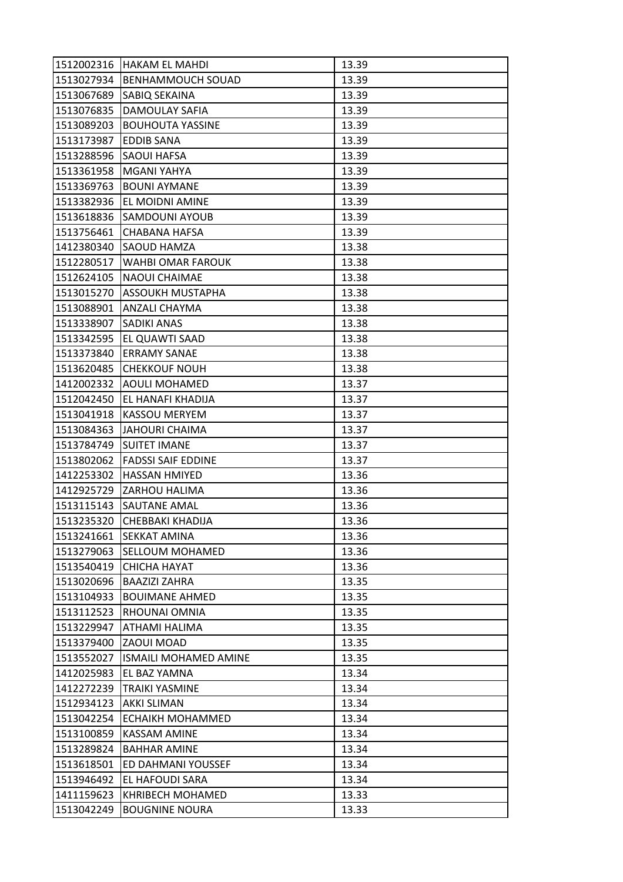| 1512002316 | HAKAM EL MAHDI | 13.39 |
|---|---|---|
| 1513027934 | BENHAMMOUCH SOUAD | 13.39 |
| 1513067689 | SABIQ SEKAINA | 13.39 |
| 1513076835 | DAMOULAY SAFIA | 13.39 |
| 1513089203 | BOUHOUTA YASSINE | 13.39 |
| 1513173987 | EDDIB SANA | 13.39 |
| 1513288596 | SAOUI HAFSA | 13.39 |
| 1513361958 | MGANI YAHYA | 13.39 |
| 1513369763 | BOUNI AYMANE | 13.39 |
| 1513382936 | EL MOIDNI AMINE | 13.39 |
| 1513618836 | SAMDOUNI AYOUB | 13.39 |
| 1513756461 | CHABANA HAFSA | 13.39 |
| 1412380340 | SAOUD HAMZA | 13.38 |
| 1512280517 | WAHBI OMAR FAROUK | 13.38 |
| 1512624105 | NAOUI CHAIMAE | 13.38 |
| 1513015270 | ASSOUKH MUSTAPHA | 13.38 |
| 1513088901 | ANZALI CHAYMA | 13.38 |
| 1513338907 | SADIKI ANAS | 13.38 |
| 1513342595 | EL QUAWTI SAAD | 13.38 |
| 1513373840 | ERRAMY SANAE | 13.38 |
| 1513620485 | CHEKKOUF NOUH | 13.38 |
| 1412002332 | AOULI MOHAMED | 13.37 |
| 1512042450 | EL HANAFI KHADIJA | 13.37 |
| 1513041918 | KASSOU MERYEM | 13.37 |
| 1513084363 | JAHOURI CHAIMA | 13.37 |
| 1513784749 | SUITET IMANE | 13.37 |
| 1513802062 | FADSSI SAIF EDDINE | 13.37 |
| 1412253302 | HASSAN HMIYED | 13.36 |
| 1412925729 | ZARHOU HALIMA | 13.36 |
| 1513115143 | SAUTANE AMAL | 13.36 |
| 1513235320 | CHEBBAKI KHADIJA | 13.36 |
| 1513241661 | SEKKAT AMINA | 13.36 |
| 1513279063 | SELLOUM MOHAMED | 13.36 |
| 1513540419 | CHICHA HAYAT | 13.36 |
| 1513020696 | BAAZIZI ZAHRA | 13.35 |
| 1513104933 | BOUIMANE AHMED | 13.35 |
| 1513112523 | RHOUNAI OMNIA | 13.35 |
| 1513229947 | ATHAMI HALIMA | 13.35 |
| 1513379400 | ZAOUI MOAD | 13.35 |
| 1513552027 | ISMAILI MOHAMED AMINE | 13.35 |
| 1412025983 | EL BAZ YAMNA | 13.34 |
| 1412272239 | TRAIKI YASMINE | 13.34 |
| 1512934123 | AKKI SLIMAN | 13.34 |
| 1513042254 | ECHAIKH MOHAMMED | 13.34 |
| 1513100859 | KASSAM AMINE | 13.34 |
| 1513289824 | BAHHAR AMINE | 13.34 |
| 1513618501 | ED DAHMANI YOUSSEF | 13.34 |
| 1513946492 | EL HAFOUDI SARA | 13.34 |
| 1411159623 | KHRIBECH MOHAMED | 13.33 |
| 1513042249 | BOUGNINE NOURA | 13.33 |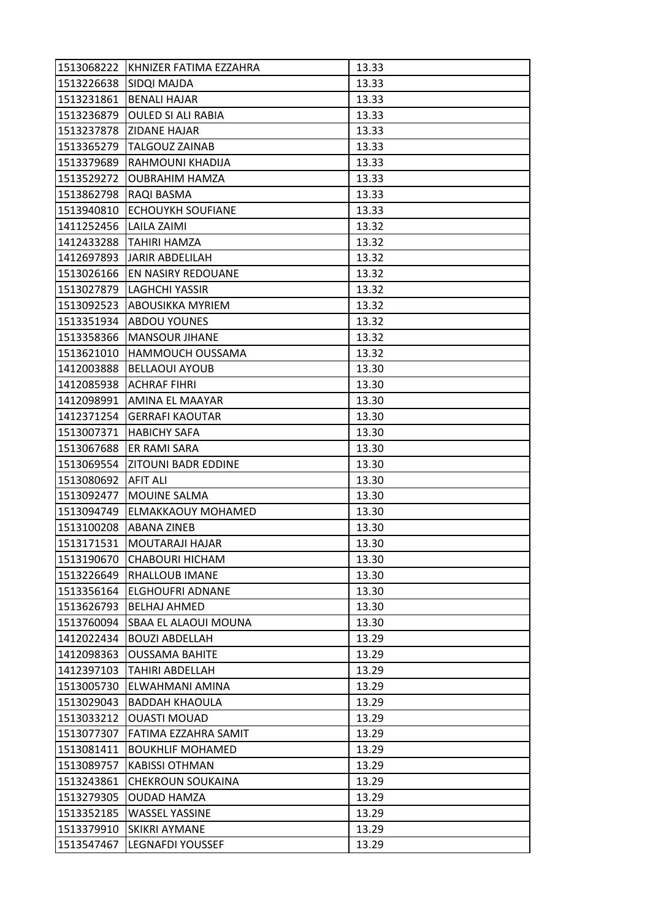| | | |
|---|---|---|
| 1513068222 | KHNIZER FATIMA EZZAHRA | 13.33 |
| 1513226638 | SIDQI MAJDA | 13.33 |
| 1513231861 | BENALI HAJAR | 13.33 |
| 1513236879 | OULED SI ALI RABIA | 13.33 |
| 1513237878 | ZIDANE HAJAR | 13.33 |
| 1513365279 | TALGOUZ ZAINAB | 13.33 |
| 1513379689 | RAHMOUNI KHADIJA | 13.33 |
| 1513529272 | OUBRAHIM HAMZA | 13.33 |
| 1513862798 | RAQI BASMA | 13.33 |
| 1513940810 | ECHOUYKH SOUFIANE | 13.33 |
| 1411252456 | LAILA ZAIMI | 13.32 |
| 1412433288 | TAHIRI HAMZA | 13.32 |
| 1412697893 | JARIR ABDELILAH | 13.32 |
| 1513026166 | EN NASIRY REDOUANE | 13.32 |
| 1513027879 | LAGHCHI YASSIR | 13.32 |
| 1513092523 | ABOUSIKKA MYRIEM | 13.32 |
| 1513351934 | ABDOU YOUNES | 13.32 |
| 1513358366 | MANSOUR JIHANE | 13.32 |
| 1513621010 | HAMMOUCH OUSSAMA | 13.32 |
| 1412003888 | BELLAOUI AYOUB | 13.30 |
| 1412085938 | ACHRAF FIHRI | 13.30 |
| 1412098991 | AMINA EL MAAYAR | 13.30 |
| 1412371254 | GERRAFI KAOUTAR | 13.30 |
| 1513007371 | HABICHY SAFA | 13.30 |
| 1513067688 | ER RAMI SARA | 13.30 |
| 1513069554 | ZITOUNI BADR EDDINE | 13.30 |
| 1513080692 | AFIT ALI | 13.30 |
| 1513092477 | MOUINE SALMA | 13.30 |
| 1513094749 | ELMAKKAOUY MOHAMED | 13.30 |
| 1513100208 | ABANA ZINEB | 13.30 |
| 1513171531 | MOUTARAJI HAJAR | 13.30 |
| 1513190670 | CHABOURI HICHAM | 13.30 |
| 1513226649 | RHALLOUB IMANE | 13.30 |
| 1513356164 | ELGHOUFRI ADNANE | 13.30 |
| 1513626793 | BELHAJ AHMED | 13.30 |
| 1513760094 | SBAA EL ALAOUI MOUNA | 13.30 |
| 1412022434 | BOUZI ABDELLAH | 13.29 |
| 1412098363 | OUSSAMA BAHITE | 13.29 |
| 1412397103 | TAHIRI ABDELLAH | 13.29 |
| 1513005730 | ELWAHMANI AMINA | 13.29 |
| 1513029043 | BADDAH KHAOULA | 13.29 |
| 1513033212 | OUASTI MOUAD | 13.29 |
| 1513077307 | FATIMA EZZAHRA SAMIT | 13.29 |
| 1513081411 | BOUKHLIF MOHAMED | 13.29 |
| 1513089757 | KABISSI OTHMAN | 13.29 |
| 1513243861 | CHEKROUN SOUKAINA | 13.29 |
| 1513279305 | OUDAD HAMZA | 13.29 |
| 1513352185 | WASSEL YASSINE | 13.29 |
| 1513379910 | SKIKRI AYMANE | 13.29 |
| 1513547467 | LEGNAFDI YOUSSEF | 13.29 |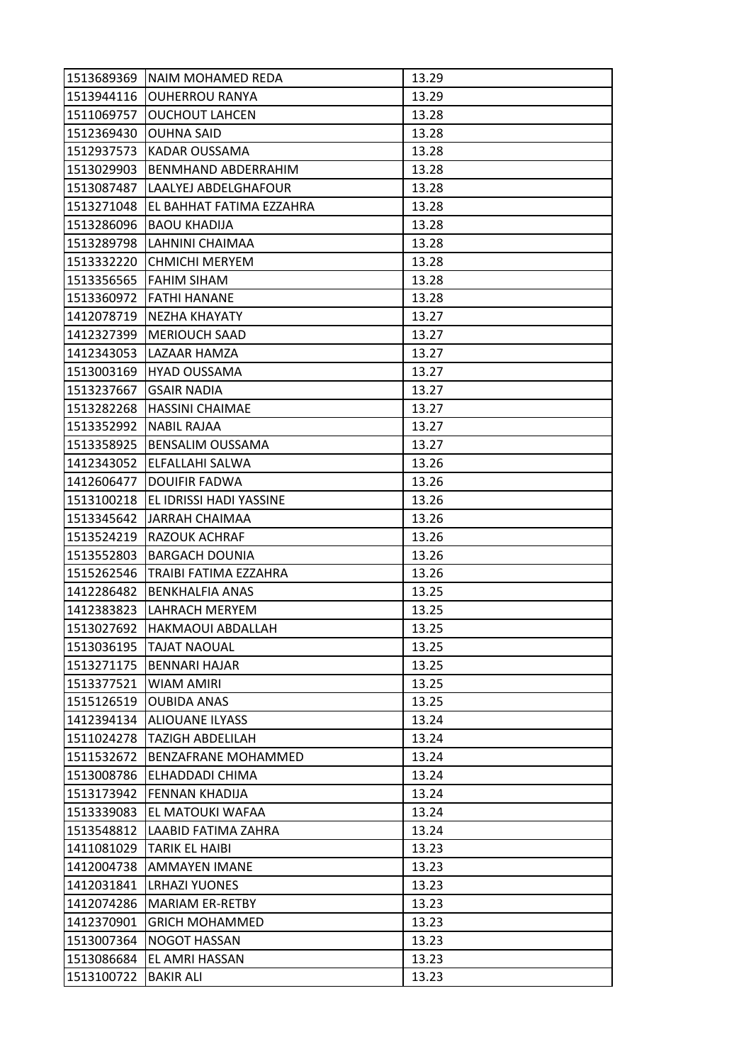| 1513689369 | NAIM MOHAMED REDA | 13.29 |
|---|---|---|
| 1513944116 | OUHERROU RANYA | 13.29 |
| 1511069757 | OUCHOUT LAHCEN | 13.28 |
| 1512369430 | OUHNA SAID | 13.28 |
| 1512937573 | KADAR OUSSAMA | 13.28 |
| 1513029903 | BENMHAND ABDERRAHIM | 13.28 |
| 1513087487 | LAALYEJ ABDELGHAFOUR | 13.28 |
| 1513271048 | EL BAHHAT FATIMA EZZAHRA | 13.28 |
| 1513286096 | BAOU KHADIJA | 13.28 |
| 1513289798 | LAHNINI CHAIMAA | 13.28 |
| 1513332220 | CHMICHI MERYEM | 13.28 |
| 1513356565 | FAHIM SIHAM | 13.28 |
| 1513360972 | FATHI HANANE | 13.28 |
| 1412078719 | NEZHA KHAYATY | 13.27 |
| 1412327399 | MERIOUCH SAAD | 13.27 |
| 1412343053 | LAZAAR HAMZA | 13.27 |
| 1513003169 | HYAD OUSSAMA | 13.27 |
| 1513237667 | GSAIR NADIA | 13.27 |
| 1513282268 | HASSINI CHAIMAE | 13.27 |
| 1513352992 | NABIL RAJAA | 13.27 |
| 1513358925 | BENSALIM OUSSAMA | 13.27 |
| 1412343052 | ELFALLAHI SALWA | 13.26 |
| 1412606477 | DOUIFIR FADWA | 13.26 |
| 1513100218 | EL IDRISSI HADI YASSINE | 13.26 |
| 1513345642 | JARRAH CHAIMAA | 13.26 |
| 1513524219 | RAZOUK ACHRAF | 13.26 |
| 1513552803 | BARGACH DOUNIA | 13.26 |
| 1515262546 | TRAIBI FATIMA EZZAHRA | 13.26 |
| 1412286482 | BENKHALFIA ANAS | 13.25 |
| 1412383823 | LAHRACH MERYEM | 13.25 |
| 1513027692 | HAKMAOUI ABDALLAH | 13.25 |
| 1513036195 | TAJAT NAOUAL | 13.25 |
| 1513271175 | BENNARI HAJAR | 13.25 |
| 1513377521 | WIAM AMIRI | 13.25 |
| 1515126519 | OUBIDA ANAS | 13.25 |
| 1412394134 | ALIOUANE ILYASS | 13.24 |
| 1511024278 | TAZIGH ABDELILAH | 13.24 |
| 1511532672 | BENZAFRANE MOHAMMED | 13.24 |
| 1513008786 | ELHADDADI CHIMA | 13.24 |
| 1513173942 | FENNAN KHADIJA | 13.24 |
| 1513339083 | EL MATOUKI WAFAA | 13.24 |
| 1513548812 | LAABID FATIMA ZAHRA | 13.24 |
| 1411081029 | TARIK EL HAIBI | 13.23 |
| 1412004738 | AMMAYEN IMANE | 13.23 |
| 1412031841 | LRHAZI YUONES | 13.23 |
| 1412074286 | MARIAM ER-RETBY | 13.23 |
| 1412370901 | GRICH MOHAMMED | 13.23 |
| 1513007364 | NOGOT HASSAN | 13.23 |
| 1513086684 | EL AMRI HASSAN | 13.23 |
| 1513100722 | BAKIR ALI | 13.23 |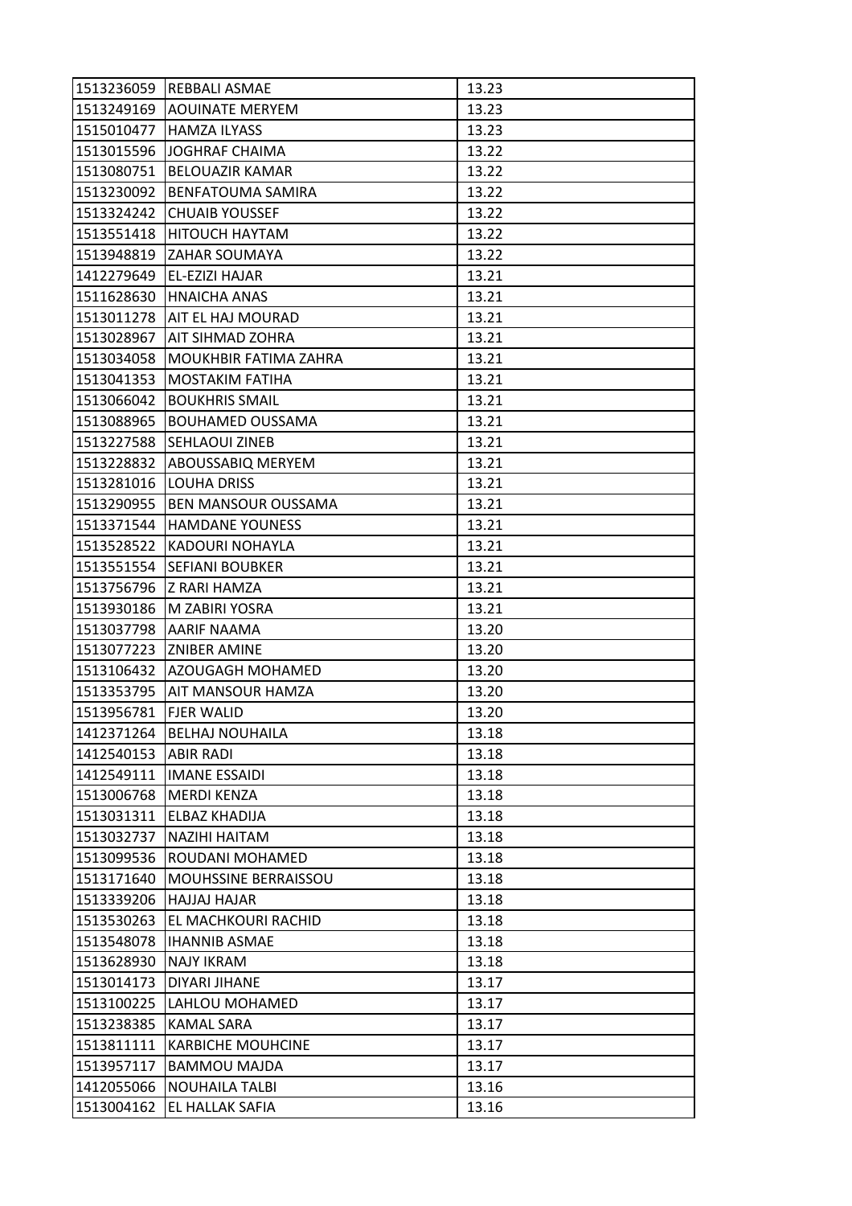| | | |
|---|---|---|
| 1513236059 | REBBALI ASMAE | 13.23 |
| 1513249169 | AOUINATE MERYEM | 13.23 |
| 1515010477 | HAMZA ILYASS | 13.23 |
| 1513015596 | JOGHRAF CHAIMA | 13.22 |
| 1513080751 | BELOUAZIR KAMAR | 13.22 |
| 1513230092 | BENFATOUMA SAMIRA | 13.22 |
| 1513324242 | CHUAIB YOUSSEF | 13.22 |
| 1513551418 | HITOUCH HAYTAM | 13.22 |
| 1513948819 | ZAHAR SOUMAYA | 13.22 |
| 1412279649 | EL-EZIZI HAJAR | 13.21 |
| 1511628630 | HNAICHA ANAS | 13.21 |
| 1513011278 | AIT EL HAJ MOURAD | 13.21 |
| 1513028967 | AIT SIHMAD ZOHRA | 13.21 |
| 1513034058 | MOUKHBIR FATIMA ZAHRA | 13.21 |
| 1513041353 | MOSTAKIM FATIHA | 13.21 |
| 1513066042 | BOUKHRIS SMAIL | 13.21 |
| 1513088965 | BOUHAMED OUSSAMA | 13.21 |
| 1513227588 | SEHLAOUI ZINEB | 13.21 |
| 1513228832 | ABOUSSABIQ MERYEM | 13.21 |
| 1513281016 | LOUHA DRISS | 13.21 |
| 1513290955 | BEN MANSOUR OUSSAMA | 13.21 |
| 1513371544 | HAMDANE YOUNESS | 13.21 |
| 1513528522 | KADOURI NOHAYLA | 13.21 |
| 1513551554 | SEFIANI BOUBKER | 13.21 |
| 1513756796 | Z RARI HAMZA | 13.21 |
| 1513930186 | M ZABIRI YOSRA | 13.21 |
| 1513037798 | AARIF NAAMA | 13.20 |
| 1513077223 | ZNIBER AMINE | 13.20 |
| 1513106432 | AZOUGAGH MOHAMED | 13.20 |
| 1513353795 | AIT MANSOUR HAMZA | 13.20 |
| 1513956781 | FJER WALID | 13.20 |
| 1412371264 | BELHAJ NOUHAILA | 13.18 |
| 1412540153 | ABIR RADI | 13.18 |
| 1412549111 | IMANE ESSAIDI | 13.18 |
| 1513006768 | MERDI KENZA | 13.18 |
| 1513031311 | ELBAZ KHADIJA | 13.18 |
| 1513032737 | NAZIHI HAITAM | 13.18 |
| 1513099536 | ROUDANI MOHAMED | 13.18 |
| 1513171640 | MOUHSSINE BERRAISSOU | 13.18 |
| 1513339206 | HAJJAJ HAJAR | 13.18 |
| 1513530263 | EL MACHKOURI RACHID | 13.18 |
| 1513548078 | IHANNIB ASMAE | 13.18 |
| 1513628930 | NAJY IKRAM | 13.18 |
| 1513014173 | DIYARI JIHANE | 13.17 |
| 1513100225 | LAHLOU MOHAMED | 13.17 |
| 1513238385 | KAMAL SARA | 13.17 |
| 1513811111 | KARBICHE MOUHCINE | 13.17 |
| 1513957117 | BAMMOU MAJDA | 13.17 |
| 1412055066 | NOUHAILA TALBI | 13.16 |
| 1513004162 | EL HALLAK SAFIA | 13.16 |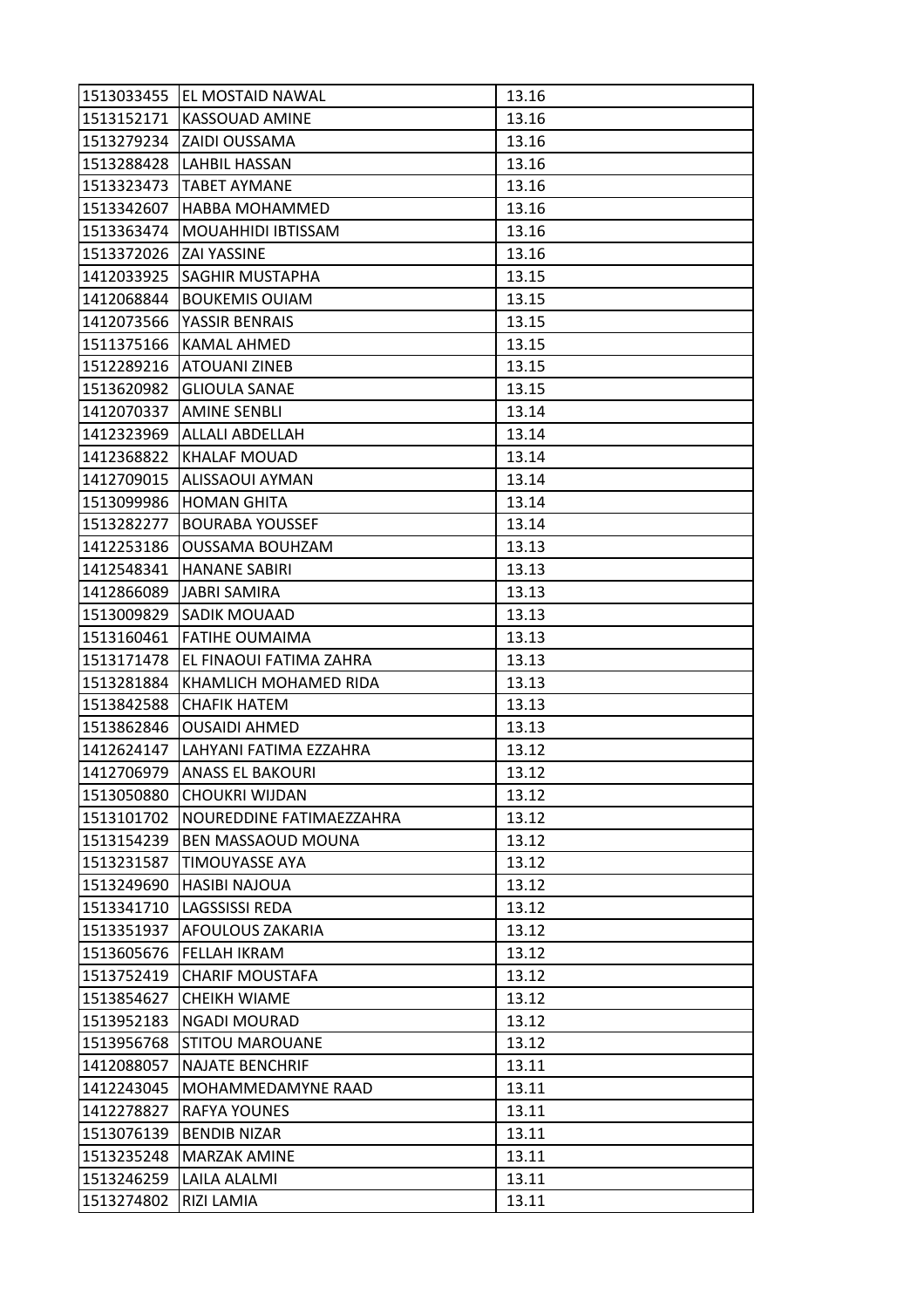| | | |
|---|---|---|
| 1513033455 | EL MOSTAID NAWAL | 13.16 |
| 1513152171 | KASSOUAD AMINE | 13.16 |
| 1513279234 | ZAIDI OUSSAMA | 13.16 |
| 1513288428 | LAHBIL HASSAN | 13.16 |
| 1513323473 | TABET AYMANE | 13.16 |
| 1513342607 | HABBA MOHAMMED | 13.16 |
| 1513363474 | MOUAHHIDI IBTISSAM | 13.16 |
| 1513372026 | ZAI YASSINE | 13.16 |
| 1412033925 | SAGHIR MUSTAPHA | 13.15 |
| 1412068844 | BOUKEMIS OUIAM | 13.15 |
| 1412073566 | YASSIR BENRAIS | 13.15 |
| 1511375166 | KAMAL AHMED | 13.15 |
| 1512289216 | ATOUANI ZINEB | 13.15 |
| 1513620982 | GLIOULA SANAE | 13.15 |
| 1412070337 | AMINE SENBLI | 13.14 |
| 1412323969 | ALLALI ABDELLAH | 13.14 |
| 1412368822 | KHALAF MOUAD | 13.14 |
| 1412709015 | ALISSAOUI AYMAN | 13.14 |
| 1513099986 | HOMAN GHITA | 13.14 |
| 1513282277 | BOURABA YOUSSEF | 13.14 |
| 1412253186 | OUSSAMA BOUHZAM | 13.13 |
| 1412548341 | HANANE SABIRI | 13.13 |
| 1412866089 | JABRI SAMIRA | 13.13 |
| 1513009829 | SADIK MOUAAD | 13.13 |
| 1513160461 | FATIHE OUMAIMA | 13.13 |
| 1513171478 | EL FINAOUI FATIMA ZAHRA | 13.13 |
| 1513281884 | KHAMLICH MOHAMED RIDA | 13.13 |
| 1513842588 | CHAFIK HATEM | 13.13 |
| 1513862846 | OUSAIDI AHMED | 13.13 |
| 1412624147 | LAHYANI FATIMA EZZAHRA | 13.12 |
| 1412706979 | ANASS EL BAKOURI | 13.12 |
| 1513050880 | CHOUKRI WIJDAN | 13.12 |
| 1513101702 | NOUREDDINE FATIMAEZZAHRA | 13.12 |
| 1513154239 | BEN MASSAOUD MOUNA | 13.12 |
| 1513231587 | TIMOUYASSE AYA | 13.12 |
| 1513249690 | HASIBI NAJOUA | 13.12 |
| 1513341710 | LAGSSISSI REDA | 13.12 |
| 1513351937 | AFOULOUS ZAKARIA | 13.12 |
| 1513605676 | FELLAH IKRAM | 13.12 |
| 1513752419 | CHARIF MOUSTAFA | 13.12 |
| 1513854627 | CHEIKH WIAME | 13.12 |
| 1513952183 | NGADI MOURAD | 13.12 |
| 1513956768 | STITOU MAROUANE | 13.12 |
| 1412088057 | NAJATE BENCHRIF | 13.11 |
| 1412243045 | MOHAMMEDAMYNE RAAD | 13.11 |
| 1412278827 | RAFYA YOUNES | 13.11 |
| 1513076139 | BENDIB NIZAR | 13.11 |
| 1513235248 | MARZAK AMINE | 13.11 |
| 1513246259 | LAILA ALALMI | 13.11 |
| 1513274802 | RIZI LAMIA | 13.11 |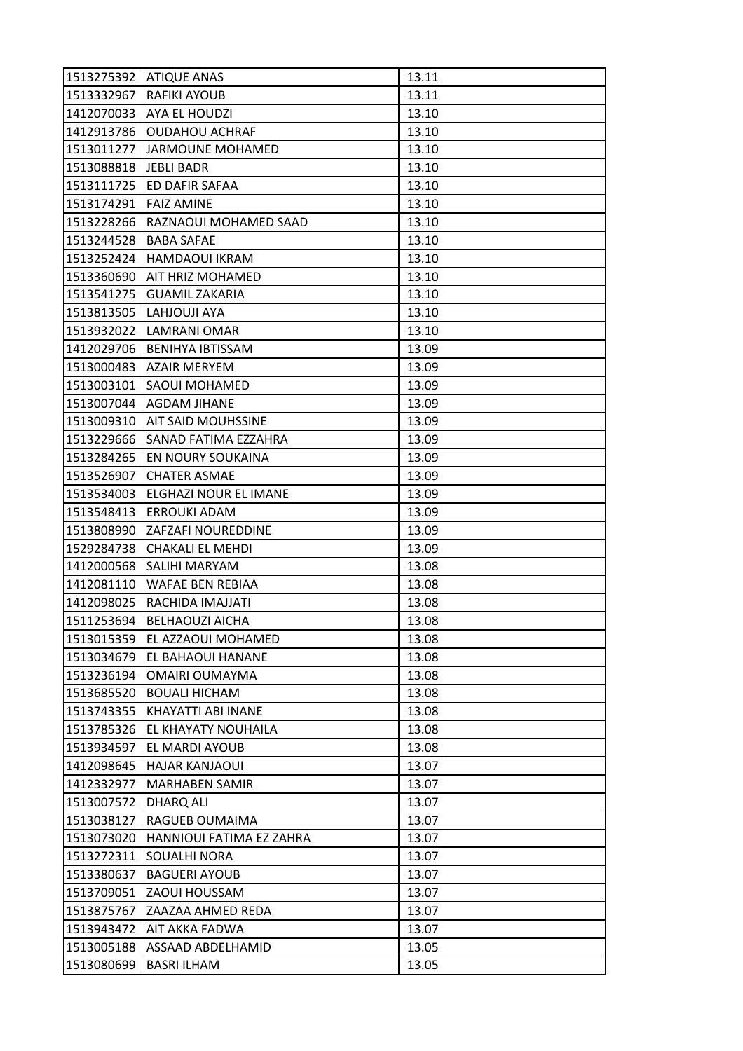| | | |
|---|---|---|
| 1513275392 | ATIQUE ANAS | 13.11 |
| 1513332967 | RAFIKI AYOUB | 13.11 |
| 1412070033 | AYA EL HOUDZI | 13.10 |
| 1412913786 | OUDAHOU ACHRAF | 13.10 |
| 1513011277 | JARMOUNE MOHAMED | 13.10 |
| 1513088818 | JEBLI BADR | 13.10 |
| 1513111725 | ED DAFIR SAFAA | 13.10 |
| 1513174291 | FAIZ AMINE | 13.10 |
| 1513228266 | RAZNAOUI MOHAMED SAAD | 13.10 |
| 1513244528 | BABA SAFAE | 13.10 |
| 1513252424 | HAMDAOUI IKRAM | 13.10 |
| 1513360690 | AIT HRIZ MOHAMED | 13.10 |
| 1513541275 | GUAMIL ZAKARIA | 13.10 |
| 1513813505 | LAHJOUJI AYA | 13.10 |
| 1513932022 | LAMRANI OMAR | 13.10 |
| 1412029706 | BENIHYA IBTISSAM | 13.09 |
| 1513000483 | AZAIR MERYEM | 13.09 |
| 1513003101 | SAOUI MOHAMED | 13.09 |
| 1513007044 | AGDAM JIHANE | 13.09 |
| 1513009310 | AIT SAID MOUHSSINE | 13.09 |
| 1513229666 | SANAD FATIMA EZZAHRA | 13.09 |
| 1513284265 | EN NOURY SOUKAINA | 13.09 |
| 1513526907 | CHATER ASMAE | 13.09 |
| 1513534003 | ELGHAZI NOUR EL IMANE | 13.09 |
| 1513548413 | ERROUKI ADAM | 13.09 |
| 1513808990 | ZAFZAFI NOUREDDINE | 13.09 |
| 1529284738 | CHAKALI EL MEHDI | 13.09 |
| 1412000568 | SALIHI MARYAM | 13.08 |
| 1412081110 | WAFAE BEN REBIAA | 13.08 |
| 1412098025 | RACHIDA IMAJJATI | 13.08 |
| 1511253694 | BELHAOUZI AICHA | 13.08 |
| 1513015359 | EL AZZAOUI MOHAMED | 13.08 |
| 1513034679 | EL BAHAOUI HANANE | 13.08 |
| 1513236194 | OMAIRI OUMAYMA | 13.08 |
| 1513685520 | BOUALI HICHAM | 13.08 |
| 1513743355 | KHAYATTI ABI INANE | 13.08 |
| 1513785326 | EL KHAYATY NOUHAILA | 13.08 |
| 1513934597 | EL MARDI AYOUB | 13.08 |
| 1412098645 | HAJAR KANJAOUI | 13.07 |
| 1412332977 | MARHABEN SAMIR | 13.07 |
| 1513007572 | DHARQ ALI | 13.07 |
| 1513038127 | RAGUEB OUMAIMA | 13.07 |
| 1513073020 | HANNIOUI FATIMA EZ ZAHRA | 13.07 |
| 1513272311 | SOUALHI NORA | 13.07 |
| 1513380637 | BAGUERI AYOUB | 13.07 |
| 1513709051 | ZAOUI HOUSSAM | 13.07 |
| 1513875767 | ZAAZAA AHMED REDA | 13.07 |
| 1513943472 | AIT AKKA FADWA | 13.07 |
| 1513005188 | ASSAAD ABDELHAMID | 13.05 |
| 1513080699 | BASRI ILHAM | 13.05 |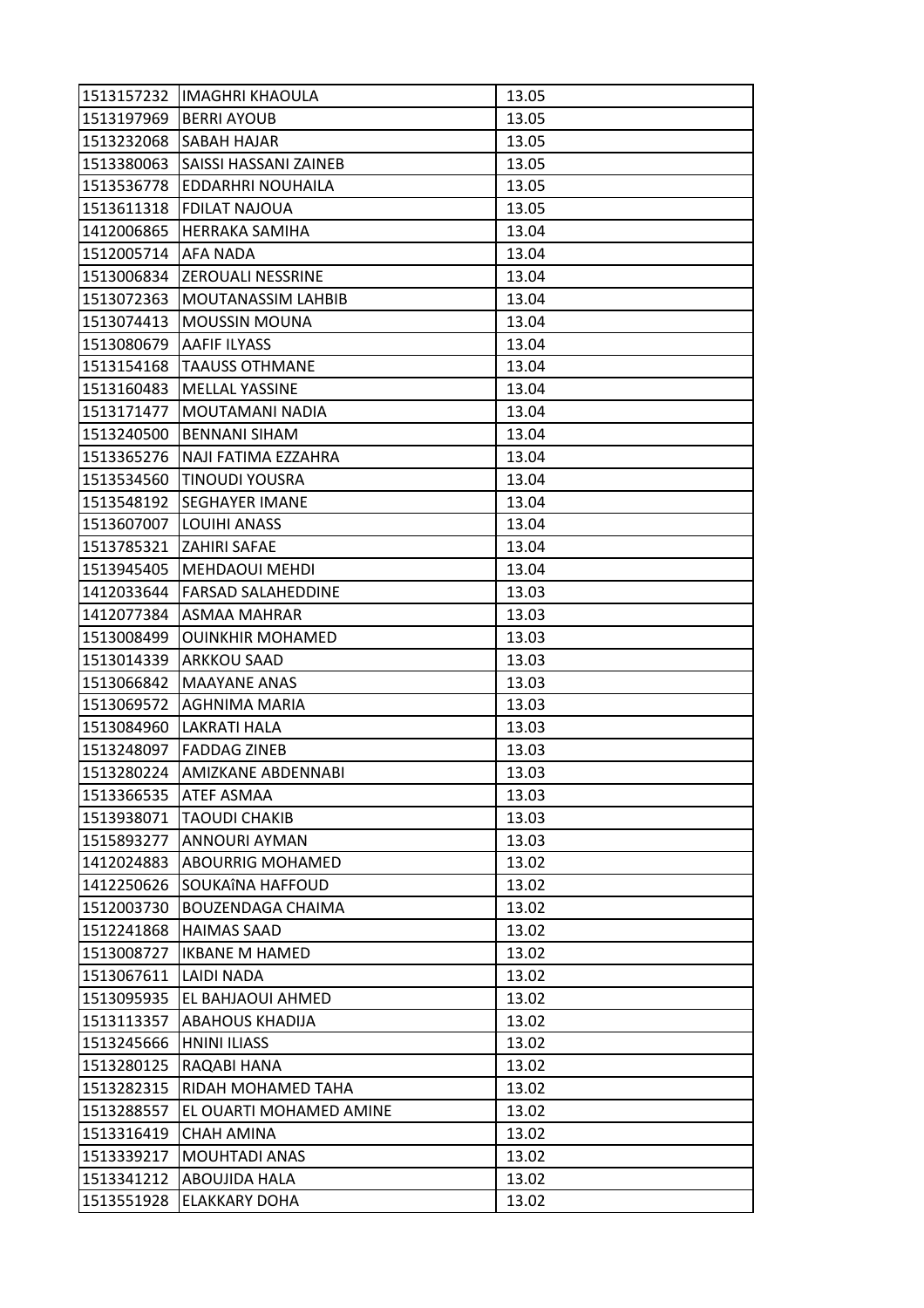| 1513157232 | IMAGHRI KHAOULA | 13.05 |
|---|---|---|
| 1513197969 | BERRI AYOUB | 13.05 |
| 1513232068 | SABAH HAJAR | 13.05 |
| 1513380063 | SAISSI HASSANI ZAINEB | 13.05 |
| 1513536778 | EDDARHRI NOUHAILA | 13.05 |
| 1513611318 | FDILAT NAJOUA | 13.05 |
| 1412006865 | HERRAKA SAMIHA | 13.04 |
| 1512005714 | AFA NADA | 13.04 |
| 1513006834 | ZEROUALI NESSRINE | 13.04 |
| 1513072363 | MOUTANASSIM LAHBIB | 13.04 |
| 1513074413 | MOUSSIN MOUNA | 13.04 |
| 1513080679 | AAFIF ILYASS | 13.04 |
| 1513154168 | TAAUSS OTHMANE | 13.04 |
| 1513160483 | MELLAL YASSINE | 13.04 |
| 1513171477 | MOUTAMANI NADIA | 13.04 |
| 1513240500 | BENNANI SIHAM | 13.04 |
| 1513365276 | NAJI FATIMA EZZAHRA | 13.04 |
| 1513534560 | TINOUDI YOUSRA | 13.04 |
| 1513548192 | SEGHAYER IMANE | 13.04 |
| 1513607007 | LOUIHI ANASS | 13.04 |
| 1513785321 | ZAHIRI SAFAE | 13.04 |
| 1513945405 | MEHDAOUI MEHDI | 13.04 |
| 1412033644 | FARSAD SALAHEDDINE | 13.03 |
| 1412077384 | ASMAA MAHRAR | 13.03 |
| 1513008499 | OUINKHIR MOHAMED | 13.03 |
| 1513014339 | ARKKOU SAAD | 13.03 |
| 1513066842 | MAAYANE ANAS | 13.03 |
| 1513069572 | AGHNIMA MARIA | 13.03 |
| 1513084960 | LAKRATI HALA | 13.03 |
| 1513248097 | FADDAG ZINEB | 13.03 |
| 1513280224 | AMIZKANE ABDENNABI | 13.03 |
| 1513366535 | ATEF ASMAA | 13.03 |
| 1513938071 | TAOUDI CHAKIB | 13.03 |
| 1515893277 | ANNOURI AYMAN | 13.03 |
| 1412024883 | ABOURRIG MOHAMED | 13.02 |
| 1412250626 | SOUKAîNA HAFFOUD | 13.02 |
| 1512003730 | BOUZENDAGA CHAIMA | 13.02 |
| 1512241868 | HAIMAS SAAD | 13.02 |
| 1513008727 | IKBANE M HAMED | 13.02 |
| 1513067611 | LAIDI NADA | 13.02 |
| 1513095935 | EL BAHJAOUI AHMED | 13.02 |
| 1513113357 | ABAHOUS KHADIJA | 13.02 |
| 1513245666 | HNINI ILIASS | 13.02 |
| 1513280125 | RAQABI HANA | 13.02 |
| 1513282315 | RIDAH MOHAMED TAHA | 13.02 |
| 1513288557 | EL OUARTI MOHAMED AMINE | 13.02 |
| 1513316419 | CHAH AMINA | 13.02 |
| 1513339217 | MOUHTADI ANAS | 13.02 |
| 1513341212 | ABOUJIDA HALA | 13.02 |
| 1513551928 | ELAKKARY DOHA | 13.02 |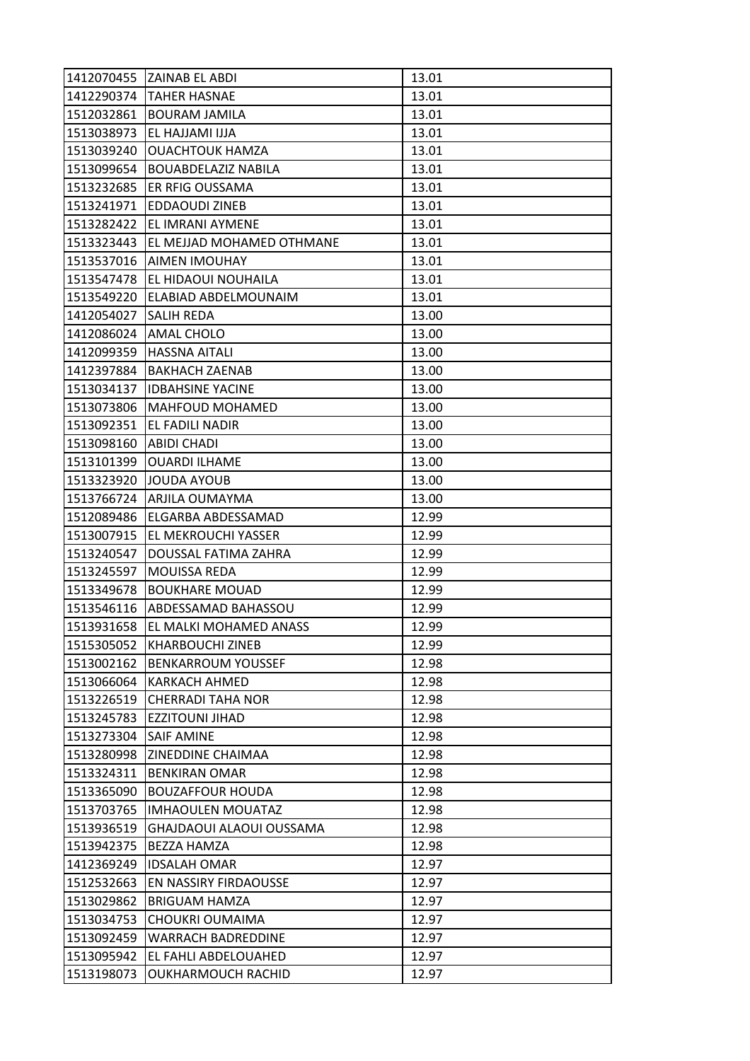| 1412070455 | ZAINAB EL ABDI | 13.01 |
|---|---|---|
| 1412290374 | TAHER HASNAE | 13.01 |
| 1512032861 | BOURAM JAMILA | 13.01 |
| 1513038973 | EL HAJJAMI IJJA | 13.01 |
| 1513039240 | OUACHTOUK HAMZA | 13.01 |
| 1513099654 | BOUABDELAZIZ NABILA | 13.01 |
| 1513232685 | ER RFIG OUSSAMA | 13.01 |
| 1513241971 | EDDAOUDI ZINEB | 13.01 |
| 1513282422 | EL IMRANI AYMENE | 13.01 |
| 1513323443 | EL MEJJAD MOHAMED OTHMANE | 13.01 |
| 1513537016 | AIMEN IMOUHAY | 13.01 |
| 1513547478 | EL HIDAOUI NOUHAILA | 13.01 |
| 1513549220 | ELABIAD ABDELMOUNAIM | 13.01 |
| 1412054027 | SALIH REDA | 13.00 |
| 1412086024 | AMAL CHOLO | 13.00 |
| 1412099359 | HASSNA AITALI | 13.00 |
| 1412397884 | BAKHACH ZAENAB | 13.00 |
| 1513034137 | IDBAHSINE YACINE | 13.00 |
| 1513073806 | MAHFOUD MOHAMED | 13.00 |
| 1513092351 | EL FADILI NADIR | 13.00 |
| 1513098160 | ABIDI CHADI | 13.00 |
| 1513101399 | OUARDI ILHAME | 13.00 |
| 1513323920 | JOUDA AYOUB | 13.00 |
| 1513766724 | ARJILA OUMAYMA | 13.00 |
| 1512089486 | ELGARBA ABDESSAMAD | 12.99 |
| 1513007915 | EL MEKROUCHI YASSER | 12.99 |
| 1513240547 | DOUSSAL FATIMA ZAHRA | 12.99 |
| 1513245597 | MOUISSA REDA | 12.99 |
| 1513349678 | BOUKHARE MOUAD | 12.99 |
| 1513546116 | ABDESSAMAD BAHASSOU | 12.99 |
| 1513931658 | EL MALKI MOHAMED ANASS | 12.99 |
| 1515305052 | KHARBOUCHI ZINEB | 12.99 |
| 1513002162 | BENKARROUM YOUSSEF | 12.98 |
| 1513066064 | KARKACH AHMED | 12.98 |
| 1513226519 | CHERRADI TAHA NOR | 12.98 |
| 1513245783 | EZZITOUNI JIHAD | 12.98 |
| 1513273304 | SAIF AMINE | 12.98 |
| 1513280998 | ZINEDDINE CHAIMAA | 12.98 |
| 1513324311 | BENKIRAN OMAR | 12.98 |
| 1513365090 | BOUZAFFOUR HOUDA | 12.98 |
| 1513703765 | IMHAOULEN MOUATAZ | 12.98 |
| 1513936519 | GHAJDAOUI ALAOUI OUSSAMA | 12.98 |
| 1513942375 | BEZZA HAMZA | 12.98 |
| 1412369249 | IDSALAH OMAR | 12.97 |
| 1512532663 | EN NASSIRY FIRDAOUSSE | 12.97 |
| 1513029862 | BRIGUAM HAMZA | 12.97 |
| 1513034753 | CHOUKRI OUMAIMA | 12.97 |
| 1513092459 | WARRACH BADREDDINE | 12.97 |
| 1513095942 | EL FAHLI ABDELOUAHED | 12.97 |
| 1513198073 | OUKHARMOUCH RACHID | 12.97 |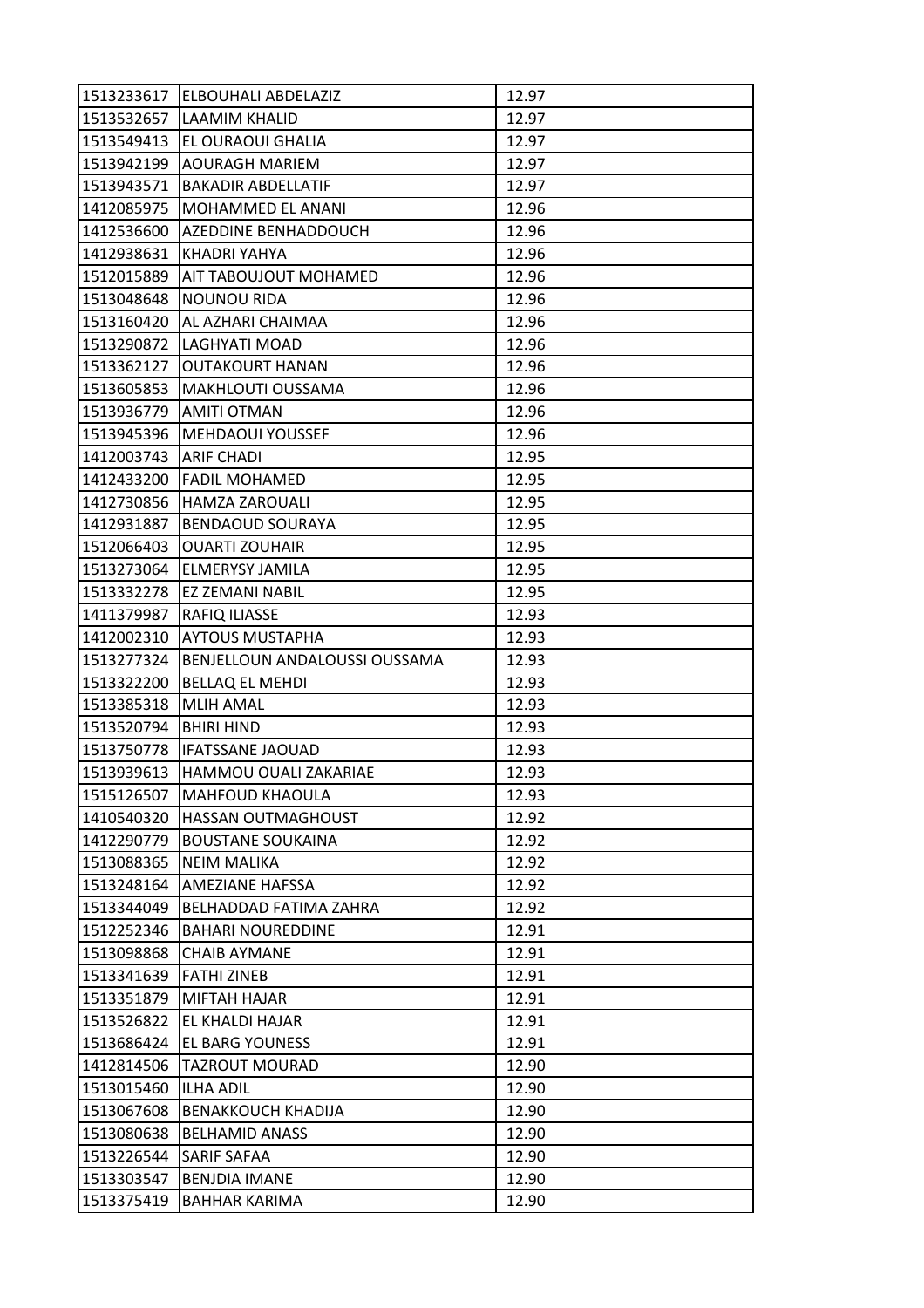| | | |
|---|---|---|
| 1513233617 | ELBOUHALI ABDELAZIZ | 12.97 |
| 1513532657 | LAAMIM KHALID | 12.97 |
| 1513549413 | EL OURAOUI GHALIA | 12.97 |
| 1513942199 | AOURAGH MARIEM | 12.97 |
| 1513943571 | BAKADIR ABDELLATIF | 12.97 |
| 1412085975 | MOHAMMED EL ANANI | 12.96 |
| 1412536600 | AZEDDINE BENHADDOUCH | 12.96 |
| 1412938631 | KHADRI YAHYA | 12.96 |
| 1512015889 | AIT TABOUJOUT MOHAMED | 12.96 |
| 1513048648 | NOUNOU RIDA | 12.96 |
| 1513160420 | AL AZHARI CHAIMAA | 12.96 |
| 1513290872 | LAGHYATI MOAD | 12.96 |
| 1513362127 | OUTAKOURT HANAN | 12.96 |
| 1513605853 | MAKHLOUTI OUSSAMA | 12.96 |
| 1513936779 | AMITI OTMAN | 12.96 |
| 1513945396 | MEHDAOUI YOUSSEF | 12.96 |
| 1412003743 | ARIF CHADI | 12.95 |
| 1412433200 | FADIL MOHAMED | 12.95 |
| 1412730856 | HAMZA ZAROUALI | 12.95 |
| 1412931887 | BENDAOUD SOURAYA | 12.95 |
| 1512066403 | OUARTI ZOUHAIR | 12.95 |
| 1513273064 | ELMERYSY JAMILA | 12.95 |
| 1513332278 | EZ ZEMANI NABIL | 12.95 |
| 1411379987 | RAFIQ ILIASSE | 12.93 |
| 1412002310 | AYTOUS MUSTAPHA | 12.93 |
| 1513277324 | BENJELLOUN ANDALOUSSI OUSSAMA | 12.93 |
| 1513322200 | BELLAQ EL MEHDI | 12.93 |
| 1513385318 | MLIH AMAL | 12.93 |
| 1513520794 | BHIRI HIND | 12.93 |
| 1513750778 | IFATSSANE JAOUAD | 12.93 |
| 1513939613 | HAMMOU OUALI ZAKARIAE | 12.93 |
| 1515126507 | MAHFOUD KHAOULA | 12.93 |
| 1410540320 | HASSAN OUTMAGHOUST | 12.92 |
| 1412290779 | BOUSTANE SOUKAINA | 12.92 |
| 1513088365 | NEIM MALIKA | 12.92 |
| 1513248164 | AMEZIANE HAFSSA | 12.92 |
| 1513344049 | BELHADDAD FATIMA ZAHRA | 12.92 |
| 1512252346 | BAHARI NOUREDDINE | 12.91 |
| 1513098868 | CHAIB AYMANE | 12.91 |
| 1513341639 | FATHI ZINEB | 12.91 |
| 1513351879 | MIFTAH HAJAR | 12.91 |
| 1513526822 | EL KHALDI HAJAR | 12.91 |
| 1513686424 | EL BARG YOUNESS | 12.91 |
| 1412814506 | TAZROUT MOURAD | 12.90 |
| 1513015460 | ILHA ADIL | 12.90 |
| 1513067608 | BENAKKOUCH KHADIJA | 12.90 |
| 1513080638 | BELHAMID ANASS | 12.90 |
| 1513226544 | SARIF SAFAA | 12.90 |
| 1513303547 | BENJDIA IMANE | 12.90 |
| 1513375419 | BAHHAR KARIMA | 12.90 |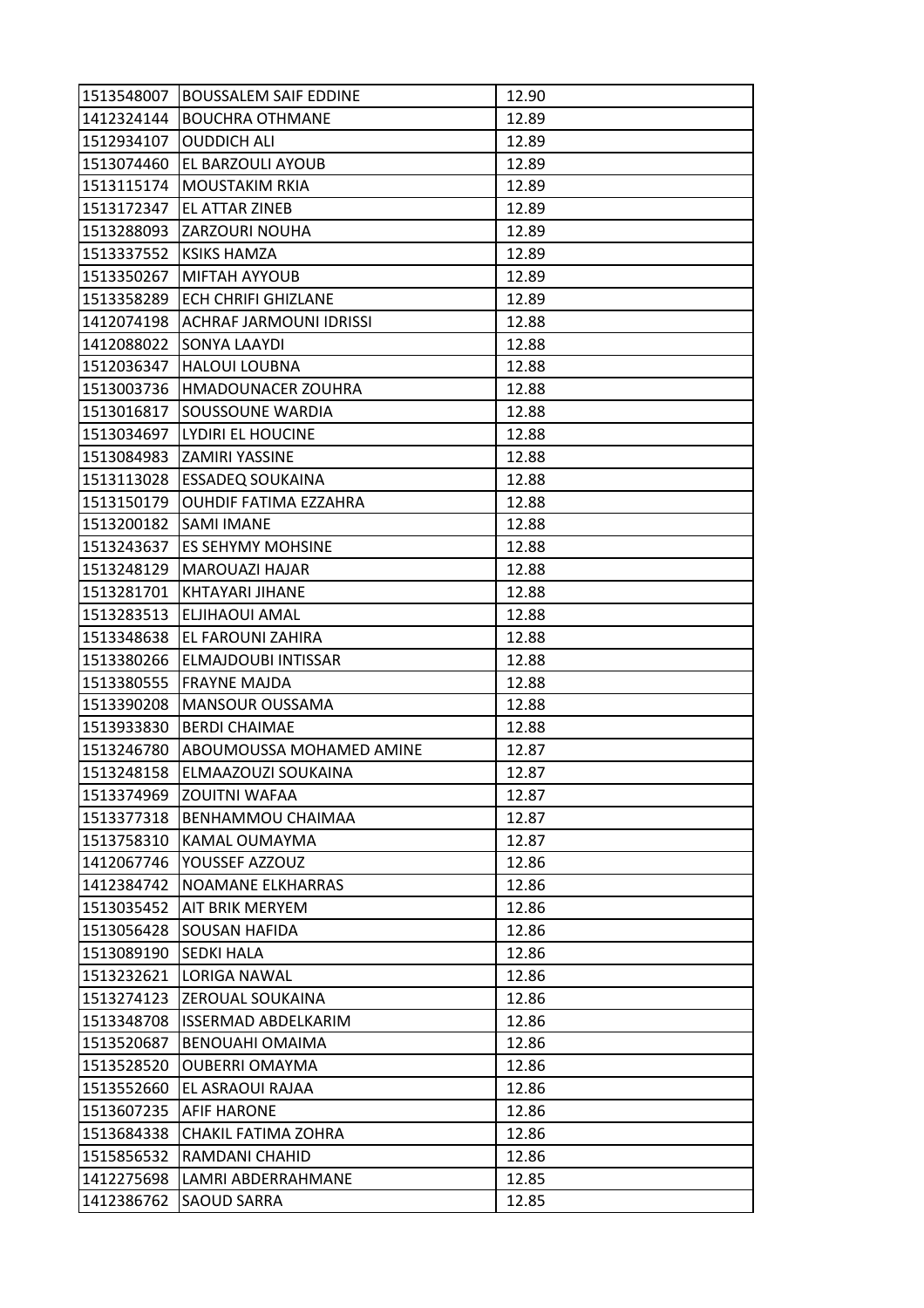| 1513548007 | BOUSSALEM SAIF EDDINE | 12.90 |
|---|---|---|
| 1412324144 | BOUCHRA OTHMANE | 12.89 |
| 1512934107 | OUDDICH ALI | 12.89 |
| 1513074460 | EL BARZOULI AYOUB | 12.89 |
| 1513115174 | MOUSTAKIM RKIA | 12.89 |
| 1513172347 | EL ATTAR ZINEB | 12.89 |
| 1513288093 | ZARZOURI NOUHA | 12.89 |
| 1513337552 | KSIKS HAMZA | 12.89 |
| 1513350267 | MIFTAH AYYOUB | 12.89 |
| 1513358289 | ECH CHRIFI GHIZLANE | 12.89 |
| 1412074198 | ACHRAF JARMOUNI IDRISSI | 12.88 |
| 1412088022 | SONYA LAAYDI | 12.88 |
| 1512036347 | HALOUI LOUBNA | 12.88 |
| 1513003736 | HMADOUNACER ZOUHRA | 12.88 |
| 1513016817 | SOUSSOUNE WARDIA | 12.88 |
| 1513034697 | LYDIRI EL HOUCINE | 12.88 |
| 1513084983 | ZAMIRI YASSINE | 12.88 |
| 1513113028 | ESSADEQ SOUKAINA | 12.88 |
| 1513150179 | OUHDIF FATIMA EZZAHRA | 12.88 |
| 1513200182 | SAMI IMANE | 12.88 |
| 1513243637 | ES SEHYMY MOHSINE | 12.88 |
| 1513248129 | MAROUAZI HAJAR | 12.88 |
| 1513281701 | KHTAYARI JIHANE | 12.88 |
| 1513283513 | ELJIHAOUI AMAL | 12.88 |
| 1513348638 | EL FAROUNI ZAHIRA | 12.88 |
| 1513380266 | ELMAJDOUBI INTISSAR | 12.88 |
| 1513380555 | FRAYNE MAJDA | 12.88 |
| 1513390208 | MANSOUR OUSSAMA | 12.88 |
| 1513933830 | BERDI CHAIMAE | 12.88 |
| 1513246780 | ABOUMOUSSA MOHAMED AMINE | 12.87 |
| 1513248158 | ELMAAZOUZI SOUKAINA | 12.87 |
| 1513374969 | ZOUITNI WAFAA | 12.87 |
| 1513377318 | BENHAMMOU CHAIMAA | 12.87 |
| 1513758310 | KAMAL OUMAYMA | 12.87 |
| 1412067746 | YOUSSEF AZZOUZ | 12.86 |
| 1412384742 | NOAMANE ELKHARRAS | 12.86 |
| 1513035452 | AIT BRIK MERYEM | 12.86 |
| 1513056428 | SOUSAN HAFIDA | 12.86 |
| 1513089190 | SEDKI HALA | 12.86 |
| 1513232621 | LORIGA NAWAL | 12.86 |
| 1513274123 | ZEROUAL SOUKAINA | 12.86 |
| 1513348708 | ISSERMAD ABDELKARIM | 12.86 |
| 1513520687 | BENOUAHI OMAIMA | 12.86 |
| 1513528520 | OUBERRI OMAYMA | 12.86 |
| 1513552660 | EL ASRAOUI RAJAA | 12.86 |
| 1513607235 | AFIF HARONE | 12.86 |
| 1513684338 | CHAKIL FATIMA ZOHRA | 12.86 |
| 1515856532 | RAMDANI CHAHID | 12.86 |
| 1412275698 | LAMRI ABDERRAHMANE | 12.85 |
| 1412386762 | SAOUD SARRA | 12.85 |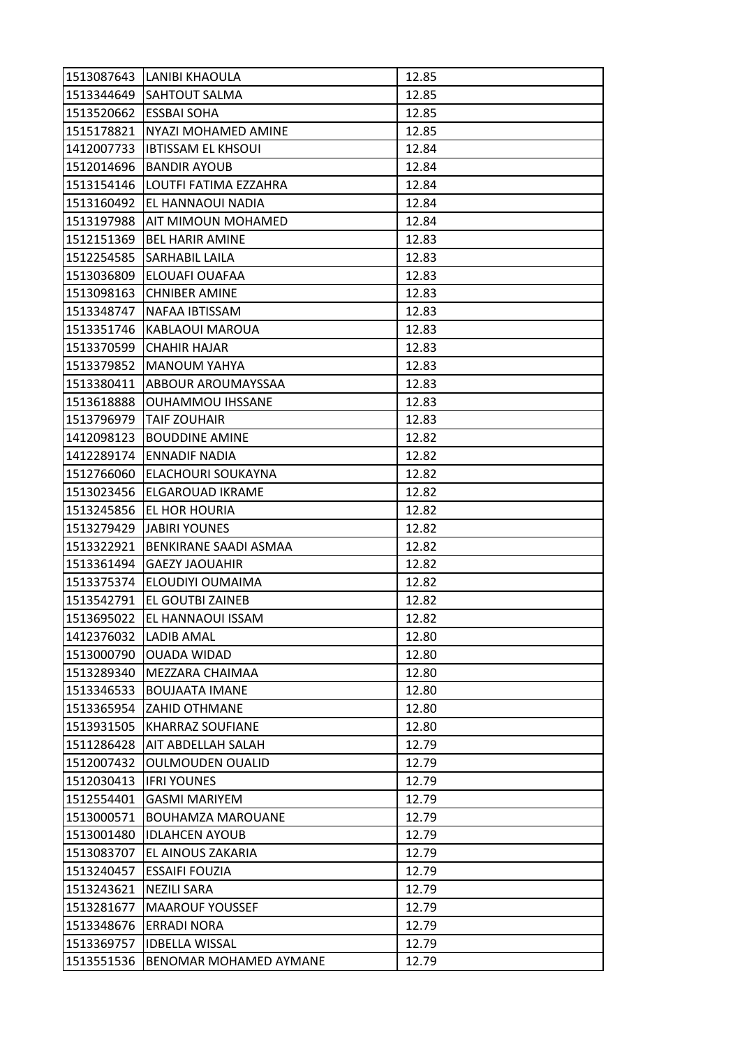| | | |
|---|---|---|
| 1513087643 | LANIBI KHAOULA | 12.85 |
| 1513344649 | SAHTOUT SALMA | 12.85 |
| 1513520662 | ESSBAI SOHA | 12.85 |
| 1515178821 | NYAZI MOHAMED AMINE | 12.85 |
| 1412007733 | IBTISSAM EL KHSOUI | 12.84 |
| 1512014696 | BANDIR AYOUB | 12.84 |
| 1513154146 | LOUTFI FATIMA EZZAHRA | 12.84 |
| 1513160492 | EL HANNAOUI NADIA | 12.84 |
| 1513197988 | AIT MIMOUN MOHAMED | 12.84 |
| 1512151369 | BEL HARIR AMINE | 12.83 |
| 1512254585 | SARHABIL LAILA | 12.83 |
| 1513036809 | ELOUAFI OUAFAA | 12.83 |
| 1513098163 | CHNIBER AMINE | 12.83 |
| 1513348747 | NAFAA IBTISSAM | 12.83 |
| 1513351746 | KABLAOUI MAROUA | 12.83 |
| 1513370599 | CHAHIR HAJAR | 12.83 |
| 1513379852 | MANOUM YAHYA | 12.83 |
| 1513380411 | ABBOUR AROUMAYSSAA | 12.83 |
| 1513618888 | OUHAMMOU IHSSANE | 12.83 |
| 1513796979 | TAIF ZOUHAIR | 12.83 |
| 1412098123 | BOUDDINE AMINE | 12.82 |
| 1412289174 | ENNADIF NADIA | 12.82 |
| 1512766060 | ELACHOURI SOUKAYNA | 12.82 |
| 1513023456 | ELGAROUAD IKRAME | 12.82 |
| 1513245856 | EL HOR HOURIA | 12.82 |
| 1513279429 | JABIRI YOUNES | 12.82 |
| 1513322921 | BENKIRANE SAADI ASMAA | 12.82 |
| 1513361494 | GAEZY JAOUAHIR | 12.82 |
| 1513375374 | ELOUDIYI OUMAIMA | 12.82 |
| 1513542791 | EL GOUTBI ZAINEB | 12.82 |
| 1513695022 | EL HANNAOUI ISSAM | 12.82 |
| 1412376032 | LADIB AMAL | 12.80 |
| 1513000790 | OUADA WIDAD | 12.80 |
| 1513289340 | MEZZARA CHAIMAA | 12.80 |
| 1513346533 | BOUJAATA IMANE | 12.80 |
| 1513365954 | ZAHID OTHMANE | 12.80 |
| 1513931505 | KHARRAZ SOUFIANE | 12.80 |
| 1511286428 | AIT ABDELLAH SALAH | 12.79 |
| 1512007432 | OULMOUDEN OUALID | 12.79 |
| 1512030413 | IFRI YOUNES | 12.79 |
| 1512554401 | GASMI MARIYEM | 12.79 |
| 1513000571 | BOUHAMZA MAROUANE | 12.79 |
| 1513001480 | IDLAHCEN AYOUB | 12.79 |
| 1513083707 | EL AINOUS ZAKARIA | 12.79 |
| 1513240457 | ESSAIFI FOUZIA | 12.79 |
| 1513243621 | NEZILI SARA | 12.79 |
| 1513281677 | MAAROUF YOUSSEF | 12.79 |
| 1513348676 | ERRADI NORA | 12.79 |
| 1513369757 | IDBELLA WISSAL | 12.79 |
| 1513551536 | BENOMAR MOHAMED AYMANE | 12.79 |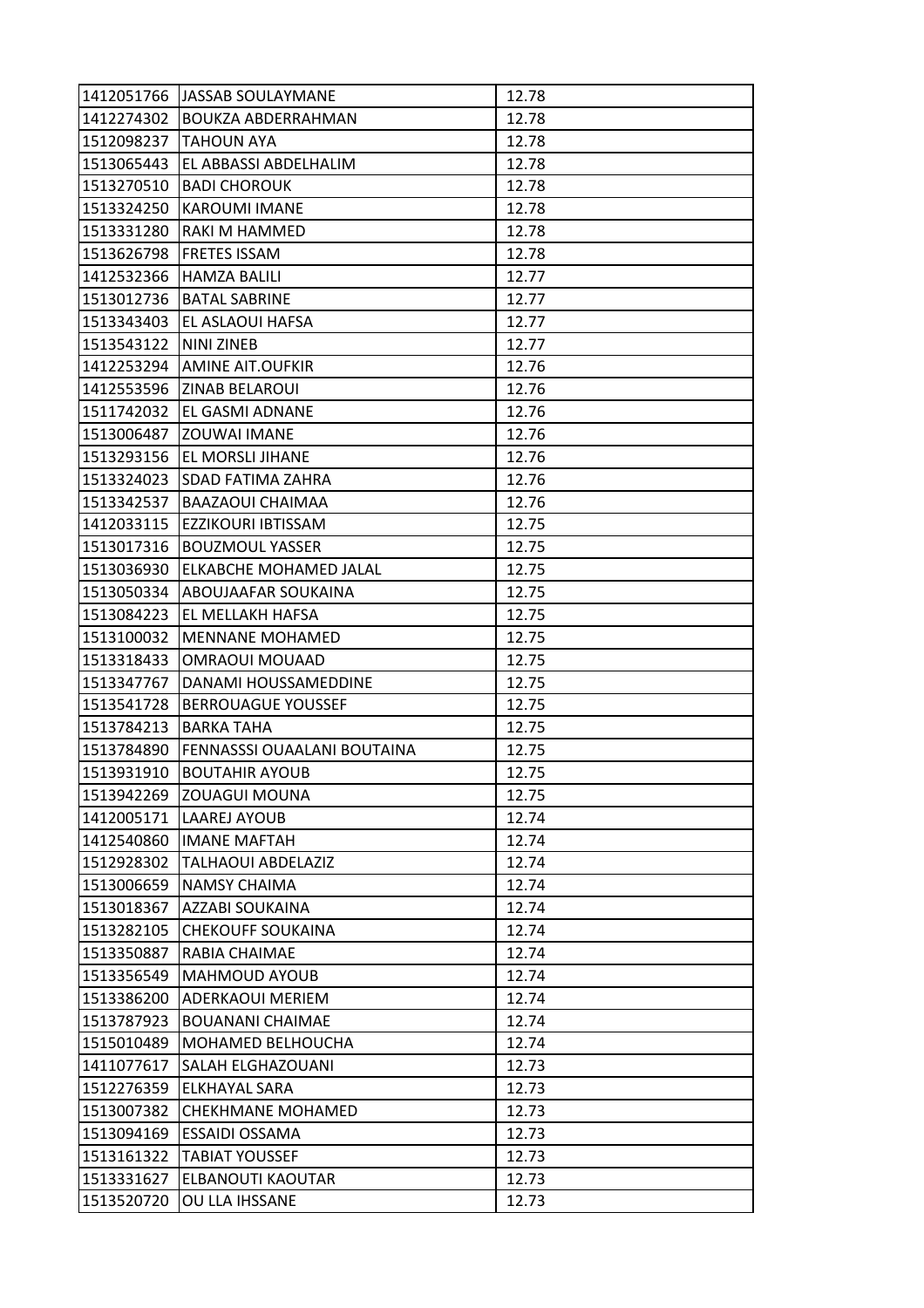| | | |
|---|---|---|
| 1412051766 | JASSAB SOULAYMANE | 12.78 |
| 1412274302 | BOUKZA ABDERRAHMAN | 12.78 |
| 1512098237 | TAHOUN AYA | 12.78 |
| 1513065443 | EL ABBASSI ABDELHALIM | 12.78 |
| 1513270510 | BADI CHOROUK | 12.78 |
| 1513324250 | KAROUMI IMANE | 12.78 |
| 1513331280 | RAKI M HAMMED | 12.78 |
| 1513626798 | FRETES ISSAM | 12.78 |
| 1412532366 | HAMZA BALILI | 12.77 |
| 1513012736 | BATAL SABRINE | 12.77 |
| 1513343403 | EL ASLAOUI HAFSA | 12.77 |
| 1513543122 | NINI ZINEB | 12.77 |
| 1412253294 | AMINE AIT.OUFKIR | 12.76 |
| 1412553596 | ZINAB BELAROUI | 12.76 |
| 1511742032 | EL GASMI ADNANE | 12.76 |
| 1513006487 | ZOUWAI IMANE | 12.76 |
| 1513293156 | EL MORSLI JIHANE | 12.76 |
| 1513324023 | SDAD FATIMA ZAHRA | 12.76 |
| 1513342537 | BAAZAOUI CHAIMAA | 12.76 |
| 1412033115 | EZZIKOURI IBTISSAM | 12.75 |
| 1513017316 | BOUZMOUL YASSER | 12.75 |
| 1513036930 | ELKABCHE MOHAMED JALAL | 12.75 |
| 1513050334 | ABOUJAAFAR SOUKAINA | 12.75 |
| 1513084223 | EL MELLAKH HAFSA | 12.75 |
| 1513100032 | MENNANE MOHAMED | 12.75 |
| 1513318433 | OMRAOUI MOUAAD | 12.75 |
| 1513347767 | DANAMI HOUSSAMEDDINE | 12.75 |
| 1513541728 | BERROUAGUE YOUSSEF | 12.75 |
| 1513784213 | BARKA TAHA | 12.75 |
| 1513784890 | FENNASSSI OUAALANI BOUTAINA | 12.75 |
| 1513931910 | BOUTAHIR AYOUB | 12.75 |
| 1513942269 | ZOUAGUI MOUNA | 12.75 |
| 1412005171 | LAAREJ AYOUB | 12.74 |
| 1412540860 | IMANE MAFTAH | 12.74 |
| 1512928302 | TALHAOUI ABDELAZIZ | 12.74 |
| 1513006659 | NAMSY CHAIMA | 12.74 |
| 1513018367 | AZZABI SOUKAINA | 12.74 |
| 1513282105 | CHEKOUFF SOUKAINA | 12.74 |
| 1513350887 | RABIA CHAIMAE | 12.74 |
| 1513356549 | MAHMOUD AYOUB | 12.74 |
| 1513386200 | ADERKAOUI MERIEM | 12.74 |
| 1513787923 | BOUANANI CHAIMAE | 12.74 |
| 1515010489 | MOHAMED BELHOUCHA | 12.74 |
| 1411077617 | SALAH ELGHAZOUANI | 12.73 |
| 1512276359 | ELKHAYAL SARA | 12.73 |
| 1513007382 | CHEKHMANE MOHAMED | 12.73 |
| 1513094169 | ESSAIDI OSSAMA | 12.73 |
| 1513161322 | TABIAT YOUSSEF | 12.73 |
| 1513331627 | ELBANOUTI KAOUTAR | 12.73 |
| 1513520720 | OU LLA IHSSANE | 12.73 |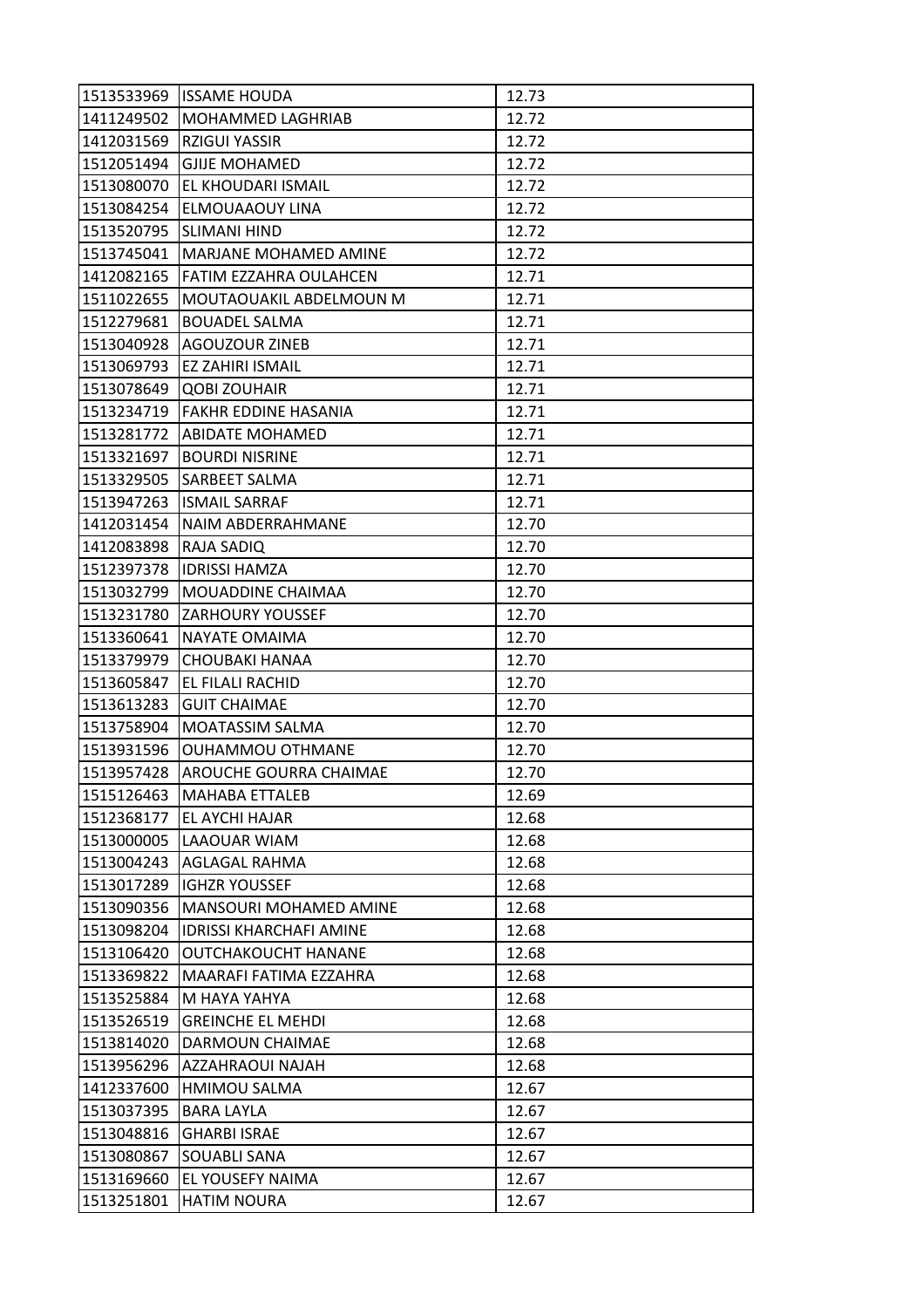| | | |
|---|---|---|
| 1513533969 | ISSAME HOUDA | 12.73 |
| 1411249502 | MOHAMMED LAGHRIAB | 12.72 |
| 1412031569 | RZIGUI YASSIR | 12.72 |
| 1512051494 | GJIJE MOHAMED | 12.72 |
| 1513080070 | EL KHOUDARI ISMAIL | 12.72 |
| 1513084254 | ELMOUAAOUY LINA | 12.72 |
| 1513520795 | SLIMANI HIND | 12.72 |
| 1513745041 | MARJANE MOHAMED AMINE | 12.72 |
| 1412082165 | FATIM EZZAHRA OULAHCEN | 12.71 |
| 1511022655 | MOUTAOUAKIL ABDELMOUN M | 12.71 |
| 1512279681 | BOUADEL SALMA | 12.71 |
| 1513040928 | AGOUZOUR ZINEB | 12.71 |
| 1513069793 | EZ ZAHIRI ISMAIL | 12.71 |
| 1513078649 | QOBI ZOUHAIR | 12.71 |
| 1513234719 | FAKHR EDDINE HASANIA | 12.71 |
| 1513281772 | ABIDATE MOHAMED | 12.71 |
| 1513321697 | BOURDI NISRINE | 12.71 |
| 1513329505 | SARBEET SALMA | 12.71 |
| 1513947263 | ISMAIL SARRAF | 12.71 |
| 1412031454 | NAIM ABDERRAHMANE | 12.70 |
| 1412083898 | RAJA SADIQ | 12.70 |
| 1512397378 | IDRISSI HAMZA | 12.70 |
| 1513032799 | MOUADDINE CHAIMAA | 12.70 |
| 1513231780 | ZARHOURY YOUSSEF | 12.70 |
| 1513360641 | NAYATE OMAIMA | 12.70 |
| 1513379979 | CHOUBAKI HANAA | 12.70 |
| 1513605847 | EL FILALI RACHID | 12.70 |
| 1513613283 | GUIT CHAIMAE | 12.70 |
| 1513758904 | MOATASSIM SALMA | 12.70 |
| 1513931596 | OUHAMMOU OTHMANE | 12.70 |
| 1513957428 | AROUCHE GOURRA CHAIMAE | 12.70 |
| 1515126463 | MAHABA ETTALEB | 12.69 |
| 1512368177 | EL AYCHI HAJAR | 12.68 |
| 1513000005 | LAAOUAR WIAM | 12.68 |
| 1513004243 | AGLAGAL RAHMA | 12.68 |
| 1513017289 | IGHZR YOUSSEF | 12.68 |
| 1513090356 | MANSOURI MOHAMED AMINE | 12.68 |
| 1513098204 | IDRISSI KHARCHAFI AMINE | 12.68 |
| 1513106420 | OUTCHAKOUCHT HANANE | 12.68 |
| 1513369822 | MAARAFI FATIMA EZZAHRA | 12.68 |
| 1513525884 | M HAYA YAHYA | 12.68 |
| 1513526519 | GREINCHE EL MEHDI | 12.68 |
| 1513814020 | DARMOUN CHAIMAE | 12.68 |
| 1513956296 | AZZAHRAOUI NAJAH | 12.68 |
| 1412337600 | HMIMOU SALMA | 12.67 |
| 1513037395 | BARA LAYLA | 12.67 |
| 1513048816 | GHARBI ISRAE | 12.67 |
| 1513080867 | SOUABLI SANA | 12.67 |
| 1513169660 | EL YOUSEFY NAIMA | 12.67 |
| 1513251801 | HATIM NOURA | 12.67 |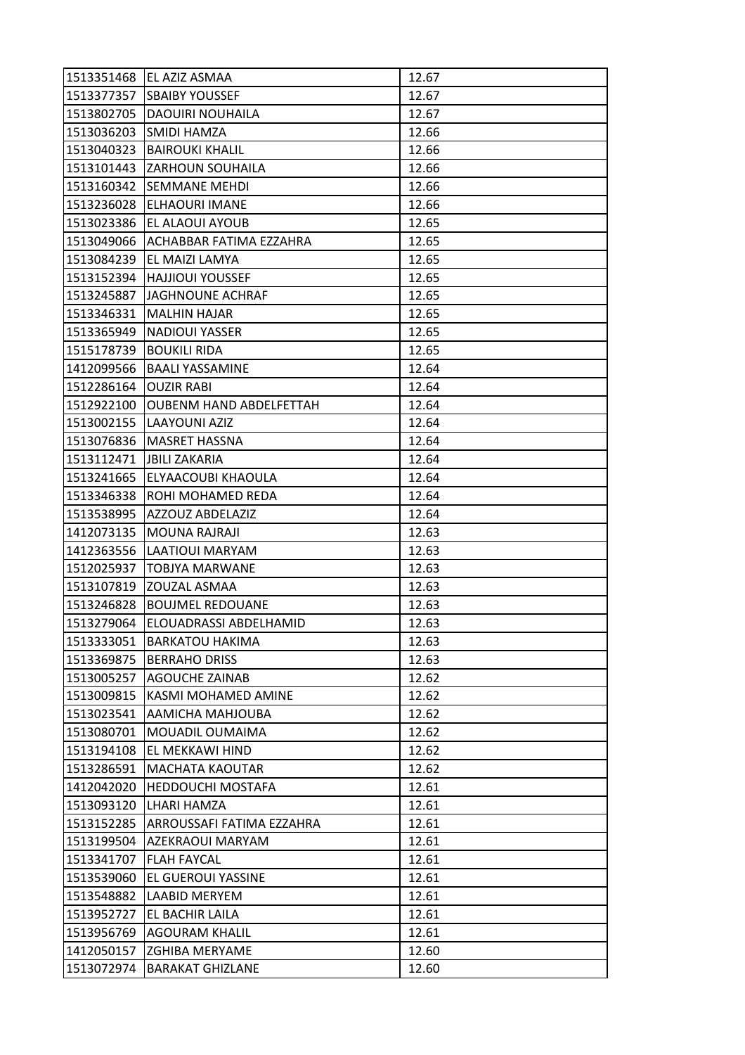| | | |
|---|---|---|
| 1513351468 | EL AZIZ ASMAA | 12.67 |
| 1513377357 | SBAIBY YOUSSEF | 12.67 |
| 1513802705 | DAOUIRI NOUHAILA | 12.67 |
| 1513036203 | SMIDI HAMZA | 12.66 |
| 1513040323 | BAIROUKI KHALIL | 12.66 |
| 1513101443 | ZARHOUN SOUHAILA | 12.66 |
| 1513160342 | SEMMANE MEHDI | 12.66 |
| 1513236028 | ELHAOURI IMANE | 12.66 |
| 1513023386 | EL ALAOUI AYOUB | 12.65 |
| 1513049066 | ACHABBAR FATIMA EZZAHRA | 12.65 |
| 1513084239 | EL MAIZI LAMYA | 12.65 |
| 1513152394 | HAJJIOUI YOUSSEF | 12.65 |
| 1513245887 | JAGHNOUNE ACHRAF | 12.65 |
| 1513346331 | MALHIN HAJAR | 12.65 |
| 1513365949 | NADIOUI YASSER | 12.65 |
| 1515178739 | BOUKILI RIDA | 12.65 |
| 1412099566 | BAALI YASSAMINE | 12.64 |
| 1512286164 | OUZIR RABI | 12.64 |
| 1512922100 | OUBENM HAND ABDELFETTAH | 12.64 |
| 1513002155 | LAAYOUNI AZIZ | 12.64 |
| 1513076836 | MASRET HASSNA | 12.64 |
| 1513112471 | JBILI ZAKARIA | 12.64 |
| 1513241665 | ELYAACOUBI KHAOULA | 12.64 |
| 1513346338 | ROHI MOHAMED REDA | 12.64 |
| 1513538995 | AZZOUZ ABDELAZIZ | 12.64 |
| 1412073135 | MOUNA RAJRAJI | 12.63 |
| 1412363556 | LAATIOUI MARYAM | 12.63 |
| 1512025937 | TOBJYA MARWANE | 12.63 |
| 1513107819 | ZOUZAL ASMAA | 12.63 |
| 1513246828 | BOUJMEL REDOUANE | 12.63 |
| 1513279064 | ELOUADRASSI ABDELHAMID | 12.63 |
| 1513333051 | BARKATOU HAKIMA | 12.63 |
| 1513369875 | BERRAHO DRISS | 12.63 |
| 1513005257 | AGOUCHE ZAINAB | 12.62 |
| 1513009815 | KASMI MOHAMED AMINE | 12.62 |
| 1513023541 | AAMICHA MAHJOUBA | 12.62 |
| 1513080701 | MOUADIL OUMAIMA | 12.62 |
| 1513194108 | EL MEKKAWI HIND | 12.62 |
| 1513286591 | MACHATA KAOUTAR | 12.62 |
| 1412042020 | HEDDOUCHI MOSTAFA | 12.61 |
| 1513093120 | LHARI HAMZA | 12.61 |
| 1513152285 | ARROUSSAFI FATIMA EZZAHRA | 12.61 |
| 1513199504 | AZEKRAOUI MARYAM | 12.61 |
| 1513341707 | FLAH FAYCAL | 12.61 |
| 1513539060 | EL GUEROUI YASSINE | 12.61 |
| 1513548882 | LAABID MERYEM | 12.61 |
| 1513952727 | EL BACHIR LAILA | 12.61 |
| 1513956769 | AGOURAM KHALIL | 12.61 |
| 1412050157 | ZGHIBA MERYAME | 12.60 |
| 1513072974 | BARAKAT GHIZLANE | 12.60 |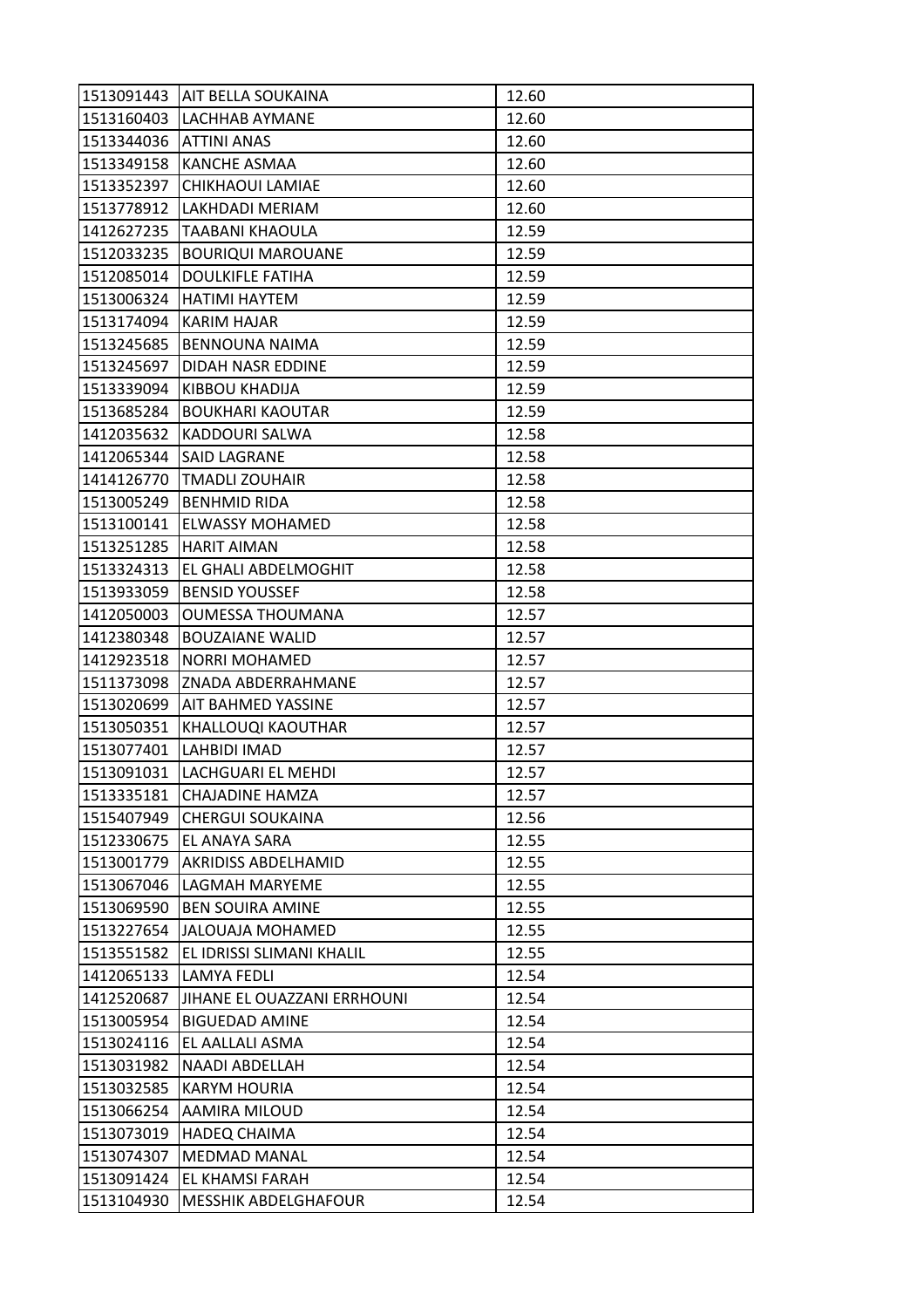| 1513091443 | AIT BELLA SOUKAINA | 12.60 |
|---|---|---|
| 1513160403 | LACHHAB AYMANE | 12.60 |
| 1513344036 | ATTINI ANAS | 12.60 |
| 1513349158 | KANCHE ASMAA | 12.60 |
| 1513352397 | CHIKHAOUI LAMIAE | 12.60 |
| 1513778912 | LAKHDADI MERIAM | 12.60 |
| 1412627235 | TAABANI KHAOULA | 12.59 |
| 1512033235 | BOURIQUI MAROUANE | 12.59 |
| 1512085014 | DOULKIFLE FATIHA | 12.59 |
| 1513006324 | HATIMI HAYTEM | 12.59 |
| 1513174094 | KARIM HAJAR | 12.59 |
| 1513245685 | BENNOUNA NAIMA | 12.59 |
| 1513245697 | DIDAH NASR EDDINE | 12.59 |
| 1513339094 | KIBBOU KHADIJA | 12.59 |
| 1513685284 | BOUKHARI KAOUTAR | 12.59 |
| 1412035632 | KADDOURI SALWA | 12.58 |
| 1412065344 | SAID LAGRANE | 12.58 |
| 1414126770 | TMADLI ZOUHAIR | 12.58 |
| 1513005249 | BENHMID RIDA | 12.58 |
| 1513100141 | ELWASSY MOHAMED | 12.58 |
| 1513251285 | HARIT AIMAN | 12.58 |
| 1513324313 | EL GHALI ABDELMOGHIT | 12.58 |
| 1513933059 | BENSID YOUSSEF | 12.58 |
| 1412050003 | OUMESSA THOUMANA | 12.57 |
| 1412380348 | BOUZAIANE WALID | 12.57 |
| 1412923518 | NORRI MOHAMED | 12.57 |
| 1511373098 | ZNADA ABDERRAHMANE | 12.57 |
| 1513020699 | AIT BAHMED YASSINE | 12.57 |
| 1513050351 | KHALLOUQI KAOUTHAR | 12.57 |
| 1513077401 | LAHBIDI IMAD | 12.57 |
| 1513091031 | LACHGUARI EL MEHDI | 12.57 |
| 1513335181 | CHAJADINE HAMZA | 12.57 |
| 1515407949 | CHERGUI SOUKAINA | 12.56 |
| 1512330675 | EL ANAYA SARA | 12.55 |
| 1513001779 | AKRIDISS ABDELHAMID | 12.55 |
| 1513067046 | LAGMAH MARYEME | 12.55 |
| 1513069590 | BEN SOUIRA AMINE | 12.55 |
| 1513227654 | JALOUAJA MOHAMED | 12.55 |
| 1513551582 | EL IDRISSI SLIMANI KHALIL | 12.55 |
| 1412065133 | LAMYA FEDLI | 12.54 |
| 1412520687 | JIHANE EL OUAZZANI ERRHOUNI | 12.54 |
| 1513005954 | BIGUEDAD AMINE | 12.54 |
| 1513024116 | EL AALLALI ASMA | 12.54 |
| 1513031982 | NAADI ABDELLAH | 12.54 |
| 1513032585 | KARYM HOURIA | 12.54 |
| 1513066254 | AAMIRA MILOUD | 12.54 |
| 1513073019 | HADEQ CHAIMA | 12.54 |
| 1513074307 | MEDMAD MANAL | 12.54 |
| 1513091424 | EL KHAMSI FARAH | 12.54 |
| 1513104930 | MESSHIK ABDELGHAFOUR | 12.54 |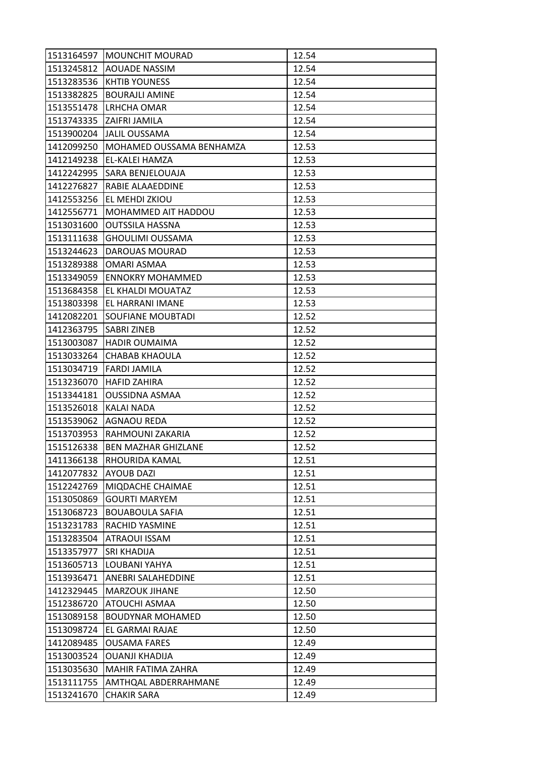| 1513164597 | MOUNCHIT MOURAD | 12.54 |
|---|---|---|
| 1513245812 | AOUADE NASSIM | 12.54 |
| 1513283536 | KHTIB YOUNESS | 12.54 |
| 1513382825 | BOURAJLI AMINE | 12.54 |
| 1513551478 | LRHCHA OMAR | 12.54 |
| 1513743335 | ZAIFRI JAMILA | 12.54 |
| 1513900204 | JALIL OUSSAMA | 12.54 |
| 1412099250 | MOHAMED OUSSAMA BENHAMZA | 12.53 |
| 1412149238 | EL-KALEI HAMZA | 12.53 |
| 1412242995 | SARA BENJELOUAJA | 12.53 |
| 1412276827 | RABIE ALAAEDDINE | 12.53 |
| 1412553256 | EL MEHDI ZKIOU | 12.53 |
| 1412556771 | MOHAMMED AIT HADDOU | 12.53 |
| 1513031600 | OUTSSILA HASSNA | 12.53 |
| 1513111638 | GHOULIMI OUSSAMA | 12.53 |
| 1513244623 | DAROUAS MOURAD | 12.53 |
| 1513289388 | OMARI ASMAA | 12.53 |
| 1513349059 | ENNOKRY MOHAMMED | 12.53 |
| 1513684358 | EL KHALDI MOUATAZ | 12.53 |
| 1513803398 | EL HARRANI IMANE | 12.53 |
| 1412082201 | SOUFIANE MOUBTADI | 12.52 |
| 1412363795 | SABRI ZINEB | 12.52 |
| 1513003087 | HADIR OUMAIMA | 12.52 |
| 1513033264 | CHABAB KHAOULA | 12.52 |
| 1513034719 | FARDI JAMILA | 12.52 |
| 1513236070 | HAFID ZAHIRA | 12.52 |
| 1513344181 | OUSSIDNA ASMAA | 12.52 |
| 1513526018 | KALAI NADA | 12.52 |
| 1513539062 | AGNAOU REDA | 12.52 |
| 1513703953 | RAHMOUNI ZAKARIA | 12.52 |
| 1515126338 | BEN MAZHAR GHIZLANE | 12.52 |
| 1411366138 | RHOURIDA KAMAL | 12.51 |
| 1412077832 | AYOUB DAZI | 12.51 |
| 1512242769 | MIQDACHE CHAIMAE | 12.51 |
| 1513050869 | GOURTI MARYEM | 12.51 |
| 1513068723 | BOUABOULA SAFIA | 12.51 |
| 1513231783 | RACHID YASMINE | 12.51 |
| 1513283504 | ATRAOUI ISSAM | 12.51 |
| 1513357977 | SRI KHADIJA | 12.51 |
| 1513605713 | LOUBANI YAHYA | 12.51 |
| 1513936471 | ANEBRI SALAHEDDINE | 12.51 |
| 1412329445 | MARZOUK JIHANE | 12.50 |
| 1512386720 | ATOUCHI ASMAA | 12.50 |
| 1513089158 | BOUDYNAR MOHAMED | 12.50 |
| 1513098724 | EL GARMAI RAJAE | 12.50 |
| 1412089485 | OUSAMA FARES | 12.49 |
| 1513003524 | OUANJI KHADIJA | 12.49 |
| 1513035630 | MAHIR FATIMA ZAHRA | 12.49 |
| 1513111755 | AMTHQAL ABDERRAHMANE | 12.49 |
| 1513241670 | CHAKIR SARA | 12.49 |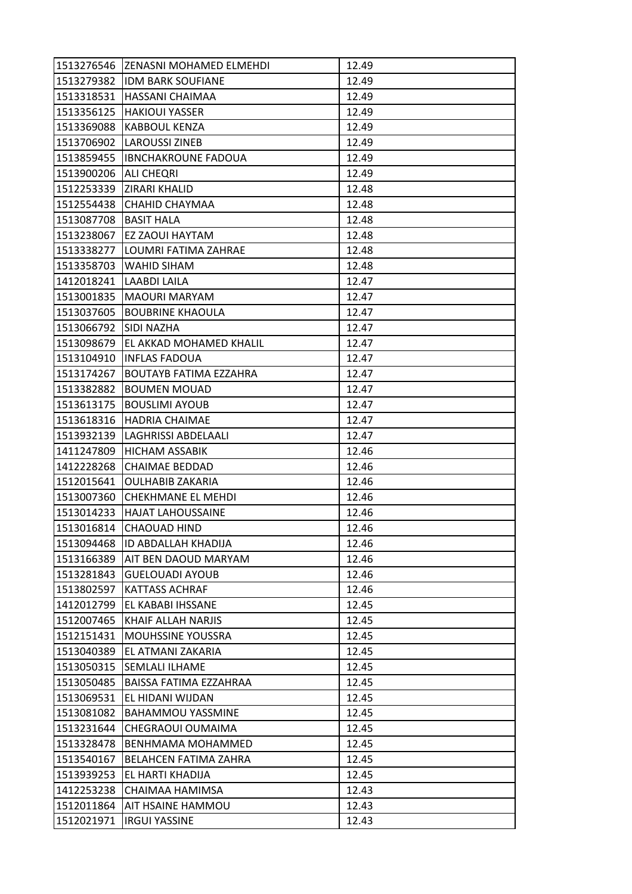| 1513276546 | ZENASNI MOHAMED ELMEHDI | 12.49 |
|---|---|---|
| 1513279382 | IDM BARK SOUFIANE | 12.49 |
| 1513318531 | HASSANI CHAIMAA | 12.49 |
| 1513356125 | HAKIOUI YASSER | 12.49 |
| 1513369088 | KABBOUL KENZA | 12.49 |
| 1513706902 | LAROUSSI ZINEB | 12.49 |
| 1513859455 | IBNCHAKROUNE FADOUA | 12.49 |
| 1513900206 | ALI CHEQRI | 12.49 |
| 1512253339 | ZIRARI KHALID | 12.48 |
| 1512554438 | CHAHID CHAYMAA | 12.48 |
| 1513087708 | BASIT HALA | 12.48 |
| 1513238067 | EZ ZAOUI HAYTAM | 12.48 |
| 1513338277 | LOUMRI FATIMA ZAHRAE | 12.48 |
| 1513358703 | WAHID SIHAM | 12.48 |
| 1412018241 | LAABDI LAILA | 12.47 |
| 1513001835 | MAOURI MARYAM | 12.47 |
| 1513037605 | BOUBRINE KHAOULA | 12.47 |
| 1513066792 | SIDI NAZHA | 12.47 |
| 1513098679 | EL AKKAD MOHAMED KHALIL | 12.47 |
| 1513104910 | INFLAS FADOUA | 12.47 |
| 1513174267 | BOUTAYB FATIMA EZZAHRA | 12.47 |
| 1513382882 | BOUMEN MOUAD | 12.47 |
| 1513613175 | BOUSLIMI AYOUB | 12.47 |
| 1513618316 | HADRIA CHAIMAE | 12.47 |
| 1513932139 | LAGHRISSI ABDELAALI | 12.47 |
| 1411247809 | HICHAM ASSABIK | 12.46 |
| 1412228268 | CHAIMAE BEDDAD | 12.46 |
| 1512015641 | OULHABIB ZAKARIA | 12.46 |
| 1513007360 | CHEKHMANE EL MEHDI | 12.46 |
| 1513014233 | HAJAT LAHOUSSAINE | 12.46 |
| 1513016814 | CHAOUAD HIND | 12.46 |
| 1513094468 | ID ABDALLAH KHADIJA | 12.46 |
| 1513166389 | AIT BEN DAOUD MARYAM | 12.46 |
| 1513281843 | GUELOUADI AYOUB | 12.46 |
| 1513802597 | KATTASS ACHRAF | 12.46 |
| 1412012799 | EL KABABI IHSSANE | 12.45 |
| 1512007465 | KHAIF ALLAH NARJIS | 12.45 |
| 1512151431 | MOUHSSINE YOUSSRA | 12.45 |
| 1513040389 | EL ATMANI ZAKARIA | 12.45 |
| 1513050315 | SEMLALI ILHAME | 12.45 |
| 1513050485 | BAISSA FATIMA EZZAHRAA | 12.45 |
| 1513069531 | EL HIDANI WIJDAN | 12.45 |
| 1513081082 | BAHAMMOU YASSMINE | 12.45 |
| 1513231644 | CHEGRAOUI OUMAIMA | 12.45 |
| 1513328478 | BENHMAMA MOHAMMED | 12.45 |
| 1513540167 | BELAHCEN FATIMA ZAHRA | 12.45 |
| 1513939253 | EL HARTI KHADIJA | 12.45 |
| 1412253238 | CHAIMAA HAMIMSA | 12.43 |
| 1512011864 | AIT HSAINE HAMMOU | 12.43 |
| 1512021971 | IRGUI YASSINE | 12.43 |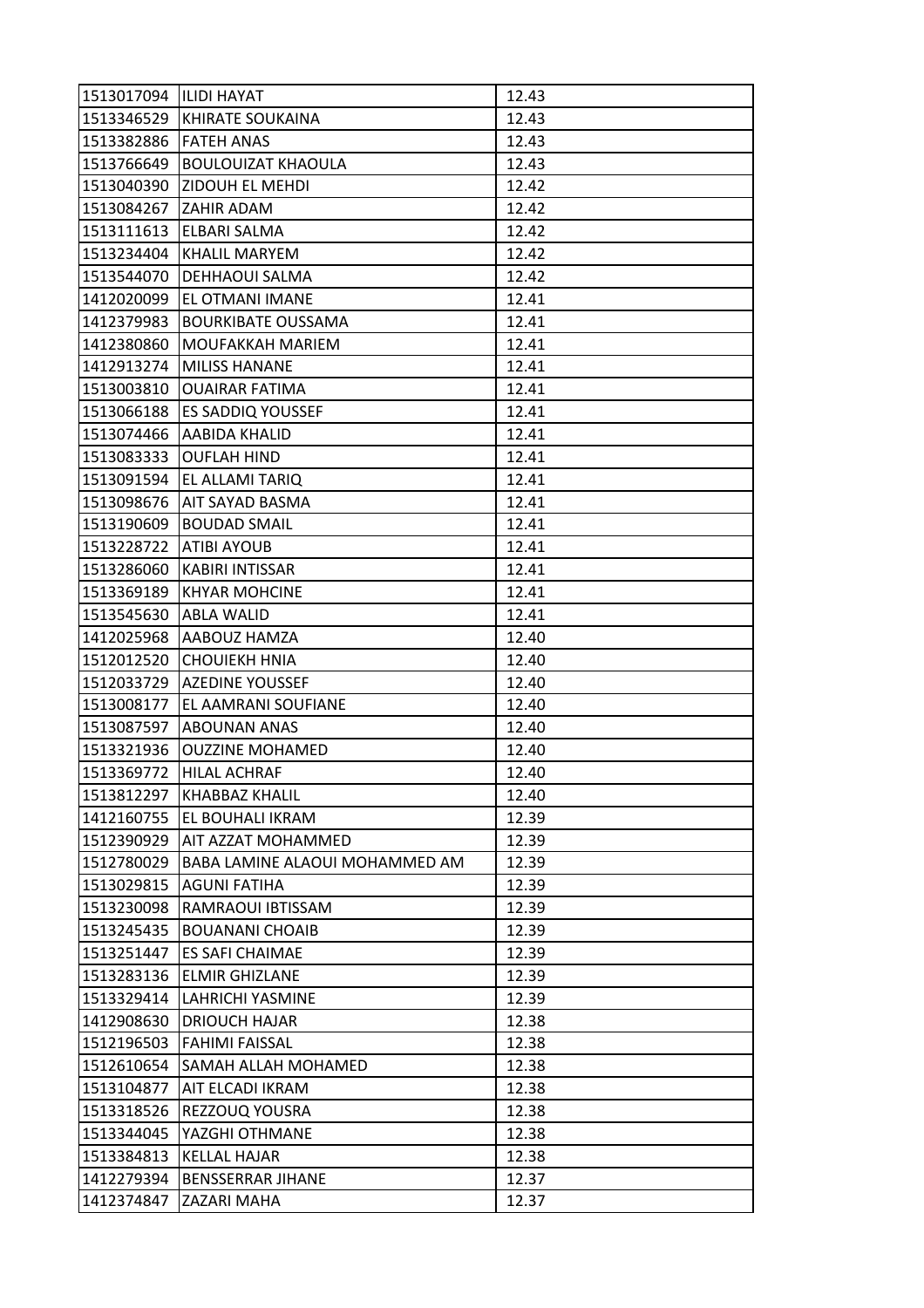| | | |
|---|---|---|
| 1513017094 | ILIDI HAYAT | 12.43 |
| 1513346529 | KHIRATE SOUKAINA | 12.43 |
| 1513382886 | FATEH ANAS | 12.43 |
| 1513766649 | BOULOUIZAT KHAOULA | 12.43 |
| 1513040390 | ZIDOUH EL MEHDI | 12.42 |
| 1513084267 | ZAHIR ADAM | 12.42 |
| 1513111613 | ELBARI SALMA | 12.42 |
| 1513234404 | KHALIL MARYEM | 12.42 |
| 1513544070 | DEHHAOUI SALMA | 12.42 |
| 1412020099 | EL OTMANI IMANE | 12.41 |
| 1412379983 | BOURKIBATE OUSSAMA | 12.41 |
| 1412380860 | MOUFAKKAH MARIEM | 12.41 |
| 1412913274 | MILISS HANANE | 12.41 |
| 1513003810 | OUAIRAR FATIMA | 12.41 |
| 1513066188 | ES SADDIQ YOUSSEF | 12.41 |
| 1513074466 | AABIDA KHALID | 12.41 |
| 1513083333 | OUFLAH HIND | 12.41 |
| 1513091594 | EL ALLAMI TARIQ | 12.41 |
| 1513098676 | AIT SAYAD BASMA | 12.41 |
| 1513190609 | BOUDAD SMAIL | 12.41 |
| 1513228722 | ATIBI AYOUB | 12.41 |
| 1513286060 | KABIRI INTISSAR | 12.41 |
| 1513369189 | KHYAR MOHCINE | 12.41 |
| 1513545630 | ABLA WALID | 12.41 |
| 1412025968 | AABOUZ HAMZA | 12.40 |
| 1512012520 | CHOUIEKH HNIA | 12.40 |
| 1512033729 | AZEDINE YOUSSEF | 12.40 |
| 1513008177 | EL AAMRANI SOUFIANE | 12.40 |
| 1513087597 | ABOUNAN ANAS | 12.40 |
| 1513321936 | OUZZINE MOHAMED | 12.40 |
| 1513369772 | HILAL ACHRAF | 12.40 |
| 1513812297 | KHABBAZ KHALIL | 12.40 |
| 1412160755 | EL BOUHALI IKRAM | 12.39 |
| 1512390929 | AIT AZZAT MOHAMMED | 12.39 |
| 1512780029 | BABA LAMINE ALAOUI MOHAMMED AM | 12.39 |
| 1513029815 | AGUNI FATIHA | 12.39 |
| 1513230098 | RAMRAOUI IBTISSAM | 12.39 |
| 1513245435 | BOUANANI CHOAIB | 12.39 |
| 1513251447 | ES SAFI CHAIMAE | 12.39 |
| 1513283136 | ELMIR GHIZLANE | 12.39 |
| 1513329414 | LAHRICHI YASMINE | 12.39 |
| 1412908630 | DRIOUCH HAJAR | 12.38 |
| 1512196503 | FAHIMI FAISSAL | 12.38 |
| 1512610654 | SAMAH ALLAH MOHAMED | 12.38 |
| 1513104877 | AIT ELCADI IKRAM | 12.38 |
| 1513318526 | REZZOUQ YOUSRA | 12.38 |
| 1513344045 | YAZGHI OTHMANE | 12.38 |
| 1513384813 | KELLAL HAJAR | 12.38 |
| 1412279394 | BENSSERRAR JIHANE | 12.37 |
| 1412374847 | ZAZARI MAHA | 12.37 |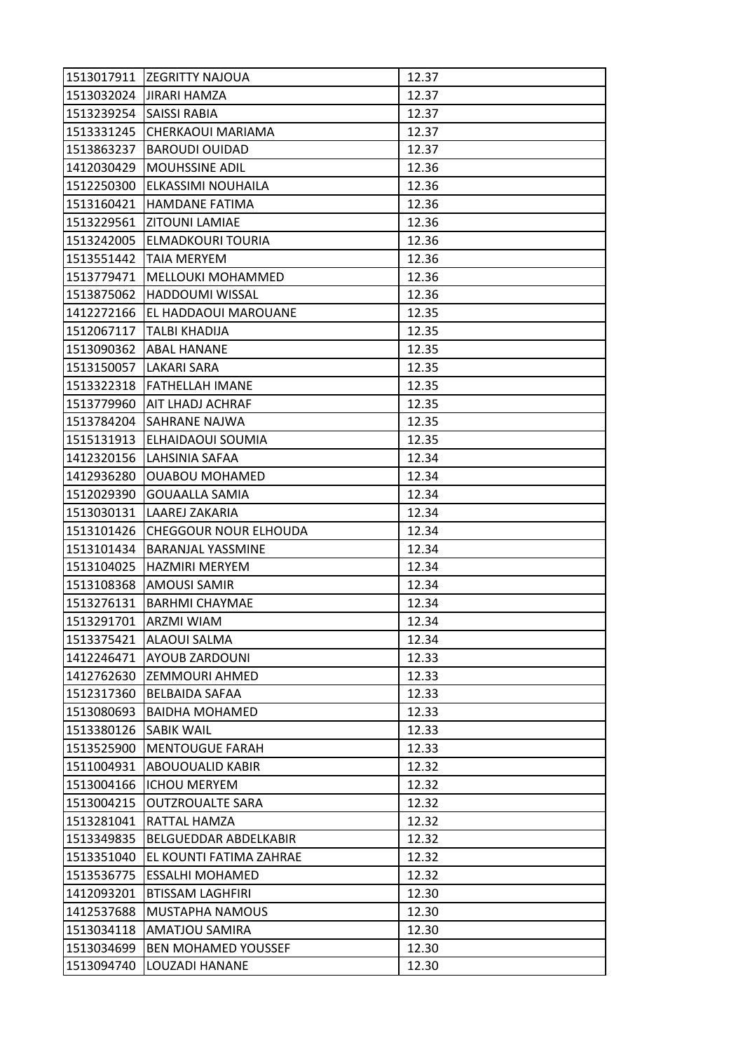| 1513017911 | ZEGRITTY NAJOUA | 12.37 |
|---|---|---|
| 1513032024 | JIRARI HAMZA | 12.37 |
| 1513239254 | SAISSI RABIA | 12.37 |
| 1513331245 | CHERKAOUI MARIAMA | 12.37 |
| 1513863237 | BAROUDI OUIDAD | 12.37 |
| 1412030429 | MOUHSSINE ADIL | 12.36 |
| 1512250300 | ELKASSIMI NOUHAILA | 12.36 |
| 1513160421 | HAMDANE FATIMA | 12.36 |
| 1513229561 | ZITOUNI LAMIAE | 12.36 |
| 1513242005 | ELMADKOURI TOURIA | 12.36 |
| 1513551442 | TAIA MERYEM | 12.36 |
| 1513779471 | MELLOUKI MOHAMMED | 12.36 |
| 1513875062 | HADDOUMI WISSAL | 12.36 |
| 1412272166 | EL HADDAOUI MAROUANE | 12.35 |
| 1512067117 | TALBI KHADIJA | 12.35 |
| 1513090362 | ABAL HANANE | 12.35 |
| 1513150057 | LAKARI SARA | 12.35 |
| 1513322318 | FATHELLAH IMANE | 12.35 |
| 1513779960 | AIT LHADJ ACHRAF | 12.35 |
| 1513784204 | SAHRANE NAJWA | 12.35 |
| 1515131913 | ELHAIDAOUI SOUMIA | 12.35 |
| 1412320156 | LAHSINIA SAFAA | 12.34 |
| 1412936280 | OUABOU MOHAMED | 12.34 |
| 1512029390 | GOUAALLA SAMIA | 12.34 |
| 1513030131 | LAAREJ ZAKARIA | 12.34 |
| 1513101426 | CHEGGOUR NOUR ELHOUDA | 12.34 |
| 1513101434 | BARANJAL YASSMINE | 12.34 |
| 1513104025 | HAZMIRI MERYEM | 12.34 |
| 1513108368 | AMOUSI SAMIR | 12.34 |
| 1513276131 | BARHMI CHAYMAE | 12.34 |
| 1513291701 | ARZMI WIAM | 12.34 |
| 1513375421 | ALAOUI SALMA | 12.34 |
| 1412246471 | AYOUB ZARDOUNI | 12.33 |
| 1412762630 | ZEMMOURI AHMED | 12.33 |
| 1512317360 | BELBAIDA SAFAA | 12.33 |
| 1513080693 | BAIDHA MOHAMED | 12.33 |
| 1513380126 | SABIK WAIL | 12.33 |
| 1513525900 | MENTOUGUE FARAH | 12.33 |
| 1511004931 | ABOUOUALID KABIR | 12.32 |
| 1513004166 | ICHOU MERYEM | 12.32 |
| 1513004215 | OUTZROUALTE SARA | 12.32 |
| 1513281041 | RATTAL HAMZA | 12.32 |
| 1513349835 | BELGUEDDAR ABDELKABIR | 12.32 |
| 1513351040 | EL KOUNTI FATIMA ZAHRAE | 12.32 |
| 1513536775 | ESSALHI MOHAMED | 12.32 |
| 1412093201 | BTISSAM LAGHFIRI | 12.30 |
| 1412537688 | MUSTAPHA NAMOUS | 12.30 |
| 1513034118 | AMATJOU SAMIRA | 12.30 |
| 1513034699 | BEN MOHAMED YOUSSEF | 12.30 |
| 1513094740 | LOUZADI HANANE | 12.30 |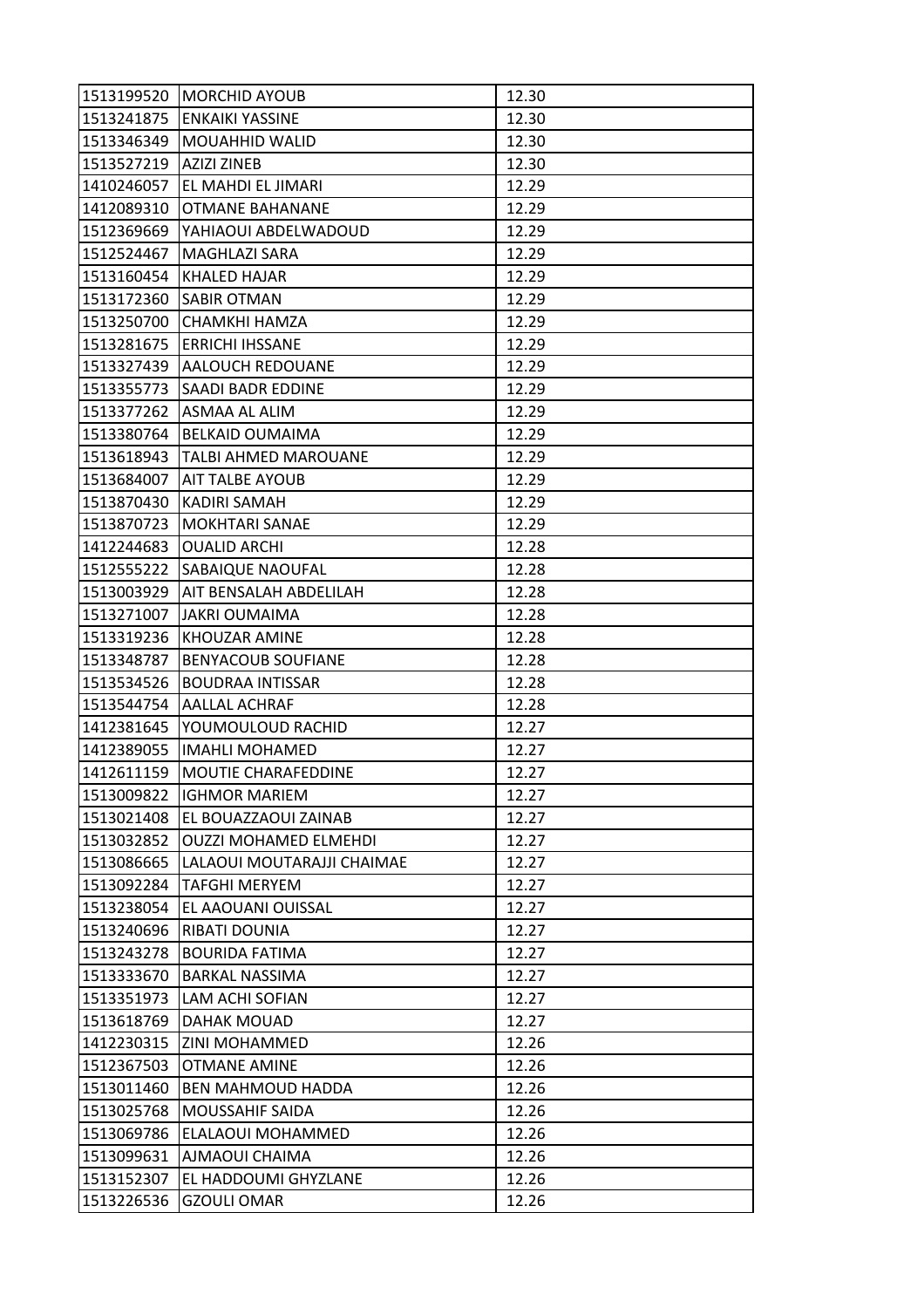| 1513199520 | MORCHID AYOUB | 12.30 |
|---|---|---|
| 1513241875 | ENKAIKI YASSINE | 12.30 |
| 1513346349 | MOUAHHID WALID | 12.30 |
| 1513527219 | AZIZI ZINEB | 12.30 |
| 1410246057 | EL MAHDI EL JIMARI | 12.29 |
| 1412089310 | OTMANE BAHANANE | 12.29 |
| 1512369669 | YAHIAOUI ABDELWADOUD | 12.29 |
| 1512524467 | MAGHLAZI SARA | 12.29 |
| 1513160454 | KHALED HAJAR | 12.29 |
| 1513172360 | SABIR OTMAN | 12.29 |
| 1513250700 | CHAMKHI HAMZA | 12.29 |
| 1513281675 | ERRICHI IHSSANE | 12.29 |
| 1513327439 | AALOUCH REDOUANE | 12.29 |
| 1513355773 | SAADI BADR EDDINE | 12.29 |
| 1513377262 | ASMAA AL ALIM | 12.29 |
| 1513380764 | BELKAID OUMAIMA | 12.29 |
| 1513618943 | TALBI AHMED MAROUANE | 12.29 |
| 1513684007 | AIT TALBE AYOUB | 12.29 |
| 1513870430 | KADIRI SAMAH | 12.29 |
| 1513870723 | MOKHTARI SANAE | 12.29 |
| 1412244683 | OUALID ARCHI | 12.28 |
| 1512555222 | SABAIQUE NAOUFAL | 12.28 |
| 1513003929 | AIT BENSALAH ABDELILAH | 12.28 |
| 1513271007 | JAKRI OUMAIMA | 12.28 |
| 1513319236 | KHOUZAR AMINE | 12.28 |
| 1513348787 | BENYACOUB SOUFIANE | 12.28 |
| 1513534526 | BOUDRAA INTISSAR | 12.28 |
| 1513544754 | AALLAL ACHRAF | 12.28 |
| 1412381645 | YOUMOULOUD RACHID | 12.27 |
| 1412389055 | IMAHLI MOHAMED | 12.27 |
| 1412611159 | MOUTIE CHARAFEDDINE | 12.27 |
| 1513009822 | IGHMOR MARIEM | 12.27 |
| 1513021408 | EL BOUAZZAOUI ZAINAB | 12.27 |
| 1513032852 | OUZZI MOHAMED ELMEHDI | 12.27 |
| 1513086665 | LALAOUI MOUTARAJJI CHAIMAE | 12.27 |
| 1513092284 | TAFGHI MERYEM | 12.27 |
| 1513238054 | EL AAOUANI OUISSAL | 12.27 |
| 1513240696 | RIBATI DOUNIA | 12.27 |
| 1513243278 | BOURIDA FATIMA | 12.27 |
| 1513333670 | BARKAL NASSIMA | 12.27 |
| 1513351973 | LAM ACHI SOFIAN | 12.27 |
| 1513618769 | DAHAK MOUAD | 12.27 |
| 1412230315 | ZINI MOHAMMED | 12.26 |
| 1512367503 | OTMANE AMINE | 12.26 |
| 1513011460 | BEN MAHMOUD HADDA | 12.26 |
| 1513025768 | MOUSSAHIF SAIDA | 12.26 |
| 1513069786 | ELALAOUI MOHAMMED | 12.26 |
| 1513099631 | AJMAOUI CHAIMA | 12.26 |
| 1513152307 | EL HADDOUMI GHYZLANE | 12.26 |
| 1513226536 | GZOULI OMAR | 12.26 |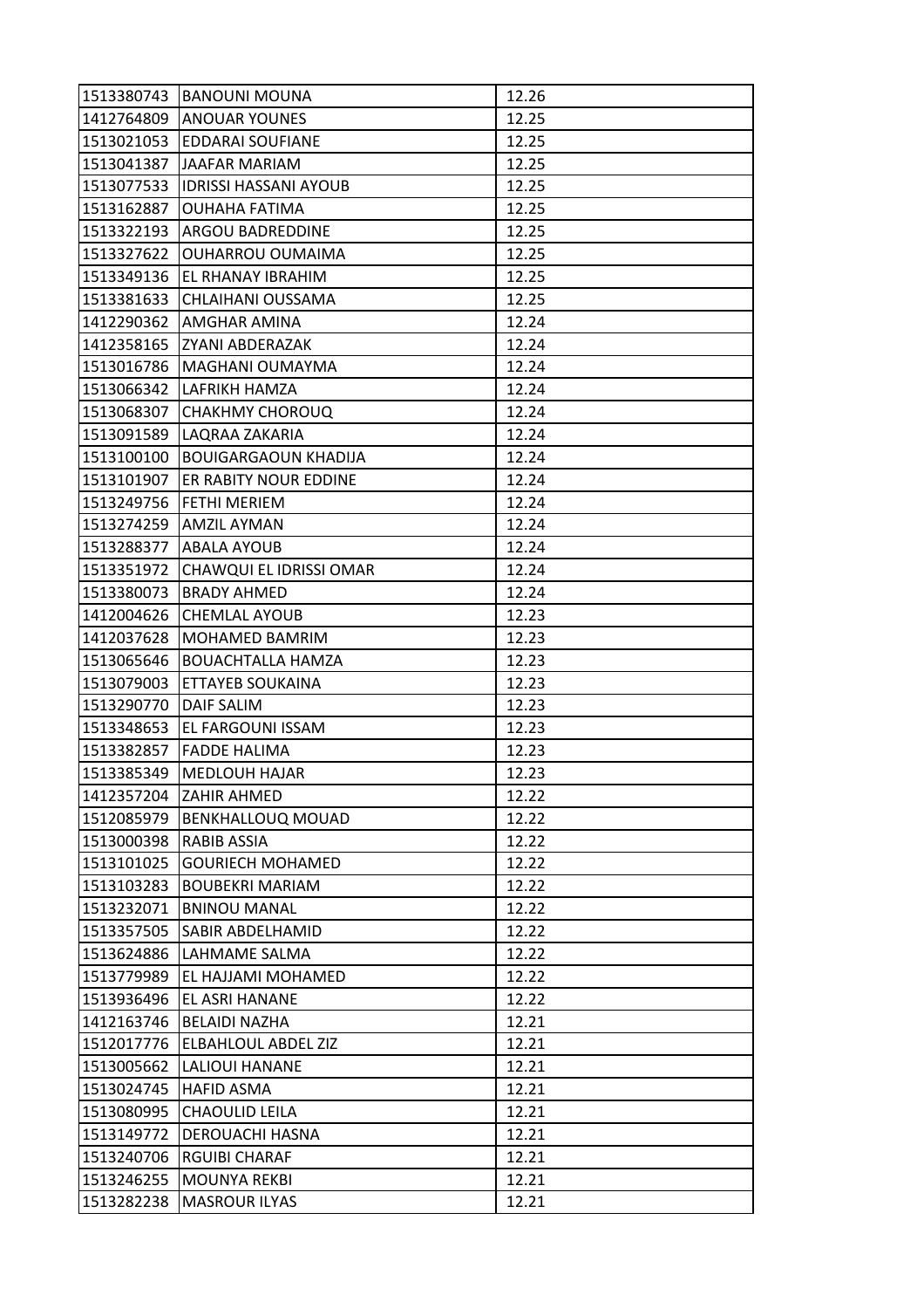| 1513380743 | BANOUNI MOUNA | 12.26 |
|---|---|---|
| 1412764809 | ANOUAR YOUNES | 12.25 |
| 1513021053 | EDDARAI SOUFIANE | 12.25 |
| 1513041387 | JAAFAR MARIAM | 12.25 |
| 1513077533 | IDRISSI HASSANI AYOUB | 12.25 |
| 1513162887 | OUHAHA FATIMA | 12.25 |
| 1513322193 | ARGOU BADREDDINE | 12.25 |
| 1513327622 | OUHARROU OUMAIMA | 12.25 |
| 1513349136 | EL RHANAY IBRAHIM | 12.25 |
| 1513381633 | CHLAIHANI OUSSAMA | 12.25 |
| 1412290362 | AMGHAR AMINA | 12.24 |
| 1412358165 | ZYANI ABDERAZAK | 12.24 |
| 1513016786 | MAGHANI OUMAYMA | 12.24 |
| 1513066342 | LAFRIKH HAMZA | 12.24 |
| 1513068307 | CHAKHMY CHOROUQ | 12.24 |
| 1513091589 | LAQRAA ZAKARIA | 12.24 |
| 1513100100 | BOUIGARGAOUN KHADIJA | 12.24 |
| 1513101907 | ER RABITY NOUR EDDINE | 12.24 |
| 1513249756 | FETHI MERIEM | 12.24 |
| 1513274259 | AMZIL AYMAN | 12.24 |
| 1513288377 | ABALA AYOUB | 12.24 |
| 1513351972 | CHAWQUI EL IDRISSI OMAR | 12.24 |
| 1513380073 | BRADY AHMED | 12.24 |
| 1412004626 | CHEMLAL AYOUB | 12.23 |
| 1412037628 | MOHAMED BAMRIM | 12.23 |
| 1513065646 | BOUACHTALLA HAMZA | 12.23 |
| 1513079003 | ETTAYEB SOUKAINA | 12.23 |
| 1513290770 | DAIF SALIM | 12.23 |
| 1513348653 | EL FARGOUNI ISSAM | 12.23 |
| 1513382857 | FADDE HALIMA | 12.23 |
| 1513385349 | MEDLOUH HAJAR | 12.23 |
| 1412357204 | ZAHIR AHMED | 12.22 |
| 1512085979 | BENKHALLOUQ MOUAD | 12.22 |
| 1513000398 | RABIB ASSIA | 12.22 |
| 1513101025 | GOURIECH MOHAMED | 12.22 |
| 1513103283 | BOUBEKRI MARIAM | 12.22 |
| 1513232071 | BNINOU MANAL | 12.22 |
| 1513357505 | SABIR ABDELHAMID | 12.22 |
| 1513624886 | LAHMAME SALMA | 12.22 |
| 1513779989 | EL HAJJAMI MOHAMED | 12.22 |
| 1513936496 | EL ASRI HANANE | 12.22 |
| 1412163746 | BELAIDI NAZHA | 12.21 |
| 1512017776 | ELBAHLOUL ABDEL ZIZ | 12.21 |
| 1513005662 | LALIOUI HANANE | 12.21 |
| 1513024745 | HAFID ASMA | 12.21 |
| 1513080995 | CHAOULID LEILA | 12.21 |
| 1513149772 | DEROUACHI HASNA | 12.21 |
| 1513240706 | RGUIBI CHARAF | 12.21 |
| 1513246255 | MOUNYA REKBI | 12.21 |
| 1513282238 | MASROUR ILYAS | 12.21 |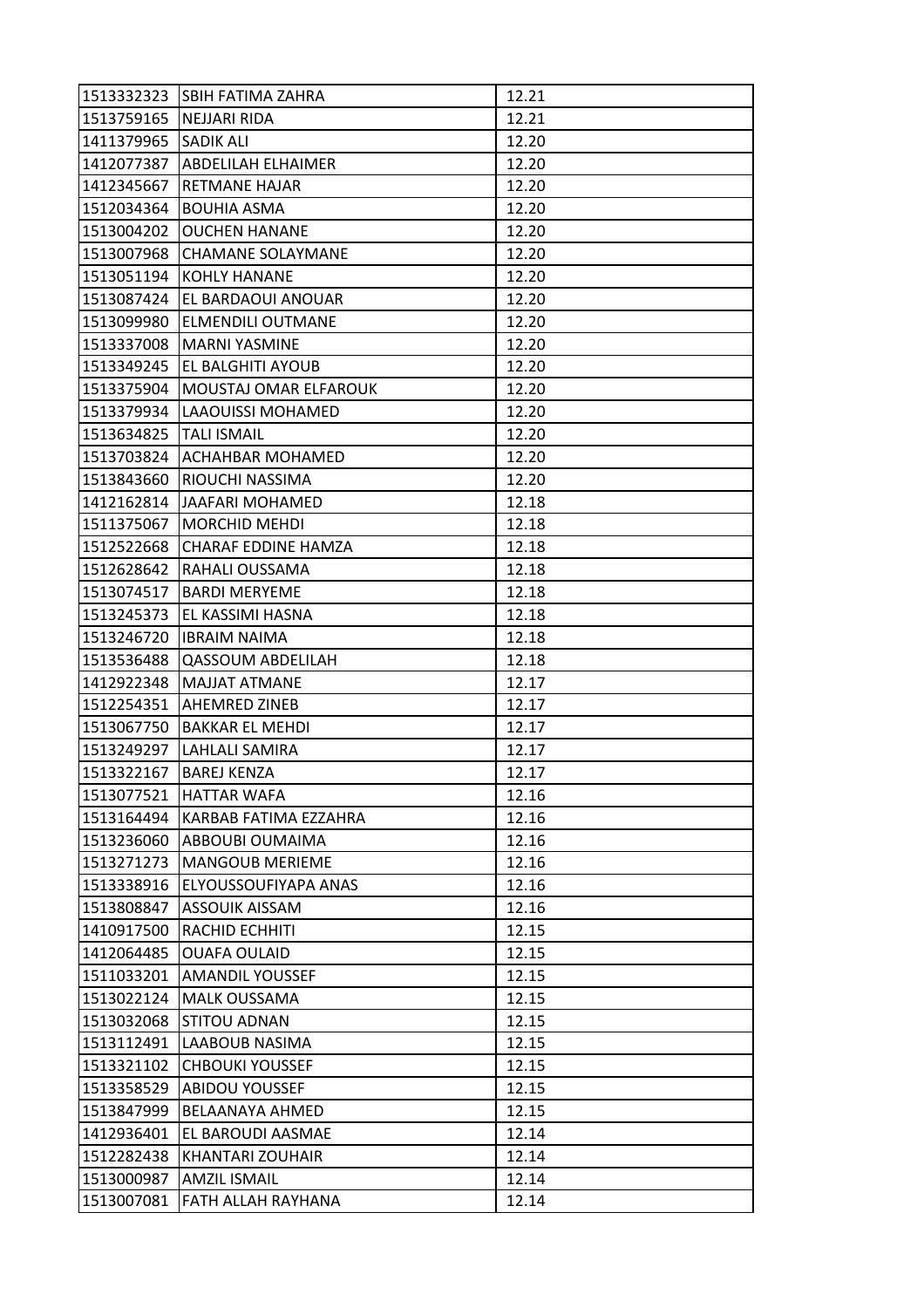| | | |
|---|---|---|
| 1513332323 | SBIH FATIMA ZAHRA | 12.21 |
| 1513759165 | NEJJARI RIDA | 12.21 |
| 1411379965 | SADIK ALI | 12.20 |
| 1412077387 | ABDELILAH ELHAIMER | 12.20 |
| 1412345667 | RETMANE HAJAR | 12.20 |
| 1512034364 | BOUHIA ASMA | 12.20 |
| 1513004202 | OUCHEN HANANE | 12.20 |
| 1513007968 | CHAMANE SOLAYMANE | 12.20 |
| 1513051194 | KOHLY HANANE | 12.20 |
| 1513087424 | EL BARDAOUI ANOUAR | 12.20 |
| 1513099980 | ELMENDILI OUTMANE | 12.20 |
| 1513337008 | MARNI YASMINE | 12.20 |
| 1513349245 | EL BALGHITI AYOUB | 12.20 |
| 1513375904 | MOUSTAJ OMAR ELFAROUK | 12.20 |
| 1513379934 | LAAOUISSI MOHAMED | 12.20 |
| 1513634825 | TALI ISMAIL | 12.20 |
| 1513703824 | ACHAHBAR MOHAMED | 12.20 |
| 1513843660 | RIOUCHI NASSIMA | 12.20 |
| 1412162814 | JAAFARI MOHAMED | 12.18 |
| 1511375067 | MORCHID MEHDI | 12.18 |
| 1512522668 | CHARAF EDDINE HAMZA | 12.18 |
| 1512628642 | RAHALI OUSSAMA | 12.18 |
| 1513074517 | BARDI MERYEME | 12.18 |
| 1513245373 | EL KASSIMI HASNA | 12.18 |
| 1513246720 | IBRAIM NAIMA | 12.18 |
| 1513536488 | QASSOUM ABDELILAH | 12.18 |
| 1412922348 | MAJJAT ATMANE | 12.17 |
| 1512254351 | AHEMRED ZINEB | 12.17 |
| 1513067750 | BAKKAR EL MEHDI | 12.17 |
| 1513249297 | LAHLALI SAMIRA | 12.17 |
| 1513322167 | BAREJ KENZA | 12.17 |
| 1513077521 | HATTAR WAFA | 12.16 |
| 1513164494 | KARBAB FATIMA EZZAHRA | 12.16 |
| 1513236060 | ABBOUBI OUMAIMA | 12.16 |
| 1513271273 | MANGOUB MERIEME | 12.16 |
| 1513338916 | ELYOUSSOUFIYAPA ANAS | 12.16 |
| 1513808847 | ASSOUIK AISSAM | 12.16 |
| 1410917500 | RACHID ECHHITI | 12.15 |
| 1412064485 | OUAFA OULAID | 12.15 |
| 1511033201 | AMANDIL YOUSSEF | 12.15 |
| 1513022124 | MALK OUSSAMA | 12.15 |
| 1513032068 | STITOU ADNAN | 12.15 |
| 1513112491 | LAABOUB NASIMA | 12.15 |
| 1513321102 | CHBOUKI YOUSSEF | 12.15 |
| 1513358529 | ABIDOU YOUSSEF | 12.15 |
| 1513847999 | BELAANAYA AHMED | 12.15 |
| 1412936401 | EL BAROUDI AASMAE | 12.14 |
| 1512282438 | KHANTARI ZOUHAIR | 12.14 |
| 1513000987 | AMZIL ISMAIL | 12.14 |
| 1513007081 | FATH ALLAH RAYHANA | 12.14 |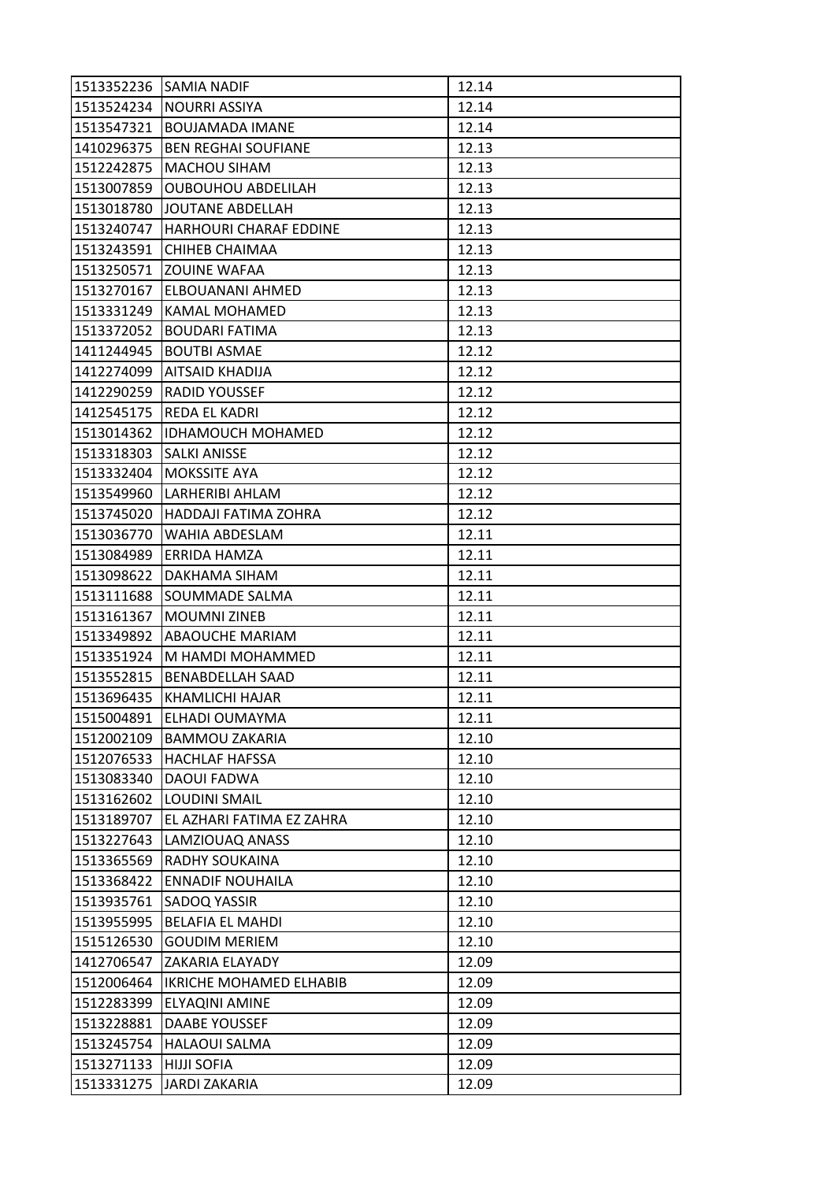| | | |
|---|---|---|
| 1513352236 | SAMIA NADIF | 12.14 |
| 1513524234 | NOURRI ASSIYA | 12.14 |
| 1513547321 | BOUJAMADA IMANE | 12.14 |
| 1410296375 | BEN REGHAI SOUFIANE | 12.13 |
| 1512242875 | MACHOU SIHAM | 12.13 |
| 1513007859 | OUBOUHOU ABDELILAH | 12.13 |
| 1513018780 | JOUTANE ABDELLAH | 12.13 |
| 1513240747 | HARHOURI CHARAF EDDINE | 12.13 |
| 1513243591 | CHIHEB CHAIMAA | 12.13 |
| 1513250571 | ZOUINE WAFAA | 12.13 |
| 1513270167 | ELBOUANANI AHMED | 12.13 |
| 1513331249 | KAMAL MOHAMED | 12.13 |
| 1513372052 | BOUDARI FATIMA | 12.13 |
| 1411244945 | BOUTBI ASMAE | 12.12 |
| 1412274099 | AITSAID KHADIJA | 12.12 |
| 1412290259 | RADID YOUSSEF | 12.12 |
| 1412545175 | REDA EL KADRI | 12.12 |
| 1513014362 | IDHAMOUCH MOHAMED | 12.12 |
| 1513318303 | SALKI ANISSE | 12.12 |
| 1513332404 | MOKSSITE AYA | 12.12 |
| 1513549960 | LARHERIBI AHLAM | 12.12 |
| 1513745020 | HADDAJI FATIMA ZOHRA | 12.12 |
| 1513036770 | WAHIA ABDESLAM | 12.11 |
| 1513084989 | ERRIDA HAMZA | 12.11 |
| 1513098622 | DAKHAMA SIHAM | 12.11 |
| 1513111688 | SOUMMADE SALMA | 12.11 |
| 1513161367 | MOUMNI ZINEB | 12.11 |
| 1513349892 | ABAOUCHE MARIAM | 12.11 |
| 1513351924 | M HAMDI MOHAMMED | 12.11 |
| 1513552815 | BENABDELLAH SAAD | 12.11 |
| 1513696435 | KHAMLICHI HAJAR | 12.11 |
| 1515004891 | ELHADI OUMAYMA | 12.11 |
| 1512002109 | BAMMOU ZAKARIA | 12.10 |
| 1512076533 | HACHLAF HAFSSA | 12.10 |
| 1513083340 | DAOUI FADWA | 12.10 |
| 1513162602 | LOUDINI SMAIL | 12.10 |
| 1513189707 | EL AZHARI FATIMA EZ ZAHRA | 12.10 |
| 1513227643 | LAMZIOUAQ ANASS | 12.10 |
| 1513365569 | RADHY SOUKAINA | 12.10 |
| 1513368422 | ENNADIF NOUHAILA | 12.10 |
| 1513935761 | SADOQ YASSIR | 12.10 |
| 1513955995 | BELAFIA EL MAHDI | 12.10 |
| 1515126530 | GOUDIM MERIEM | 12.10 |
| 1412706547 | ZAKARIA ELAYADY | 12.09 |
| 1512006464 | IKRICHE MOHAMED ELHABIB | 12.09 |
| 1512283399 | ELYAQINI AMINE | 12.09 |
| 1513228881 | DAABE YOUSSEF | 12.09 |
| 1513245754 | HALAOUI SALMA | 12.09 |
| 1513271133 | HIJJI SOFIA | 12.09 |
| 1513331275 | JARDI ZAKARIA | 12.09 |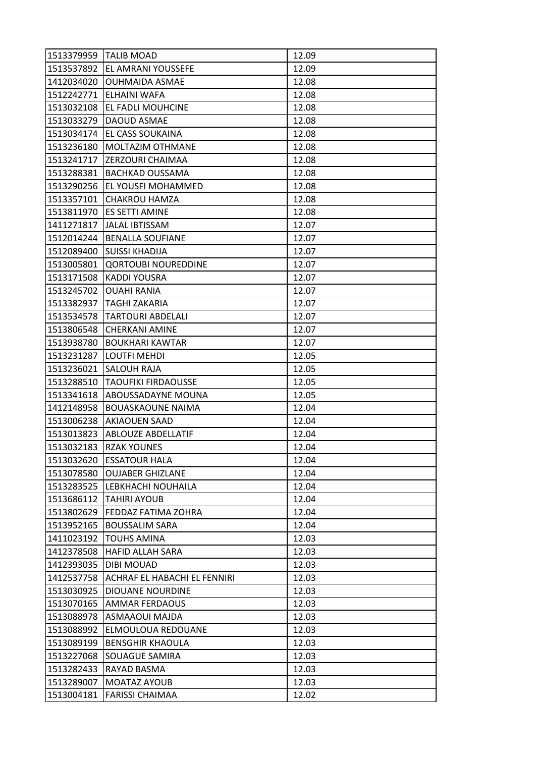| 1513379959 | TALIB MOAD | 12.09 |
|---|---|---|
| 1513537892 | EL AMRANI YOUSSEFE | 12.09 |
| 1412034020 | OUHMAIDA ASMAE | 12.08 |
| 1512242771 | ELHAINI WAFA | 12.08 |
| 1513032108 | EL FADLI MOUHCINE | 12.08 |
| 1513033279 | DAOUD ASMAE | 12.08 |
| 1513034174 | EL CASS SOUKAINA | 12.08 |
| 1513236180 | MOLTAZIM OTHMANE | 12.08 |
| 1513241717 | ZERZOURI CHAIMAA | 12.08 |
| 1513288381 | BACHKAD OUSSAMA | 12.08 |
| 1513290256 | EL YOUSFI MOHAMMED | 12.08 |
| 1513357101 | CHAKROU HAMZA | 12.08 |
| 1513811970 | ES SETTI AMINE | 12.08 |
| 1411271817 | JALAL IBTISSAM | 12.07 |
| 1512014244 | BENALLA SOUFIANE | 12.07 |
| 1512089400 | SUISSI KHADIJA | 12.07 |
| 1513005801 | QORTOUBI NOUREDDINE | 12.07 |
| 1513171508 | KADDI YOUSRA | 12.07 |
| 1513245702 | OUAHI RANIA | 12.07 |
| 1513382937 | TAGHI ZAKARIA | 12.07 |
| 1513534578 | TARTOURI ABDELALI | 12.07 |
| 1513806548 | CHERKANI AMINE | 12.07 |
| 1513938780 | BOUKHARI KAWTAR | 12.07 |
| 1513231287 | LOUTFI MEHDI | 12.05 |
| 1513236021 | SALOUH RAJA | 12.05 |
| 1513288510 | TAOUFIKI FIRDAOUSSE | 12.05 |
| 1513341618 | ABOUSSADAYNE MOUNA | 12.05 |
| 1412148958 | BOUASKAOUNE NAIMA | 12.04 |
| 1513006238 | AKIAOUEN SAAD | 12.04 |
| 1513013823 | ABLOUZE ABDELLATIF | 12.04 |
| 1513032183 | RZAK YOUNES | 12.04 |
| 1513032620 | ESSATOUR HALA | 12.04 |
| 1513078580 | OUJABER GHIZLANE | 12.04 |
| 1513283525 | LEBKHACHI NOUHAILA | 12.04 |
| 1513686112 | TAHIRI AYOUB | 12.04 |
| 1513802629 | FEDDAZ FATIMA ZOHRA | 12.04 |
| 1513952165 | BOUSSALIM SARA | 12.04 |
| 1411023192 | TOUHS AMINA | 12.03 |
| 1412378508 | HAFID ALLAH SARA | 12.03 |
| 1412393035 | DIBI MOUAD | 12.03 |
| 1412537758 | ACHRAF EL HABACHI EL FENNIRI | 12.03 |
| 1513030925 | DIOUANE NOURDINE | 12.03 |
| 1513070165 | AMMAR FERDAOUS | 12.03 |
| 1513088978 | ASMAAOUI MAJDA | 12.03 |
| 1513088992 | ELMOULOUA REDOUANE | 12.03 |
| 1513089199 | BENSGHIR KHAOULA | 12.03 |
| 1513227068 | SOUAGUE SAMIRA | 12.03 |
| 1513282433 | RAYAD BASMA | 12.03 |
| 1513289007 | MOATAZ AYOUB | 12.03 |
| 1513004181 | FARISSI CHAIMAA | 12.02 |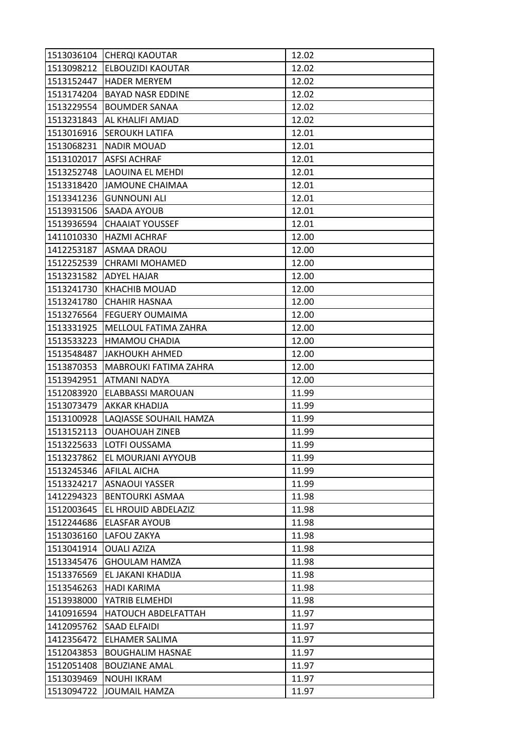| 1513036104 | CHERQI KAOUTAR | 12.02 |
|---|---|---|
| 1513098212 | ELBOUZIDI KAOUTAR | 12.02 |
| 1513152447 | HADER MERYEM | 12.02 |
| 1513174204 | BAYAD NASR EDDINE | 12.02 |
| 1513229554 | BOUMDER SANAA | 12.02 |
| 1513231843 | AL KHALIFI AMJAD | 12.02 |
| 1513016916 | SEROUKH LATIFA | 12.01 |
| 1513068231 | NADIR MOUAD | 12.01 |
| 1513102017 | ASFSI ACHRAF | 12.01 |
| 1513252748 | LAOUINA EL MEHDI | 12.01 |
| 1513318420 | JAMOUNE CHAIMAA | 12.01 |
| 1513341236 | GUNNOUNI ALI | 12.01 |
| 1513931506 | SAADA AYOUB | 12.01 |
| 1513936594 | CHAAIAT YOUSSEF | 12.01 |
| 1411010330 | HAZMI ACHRAF | 12.00 |
| 1412253187 | ASMAA DRAOU | 12.00 |
| 1512252539 | CHRAMI MOHAMED | 12.00 |
| 1513231582 | ADYEL HAJAR | 12.00 |
| 1513241730 | KHACHIB MOUAD | 12.00 |
| 1513241780 | CHAHIR HASNAA | 12.00 |
| 1513276564 | FEGUERY OUMAIMA | 12.00 |
| 1513331925 | MELLOUL FATIMA ZAHRA | 12.00 |
| 1513533223 | HMAMOU CHADIA | 12.00 |
| 1513548487 | JAKHOUKH AHMED | 12.00 |
| 1513870353 | MABROUKI FATIMA ZAHRA | 12.00 |
| 1513942951 | ATMANI NADYA | 12.00 |
| 1512083920 | ELABBASSI MAROUAN | 11.99 |
| 1513073479 | AKKAR KHADIJA | 11.99 |
| 1513100928 | LAQIASSE SOUHAIL HAMZA | 11.99 |
| 1513152113 | OUAHOUAH ZINEB | 11.99 |
| 1513225633 | LOTFI OUSSAMA | 11.99 |
| 1513237862 | EL MOURJANI AYYOUB | 11.99 |
| 1513245346 | AFILAL AICHA | 11.99 |
| 1513324217 | ASNAOUI YASSER | 11.99 |
| 1412294323 | BENTOURKI ASMAA | 11.98 |
| 1512003645 | EL HROUID ABDELAZIZ | 11.98 |
| 1512244686 | ELASFAR AYOUB | 11.98 |
| 1513036160 | LAFOU ZAKYA | 11.98 |
| 1513041914 | OUALI AZIZA | 11.98 |
| 1513345476 | GHOULAM HAMZA | 11.98 |
| 1513376569 | EL JAKANI KHADIJA | 11.98 |
| 1513546263 | HADI KARIMA | 11.98 |
| 1513938000 | YATRIB ELMEHDI | 11.98 |
| 1410916594 | HATOUCH ABDELFATTAH | 11.97 |
| 1412095762 | SAAD ELFAIDI | 11.97 |
| 1412356472 | ELHAMER SALIMA | 11.97 |
| 1512043853 | BOUGHALIM HASNAE | 11.97 |
| 1512051408 | BOUZIANE AMAL | 11.97 |
| 1513039469 | NOUHI IKRAM | 11.97 |
| 1513094722 | JOUMAIL HAMZA | 11.97 |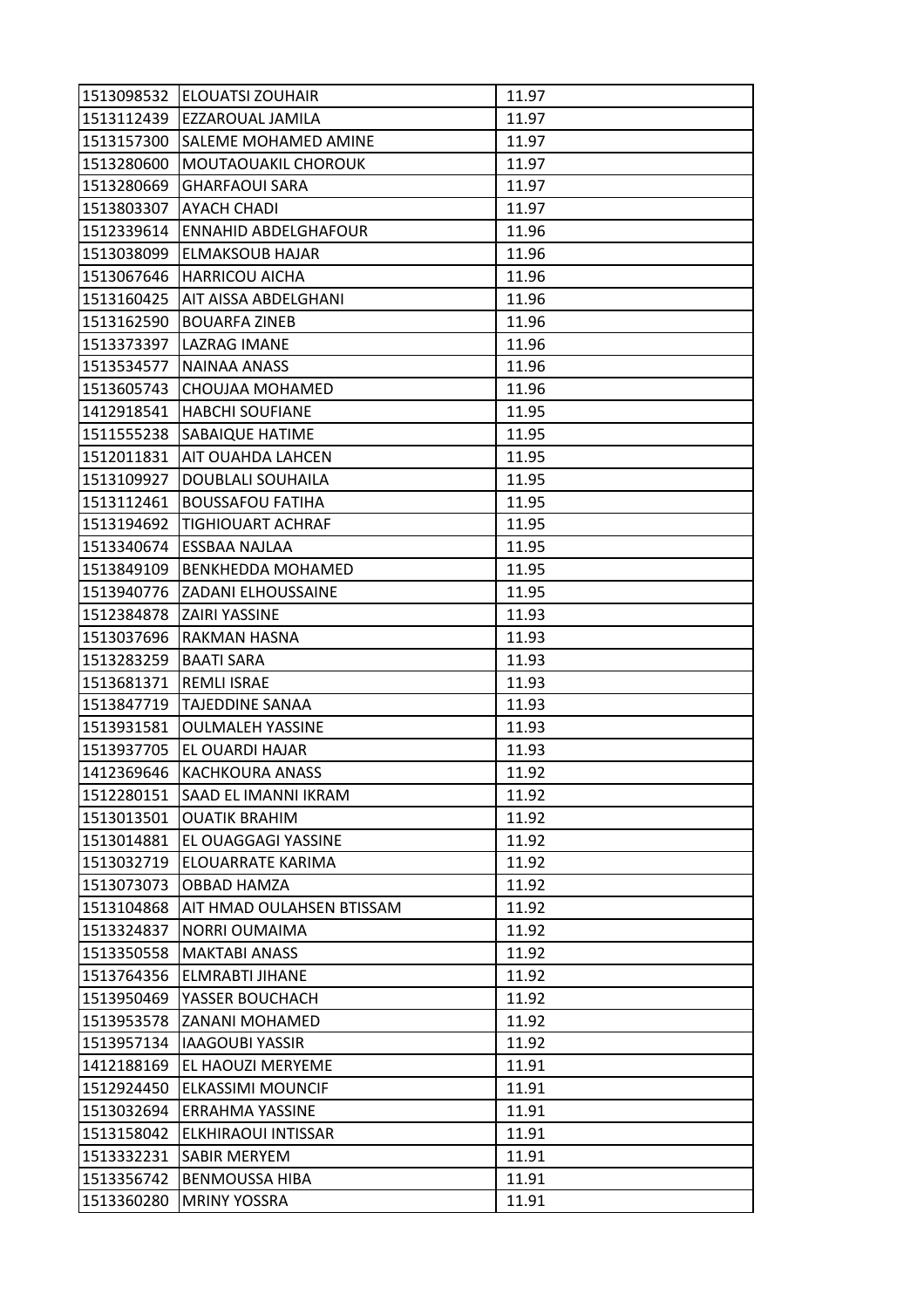| | | |
|---|---|---|
| 1513098532 | ELOUATSI ZOUHAIR | 11.97 |
| 1513112439 | EZZAROUAL JAMILA | 11.97 |
| 1513157300 | SALEME MOHAMED AMINE | 11.97 |
| 1513280600 | MOUTAOUAKIL CHOROUK | 11.97 |
| 1513280669 | GHARFAOUI SARA | 11.97 |
| 1513803307 | AYACH CHADI | 11.97 |
| 1512339614 | ENNAHID ABDELGHAFOUR | 11.96 |
| 1513038099 | ELMAKSOUB HAJAR | 11.96 |
| 1513067646 | HARRICOU AICHA | 11.96 |
| 1513160425 | AIT AISSA ABDELGHANI | 11.96 |
| 1513162590 | BOUARFA ZINEB | 11.96 |
| 1513373397 | LAZRAG IMANE | 11.96 |
| 1513534577 | NAINAA ANASS | 11.96 |
| 1513605743 | CHOUJAA MOHAMED | 11.96 |
| 1412918541 | HABCHI SOUFIANE | 11.95 |
| 1511555238 | SABAIQUE HATIME | 11.95 |
| 1512011831 | AIT OUAHDA LAHCEN | 11.95 |
| 1513109927 | DOUBLALI SOUHAILA | 11.95 |
| 1513112461 | BOUSSAFOU FATIHA | 11.95 |
| 1513194692 | TIGHIOUART ACHRAF | 11.95 |
| 1513340674 | ESSBAA NAJLAA | 11.95 |
| 1513849109 | BENKHEDDA MOHAMED | 11.95 |
| 1513940776 | ZADANI ELHOUSSAINE | 11.95 |
| 1512384878 | ZAIRI YASSINE | 11.93 |
| 1513037696 | RAKMAN HASNA | 11.93 |
| 1513283259 | BAATI SARA | 11.93 |
| 1513681371 | REMLI ISRAE | 11.93 |
| 1513847719 | TAJEDDINE SANAA | 11.93 |
| 1513931581 | OULMALEH YASSINE | 11.93 |
| 1513937705 | EL OUARDI HAJAR | 11.93 |
| 1412369646 | KACHKOURA ANASS | 11.92 |
| 1512280151 | SAAD EL IMANNI IKRAM | 11.92 |
| 1513013501 | OUATIK BRAHIM | 11.92 |
| 1513014881 | EL OUAGGAGI YASSINE | 11.92 |
| 1513032719 | ELOUARRATE KARIMA | 11.92 |
| 1513073073 | OBBAD HAMZA | 11.92 |
| 1513104868 | AIT HMAD OULAHSEN BTISSAM | 11.92 |
| 1513324837 | NORRI OUMAIMA | 11.92 |
| 1513350558 | MAKTABI ANASS | 11.92 |
| 1513764356 | ELMRABTI JIHANE | 11.92 |
| 1513950469 | YASSER BOUCHACH | 11.92 |
| 1513953578 | ZANANI MOHAMED | 11.92 |
| 1513957134 | IAAGOUBI YASSIR | 11.92 |
| 1412188169 | EL HAOUZI MERYEME | 11.91 |
| 1512924450 | ELKASSIMI MOUNCIF | 11.91 |
| 1513032694 | ERRAHMA YASSINE | 11.91 |
| 1513158042 | ELKHIRAOUI INTISSAR | 11.91 |
| 1513332231 | SABIR MERYEM | 11.91 |
| 1513356742 | BENMOUSSA HIBA | 11.91 |
| 1513360280 | MRINY YOSSRA | 11.91 |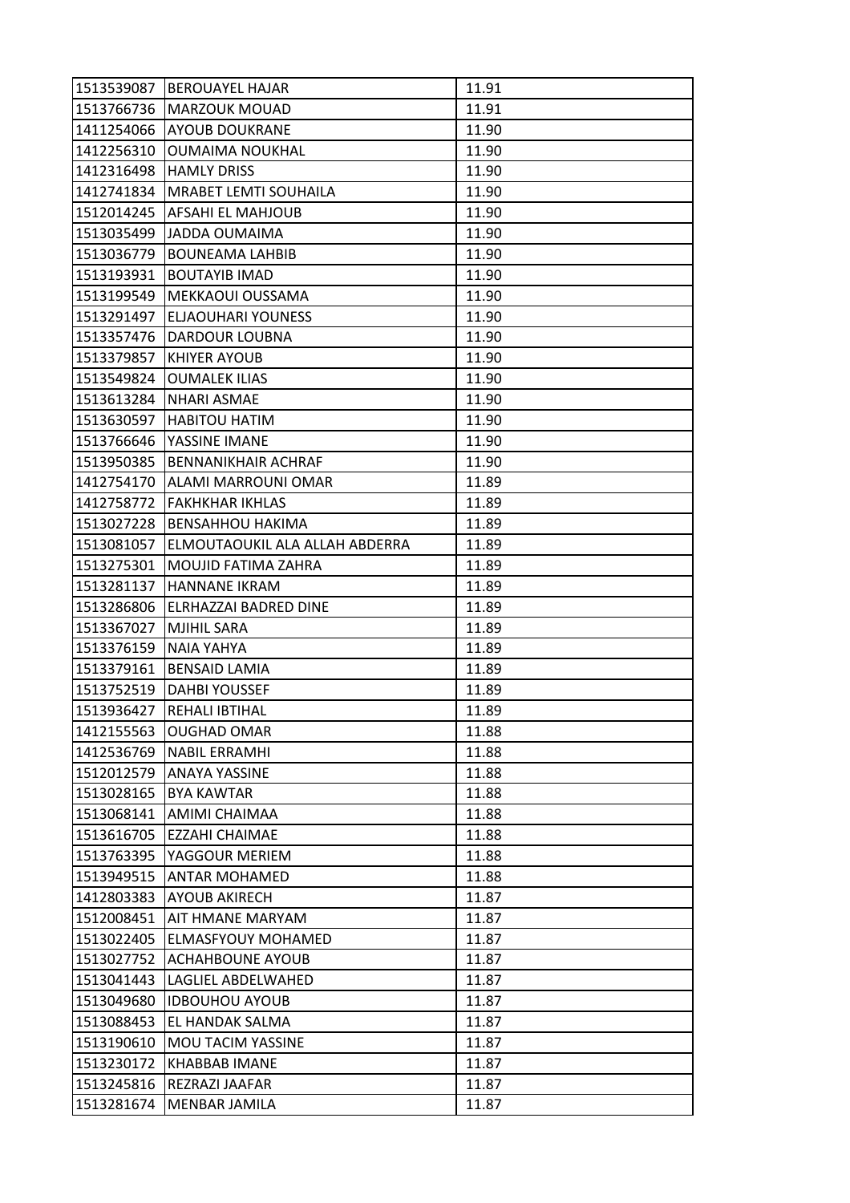| 1513539087 | BEROUAYEL HAJAR | 11.91 |
|---|---|---|
| 1513766736 | MARZOUK MOUAD | 11.91 |
| 1411254066 | AYOUB DOUKRANE | 11.90 |
| 1412256310 | OUMAIMA NOUKHAL | 11.90 |
| 1412316498 | HAMLY DRISS | 11.90 |
| 1412741834 | MRABET LEMTI SOUHAILA | 11.90 |
| 1512014245 | AFSAHI EL MAHJOUB | 11.90 |
| 1513035499 | JADDA OUMAIMA | 11.90 |
| 1513036779 | BOUNEAMA LAHBIB | 11.90 |
| 1513193931 | BOUTAYIB IMAD | 11.90 |
| 1513199549 | MEKKAOUI OUSSAMA | 11.90 |
| 1513291497 | ELJAOUHARI YOUNESS | 11.90 |
| 1513357476 | DARDOUR LOUBNA | 11.90 |
| 1513379857 | KHIYER AYOUB | 11.90 |
| 1513549824 | OUMALEK ILIAS | 11.90 |
| 1513613284 | NHARI ASMAE | 11.90 |
| 1513630597 | HABITOU HATIM | 11.90 |
| 1513766646 | YASSINE IMANE | 11.90 |
| 1513950385 | BENNANIKHAIR ACHRAF | 11.90 |
| 1412754170 | ALAMI MARROUNI OMAR | 11.89 |
| 1412758772 | FAKHKHAR IKHLAS | 11.89 |
| 1513027228 | BENSAHHOU HAKIMA | 11.89 |
| 1513081057 | ELMOUTAOUKIL ALA ALLAH ABDERRA | 11.89 |
| 1513275301 | MOUJID FATIMA ZAHRA | 11.89 |
| 1513281137 | HANNANE IKRAM | 11.89 |
| 1513286806 | ELRHAZZAI BADRED DINE | 11.89 |
| 1513367027 | MJIHIL SARA | 11.89 |
| 1513376159 | NAIA YAHYA | 11.89 |
| 1513379161 | BENSAID LAMIA | 11.89 |
| 1513752519 | DAHBI YOUSSEF | 11.89 |
| 1513936427 | REHALI IBTIHAL | 11.89 |
| 1412155563 | OUGHAD OMAR | 11.88 |
| 1412536769 | NABIL ERRAMHI | 11.88 |
| 1512012579 | ANAYA YASSINE | 11.88 |
| 1513028165 | BYA KAWTAR | 11.88 |
| 1513068141 | AMIMI CHAIMAA | 11.88 |
| 1513616705 | EZZAHI CHAIMAE | 11.88 |
| 1513763395 | YAGGOUR MERIEM | 11.88 |
| 1513949515 | ANTAR MOHAMED | 11.88 |
| 1412803383 | AYOUB AKIRECH | 11.87 |
| 1512008451 | AIT HMANE MARYAM | 11.87 |
| 1513022405 | ELMASFYOUY MOHAMED | 11.87 |
| 1513027752 | ACHAHBOUNE AYOUB | 11.87 |
| 1513041443 | LAGLIEL ABDELWAHED | 11.87 |
| 1513049680 | IDBOUHOU AYOUB | 11.87 |
| 1513088453 | EL HANDAK SALMA | 11.87 |
| 1513190610 | MOU TACIM YASSINE | 11.87 |
| 1513230172 | KHABBAB IMANE | 11.87 |
| 1513245816 | REZRAZI JAAFAR | 11.87 |
| 1513281674 | MENBAR JAMILA | 11.87 |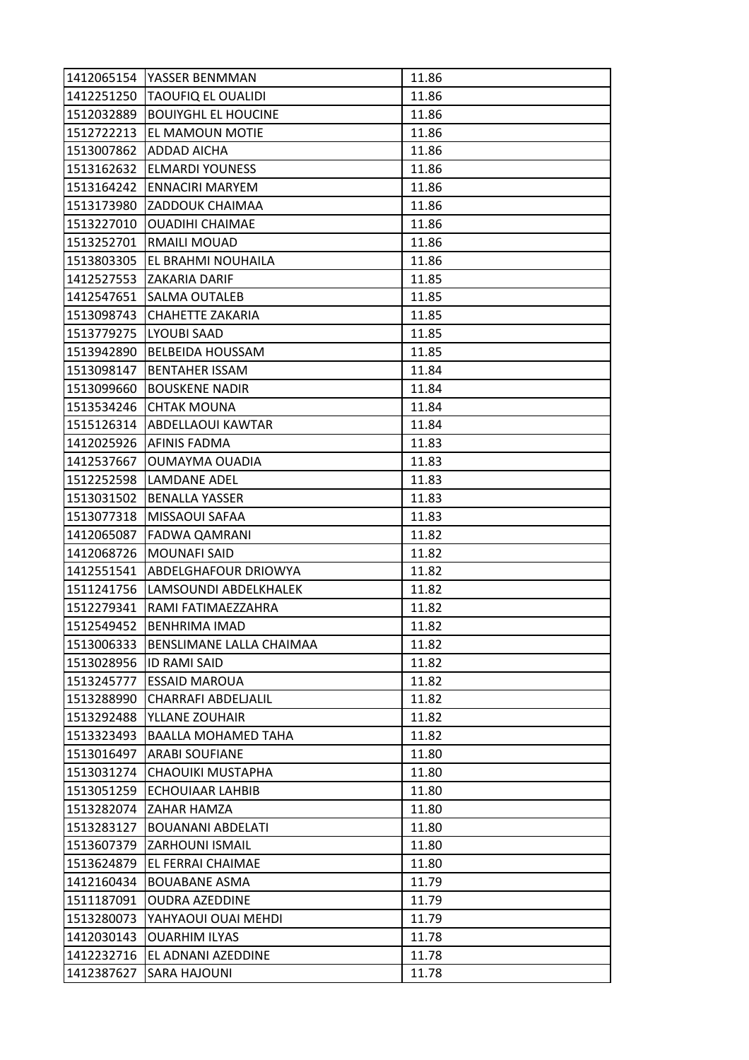| 1412065154 | YASSER BENMMAN | 11.86 |
|---|---|---|
| 1412251250 | TAOUFIQ EL OUALIDI | 11.86 |
| 1512032889 | BOUIYGHL EL HOUCINE | 11.86 |
| 1512722213 | EL MAMOUN MOTIE | 11.86 |
| 1513007862 | ADDAD AICHA | 11.86 |
| 1513162632 | ELMARDI YOUNESS | 11.86 |
| 1513164242 | ENNACIRI MARYEM | 11.86 |
| 1513173980 | ZADDOUK CHAIMAA | 11.86 |
| 1513227010 | OUADIHI CHAIMAE | 11.86 |
| 1513252701 | RMAILI MOUAD | 11.86 |
| 1513803305 | EL BRAHMI NOUHAILA | 11.86 |
| 1412527553 | ZAKARIA DARIF | 11.85 |
| 1412547651 | SALMA OUTALEB | 11.85 |
| 1513098743 | CHAHETTE ZAKARIA | 11.85 |
| 1513779275 | LYOUBI SAAD | 11.85 |
| 1513942890 | BELBEIDA HOUSSAM | 11.85 |
| 1513098147 | BENTAHER ISSAM | 11.84 |
| 1513099660 | BOUSKENE NADIR | 11.84 |
| 1513534246 | CHTAK MOUNA | 11.84 |
| 1515126314 | ABDELLAOUI KAWTAR | 11.84 |
| 1412025926 | AFINIS FADMA | 11.83 |
| 1412537667 | OUMAYMA OUADIA | 11.83 |
| 1512252598 | LAMDANE ADEL | 11.83 |
| 1513031502 | BENALLA YASSER | 11.83 |
| 1513077318 | MISSAOUI SAFAA | 11.83 |
| 1412065087 | FADWA QAMRANI | 11.82 |
| 1412068726 | MOUNAFI SAID | 11.82 |
| 1412551541 | ABDELGHAFOUR DRIOWYA | 11.82 |
| 1511241756 | LAMSOUNDI ABDELKHALEK | 11.82 |
| 1512279341 | RAMI FATIMAEZZAHRA | 11.82 |
| 1512549452 | BENHRIMA IMAD | 11.82 |
| 1513006333 | BENSLIMANE LALLA CHAIMAA | 11.82 |
| 1513028956 | ID RAMI SAID | 11.82 |
| 1513245777 | ESSAID MAROUA | 11.82 |
| 1513288990 | CHARRAFI ABDELJALIL | 11.82 |
| 1513292488 | YLLANE ZOUHAIR | 11.82 |
| 1513323493 | BAALLA MOHAMED TAHA | 11.82 |
| 1513016497 | ARABI SOUFIANE | 11.80 |
| 1513031274 | CHAOUIKI MUSTAPHA | 11.80 |
| 1513051259 | ECHOUIAAR LAHBIB | 11.80 |
| 1513282074 | ZAHAR HAMZA | 11.80 |
| 1513283127 | BOUANANI ABDELATI | 11.80 |
| 1513607379 | ZARHOUNI ISMAIL | 11.80 |
| 1513624879 | EL FERRAI CHAIMAE | 11.80 |
| 1412160434 | BOUABANE ASMA | 11.79 |
| 1511187091 | OUDRA AZEDDINE | 11.79 |
| 1513280073 | YAHYAOUI OUAI MEHDI | 11.79 |
| 1412030143 | OUARHIM ILYAS | 11.78 |
| 1412232716 | EL ADNANI AZEDDINE | 11.78 |
| 1412387627 | SARA HAJOUNI | 11.78 |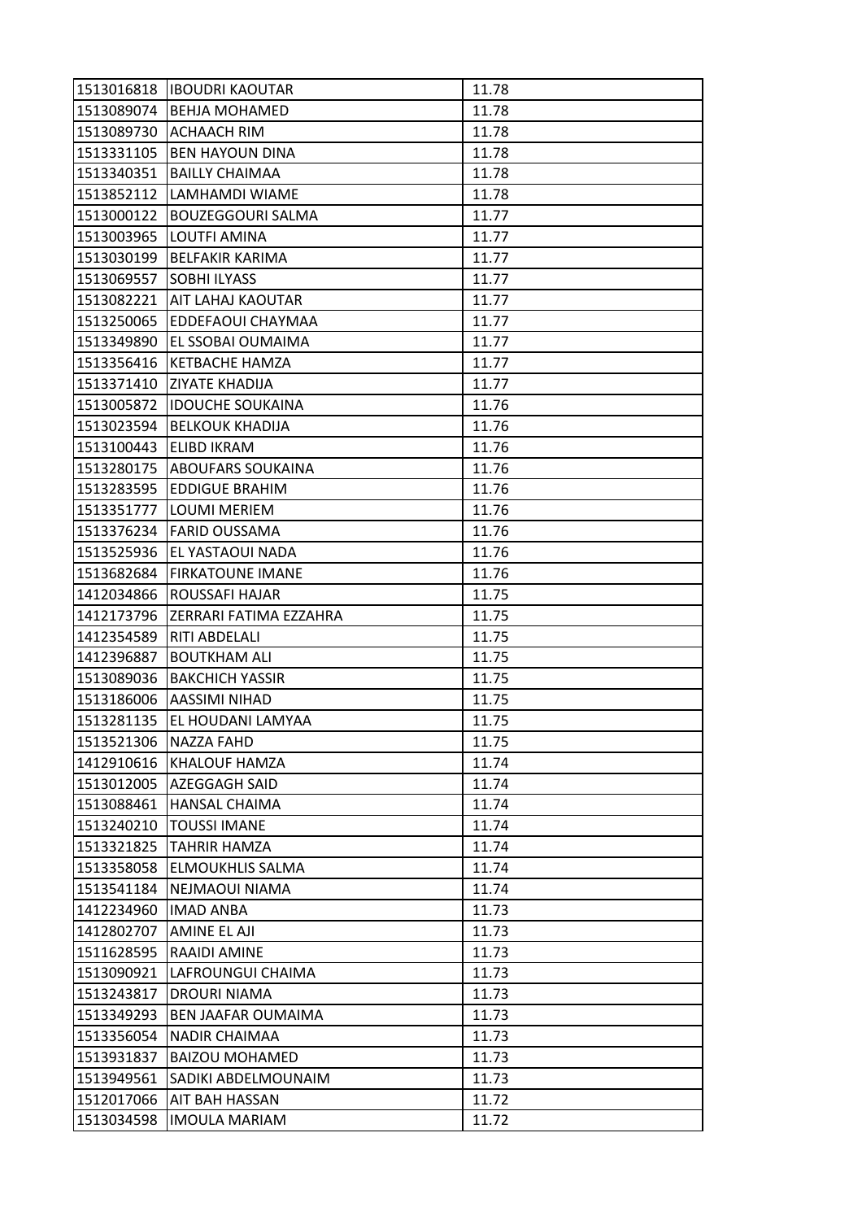| 1513016818 | IBOUDRI KAOUTAR | 11.78 |
|---|---|---|
| 1513089074 | BEHJA MOHAMED | 11.78 |
| 1513089730 | ACHAACH RIM | 11.78 |
| 1513331105 | BEN HAYOUN DINA | 11.78 |
| 1513340351 | BAILLY CHAIMAA | 11.78 |
| 1513852112 | LAMHAMDI WIAME | 11.78 |
| 1513000122 | BOUZEGGOURI SALMA | 11.77 |
| 1513003965 | LOUTFI AMINA | 11.77 |
| 1513030199 | BELFAKIR KARIMA | 11.77 |
| 1513069557 | SOBHI ILYASS | 11.77 |
| 1513082221 | AIT LAHAJ KAOUTAR | 11.77 |
| 1513250065 | EDDEFAOUI CHAYMAA | 11.77 |
| 1513349890 | EL SSOBAI OUMAIMA | 11.77 |
| 1513356416 | KETBACHE HAMZA | 11.77 |
| 1513371410 | ZIYATE KHADIJA | 11.77 |
| 1513005872 | IDOUCHE SOUKAINA | 11.76 |
| 1513023594 | BELKOUK KHADIJA | 11.76 |
| 1513100443 | ELIBD IKRAM | 11.76 |
| 1513280175 | ABOUFARS SOUKAINA | 11.76 |
| 1513283595 | EDDIGUE BRAHIM | 11.76 |
| 1513351777 | LOUMI MERIEM | 11.76 |
| 1513376234 | FARID OUSSAMA | 11.76 |
| 1513525936 | EL YASTAOUI NADA | 11.76 |
| 1513682684 | FIRKATOUNE IMANE | 11.76 |
| 1412034866 | ROUSSAFI HAJAR | 11.75 |
| 1412173796 | ZERRARI FATIMA EZZAHRA | 11.75 |
| 1412354589 | RITI ABDELALI | 11.75 |
| 1412396887 | BOUTKHAM ALI | 11.75 |
| 1513089036 | BAKCHICH YASSIR | 11.75 |
| 1513186006 | AASSIMI NIHAD | 11.75 |
| 1513281135 | EL HOUDANI LAMYAA | 11.75 |
| 1513521306 | NAZZA FAHD | 11.75 |
| 1412910616 | KHALOUF HAMZA | 11.74 |
| 1513012005 | AZEGGAGH SAID | 11.74 |
| 1513088461 | HANSAL CHAIMA | 11.74 |
| 1513240210 | TOUSSI IMANE | 11.74 |
| 1513321825 | TAHRIR HAMZA | 11.74 |
| 1513358058 | ELMOUKHLIS SALMA | 11.74 |
| 1513541184 | NEJMAOUI NIAMA | 11.74 |
| 1412234960 | IMAD ANBA | 11.73 |
| 1412802707 | AMINE EL AJI | 11.73 |
| 1511628595 | RAAIDI AMINE | 11.73 |
| 1513090921 | LAFROUNGUI CHAIMA | 11.73 |
| 1513243817 | DROURI NIAMA | 11.73 |
| 1513349293 | BEN JAAFAR OUMAIMA | 11.73 |
| 1513356054 | NADIR CHAIMAA | 11.73 |
| 1513931837 | BAIZOU MOHAMED | 11.73 |
| 1513949561 | SADIKI ABDELMOUNAIM | 11.73 |
| 1512017066 | AIT BAH HASSAN | 11.72 |
| 1513034598 | IMOULA MARIAM | 11.72 |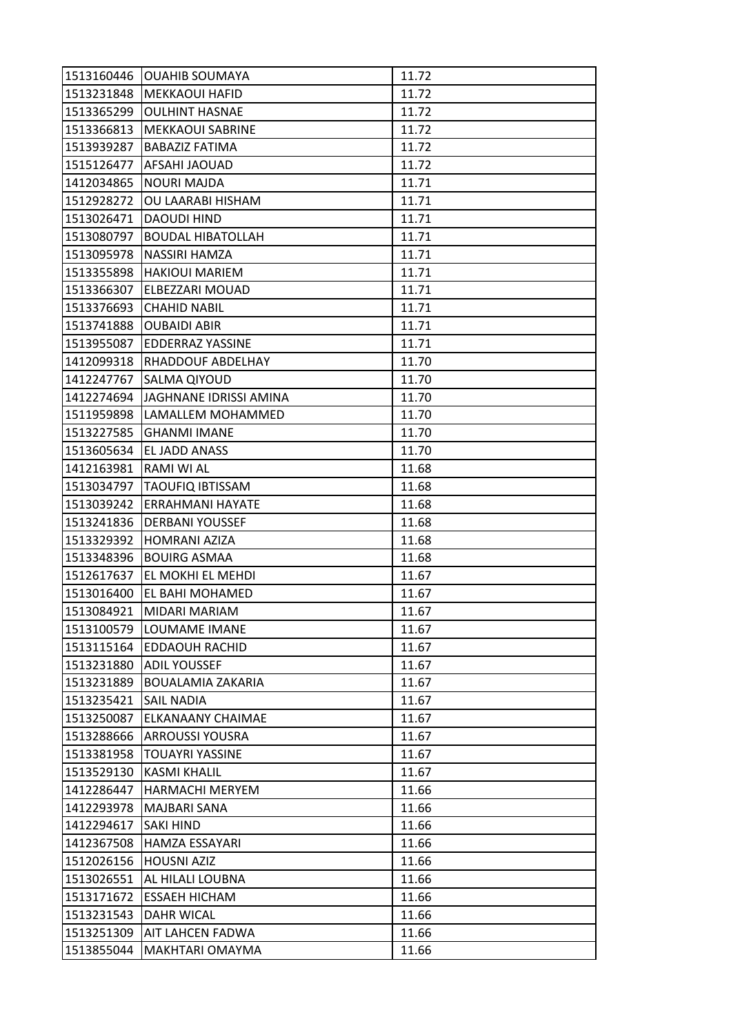| | | |
|---|---|---|
| 1513160446 | OUAHIB SOUMAYA | 11.72 |
| 1513231848 | MEKKAOUI HAFID | 11.72 |
| 1513365299 | OULHINT HASNAE | 11.72 |
| 1513366813 | MEKKAOUI SABRINE | 11.72 |
| 1513939287 | BABAZIZ FATIMA | 11.72 |
| 1515126477 | AFSAHI JAOUAD | 11.72 |
| 1412034865 | NOURI MAJDA | 11.71 |
| 1512928272 | OU LAARABI HISHAM | 11.71 |
| 1513026471 | DAOUDI HIND | 11.71 |
| 1513080797 | BOUDAL HIBATOLLAH | 11.71 |
| 1513095978 | NASSIRI HAMZA | 11.71 |
| 1513355898 | HAKIOUI MARIEM | 11.71 |
| 1513366307 | ELBEZZARI MOUAD | 11.71 |
| 1513376693 | CHAHID NABIL | 11.71 |
| 1513741888 | OUBAIDI ABIR | 11.71 |
| 1513955087 | EDDERRAZ YASSINE | 11.71 |
| 1412099318 | RHADDOUF ABDELHAY | 11.70 |
| 1412247767 | SALMA QIYOUD | 11.70 |
| 1412274694 | JAGHNANE IDRISSI AMINA | 11.70 |
| 1511959898 | LAMALLEM MOHAMMED | 11.70 |
| 1513227585 | GHANMI IMANE | 11.70 |
| 1513605634 | EL JADD ANASS | 11.70 |
| 1412163981 | RAMI WI AL | 11.68 |
| 1513034797 | TAOUFIQ IBTISSAM | 11.68 |
| 1513039242 | ERRAHMANI HAYATE | 11.68 |
| 1513241836 | DERBANI YOUSSEF | 11.68 |
| 1513329392 | HOMRANI AZIZA | 11.68 |
| 1513348396 | BOUIRG ASMAA | 11.68 |
| 1512617637 | EL MOKHI EL MEHDI | 11.67 |
| 1513016400 | EL BAHI MOHAMED | 11.67 |
| 1513084921 | MIDARI MARIAM | 11.67 |
| 1513100579 | LOUMAME IMANE | 11.67 |
| 1513115164 | EDDAOUH RACHID | 11.67 |
| 1513231880 | ADIL YOUSSEF | 11.67 |
| 1513231889 | BOUALAMIA ZAKARIA | 11.67 |
| 1513235421 | SAIL NADIA | 11.67 |
| 1513250087 | ELKANAANY CHAIMAE | 11.67 |
| 1513288666 | ARROUSSI YOUSRA | 11.67 |
| 1513381958 | TOUAYRI YASSINE | 11.67 |
| 1513529130 | KASMI KHALIL | 11.67 |
| 1412286447 | HARMACHI MERYEM | 11.66 |
| 1412293978 | MAJBARI SANA | 11.66 |
| 1412294617 | SAKI HIND | 11.66 |
| 1412367508 | HAMZA ESSAYARI | 11.66 |
| 1512026156 | HOUSNI AZIZ | 11.66 |
| 1513026551 | AL HILALI LOUBNA | 11.66 |
| 1513171672 | ESSAEH HICHAM | 11.66 |
| 1513231543 | DAHR WICAL | 11.66 |
| 1513251309 | AIT LAHCEN FADWA | 11.66 |
| 1513855044 | MAKHTARI OMAYMA | 11.66 |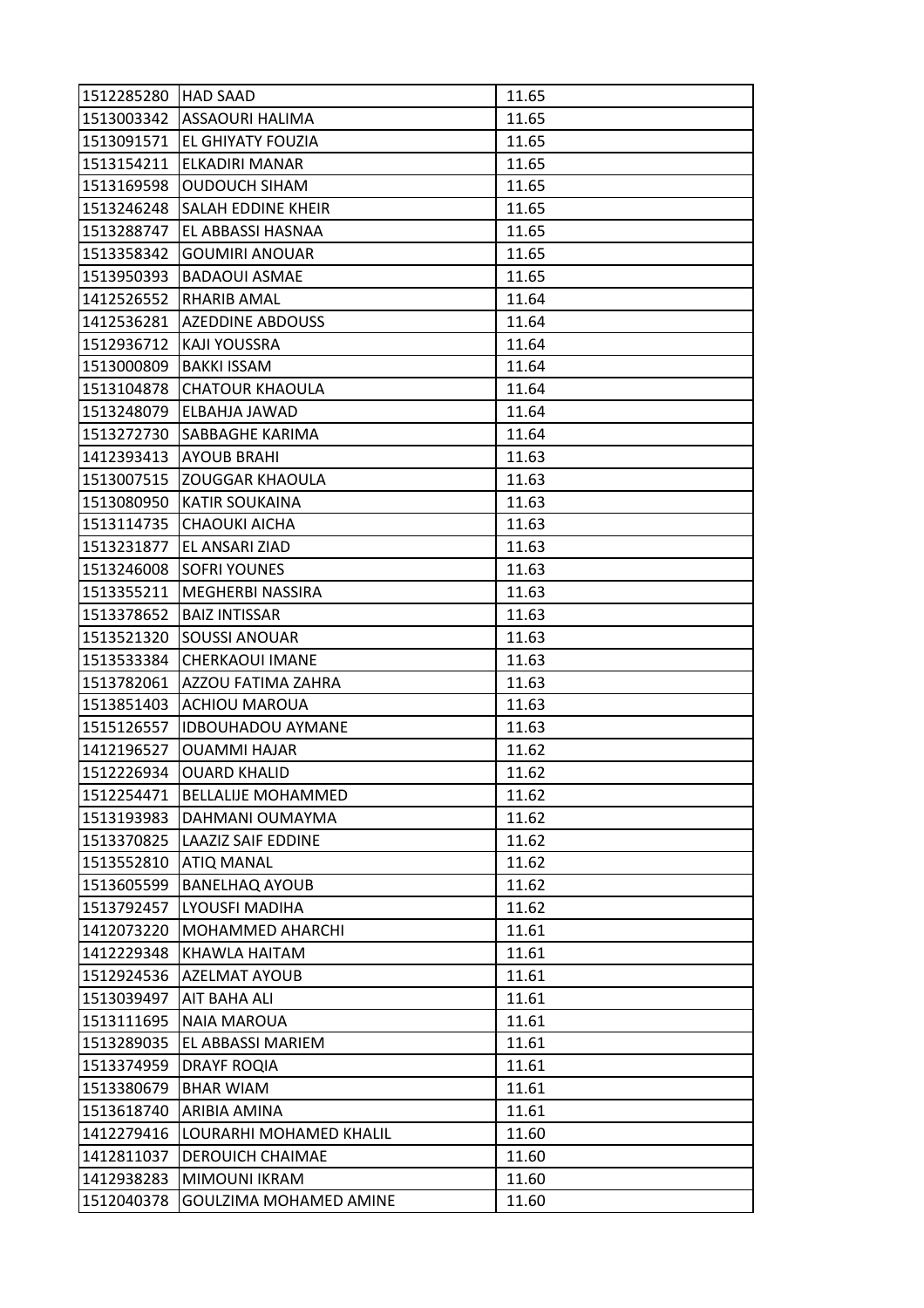| 1512285280 | HAD SAAD | 11.65 |
|---|---|---|
| 1513003342 | ASSAOURI HALIMA | 11.65 |
| 1513091571 | EL GHIYATY FOUZIA | 11.65 |
| 1513154211 | ELKADIRI MANAR | 11.65 |
| 1513169598 | OUDOUCH SIHAM | 11.65 |
| 1513246248 | SALAH EDDINE KHEIR | 11.65 |
| 1513288747 | EL ABBASSI HASNAA | 11.65 |
| 1513358342 | GOUMIRI ANOUAR | 11.65 |
| 1513950393 | BADAOUI ASMAE | 11.65 |
| 1412526552 | RHARIB AMAL | 11.64 |
| 1412536281 | AZEDDINE ABDOUSS | 11.64 |
| 1512936712 | KAJI YOUSSRA | 11.64 |
| 1513000809 | BAKKI ISSAM | 11.64 |
| 1513104878 | CHATOUR KHAOULA | 11.64 |
| 1513248079 | ELBAHJA JAWAD | 11.64 |
| 1513272730 | SABBAGHE KARIMA | 11.64 |
| 1412393413 | AYOUB BRAHI | 11.63 |
| 1513007515 | ZOUGGAR KHAOULA | 11.63 |
| 1513080950 | KATIR SOUKAINA | 11.63 |
| 1513114735 | CHAOUKI AICHA | 11.63 |
| 1513231877 | EL ANSARI ZIAD | 11.63 |
| 1513246008 | SOFRI YOUNES | 11.63 |
| 1513355211 | MEGHERBI NASSIRA | 11.63 |
| 1513378652 | BAIZ INTISSAR | 11.63 |
| 1513521320 | SOUSSI ANOUAR | 11.63 |
| 1513533384 | CHERKAOUI IMANE | 11.63 |
| 1513782061 | AZZOU FATIMA ZAHRA | 11.63 |
| 1513851403 | ACHIOU MAROUA | 11.63 |
| 1515126557 | IDBOUHADOU AYMANE | 11.63 |
| 1412196527 | OUAMMI HAJAR | 11.62 |
| 1512226934 | OUARD KHALID | 11.62 |
| 1512254471 | BELLALIJE MOHAMMED | 11.62 |
| 1513193983 | DAHMANI OUMAYMA | 11.62 |
| 1513370825 | LAAZIZ SAIF EDDINE | 11.62 |
| 1513552810 | ATIQ MANAL | 11.62 |
| 1513605599 | BANELHAQ AYOUB | 11.62 |
| 1513792457 | LYOUSFI MADIHA | 11.62 |
| 1412073220 | MOHAMMED AHARCHI | 11.61 |
| 1412229348 | KHAWLA HAITAM | 11.61 |
| 1512924536 | AZELMAT AYOUB | 11.61 |
| 1513039497 | AIT BAHA ALI | 11.61 |
| 1513111695 | NAIA MAROUA | 11.61 |
| 1513289035 | EL ABBASSI MARIEM | 11.61 |
| 1513374959 | DRAYF ROQIA | 11.61 |
| 1513380679 | BHAR WIAM | 11.61 |
| 1513618740 | ARIBIA AMINA | 11.61 |
| 1412279416 | LOURARHI MOHAMED KHALIL | 11.60 |
| 1412811037 | DEROUICH CHAIMAE | 11.60 |
| 1412938283 | MIMOUNI IKRAM | 11.60 |
| 1512040378 | GOULZIMA MOHAMED AMINE | 11.60 |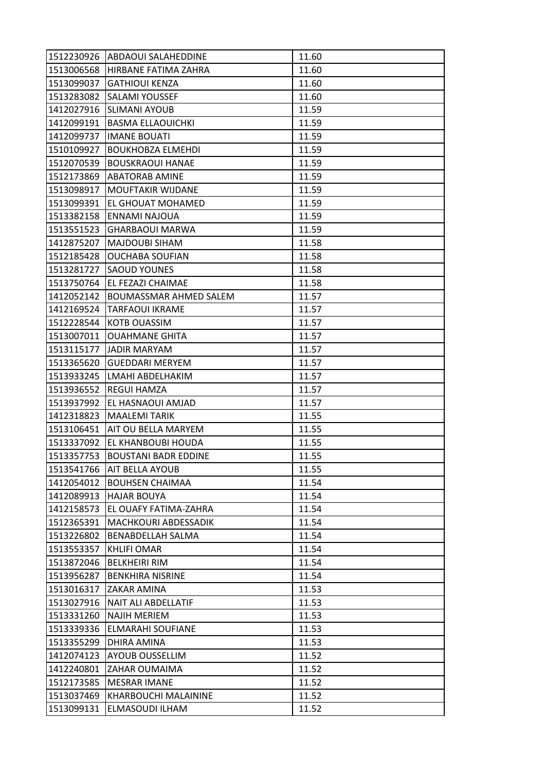| | | |
|---|---|---|
| 1512230926 | ABDAOUI SALAHEDDINE | 11.60 |
| 1513006568 | HIRBANE FATIMA ZAHRA | 11.60 |
| 1513099037 | GATHIOUI KENZA | 11.60 |
| 1513283082 | SALAMI YOUSSEF | 11.60 |
| 1412027916 | SLIMANI AYOUB | 11.59 |
| 1412099191 | BASMA ELLAOUICHKI | 11.59 |
| 1412099737 | IMANE BOUATI | 11.59 |
| 1510109927 | BOUKHOBZA ELMEHDI | 11.59 |
| 1512070539 | BOUSKRAOUI HANAE | 11.59 |
| 1512173869 | ABATORAB AMINE | 11.59 |
| 1513098917 | MOUFTAKIR WIJDANE | 11.59 |
| 1513099391 | EL GHOUAT MOHAMED | 11.59 |
| 1513382158 | ENNAMI NAJOUA | 11.59 |
| 1513551523 | GHARBAOUI MARWA | 11.59 |
| 1412875207 | MAJDOUBI SIHAM | 11.58 |
| 1512185428 | OUCHABA SOUFIAN | 11.58 |
| 1513281727 | SAOUD YOUNES | 11.58 |
| 1513750764 | EL FEZAZI CHAIMAE | 11.58 |
| 1412052142 | BOUMASSMAR AHMED SALEM | 11.57 |
| 1412169524 | TARFAOUI IKRAME | 11.57 |
| 1512228544 | KOTB OUASSIM | 11.57 |
| 1513007011 | OUAHMANE GHITA | 11.57 |
| 1513115177 | JADIR MARYAM | 11.57 |
| 1513365620 | GUEDDARI MERYEM | 11.57 |
| 1513933245 | LMAHI ABDELHAKIM | 11.57 |
| 1513936552 | REGUI HAMZA | 11.57 |
| 1513937992 | EL HASNAOUI AMJAD | 11.57 |
| 1412318823 | MAALEMI TARIK | 11.55 |
| 1513106451 | AIT OU BELLA MARYEM | 11.55 |
| 1513337092 | EL KHANBOUBI HOUDA | 11.55 |
| 1513357753 | BOUSTANI BADR EDDINE | 11.55 |
| 1513541766 | AIT BELLA AYOUB | 11.55 |
| 1412054012 | BOUHSEN CHAIMAA | 11.54 |
| 1412089913 | HAJAR BOUYA | 11.54 |
| 1412158573 | EL OUAFY FATIMA-ZAHRA | 11.54 |
| 1512365391 | MACHKOURI ABDESSADIK | 11.54 |
| 1513226802 | BENABDELLAH SALMA | 11.54 |
| 1513553357 | KHLIFI OMAR | 11.54 |
| 1513872046 | BELKHEIRI RIM | 11.54 |
| 1513956287 | BENKHIRA NISRINE | 11.54 |
| 1513016317 | ZAKAR AMINA | 11.53 |
| 1513027916 | NAIT ALI ABDELLATIF | 11.53 |
| 1513331260 | NAJIH MERIEM | 11.53 |
| 1513339336 | ELMARAHI SOUFIANE | 11.53 |
| 1513355299 | DHIRA AMINA | 11.53 |
| 1412074123 | AYOUB OUSSELLIM | 11.52 |
| 1412240801 | ZAHAR OUMAIMA | 11.52 |
| 1512173585 | MESRAR IMANE | 11.52 |
| 1513037469 | KHARBOUCHI MALAININE | 11.52 |
| 1513099131 | ELMASOUDI ILHAM | 11.52 |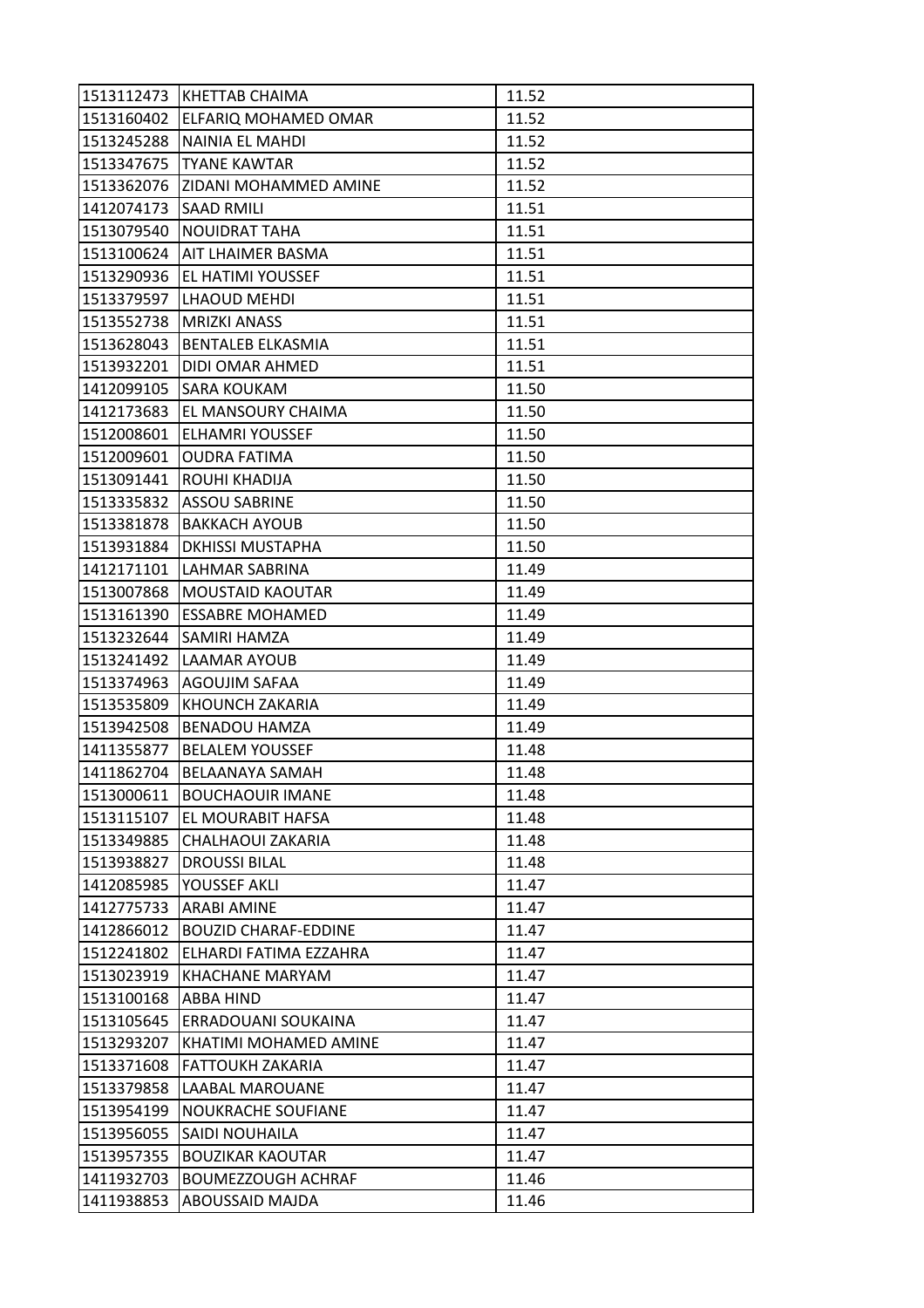| 1513112473 | KHETTAB CHAIMA | 11.52 |
|---|---|---|
| 1513160402 | ELFARIQ MOHAMED OMAR | 11.52 |
| 1513245288 | NAINIA EL MAHDI | 11.52 |
| 1513347675 | TYANE KAWTAR | 11.52 |
| 1513362076 | ZIDANI MOHAMMED AMINE | 11.52 |
| 1412074173 | SAAD RMILI | 11.51 |
| 1513079540 | NOUIDRAT TAHA | 11.51 |
| 1513100624 | AIT LHAIMER BASMA | 11.51 |
| 1513290936 | EL HATIMI YOUSSEF | 11.51 |
| 1513379597 | LHAOUD MEHDI | 11.51 |
| 1513552738 | MRIZKI ANASS | 11.51 |
| 1513628043 | BENTALEB ELKASMIA | 11.51 |
| 1513932201 | DIDI OMAR AHMED | 11.51 |
| 1412099105 | SARA KOUKAM | 11.50 |
| 1412173683 | EL MANSOURY CHAIMA | 11.50 |
| 1512008601 | ELHAMRI YOUSSEF | 11.50 |
| 1512009601 | OUDRA FATIMA | 11.50 |
| 1513091441 | ROUHI KHADIJA | 11.50 |
| 1513335832 | ASSOU SABRINE | 11.50 |
| 1513381878 | BAKKACH AYOUB | 11.50 |
| 1513931884 | DKHISSI MUSTAPHA | 11.50 |
| 1412171101 | LAHMAR SABRINA | 11.49 |
| 1513007868 | MOUSTAID KAOUTAR | 11.49 |
| 1513161390 | ESSABRE MOHAMED | 11.49 |
| 1513232644 | SAMIRI HAMZA | 11.49 |
| 1513241492 | LAAMAR AYOUB | 11.49 |
| 1513374963 | AGOUJIM SAFAA | 11.49 |
| 1513535809 | KHOUNCH ZAKARIA | 11.49 |
| 1513942508 | BENADOU HAMZA | 11.49 |
| 1411355877 | BELALEM YOUSSEF | 11.48 |
| 1411862704 | BELAANAYA SAMAH | 11.48 |
| 1513000611 | BOUCHAOUIR IMANE | 11.48 |
| 1513115107 | EL MOURABIT HAFSA | 11.48 |
| 1513349885 | CHALHAOUI ZAKARIA | 11.48 |
| 1513938827 | DROUSSI BILAL | 11.48 |
| 1412085985 | YOUSSEF AKLI | 11.47 |
| 1412775733 | ARABI AMINE | 11.47 |
| 1412866012 | BOUZID CHARAF-EDDINE | 11.47 |
| 1512241802 | ELHARDI FATIMA EZZAHRA | 11.47 |
| 1513023919 | KHACHANE MARYAM | 11.47 |
| 1513100168 | ABBA HIND | 11.47 |
| 1513105645 | ERRADOUANI SOUKAINA | 11.47 |
| 1513293207 | KHATIMI MOHAMED AMINE | 11.47 |
| 1513371608 | FATTOUKH ZAKARIA | 11.47 |
| 1513379858 | LAABAL MAROUANE | 11.47 |
| 1513954199 | NOUKRACHE SOUFIANE | 11.47 |
| 1513956055 | SAIDI NOUHAILA | 11.47 |
| 1513957355 | BOUZIKAR KAOUTAR | 11.47 |
| 1411932703 | BOUMEZZOUGH ACHRAF | 11.46 |
| 1411938853 | ABOUSSAID MAJDA | 11.46 |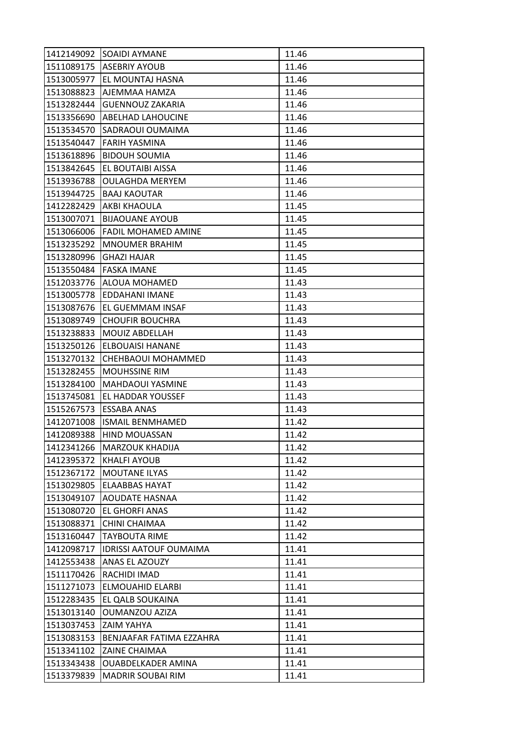| | | |
|---|---|---|
| 1412149092 | SOAIDI AYMANE | 11.46 |
| 1511089175 | ASEBRIY AYOUB | 11.46 |
| 1513005977 | EL MOUNTAJ HASNA | 11.46 |
| 1513088823 | AJEMMAA HAMZA | 11.46 |
| 1513282444 | GUENNOUZ ZAKARIA | 11.46 |
| 1513356690 | ABELHAD LAHOUCINE | 11.46 |
| 1513534570 | SADRAOUI OUMAIMA | 11.46 |
| 1513540447 | FARIH YASMINA | 11.46 |
| 1513618896 | BIDOUH SOUMIA | 11.46 |
| 1513842645 | EL BOUTAIBI AISSA | 11.46 |
| 1513936788 | OULAGHDA MERYEM | 11.46 |
| 1513944725 | BAAJ KAOUTAR | 11.46 |
| 1412282429 | AKBI KHAOULA | 11.45 |
| 1513007071 | BIJAOUANE AYOUB | 11.45 |
| 1513066006 | FADIL MOHAMED AMINE | 11.45 |
| 1513235292 | MNOUMER BRAHIM | 11.45 |
| 1513280996 | GHAZI HAJAR | 11.45 |
| 1513550484 | FASKA IMANE | 11.45 |
| 1512033776 | ALOUA MOHAMED | 11.43 |
| 1513005778 | EDDAHANI IMANE | 11.43 |
| 1513087676 | EL GUEMMAM INSAF | 11.43 |
| 1513089749 | CHOUFIR BOUCHRA | 11.43 |
| 1513238833 | MOUIZ ABDELLAH | 11.43 |
| 1513250126 | ELBOUAISI HANANE | 11.43 |
| 1513270132 | CHEHBAOUI MOHAMMED | 11.43 |
| 1513282455 | MOUHSSINE RIM | 11.43 |
| 1513284100 | MAHDAOUI YASMINE | 11.43 |
| 1513745081 | EL HADDAR YOUSSEF | 11.43 |
| 1515267573 | ESSABA ANAS | 11.43 |
| 1412071008 | ISMAIL BENMHAMED | 11.42 |
| 1412089388 | HIND MOUASSAN | 11.42 |
| 1412341266 | MARZOUK KHADIJA | 11.42 |
| 1412395372 | KHALFI AYOUB | 11.42 |
| 1512367172 | MOUTANE ILYAS | 11.42 |
| 1513029805 | ELAABBAS HAYAT | 11.42 |
| 1513049107 | AOUDATE HASNAA | 11.42 |
| 1513080720 | EL GHORFI ANAS | 11.42 |
| 1513088371 | CHINI CHAIMAA | 11.42 |
| 1513160447 | TAYBOUTA RIME | 11.42 |
| 1412098717 | IDRISSI AATOUF OUMAIMA | 11.41 |
| 1412553438 | ANAS EL AZOUZY | 11.41 |
| 1511170426 | RACHIDI IMAD | 11.41 |
| 1511271073 | ELMOUAHID ELARBI | 11.41 |
| 1512283435 | EL QALB SOUKAINA | 11.41 |
| 1513013140 | OUMANZOU AZIZA | 11.41 |
| 1513037453 | ZAIM YAHYA | 11.41 |
| 1513083153 | BENJAAFAR FATIMA EZZAHRA | 11.41 |
| 1513341102 | ZAINE CHAIMAA | 11.41 |
| 1513343438 | OUABDELKADER AMINA | 11.41 |
| 1513379839 | MADRIR SOUBAI RIM | 11.41 |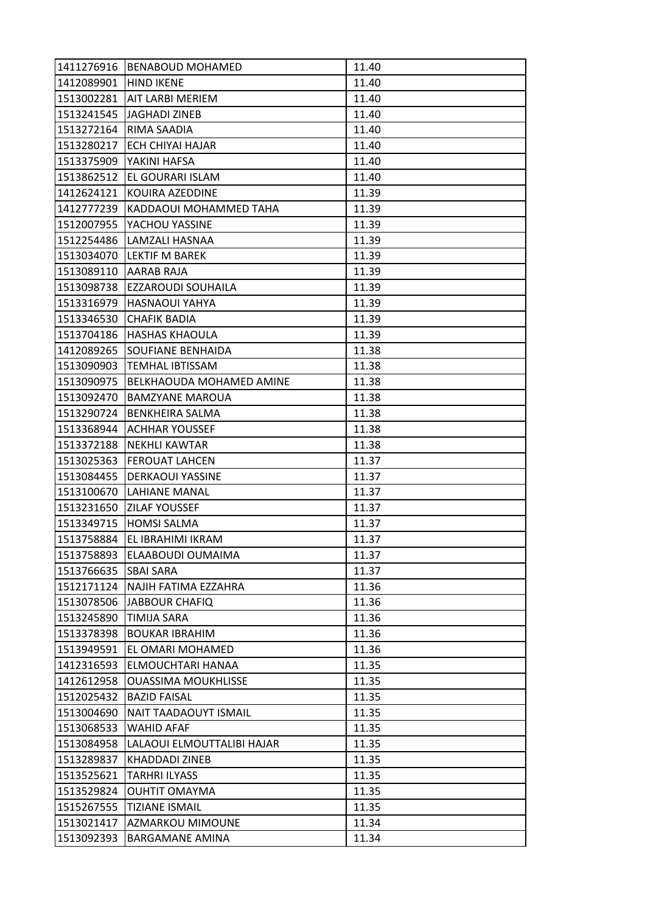| | | |
|---|---|---|
| 1411276916 | BENABOUD MOHAMED | 11.40 |
| 1412089901 | HIND IKENE | 11.40 |
| 1513002281 | AIT LARBI MERIEM | 11.40 |
| 1513241545 | JAGHADI ZINEB | 11.40 |
| 1513272164 | RIMA SAADIA | 11.40 |
| 1513280217 | ECH CHIYAI HAJAR | 11.40 |
| 1513375909 | YAKINI HAFSA | 11.40 |
| 1513862512 | EL GOURARI ISLAM | 11.40 |
| 1412624121 | KOUIRA AZEDDINE | 11.39 |
| 1412777239 | KADDAOUI MOHAMMED TAHA | 11.39 |
| 1512007955 | YACHOU YASSINE | 11.39 |
| 1512254486 | LAMZALI HASNAA | 11.39 |
| 1513034070 | LEKTIF M BAREK | 11.39 |
| 1513089110 | AARAB RAJA | 11.39 |
| 1513098738 | EZZAROUDI SOUHAILA | 11.39 |
| 1513316979 | HASNAOUI YAHYA | 11.39 |
| 1513346530 | CHAFIK BADIA | 11.39 |
| 1513704186 | HASHAS KHAOULA | 11.39 |
| 1412089265 | SOUFIANE BENHAIDA | 11.38 |
| 1513090903 | TEMHAL IBTISSAM | 11.38 |
| 1513090975 | BELKHAOUDA MOHAMED AMINE | 11.38 |
| 1513092470 | BAMZYANE MAROUA | 11.38 |
| 1513290724 | BENKHEIRA SALMA | 11.38 |
| 1513368944 | ACHHAR YOUSSEF | 11.38 |
| 1513372188 | NEKHLI KAWTAR | 11.38 |
| 1513025363 | FEROUAT LAHCEN | 11.37 |
| 1513084455 | DERKAOUI YASSINE | 11.37 |
| 1513100670 | LAHIANE MANAL | 11.37 |
| 1513231650 | ZILAF YOUSSEF | 11.37 |
| 1513349715 | HOMSI SALMA | 11.37 |
| 1513758884 | EL IBRAHIMI IKRAM | 11.37 |
| 1513758893 | ELAABOUDI OUMAIMA | 11.37 |
| 1513766635 | SBAI SARA | 11.37 |
| 1512171124 | NAJIH FATIMA EZZAHRA | 11.36 |
| 1513078506 | JABBOUR CHAFIQ | 11.36 |
| 1513245890 | TIMIJA SARA | 11.36 |
| 1513378398 | BOUKAR IBRAHIM | 11.36 |
| 1513949591 | EL OMARI MOHAMED | 11.36 |
| 1412316593 | ELMOUCHTARI HANAA | 11.35 |
| 1412612958 | OUASSIMA MOUKHLISSE | 11.35 |
| 1512025432 | BAZID FAISAL | 11.35 |
| 1513004690 | NAIT TAADAOUYT ISMAIL | 11.35 |
| 1513068533 | WAHID AFAF | 11.35 |
| 1513084958 | LALAOUI ELMOUTTALIBI HAJAR | 11.35 |
| 1513289837 | KHADDADI ZINEB | 11.35 |
| 1513525621 | TARHRI ILYASS | 11.35 |
| 1513529824 | OUHTIT OMAYMA | 11.35 |
| 1515267555 | TIZIANE ISMAIL | 11.35 |
| 1513021417 | AZMARKOU MIMOUNE | 11.34 |
| 1513092393 | BARGAMANE AMINA | 11.34 |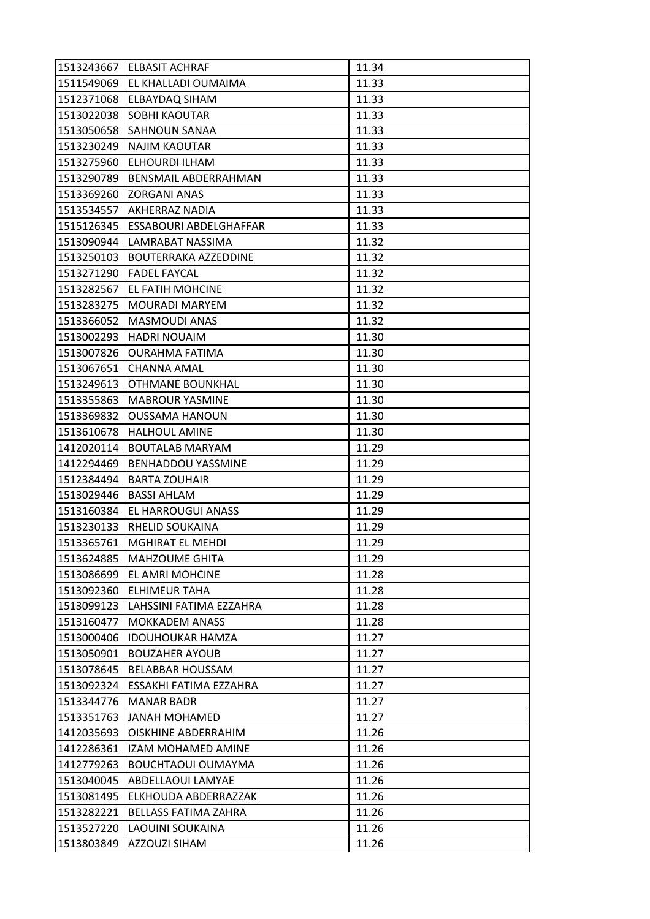| | | |
|---|---|---|
| 1513243667 | ELBASIT ACHRAF | 11.34 |
| 1511549069 | EL KHALLADI OUMAIMA | 11.33 |
| 1512371068 | ELBAYDAQ SIHAM | 11.33 |
| 1513022038 | SOBHI KAOUTAR | 11.33 |
| 1513050658 | SAHNOUN SANAA | 11.33 |
| 1513230249 | NAJIM KAOUTAR | 11.33 |
| 1513275960 | ELHOURDI ILHAM | 11.33 |
| 1513290789 | BENSMAIL ABDERRAHMAN | 11.33 |
| 1513369260 | ZORGANI ANAS | 11.33 |
| 1513534557 | AKHERRAZ NADIA | 11.33 |
| 1515126345 | ESSABOURI ABDELGHAFFAR | 11.33 |
| 1513090944 | LAMRABAT NASSIMA | 11.32 |
| 1513250103 | BOUTERRAKA AZZEDDINE | 11.32 |
| 1513271290 | FADEL FAYCAL | 11.32 |
| 1513282567 | EL FATIH MOHCINE | 11.32 |
| 1513283275 | MOURADI MARYEM | 11.32 |
| 1513366052 | MASMOUDI ANAS | 11.32 |
| 1513002293 | HADRI NOUAIM | 11.30 |
| 1513007826 | OURAHMA FATIMA | 11.30 |
| 1513067651 | CHANNA AMAL | 11.30 |
| 1513249613 | OTHMANE BOUNKHAL | 11.30 |
| 1513355863 | MABROUR YASMINE | 11.30 |
| 1513369832 | OUSSAMA HANOUN | 11.30 |
| 1513610678 | HALHOUL AMINE | 11.30 |
| 1412020114 | BOUTALAB MARYAM | 11.29 |
| 1412294469 | BENHADDOU YASSMINE | 11.29 |
| 1512384494 | BARTA ZOUHAIR | 11.29 |
| 1513029446 | BASSI AHLAM | 11.29 |
| 1513160384 | EL HARROUGUI ANASS | 11.29 |
| 1513230133 | RHELID SOUKAINA | 11.29 |
| 1513365761 | MGHIRAT EL MEHDI | 11.29 |
| 1513624885 | MAHZOUME GHITA | 11.29 |
| 1513086699 | EL AMRI MOHCINE | 11.28 |
| 1513092360 | ELHIMEUR TAHA | 11.28 |
| 1513099123 | LAHSSINI FATIMA EZZAHRA | 11.28 |
| 1513160477 | MOKKADEM ANASS | 11.28 |
| 1513000406 | IDOUHOUKAR HAMZA | 11.27 |
| 1513050901 | BOUZAHER AYOUB | 11.27 |
| 1513078645 | BELABBAR HOUSSAM | 11.27 |
| 1513092324 | ESSAKHI FATIMA EZZAHRA | 11.27 |
| 1513344776 | MANAR BADR | 11.27 |
| 1513351763 | JANAH MOHAMED | 11.27 |
| 1412035693 | OISKHINE ABDERRAHIM | 11.26 |
| 1412286361 | IZAM MOHAMED AMINE | 11.26 |
| 1412779263 | BOUCHTAOUI OUMAYMA | 11.26 |
| 1513040045 | ABDELLAOUI LAMYAE | 11.26 |
| 1513081495 | ELKHOUDA ABDERRAZZAK | 11.26 |
| 1513282221 | BELLASS FATIMA ZAHRA | 11.26 |
| 1513527220 | LAOUINI SOUKAINA | 11.26 |
| 1513803849 | AZZOUZI SIHAM | 11.26 |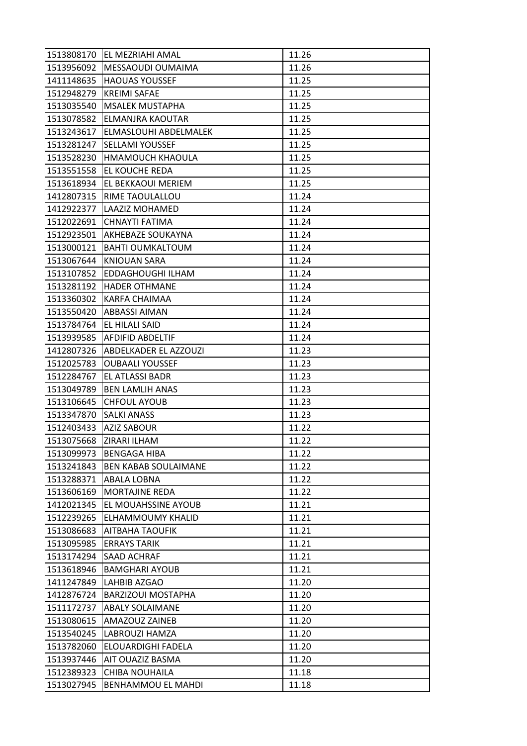| | | |
|---|---|---|
| 1513808170 | EL MEZRIAHI AMAL | 11.26 |
| 1513956092 | MESSAOUDI OUMAIMA | 11.26 |
| 1411148635 | HAOUAS YOUSSEF | 11.25 |
| 1512948279 | KREIMI SAFAE | 11.25 |
| 1513035540 | MSALEK MUSTAPHA | 11.25 |
| 1513078582 | ELMANJRA KAOUTAR | 11.25 |
| 1513243617 | ELMASLOUHI ABDELMALEK | 11.25 |
| 1513281247 | SELLAMI YOUSSEF | 11.25 |
| 1513528230 | HMAMOUCH KHAOULA | 11.25 |
| 1513551558 | EL KOUCHE REDA | 11.25 |
| 1513618934 | EL BEKKAOUI MERIEM | 11.25 |
| 1412807315 | RIME TAOULALLOU | 11.24 |
| 1412922377 | LAAZIZ MOHAMED | 11.24 |
| 1512022691 | CHNAYTI FATIMA | 11.24 |
| 1512923501 | AKHEBAZE SOUKAYNA | 11.24 |
| 1513000121 | BAHTI OUMKALTOUM | 11.24 |
| 1513067644 | KNIOUAN SARA | 11.24 |
| 1513107852 | EDDAGHOUGHI ILHAM | 11.24 |
| 1513281192 | HADER OTHMANE | 11.24 |
| 1513360302 | KARFA CHAIMAA | 11.24 |
| 1513550420 | ABBASSI AIMAN | 11.24 |
| 1513784764 | EL HILALI SAID | 11.24 |
| 1513939585 | AFDIFID ABDELTIF | 11.24 |
| 1412807326 | ABDELKADER EL AZZOUZI | 11.23 |
| 1512025783 | OUBAALI YOUSSEF | 11.23 |
| 1512284767 | EL ATLASSI BADR | 11.23 |
| 1513049789 | BEN LAMLIH ANAS | 11.23 |
| 1513106645 | CHFOUL AYOUB | 11.23 |
| 1513347870 | SALKI ANASS | 11.23 |
| 1512403433 | AZIZ SABOUR | 11.22 |
| 1513075668 | ZIRARI ILHAM | 11.22 |
| 1513099973 | BENGAGA HIBA | 11.22 |
| 1513241843 | BEN KABAB SOULAIMANE | 11.22 |
| 1513288371 | ABALA LOBNA | 11.22 |
| 1513606169 | MORTAJINE REDA | 11.22 |
| 1412021345 | EL MOUAHSSINE AYOUB | 11.21 |
| 1512239265 | ELHAMMOUMY KHALID | 11.21 |
| 1513086683 | AITBAHA TAOUFIK | 11.21 |
| 1513095985 | ERRAYS TARIK | 11.21 |
| 1513174294 | SAAD ACHRAF | 11.21 |
| 1513618946 | BAMGHARI AYOUB | 11.21 |
| 1411247849 | LAHBIB AZGAO | 11.20 |
| 1412876724 | BARZIZOUI MOSTAPHA | 11.20 |
| 1511172737 | ABALY SOLAIMANE | 11.20 |
| 1513080615 | AMAZOUZ ZAINEB | 11.20 |
| 1513540245 | LABROUZI HAMZA | 11.20 |
| 1513782060 | ELOUARDIGHI FADELA | 11.20 |
| 1513937446 | AIT OUAZIZ BASMA | 11.20 |
| 1512389323 | CHIBA NOUHAILA | 11.18 |
| 1513027945 | BENHAMMOU EL MAHDI | 11.18 |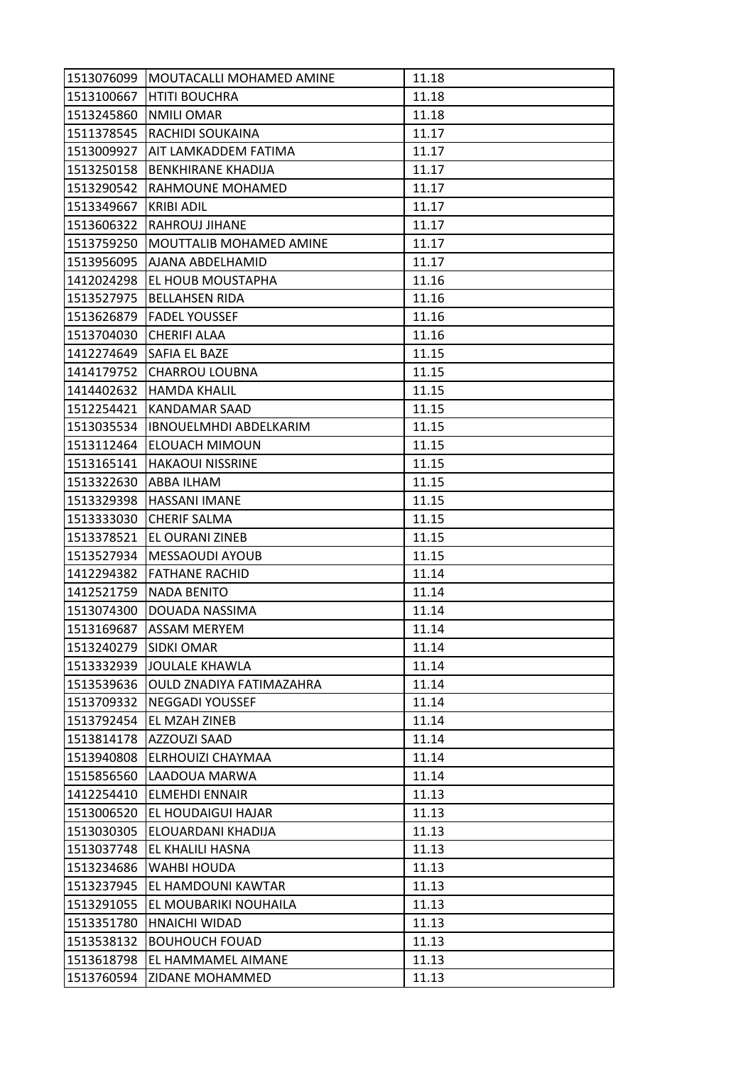| | | |
|---|---|---|
| 1513076099 | MOUTACALLI MOHAMED AMINE | 11.18 |
| 1513100667 | HTITI BOUCHRA | 11.18 |
| 1513245860 | NMILI OMAR | 11.18 |
| 1511378545 | RACHIDI SOUKAINA | 11.17 |
| 1513009927 | AIT LAMKADDEM FATIMA | 11.17 |
| 1513250158 | BENKHIRANE KHADIJA | 11.17 |
| 1513290542 | RAHMOUNE MOHAMED | 11.17 |
| 1513349667 | KRIBI ADIL | 11.17 |
| 1513606322 | RAHROUJ JIHANE | 11.17 |
| 1513759250 | MOUTTALIB MOHAMED AMINE | 11.17 |
| 1513956095 | AJANA ABDELHAMID | 11.17 |
| 1412024298 | EL HOUB MOUSTAPHA | 11.16 |
| 1513527975 | BELLAHSEN RIDA | 11.16 |
| 1513626879 | FADEL YOUSSEF | 11.16 |
| 1513704030 | CHERIFI ALAA | 11.16 |
| 1412274649 | SAFIA EL BAZE | 11.15 |
| 1414179752 | CHARROU LOUBNA | 11.15 |
| 1414402632 | HAMDA KHALIL | 11.15 |
| 1512254421 | KANDAMAR SAAD | 11.15 |
| 1513035534 | IBNOUELMHDI ABDELKARIM | 11.15 |
| 1513112464 | ELOUACH MIMOUN | 11.15 |
| 1513165141 | HAKAOUI NISSRINE | 11.15 |
| 1513322630 | ABBA ILHAM | 11.15 |
| 1513329398 | HASSANI IMANE | 11.15 |
| 1513333030 | CHERIF SALMA | 11.15 |
| 1513378521 | EL OURANI ZINEB | 11.15 |
| 1513527934 | MESSAOUDI AYOUB | 11.15 |
| 1412294382 | FATHANE RACHID | 11.14 |
| 1412521759 | NADA BENITO | 11.14 |
| 1513074300 | DOUADA NASSIMA | 11.14 |
| 1513169687 | ASSAM MERYEM | 11.14 |
| 1513240279 | SIDKI OMAR | 11.14 |
| 1513332939 | JOULALE KHAWLA | 11.14 |
| 1513539636 | OULD ZNADIYA FATIMAZAHRA | 11.14 |
| 1513709332 | NEGGADI YOUSSEF | 11.14 |
| 1513792454 | EL MZAH ZINEB | 11.14 |
| 1513814178 | AZZOUZI SAAD | 11.14 |
| 1513940808 | ELRHOUIZI CHAYMAA | 11.14 |
| 1515856560 | LAADOUA MARWA | 11.14 |
| 1412254410 | ELMEHDI ENNAIR | 11.13 |
| 1513006520 | EL HOUDAIGUI HAJAR | 11.13 |
| 1513030305 | ELOUARDANI KHADIJA | 11.13 |
| 1513037748 | EL KHALILI HASNA | 11.13 |
| 1513234686 | WAHBI HOUDA | 11.13 |
| 1513237945 | EL HAMDOUNI KAWTAR | 11.13 |
| 1513291055 | EL MOUBARIKI NOUHAILA | 11.13 |
| 1513351780 | HNAICHI WIDAD | 11.13 |
| 1513538132 | BOUHOUCH FOUAD | 11.13 |
| 1513618798 | EL HAMMAMEL AIMANE | 11.13 |
| 1513760594 | ZIDANE MOHAMMED | 11.13 |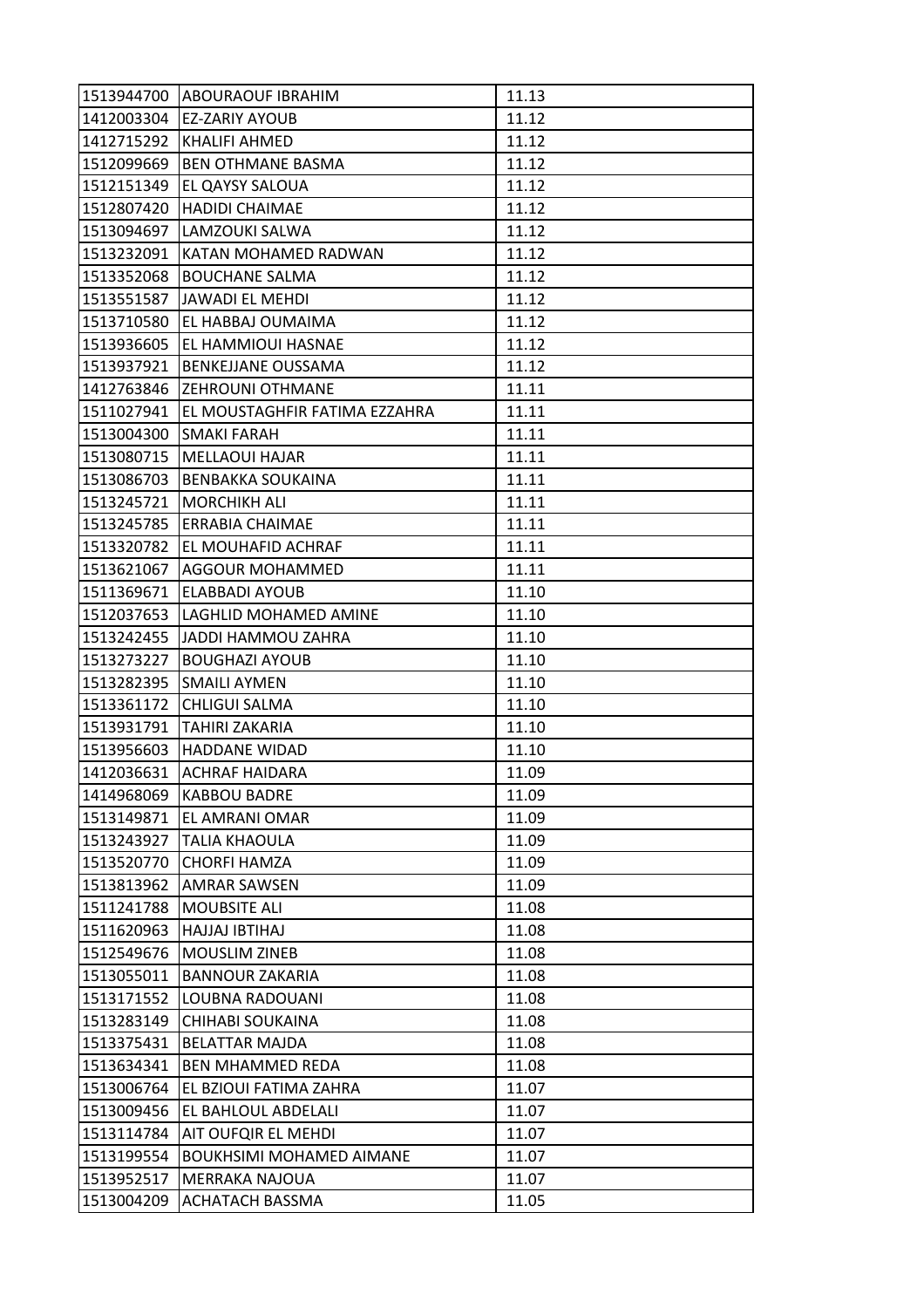| 1513944700 | ABOURAOUF IBRAHIM | 11.13 |
|---|---|---|
| 1412003304 | EZ-ZARIY AYOUB | 11.12 |
| 1412715292 | KHALIFI AHMED | 11.12 |
| 1512099669 | BEN OTHMANE BASMA | 11.12 |
| 1512151349 | EL QAYSY SALOUA | 11.12 |
| 1512807420 | HADIDI CHAIMAE | 11.12 |
| 1513094697 | LAMZOUKI SALWA | 11.12 |
| 1513232091 | KATAN MOHAMED RADWAN | 11.12 |
| 1513352068 | BOUCHANE SALMA | 11.12 |
| 1513551587 | JAWADI EL MEHDI | 11.12 |
| 1513710580 | EL HABBAJ OUMAIMA | 11.12 |
| 1513936605 | EL HAMMIOUI HASNAE | 11.12 |
| 1513937921 | BENKEJJANE OUSSAMA | 11.12 |
| 1412763846 | ZEHROUNI OTHMANE | 11.11 |
| 1511027941 | EL MOUSTAGHFIR FATIMA EZZAHRA | 11.11 |
| 1513004300 | SMAKI FARAH | 11.11 |
| 1513080715 | MELLAOUI HAJAR | 11.11 |
| 1513086703 | BENBAKKA SOUKAINA | 11.11 |
| 1513245721 | MORCHIKH ALI | 11.11 |
| 1513245785 | ERRABIA CHAIMAE | 11.11 |
| 1513320782 | EL MOUHAFID ACHRAF | 11.11 |
| 1513621067 | AGGOUR MOHAMMED | 11.11 |
| 1511369671 | ELABBADI AYOUB | 11.10 |
| 1512037653 | LAGHLID MOHAMED AMINE | 11.10 |
| 1513242455 | JADDI HAMMOU ZAHRA | 11.10 |
| 1513273227 | BOUGHAZI AYOUB | 11.10 |
| 1513282395 | SMAILI AYMEN | 11.10 |
| 1513361172 | CHLIGUI SALMA | 11.10 |
| 1513931791 | TAHIRI ZAKARIA | 11.10 |
| 1513956603 | HADDANE WIDAD | 11.10 |
| 1412036631 | ACHRAF HAIDARA | 11.09 |
| 1414968069 | KABBOU BADRE | 11.09 |
| 1513149871 | EL AMRANI OMAR | 11.09 |
| 1513243927 | TALIA KHAOULA | 11.09 |
| 1513520770 | CHORFI HAMZA | 11.09 |
| 1513813962 | AMRAR SAWSEN | 11.09 |
| 1511241788 | MOUBSITE ALI | 11.08 |
| 1511620963 | HAJJAJ IBTIHAJ | 11.08 |
| 1512549676 | MOUSLIM ZINEB | 11.08 |
| 1513055011 | BANNOUR ZAKARIA | 11.08 |
| 1513171552 | LOUBNA RADOUANI | 11.08 |
| 1513283149 | CHIHABI SOUKAINA | 11.08 |
| 1513375431 | BELATTAR MAJDA | 11.08 |
| 1513634341 | BEN MHAMMED REDA | 11.08 |
| 1513006764 | EL BZIOUI FATIMA ZAHRA | 11.07 |
| 1513009456 | EL BAHLOUL ABDELALI | 11.07 |
| 1513114784 | AIT OUFQIR EL MEHDI | 11.07 |
| 1513199554 | BOUKHSIMI MOHAMED AIMANE | 11.07 |
| 1513952517 | MERRAKA NAJOUA | 11.07 |
| 1513004209 | ACHATACH BASSMA | 11.05 |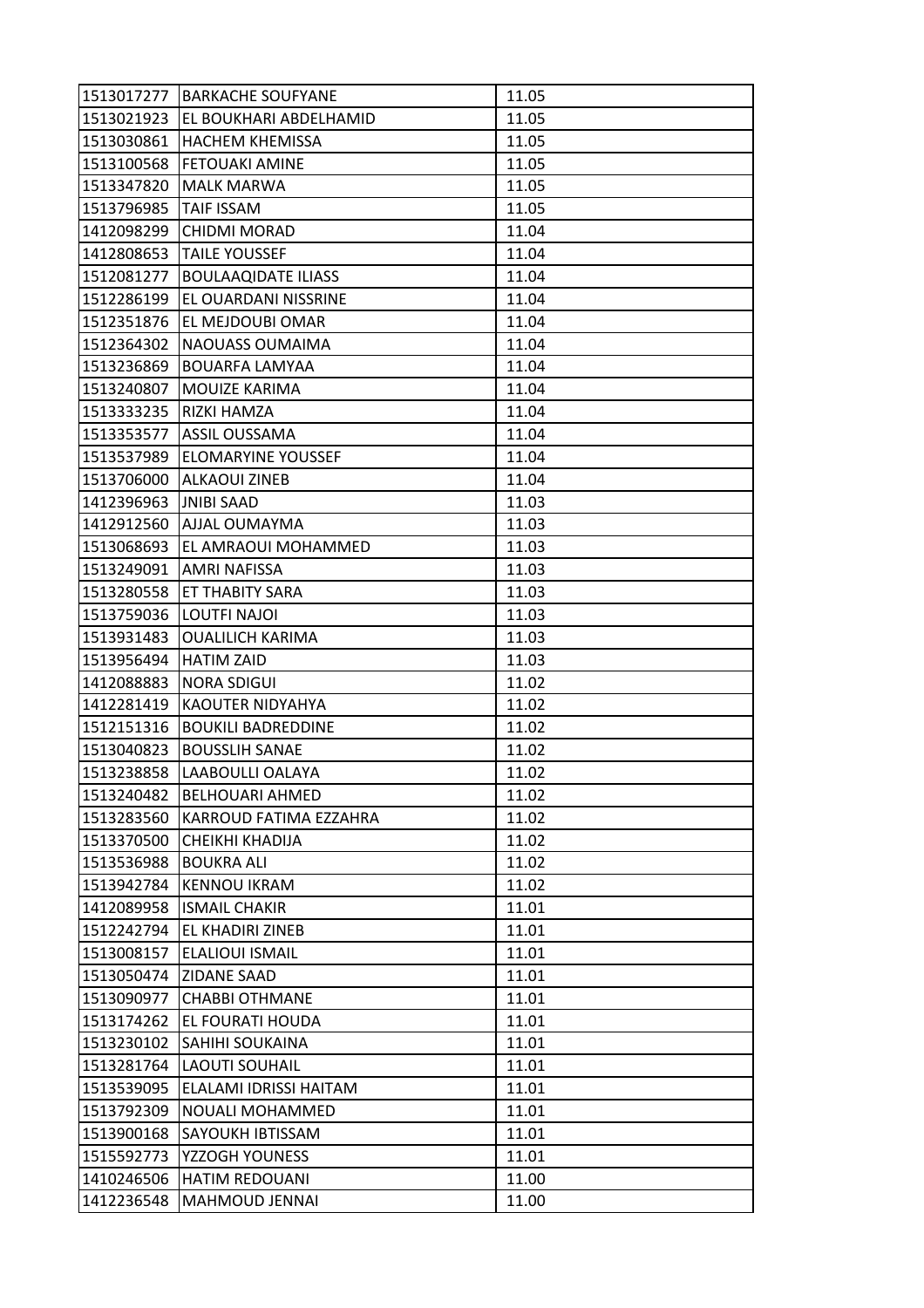| | | |
|---|---|---|
| 1513017277 | BARKACHE SOUFYANE | 11.05 |
| 1513021923 | EL BOUKHARI ABDELHAMID | 11.05 |
| 1513030861 | HACHEM KHEMISSA | 11.05 |
| 1513100568 | FETOUAKI AMINE | 11.05 |
| 1513347820 | MALK MARWA | 11.05 |
| 1513796985 | TAIF ISSAM | 11.05 |
| 1412098299 | CHIDMI MORAD | 11.04 |
| 1412808653 | TAILE YOUSSEF | 11.04 |
| 1512081277 | BOULAAQIDATE ILIASS | 11.04 |
| 1512286199 | EL OUARDANI NISSRINE | 11.04 |
| 1512351876 | EL MEJDOUBI OMAR | 11.04 |
| 1512364302 | NAOUASS OUMAIMA | 11.04 |
| 1513236869 | BOUARFA LAMYAA | 11.04 |
| 1513240807 | MOUIZE KARIMA | 11.04 |
| 1513333235 | RIZKI HAMZA | 11.04 |
| 1513353577 | ASSIL OUSSAMA | 11.04 |
| 1513537989 | ELOMARYINE YOUSSEF | 11.04 |
| 1513706000 | ALKAOUI ZINEB | 11.04 |
| 1412396963 | JNIBI SAAD | 11.03 |
| 1412912560 | AJJAL OUMAYMA | 11.03 |
| 1513068693 | EL AMRAOUI MOHAMMED | 11.03 |
| 1513249091 | AMRI NAFISSA | 11.03 |
| 1513280558 | ET THABITY SARA | 11.03 |
| 1513759036 | LOUTFI NAJOI | 11.03 |
| 1513931483 | OUALILICH KARIMA | 11.03 |
| 1513956494 | HATIM ZAID | 11.03 |
| 1412088883 | NORA SDIGUI | 11.02 |
| 1412281419 | KAOUTER NIDYAHYA | 11.02 |
| 1512151316 | BOUKILI BADREDDINE | 11.02 |
| 1513040823 | BOUSSLIH SANAE | 11.02 |
| 1513238858 | LAABOULLI OALAYA | 11.02 |
| 1513240482 | BELHOUARI AHMED | 11.02 |
| 1513283560 | KARROUD FATIMA EZZAHRA | 11.02 |
| 1513370500 | CHEIKHI KHADIJA | 11.02 |
| 1513536988 | BOUKRA ALI | 11.02 |
| 1513942784 | KENNOU IKRAM | 11.02 |
| 1412089958 | ISMAIL CHAKIR | 11.01 |
| 1512242794 | EL KHADIRI ZINEB | 11.01 |
| 1513008157 | ELALIOUI ISMAIL | 11.01 |
| 1513050474 | ZIDANE SAAD | 11.01 |
| 1513090977 | CHABBI OTHMANE | 11.01 |
| 1513174262 | EL FOURATI HOUDA | 11.01 |
| 1513230102 | SAHIHI SOUKAINA | 11.01 |
| 1513281764 | LAOUTI SOUHAIL | 11.01 |
| 1513539095 | ELALAMI IDRISSI HAITAM | 11.01 |
| 1513792309 | NOUALI MOHAMMED | 11.01 |
| 1513900168 | SAYOUKH IBTISSAM | 11.01 |
| 1515592773 | YZZOGH YOUNESS | 11.01 |
| 1410246506 | HATIM REDOUANI | 11.00 |
| 1412236548 | MAHMOUD JENNAI | 11.00 |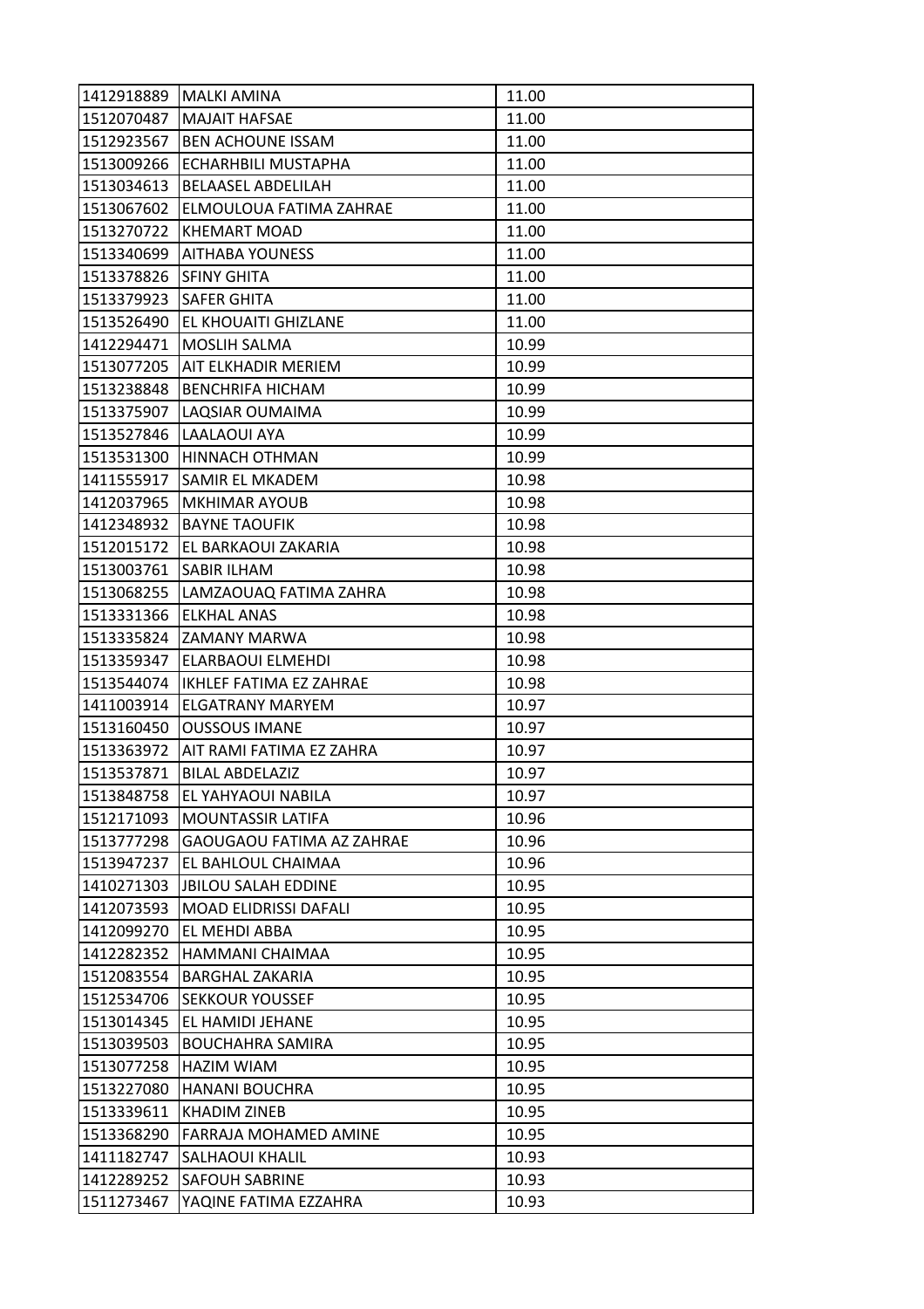| | | |
|---|---|---|
| 1412918889 | MALKI AMINA | 11.00 |
| 1512070487 | MAJAIT HAFSAE | 11.00 |
| 1512923567 | BEN ACHOUNE ISSAM | 11.00 |
| 1513009266 | ECHARHBILI MUSTAPHA | 11.00 |
| 1513034613 | BELAASEL ABDELILAH | 11.00 |
| 1513067602 | ELMOULOUA FATIMA ZAHRAE | 11.00 |
| 1513270722 | KHEMART MOAD | 11.00 |
| 1513340699 | AITHABA YOUNESS | 11.00 |
| 1513378826 | SFINY GHITA | 11.00 |
| 1513379923 | SAFER GHITA | 11.00 |
| 1513526490 | EL KHOUAITI GHIZLANE | 11.00 |
| 1412294471 | MOSLIH SALMA | 10.99 |
| 1513077205 | AIT ELKHADIR MERIEM | 10.99 |
| 1513238848 | BENCHRIFA HICHAM | 10.99 |
| 1513375907 | LAQSIAR OUMAIMA | 10.99 |
| 1513527846 | LAALAOUI AYA | 10.99 |
| 1513531300 | HINNACH OTHMAN | 10.99 |
| 1411555917 | SAMIR EL MKADEM | 10.98 |
| 1412037965 | MKHIMAR AYOUB | 10.98 |
| 1412348932 | BAYNE TAOUFIK | 10.98 |
| 1512015172 | EL BARKAOUI ZAKARIA | 10.98 |
| 1513003761 | SABIR ILHAM | 10.98 |
| 1513068255 | LAMZAOUAQ FATIMA ZAHRA | 10.98 |
| 1513331366 | ELKHAL ANAS | 10.98 |
| 1513335824 | ZAMANY MARWA | 10.98 |
| 1513359347 | ELARBAOUI ELMEHDI | 10.98 |
| 1513544074 | IKHLEF FATIMA EZ ZAHRAE | 10.98 |
| 1411003914 | ELGATRANY MARYEM | 10.97 |
| 1513160450 | OUSSOUS IMANE | 10.97 |
| 1513363972 | AIT RAMI FATIMA EZ ZAHRA | 10.97 |
| 1513537871 | BILAL ABDELAZIZ | 10.97 |
| 1513848758 | EL YAHYAOUI NABILA | 10.97 |
| 1512171093 | MOUNTASSIR LATIFA | 10.96 |
| 1513777298 | GAOUGAOU FATIMA AZ ZAHRAE | 10.96 |
| 1513947237 | EL BAHLOUL CHAIMAA | 10.96 |
| 1410271303 | JBILOU SALAH EDDINE | 10.95 |
| 1412073593 | MOAD ELIDRISSI DAFALI | 10.95 |
| 1412099270 | EL MEHDI ABBA | 10.95 |
| 1412282352 | HAMMANI CHAIMAA | 10.95 |
| 1512083554 | BARGHAL ZAKARIA | 10.95 |
| 1512534706 | SEKKOUR YOUSSEF | 10.95 |
| 1513014345 | EL HAMIDI JEHANE | 10.95 |
| 1513039503 | BOUCHAHRA SAMIRA | 10.95 |
| 1513077258 | HAZIM WIAM | 10.95 |
| 1513227080 | HANANI BOUCHRA | 10.95 |
| 1513339611 | KHADIM ZINEB | 10.95 |
| 1513368290 | FARRAJA MOHAMED AMINE | 10.95 |
| 1411182747 | SALHAOUI KHALIL | 10.93 |
| 1412289252 | SAFOUH SABRINE | 10.93 |
| 1511273467 | YAQINE FATIMA EZZAHRA | 10.93 |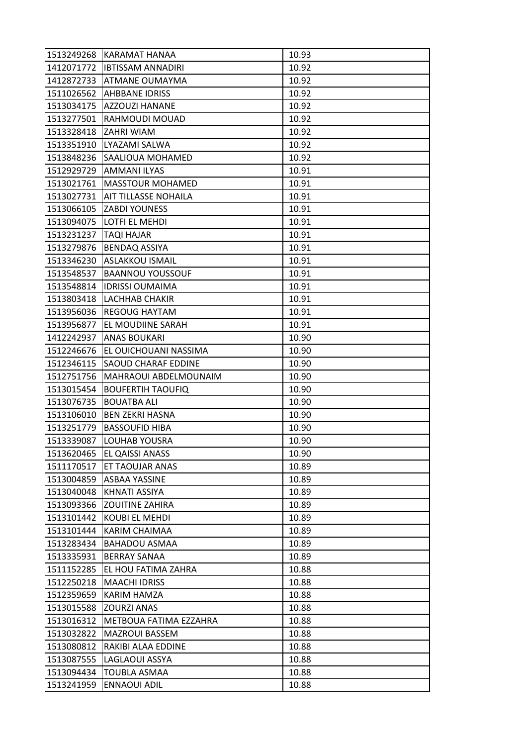| | | |
|---|---|---|
| 1513249268 | KARAMAT HANAA | 10.93 |
| 1412071772 | IBTISSAM ANNADIRI | 10.92 |
| 1412872733 | ATMANE OUMAYMA | 10.92 |
| 1511026562 | AHBBANE IDRISS | 10.92 |
| 1513034175 | AZZOUZI HANANE | 10.92 |
| 1513277501 | RAHMOUDI MOUAD | 10.92 |
| 1513328418 | ZAHRI WIAM | 10.92 |
| 1513351910 | LYAZAMI SALWA | 10.92 |
| 1513848236 | SAALIOUA MOHAMED | 10.92 |
| 1512929729 | AMMANI ILYAS | 10.91 |
| 1513021761 | MASSTOUR MOHAMED | 10.91 |
| 1513027731 | AIT TILLASSE NOHAILA | 10.91 |
| 1513066105 | ZABDI YOUNESS | 10.91 |
| 1513094075 | LOTFI EL MEHDI | 10.91 |
| 1513231237 | TAQI HAJAR | 10.91 |
| 1513279876 | BENDAQ ASSIYA | 10.91 |
| 1513346230 | ASLAKKOU ISMAIL | 10.91 |
| 1513548537 | BAANNOU YOUSSOUF | 10.91 |
| 1513548814 | IDRISSI OUMAIMA | 10.91 |
| 1513803418 | LACHHAB CHAKIR | 10.91 |
| 1513956036 | REGOUG HAYTAM | 10.91 |
| 1513956877 | EL MOUDIINE SARAH | 10.91 |
| 1412242937 | ANAS BOUKARI | 10.90 |
| 1512246676 | EL OUICHOUANI NASSIMA | 10.90 |
| 1512346115 | SAOUD CHARAF EDDINE | 10.90 |
| 1512751756 | MAHRAOUI ABDELMOUNAIM | 10.90 |
| 1513015454 | BOUFERTIH TAOUFIQ | 10.90 |
| 1513076735 | BOUATBA ALI | 10.90 |
| 1513106010 | BEN ZEKRI HASNA | 10.90 |
| 1513251779 | BASSOUFID HIBA | 10.90 |
| 1513339087 | LOUHAB YOUSRA | 10.90 |
| 1513620465 | EL QAISSI ANASS | 10.90 |
| 1511170517 | ET TAOUJAR ANAS | 10.89 |
| 1513004859 | ASBAA YASSINE | 10.89 |
| 1513040048 | KHNATI ASSIYA | 10.89 |
| 1513093366 | ZOUITINE ZAHIRA | 10.89 |
| 1513101442 | KOUBI EL MEHDI | 10.89 |
| 1513101444 | KARIM CHAIMAA | 10.89 |
| 1513283434 | BAHADOU ASMAA | 10.89 |
| 1513335931 | BERRAY SANAA | 10.89 |
| 1511152285 | EL HOU FATIMA ZAHRA | 10.88 |
| 1512250218 | MAACHI IDRISS | 10.88 |
| 1512359659 | KARIM HAMZA | 10.88 |
| 1513015588 | ZOURZI ANAS | 10.88 |
| 1513016312 | METBOUA FATIMA EZZAHRA | 10.88 |
| 1513032822 | MAZROUI BASSEM | 10.88 |
| 1513080812 | RAKIBI ALAA EDDINE | 10.88 |
| 1513087555 | LAGLAOUI ASSYA | 10.88 |
| 1513094434 | TOUBLA ASMAA | 10.88 |
| 1513241959 | ENNAOUI ADIL | 10.88 |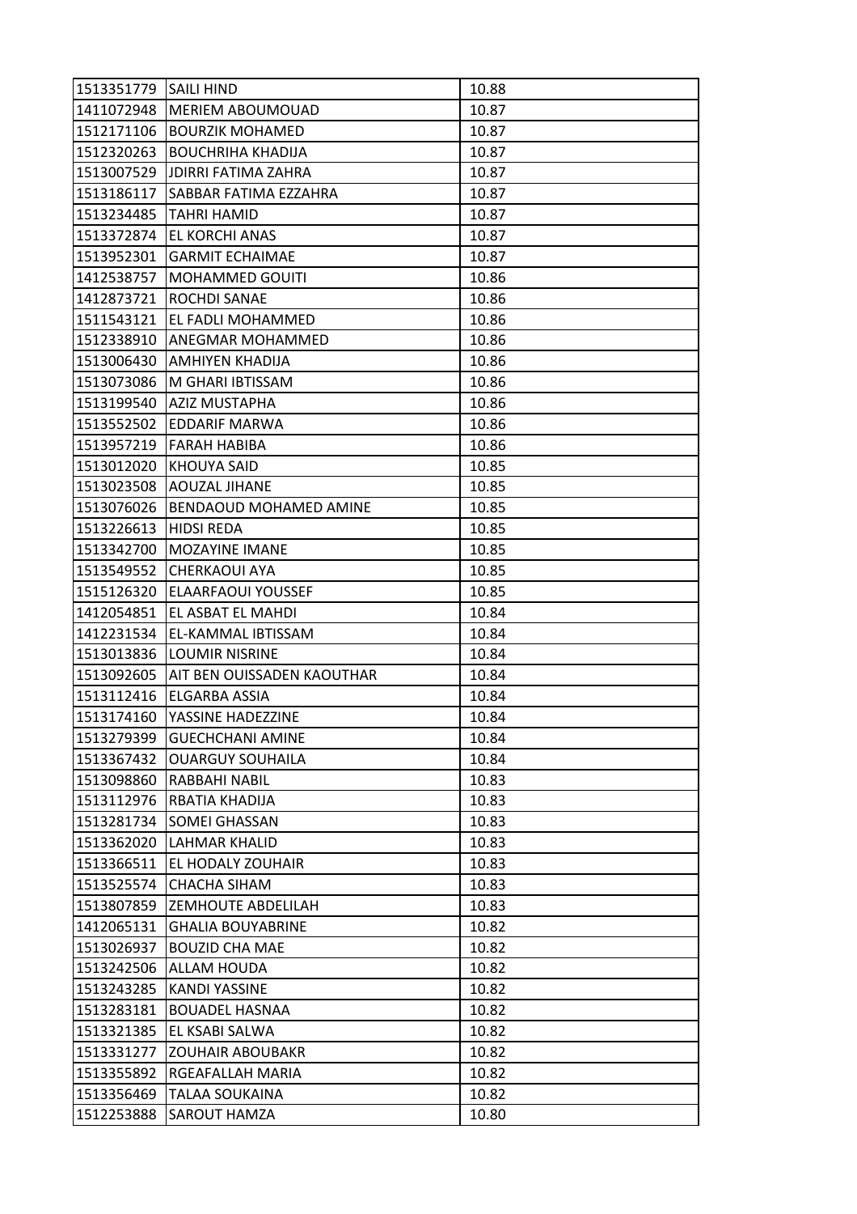| 1513351779 | SAILI HIND | 10.88 |
|---|---|---|
| 1411072948 | MERIEM ABOUMOUAD | 10.87 |
| 1512171106 | BOURZIK MOHAMED | 10.87 |
| 1512320263 | BOUCHRIHA KHADIJA | 10.87 |
| 1513007529 | JDIRRI FATIMA ZAHRA | 10.87 |
| 1513186117 | SABBAR FATIMA EZZAHRA | 10.87 |
| 1513234485 | TAHRI HAMID | 10.87 |
| 1513372874 | EL KORCHI ANAS | 10.87 |
| 1513952301 | GARMIT ECHAIMAE | 10.87 |
| 1412538757 | MOHAMMED GOUITI | 10.86 |
| 1412873721 | ROCHDI SANAE | 10.86 |
| 1511543121 | EL FADLI MOHAMMED | 10.86 |
| 1512338910 | ANEGMAR MOHAMMED | 10.86 |
| 1513006430 | AMHIYEN KHADIJA | 10.86 |
| 1513073086 | M GHARI IBTISSAM | 10.86 |
| 1513199540 | AZIZ MUSTAPHA | 10.86 |
| 1513552502 | EDDARIF MARWA | 10.86 |
| 1513957219 | FARAH HABIBA | 10.86 |
| 1513012020 | KHOUYA SAID | 10.85 |
| 1513023508 | AOUZAL JIHANE | 10.85 |
| 1513076026 | BENDAOUD MOHAMED AMINE | 10.85 |
| 1513226613 | HIDSI REDA | 10.85 |
| 1513342700 | MOZAYINE IMANE | 10.85 |
| 1513549552 | CHERKAOUI AYA | 10.85 |
| 1515126320 | ELAARFAOUI YOUSSEF | 10.85 |
| 1412054851 | EL ASBAT EL MAHDI | 10.84 |
| 1412231534 | EL-KAMMAL IBTISSAM | 10.84 |
| 1513013836 | LOUMIR NISRINE | 10.84 |
| 1513092605 | AIT BEN OUISSADEN KAOUTHAR | 10.84 |
| 1513112416 | ELGARBA ASSIA | 10.84 |
| 1513174160 | YASSINE HADEZZINE | 10.84 |
| 1513279399 | GUECHCHANI AMINE | 10.84 |
| 1513367432 | OUARGUY SOUHAILA | 10.84 |
| 1513098860 | RABBAHI NABIL | 10.83 |
| 1513112976 | RBATIA KHADIJA | 10.83 |
| 1513281734 | SOMEI GHASSAN | 10.83 |
| 1513362020 | LAHMAR KHALID | 10.83 |
| 1513366511 | EL HODALY ZOUHAIR | 10.83 |
| 1513525574 | CHACHA SIHAM | 10.83 |
| 1513807859 | ZEMHOUTE ABDELILAH | 10.83 |
| 1412065131 | GHALIA BOUYABRINE | 10.82 |
| 1513026937 | BOUZID CHA MAE | 10.82 |
| 1513242506 | ALLAM HOUDA | 10.82 |
| 1513243285 | KANDI YASSINE | 10.82 |
| 1513283181 | BOUADEL HASNAA | 10.82 |
| 1513321385 | EL KSABI SALWA | 10.82 |
| 1513331277 | ZOUHAIR ABOUBAKR | 10.82 |
| 1513355892 | RGEAFALLAH MARIA | 10.82 |
| 1513356469 | TALAA SOUKAINA | 10.82 |
| 1512253888 | SAROUT HAMZA | 10.80 |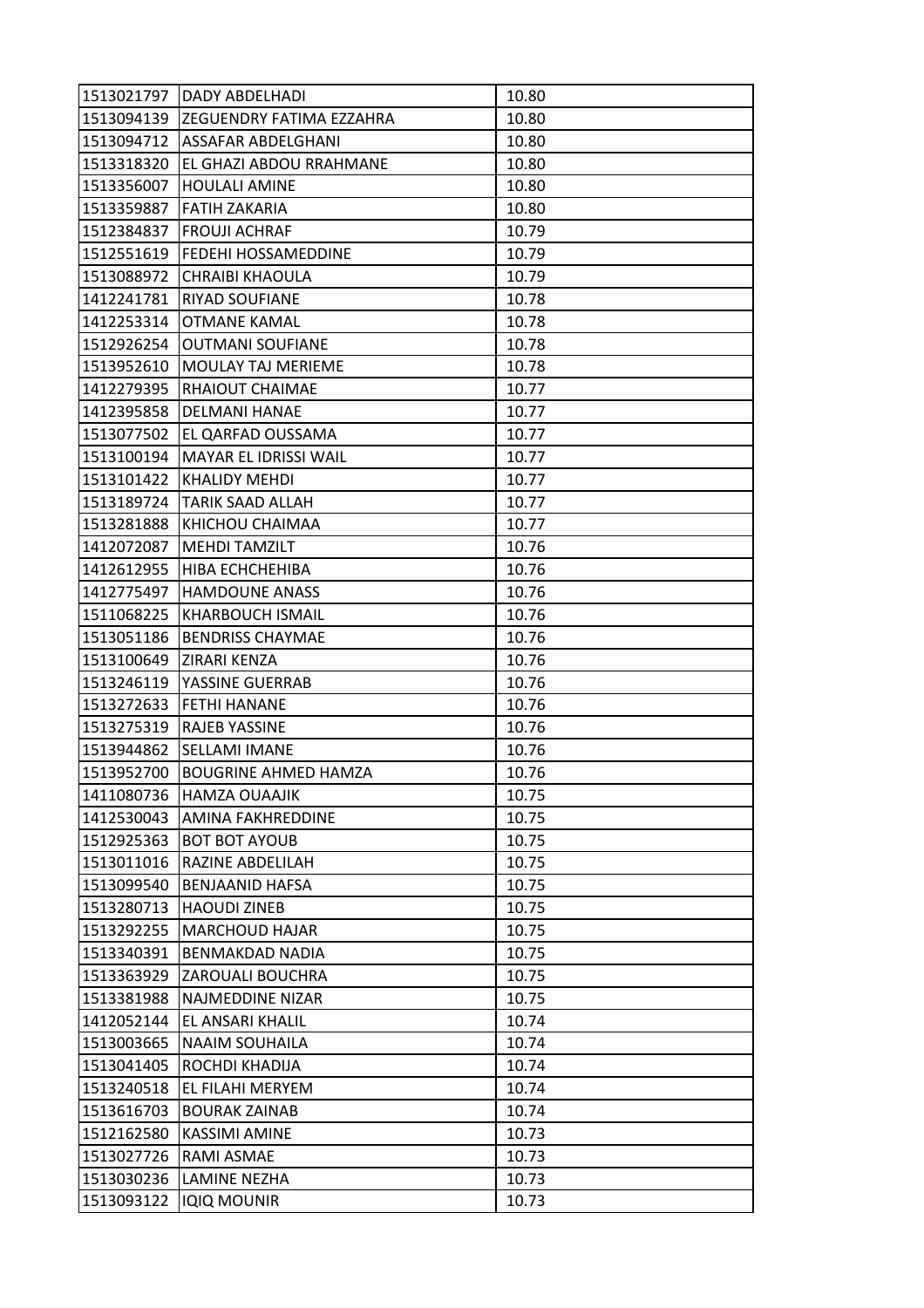| 1513021797 | DADY ABDELHADI | 10.80 |
|---|---|---|
| 1513094139 | ZEGUENDRY FATIMA EZZAHRA | 10.80 |
| 1513094712 | ASSAFAR ABDELGHANI | 10.80 |
| 1513318320 | EL GHAZI ABDOU RRAHMANE | 10.80 |
| 1513356007 | HOULALI AMINE | 10.80 |
| 1513359887 | FATIH ZAKARIA | 10.80 |
| 1512384837 | FROUJI ACHRAF | 10.79 |
| 1512551619 | FEDEHI HOSSAMEDDINE | 10.79 |
| 1513088972 | CHRAIBI KHAOULA | 10.79 |
| 1412241781 | RIYAD SOUFIANE | 10.78 |
| 1412253314 | OTMANE KAMAL | 10.78 |
| 1512926254 | OUTMANI SOUFIANE | 10.78 |
| 1513952610 | MOULAY TAJ MERIEME | 10.78 |
| 1412279395 | RHAIOUT CHAIMAE | 10.77 |
| 1412395858 | DELMANI HANAE | 10.77 |
| 1513077502 | EL QARFAD OUSSAMA | 10.77 |
| 1513100194 | MAYAR EL IDRISSI WAIL | 10.77 |
| 1513101422 | KHALIDY MEHDI | 10.77 |
| 1513189724 | TARIK SAAD ALLAH | 10.77 |
| 1513281888 | KHICHOU CHAIMAA | 10.77 |
| 1412072087 | MEHDI TAMZILT | 10.76 |
| 1412612955 | HIBA ECHCHEHIBA | 10.76 |
| 1412775497 | HAMDOUNE ANASS | 10.76 |
| 1511068225 | KHARBOUCH ISMAIL | 10.76 |
| 1513051186 | BENDRISS CHAYMAE | 10.76 |
| 1513100649 | ZIRARI KENZA | 10.76 |
| 1513246119 | YASSINE GUERRAB | 10.76 |
| 1513272633 | FETHI HANANE | 10.76 |
| 1513275319 | RAJEB YASSINE | 10.76 |
| 1513944862 | SELLAMI IMANE | 10.76 |
| 1513952700 | BOUGRINE AHMED HAMZA | 10.76 |
| 1411080736 | HAMZA OUAAJIK | 10.75 |
| 1412530043 | AMINA FAKHREDDINE | 10.75 |
| 1512925363 | BOT BOT AYOUB | 10.75 |
| 1513011016 | RAZINE ABDELILAH | 10.75 |
| 1513099540 | BENJAANID HAFSA | 10.75 |
| 1513280713 | HAOUDI ZINEB | 10.75 |
| 1513292255 | MARCHOUD HAJAR | 10.75 |
| 1513340391 | BENMAKDAD NADIA | 10.75 |
| 1513363929 | ZAROUALI BOUCHRA | 10.75 |
| 1513381988 | NAJMEDDINE NIZAR | 10.75 |
| 1412052144 | EL ANSARI KHALIL | 10.74 |
| 1513003665 | NAAIM SOUHAILA | 10.74 |
| 1513041405 | ROCHDI KHADIJA | 10.74 |
| 1513240518 | EL FILAHI MERYEM | 10.74 |
| 1513616703 | BOURAK ZAINAB | 10.74 |
| 1512162580 | KASSIMI AMINE | 10.73 |
| 1513027726 | RAMI ASMAE | 10.73 |
| 1513030236 | LAMINE NEZHA | 10.73 |
| 1513093122 | IQIQ MOUNIR | 10.73 |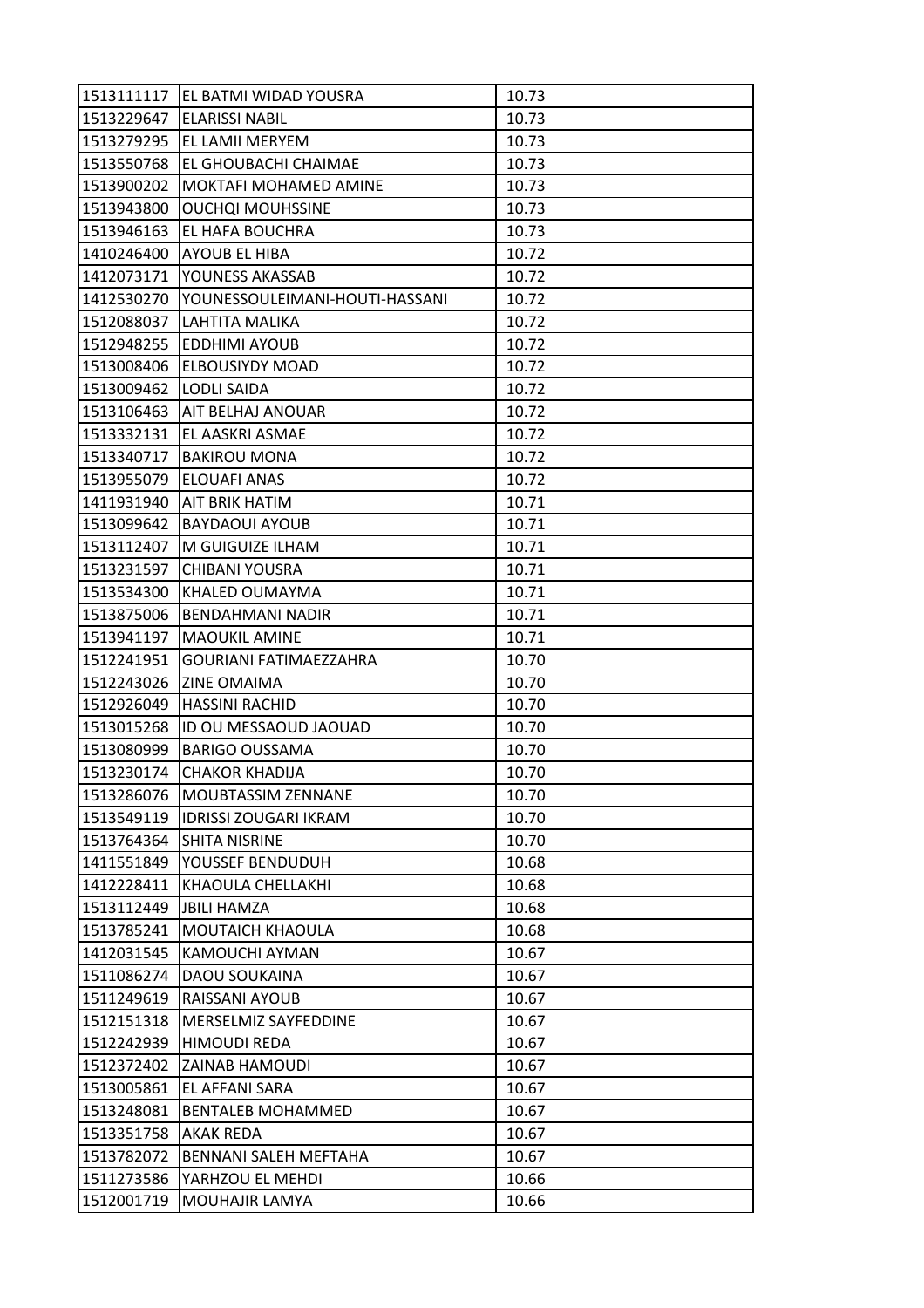| | | |
|---|---|---|
| 1513111117 | EL BATMI WIDAD YOUSRA | 10.73 |
| 1513229647 | ELARISSI NABIL | 10.73 |
| 1513279295 | EL LAMII MERYEM | 10.73 |
| 1513550768 | EL GHOUBACHI CHAIMAE | 10.73 |
| 1513900202 | MOKTAFI MOHAMED AMINE | 10.73 |
| 1513943800 | OUCHQI MOUHSSINE | 10.73 |
| 1513946163 | EL HAFA BOUCHRA | 10.73 |
| 1410246400 | AYOUB EL HIBA | 10.72 |
| 1412073171 | YOUNESS AKASSAB | 10.72 |
| 1412530270 | YOUNESSOULEIMANI-HOUTI-HASSANI | 10.72 |
| 1512088037 | LAHTITA MALIKA | 10.72 |
| 1512948255 | EDDHIMI AYOUB | 10.72 |
| 1513008406 | ELBOUSIYDY MOAD | 10.72 |
| 1513009462 | LODLI SAIDA | 10.72 |
| 1513106463 | AIT BELHAJ ANOUAR | 10.72 |
| 1513332131 | EL AASKRI ASMAE | 10.72 |
| 1513340717 | BAKIROU MONA | 10.72 |
| 1513955079 | ELOUAFI ANAS | 10.72 |
| 1411931940 | AIT BRIK HATIM | 10.71 |
| 1513099642 | BAYDAOUI AYOUB | 10.71 |
| 1513112407 | M GUIGUIZE ILHAM | 10.71 |
| 1513231597 | CHIBANI YOUSRA | 10.71 |
| 1513534300 | KHALED OUMAYMA | 10.71 |
| 1513875006 | BENDAHMANI NADIR | 10.71 |
| 1513941197 | MAOUKIL AMINE | 10.71 |
| 1512241951 | GOURIANI FATIMAEZZAHRA | 10.70 |
| 1512243026 | ZINE OMAIMA | 10.70 |
| 1512926049 | HASSINI RACHID | 10.70 |
| 1513015268 | ID OU MESSAOUD JAOUAD | 10.70 |
| 1513080999 | BARIGO OUSSAMA | 10.70 |
| 1513230174 | CHAKOR KHADIJA | 10.70 |
| 1513286076 | MOUBTASSIM ZENNANE | 10.70 |
| 1513549119 | IDRISSI ZOUGARI IKRAM | 10.70 |
| 1513764364 | SHITA NISRINE | 10.70 |
| 1411551849 | YOUSSEF BENDUDUH | 10.68 |
| 1412228411 | KHAOULA CHELLAKHI | 10.68 |
| 1513112449 | JBILI HAMZA | 10.68 |
| 1513785241 | MOUTAICH KHAOULA | 10.68 |
| 1412031545 | KAMOUCHI AYMAN | 10.67 |
| 1511086274 | DAOU SOUKAINA | 10.67 |
| 1511249619 | RAISSANI AYOUB | 10.67 |
| 1512151318 | MERSELMIZ SAYFEDDINE | 10.67 |
| 1512242939 | HIMOUDI REDA | 10.67 |
| 1512372402 | ZAINAB HAMOUDI | 10.67 |
| 1513005861 | EL AFFANI SARA | 10.67 |
| 1513248081 | BENTALEB MOHAMMED | 10.67 |
| 1513351758 | AKAK REDA | 10.67 |
| 1513782072 | BENNANI SALEH MEFTAHA | 10.67 |
| 1511273586 | YARHZOU EL MEHDI | 10.66 |
| 1512001719 | MOUHAJIR LAMYA | 10.66 |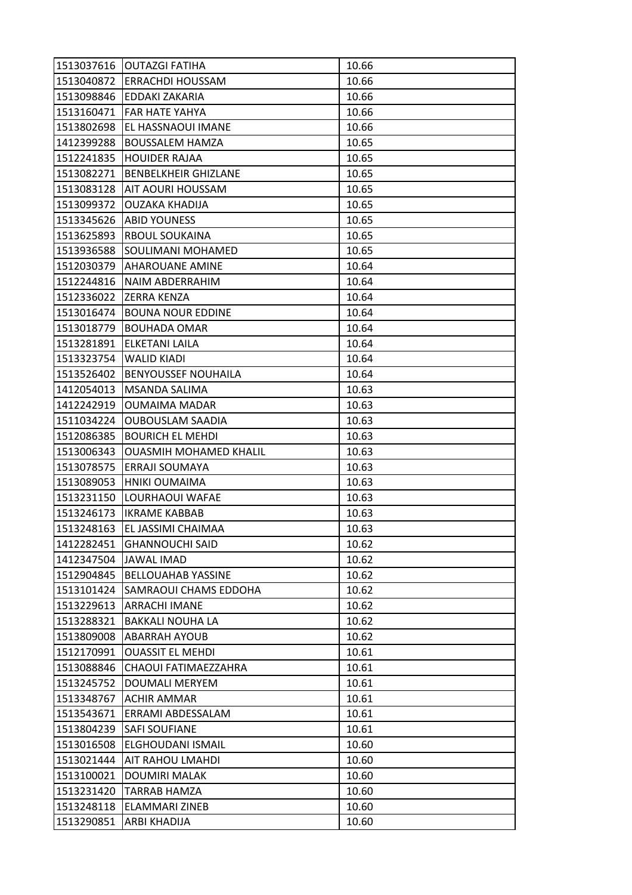| | | |
|---|---|---|
| 1513037616 | OUTAZGI FATIHA | 10.66 |
| 1513040872 | ERRACHDI HOUSSAM | 10.66 |
| 1513098846 | EDDAKI ZAKARIA | 10.66 |
| 1513160471 | FAR HATE YAHYA | 10.66 |
| 1513802698 | EL HASSNAOUI IMANE | 10.66 |
| 1412399288 | BOUSSALEM HAMZA | 10.65 |
| 1512241835 | HOUIDER RAJAA | 10.65 |
| 1513082271 | BENBELKHEIR GHIZLANE | 10.65 |
| 1513083128 | AIT AOURI HOUSSAM | 10.65 |
| 1513099372 | OUZAKA KHADIJA | 10.65 |
| 1513345626 | ABID YOUNESS | 10.65 |
| 1513625893 | RBOUL SOUKAINA | 10.65 |
| 1513936588 | SOULIMANI MOHAMED | 10.65 |
| 1512030379 | AHAROUANE AMINE | 10.64 |
| 1512244816 | NAIM ABDERRAHIM | 10.64 |
| 1512336022 | ZERRA KENZA | 10.64 |
| 1513016474 | BOUNA NOUR EDDINE | 10.64 |
| 1513018779 | BOUHADA OMAR | 10.64 |
| 1513281891 | ELKETANI LAILA | 10.64 |
| 1513323754 | WALID KIADI | 10.64 |
| 1513526402 | BENYOUSSEF NOUHAILA | 10.64 |
| 1412054013 | MSANDA SALIMA | 10.63 |
| 1412242919 | OUMAIMA MADAR | 10.63 |
| 1511034224 | OUBOUSLAM SAADIA | 10.63 |
| 1512086385 | BOURICH EL MEHDI | 10.63 |
| 1513006343 | OUASMIH MOHAMED KHALIL | 10.63 |
| 1513078575 | ERRAJI SOUMAYA | 10.63 |
| 1513089053 | HNIKI OUMAIMA | 10.63 |
| 1513231150 | LOURHAOUI WAFAE | 10.63 |
| 1513246173 | IKRAME KABBAB | 10.63 |
| 1513248163 | EL JASSIMI CHAIMAA | 10.63 |
| 1412282451 | GHANNOUCHI SAID | 10.62 |
| 1412347504 | JAWAL IMAD | 10.62 |
| 1512904845 | BELLOUAHAB YASSINE | 10.62 |
| 1513101424 | SAMRAOUI CHAMS EDDOHA | 10.62 |
| 1513229613 | ARRACHI IMANE | 10.62 |
| 1513288321 | BAKKALI NOUHA LA | 10.62 |
| 1513809008 | ABARRAH AYOUB | 10.62 |
| 1512170991 | OUASSIT EL MEHDI | 10.61 |
| 1513088846 | CHAOUI FATIMAEZZAHRA | 10.61 |
| 1513245752 | DOUMALI MERYEM | 10.61 |
| 1513348767 | ACHIR AMMAR | 10.61 |
| 1513543671 | ERRAMI ABDESSALAM | 10.61 |
| 1513804239 | SAFI SOUFIANE | 10.61 |
| 1513016508 | ELGHOUDANI ISMAIL | 10.60 |
| 1513021444 | AIT RAHOU LMAHDI | 10.60 |
| 1513100021 | DOUMIRI MALAK | 10.60 |
| 1513231420 | TARRAB HAMZA | 10.60 |
| 1513248118 | ELAMMARI ZINEB | 10.60 |
| 1513290851 | ARBI KHADIJA | 10.60 |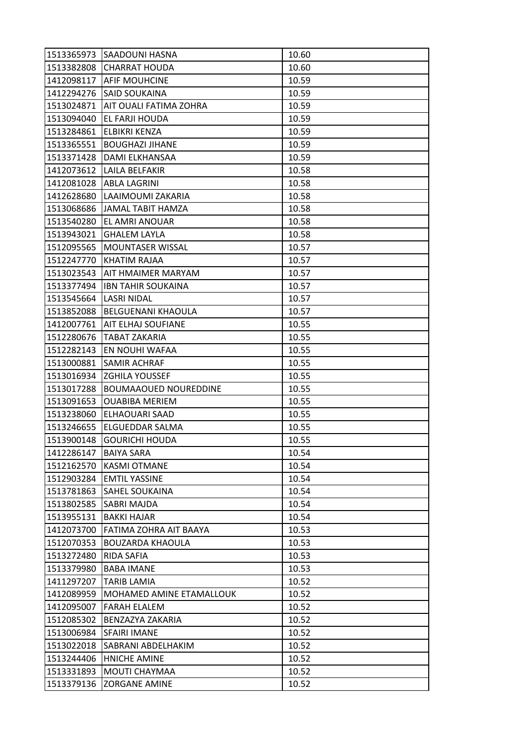| | | |
|---|---|---|
| 1513365973 | SAADOUNI HASNA | 10.60 |
| 1513382808 | CHARRAT HOUDA | 10.60 |
| 1412098117 | AFIF MOUHCINE | 10.59 |
| 1412294276 | SAID SOUKAINA | 10.59 |
| 1513024871 | AIT OUALI FATIMA ZOHRA | 10.59 |
| 1513094040 | EL FARJI HOUDA | 10.59 |
| 1513284861 | ELBIKRI KENZA | 10.59 |
| 1513365551 | BOUGHAZI JIHANE | 10.59 |
| 1513371428 | DAMI ELKHANSAA | 10.59 |
| 1412073612 | LAILA BELFAKIR | 10.58 |
| 1412081028 | ABLA LAGRINI | 10.58 |
| 1412628680 | LAAIMOUMI ZAKARIA | 10.58 |
| 1513068686 | JAMAL TABIT HAMZA | 10.58 |
| 1513540280 | EL AMRI ANOUAR | 10.58 |
| 1513943021 | GHALEM LAYLA | 10.58 |
| 1512095565 | MOUNTASER WISSAL | 10.57 |
| 1512247770 | KHATIM RAJAA | 10.57 |
| 1513023543 | AIT HMAIMER MARYAM | 10.57 |
| 1513377494 | IBN TAHIR SOUKAINA | 10.57 |
| 1513545664 | LASRI NIDAL | 10.57 |
| 1513852088 | BELGUENANI KHAOULA | 10.57 |
| 1412007761 | AIT ELHAJ SOUFIANE | 10.55 |
| 1512280676 | TABAT ZAKARIA | 10.55 |
| 1512282143 | EN NOUHI WAFAA | 10.55 |
| 1513000881 | SAMIR ACHRAF | 10.55 |
| 1513016934 | ZGHILA YOUSSEF | 10.55 |
| 1513017288 | BOUMAAOUED NOUREDDINE | 10.55 |
| 1513091653 | OUABIBA MERIEM | 10.55 |
| 1513238060 | ELHAOUARI SAAD | 10.55 |
| 1513246655 | ELGUEDDAR SALMA | 10.55 |
| 1513900148 | GOURICHI HOUDA | 10.55 |
| 1412286147 | BAIYA SARA | 10.54 |
| 1512162570 | KASMI OTMANE | 10.54 |
| 1512903284 | EMTIL YASSINE | 10.54 |
| 1513781863 | SAHEL SOUKAINA | 10.54 |
| 1513802585 | SABRI MAJDA | 10.54 |
| 1513955131 | BAKKI HAJAR | 10.54 |
| 1412073700 | FATIMA ZOHRA AIT BAAYA | 10.53 |
| 1512070353 | BOUZARDA KHAOULA | 10.53 |
| 1513272480 | RIDA SAFIA | 10.53 |
| 1513379980 | BABA IMANE | 10.53 |
| 1411297207 | TARIB LAMIA | 10.52 |
| 1412089959 | MOHAMED AMINE ETAMALLOUK | 10.52 |
| 1412095007 | FARAH ELALEM | 10.52 |
| 1512085302 | BENZAZYA ZAKARIA | 10.52 |
| 1513006984 | SFAIRI IMANE | 10.52 |
| 1513022018 | SABRANI ABDELHAKIM | 10.52 |
| 1513244406 | HNICHE AMINE | 10.52 |
| 1513331893 | MOUTI CHAYMAA | 10.52 |
| 1513379136 | ZORGANE AMINE | 10.52 |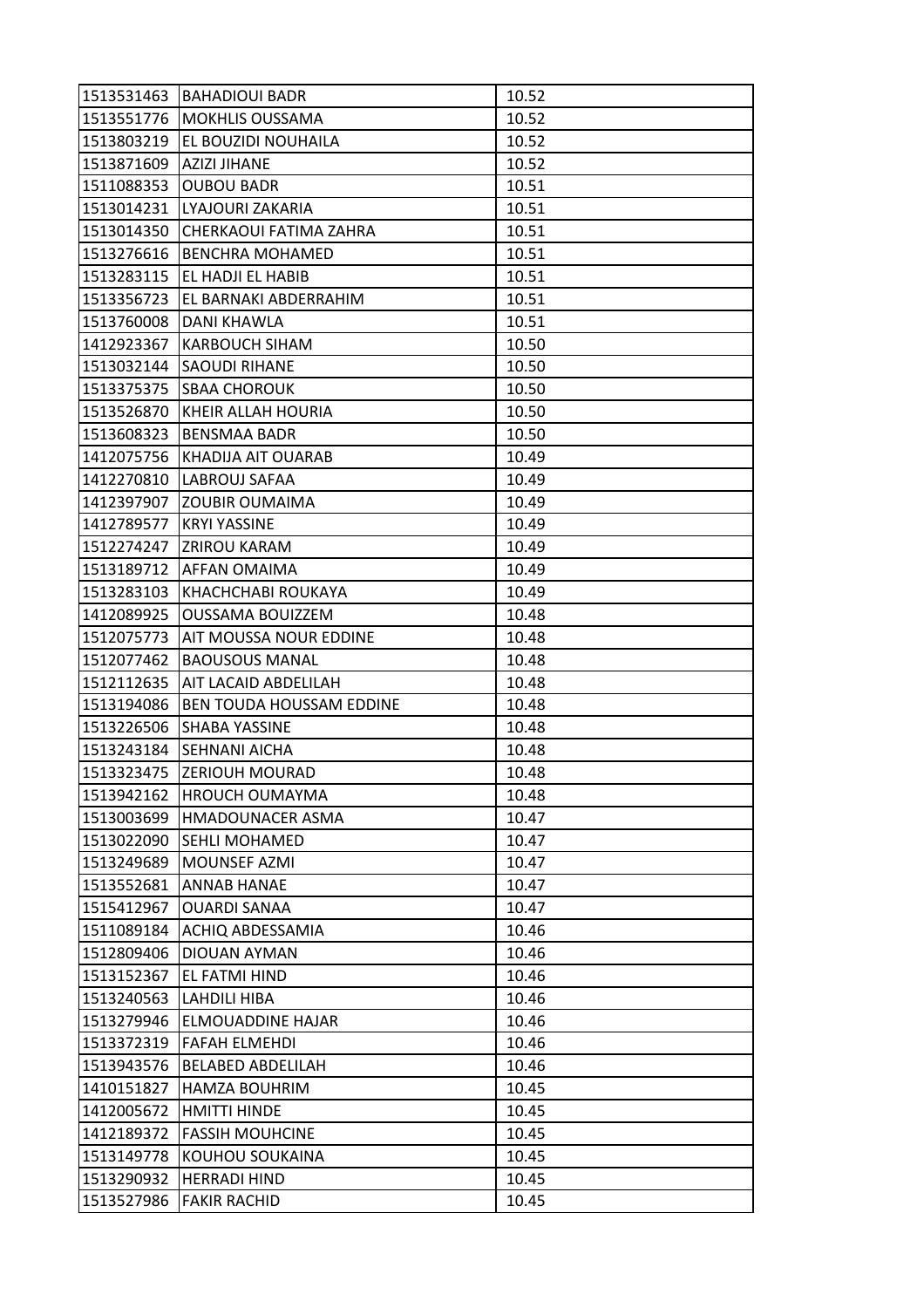| 1513531463 | BAHADIOUI BADR | 10.52 |
|---|---|---|
| 1513551776 | MOKHLIS OUSSAMA | 10.52 |
| 1513803219 | EL BOUZIDI NOUHAILA | 10.52 |
| 1513871609 | AZIZI JIHANE | 10.52 |
| 1511088353 | OUBOU BADR | 10.51 |
| 1513014231 | LYAJOURI ZAKARIA | 10.51 |
| 1513014350 | CHERKAOUI FATIMA ZAHRA | 10.51 |
| 1513276616 | BENCHRA MOHAMED | 10.51 |
| 1513283115 | EL HADJI EL HABIB | 10.51 |
| 1513356723 | EL BARNAKI ABDERRAHIM | 10.51 |
| 1513760008 | DANI KHAWLA | 10.51 |
| 1412923367 | KARBOUCH SIHAM | 10.50 |
| 1513032144 | SAOUDI RIHANE | 10.50 |
| 1513375375 | SBAA CHOROUK | 10.50 |
| 1513526870 | KHEIR ALLAH HOURIA | 10.50 |
| 1513608323 | BENSMAA BADR | 10.50 |
| 1412075756 | KHADIJA AIT OUARAB | 10.49 |
| 1412270810 | LABROUJ SAFAA | 10.49 |
| 1412397907 | ZOUBIR OUMAIMA | 10.49 |
| 1412789577 | KRYI YASSINE | 10.49 |
| 1512274247 | ZRIROU KARAM | 10.49 |
| 1513189712 | AFFAN OMAIMA | 10.49 |
| 1513283103 | KHACHCHABI ROUKAYA | 10.49 |
| 1412089925 | OUSSAMA BOUIZZEM | 10.48 |
| 1512075773 | AIT MOUSSA NOUR EDDINE | 10.48 |
| 1512077462 | BAOUSOUS MANAL | 10.48 |
| 1512112635 | AIT LACAID ABDELILAH | 10.48 |
| 1513194086 | BEN TOUDA HOUSSAM EDDINE | 10.48 |
| 1513226506 | SHABA YASSINE | 10.48 |
| 1513243184 | SEHNANI AICHA | 10.48 |
| 1513323475 | ZERIOUH MOURAD | 10.48 |
| 1513942162 | HROUCH OUMAYMA | 10.48 |
| 1513003699 | HMADOUNACER ASMA | 10.47 |
| 1513022090 | SEHLI MOHAMED | 10.47 |
| 1513249689 | MOUNSEF AZMI | 10.47 |
| 1513552681 | ANNAB HANAE | 10.47 |
| 1515412967 | OUARDI SANAA | 10.47 |
| 1511089184 | ACHIQ ABDESSAMIA | 10.46 |
| 1512809406 | DIOUAN AYMAN | 10.46 |
| 1513152367 | EL FATMI HIND | 10.46 |
| 1513240563 | LAHDILI HIBA | 10.46 |
| 1513279946 | ELMOUADDINE HAJAR | 10.46 |
| 1513372319 | FAFAH ELMEHDI | 10.46 |
| 1513943576 | BELABED ABDELILAH | 10.46 |
| 1410151827 | HAMZA BOUHRIM | 10.45 |
| 1412005672 | HMITTI HINDE | 10.45 |
| 1412189372 | FASSIH MOUHCINE | 10.45 |
| 1513149778 | KOUHOU SOUKAINA | 10.45 |
| 1513290932 | HERRADI HIND | 10.45 |
| 1513527986 | FAKIR RACHID | 10.45 |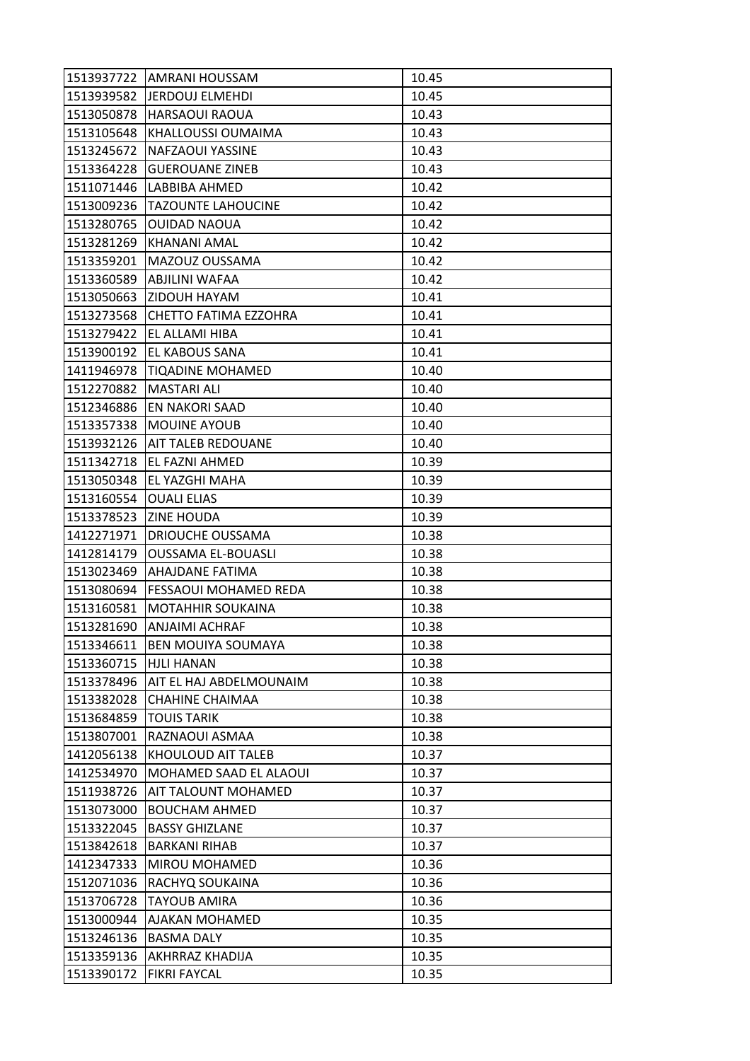| | | |
|---|---|---|
| 1513937722 | AMRANI HOUSSAM | 10.45 |
| 1513939582 | JERDOUJ ELMEHDI | 10.45 |
| 1513050878 | HARSAOUI RAOUA | 10.43 |
| 1513105648 | KHALLOUSSI OUMAIMA | 10.43 |
| 1513245672 | NAFZAOUI YASSINE | 10.43 |
| 1513364228 | GUEROUANE ZINEB | 10.43 |
| 1511071446 | LABBIBA AHMED | 10.42 |
| 1513009236 | TAZOUNTE LAHOUCINE | 10.42 |
| 1513280765 | OUIDAD NAOUA | 10.42 |
| 1513281269 | KHANANI AMAL | 10.42 |
| 1513359201 | MAZOUZ OUSSAMA | 10.42 |
| 1513360589 | ABJILINI WAFAA | 10.42 |
| 1513050663 | ZIDOUH HAYAM | 10.41 |
| 1513273568 | CHETTO FATIMA EZZOHRA | 10.41 |
| 1513279422 | EL ALLAMI HIBA | 10.41 |
| 1513900192 | EL KABOUS SANA | 10.41 |
| 1411946978 | TIQADINE MOHAMED | 10.40 |
| 1512270882 | MASTARI ALI | 10.40 |
| 1512346886 | EN NAKORI SAAD | 10.40 |
| 1513357338 | MOUINE AYOUB | 10.40 |
| 1513932126 | AIT TALEB REDOUANE | 10.40 |
| 1511342718 | EL FAZNI AHMED | 10.39 |
| 1513050348 | EL YAZGHI MAHA | 10.39 |
| 1513160554 | OUALI ELIAS | 10.39 |
| 1513378523 | ZINE HOUDA | 10.39 |
| 1412271971 | DRIOUCHE OUSSAMA | 10.38 |
| 1412814179 | OUSSAMA EL-BOUASLI | 10.38 |
| 1513023469 | AHAJDANE FATIMA | 10.38 |
| 1513080694 | FESSAOUI MOHAMED REDA | 10.38 |
| 1513160581 | MOTAHHIR SOUKAINA | 10.38 |
| 1513281690 | ANJAIMI ACHRAF | 10.38 |
| 1513346611 | BEN MOUIYA SOUMAYA | 10.38 |
| 1513360715 | HJLI HANAN | 10.38 |
| 1513378496 | AIT EL HAJ ABDELMOUNAIM | 10.38 |
| 1513382028 | CHAHINE CHAIMAA | 10.38 |
| 1513684859 | TOUIS TARIK | 10.38 |
| 1513807001 | RAZNAOUI ASMAA | 10.38 |
| 1412056138 | KHOULOUD AIT TALEB | 10.37 |
| 1412534970 | MOHAMED SAAD EL ALAOUI | 10.37 |
| 1511938726 | AIT TALOUNT MOHAMED | 10.37 |
| 1513073000 | BOUCHAM AHMED | 10.37 |
| 1513322045 | BASSY GHIZLANE | 10.37 |
| 1513842618 | BARKANI RIHAB | 10.37 |
| 1412347333 | MIROU MOHAMED | 10.36 |
| 1512071036 | RACHYQ SOUKAINA | 10.36 |
| 1513706728 | TAYOUB AMIRA | 10.36 |
| 1513000944 | AJAKAN MOHAMED | 10.35 |
| 1513246136 | BASMA DALY | 10.35 |
| 1513359136 | AKHRRAZ KHADIJA | 10.35 |
| 1513390172 | FIKRI FAYCAL | 10.35 |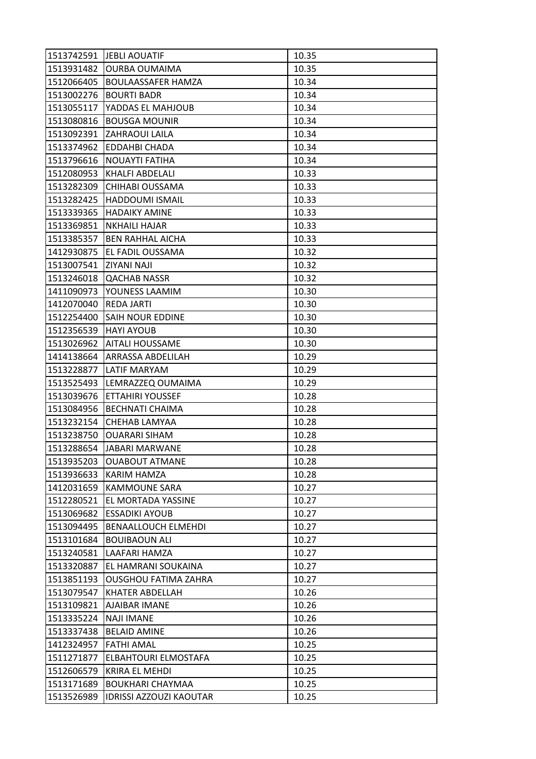| 1513742591 | JEBLI AOUATIF | 10.35 |
|---|---|---|
| 1513931482 | OURBA OUMAIMA | 10.35 |
| 1512066405 | BOULAASSAFER HAMZA | 10.34 |
| 1513002276 | BOURTI BADR | 10.34 |
| 1513055117 | YADDAS EL MAHJOUB | 10.34 |
| 1513080816 | BOUSGA MOUNIR | 10.34 |
| 1513092391 | ZAHRAOUI LAILA | 10.34 |
| 1513374962 | EDDAHBI CHADA | 10.34 |
| 1513796616 | NOUAYTI FATIHA | 10.34 |
| 1512080953 | KHALFI ABDELALI | 10.33 |
| 1513282309 | CHIHABI OUSSAMA | 10.33 |
| 1513282425 | HADDOUMI ISMAIL | 10.33 |
| 1513339365 | HADAIKY AMINE | 10.33 |
| 1513369851 | NKHAILI HAJAR | 10.33 |
| 1513385357 | BEN RAHHAL AICHA | 10.33 |
| 1412930875 | EL FADIL OUSSAMA | 10.32 |
| 1513007541 | ZIYANI NAJI | 10.32 |
| 1513246018 | QACHAB NASSR | 10.32 |
| 1411090973 | YOUNESS LAAMIM | 10.30 |
| 1412070040 | REDA JARTI | 10.30 |
| 1512254400 | SAIH NOUR EDDINE | 10.30 |
| 1512356539 | HAYI AYOUB | 10.30 |
| 1513026962 | AITALI HOUSSAME | 10.30 |
| 1414138664 | ARRASSA ABDELILAH | 10.29 |
| 1513228877 | LATIF MARYAM | 10.29 |
| 1513525493 | LEMRAZZEQ OUMAIMA | 10.29 |
| 1513039676 | ETTAHIRI YOUSSEF | 10.28 |
| 1513084956 | BECHNATI CHAIMA | 10.28 |
| 1513232154 | CHEHAB LAMYAA | 10.28 |
| 1513238750 | OUARARI SIHAM | 10.28 |
| 1513288654 | JABARI MARWANE | 10.28 |
| 1513935203 | OUABOUT ATMANE | 10.28 |
| 1513936633 | KARIM HAMZA | 10.28 |
| 1412031659 | KAMMOUNE SARA | 10.27 |
| 1512280521 | EL MORTADA YASSINE | 10.27 |
| 1513069682 | ESSADIKI AYOUB | 10.27 |
| 1513094495 | BENAALLOUCH ELMEHDI | 10.27 |
| 1513101684 | BOUIBAOUN ALI | 10.27 |
| 1513240581 | LAAFARI HAMZA | 10.27 |
| 1513320887 | EL HAMRANI SOUKAINA | 10.27 |
| 1513851193 | OUSGHOU FATIMA ZAHRA | 10.27 |
| 1513079547 | KHATER ABDELLAH | 10.26 |
| 1513109821 | AJAIBAR IMANE | 10.26 |
| 1513335224 | NAJI IMANE | 10.26 |
| 1513337438 | BELAID AMINE | 10.26 |
| 1412324957 | FATHI AMAL | 10.25 |
| 1511271877 | ELBAHTOURI ELMOSTAFA | 10.25 |
| 1512606579 | KRIRA EL MEHDI | 10.25 |
| 1513171689 | BOUKHARI CHAYMAA | 10.25 |
| 1513526989 | IDRISSI AZZOUZI KAOUTAR | 10.25 |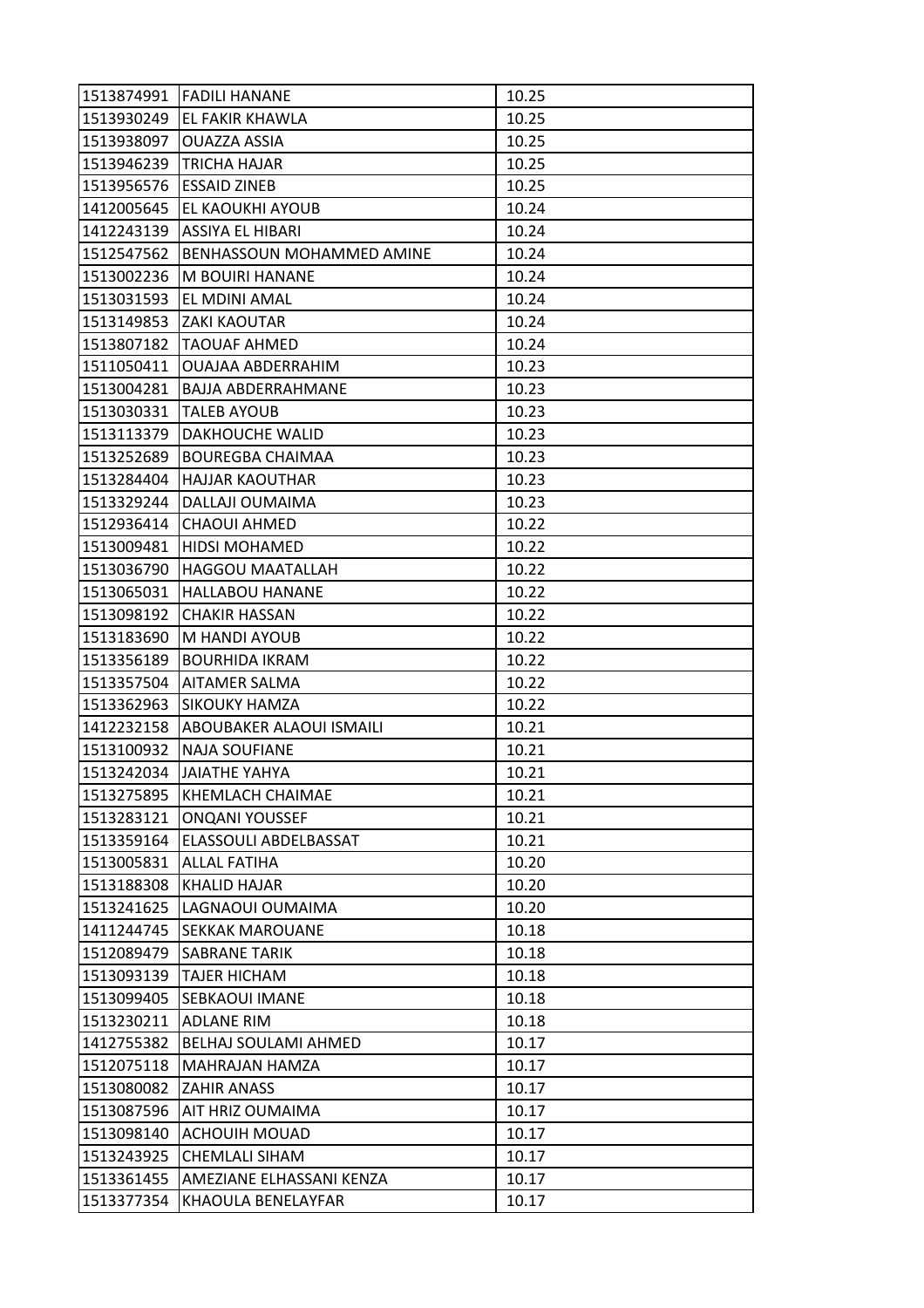| | | |
|---|---|---|
| 1513874991 | FADILI HANANE | 10.25 |
| 1513930249 | EL FAKIR KHAWLA | 10.25 |
| 1513938097 | OUAZZA ASSIA | 10.25 |
| 1513946239 | TRICHA HAJAR | 10.25 |
| 1513956576 | ESSAID ZINEB | 10.25 |
| 1412005645 | EL KAOUKHI AYOUB | 10.24 |
| 1412243139 | ASSIYA EL HIBARI | 10.24 |
| 1512547562 | BENHASSOUN MOHAMMED AMINE | 10.24 |
| 1513002236 | M BOUIRI HANANE | 10.24 |
| 1513031593 | EL MDINI AMAL | 10.24 |
| 1513149853 | ZAKI KAOUTAR | 10.24 |
| 1513807182 | TAOUAF AHMED | 10.24 |
| 1511050411 | OUAJAA ABDERRAHIM | 10.23 |
| 1513004281 | BAJJA ABDERRAHMANE | 10.23 |
| 1513030331 | TALEB AYOUB | 10.23 |
| 1513113379 | DAKHOUCHE WALID | 10.23 |
| 1513252689 | BOUREGBA CHAIMAA | 10.23 |
| 1513284404 | HAJJAR KAOUTHAR | 10.23 |
| 1513329244 | DALLAJI OUMAIMA | 10.23 |
| 1512936414 | CHAOUI AHMED | 10.22 |
| 1513009481 | HIDSI MOHAMED | 10.22 |
| 1513036790 | HAGGOU MAATALLAH | 10.22 |
| 1513065031 | HALLABOU HANANE | 10.22 |
| 1513098192 | CHAKIR HASSAN | 10.22 |
| 1513183690 | M HANDI AYOUB | 10.22 |
| 1513356189 | BOURHIDA IKRAM | 10.22 |
| 1513357504 | AITAMER SALMA | 10.22 |
| 1513362963 | SIKOUKY HAMZA | 10.22 |
| 1412232158 | ABOUBAKER ALAOUI ISMAILI | 10.21 |
| 1513100932 | NAJA SOUFIANE | 10.21 |
| 1513242034 | JAIATHE YAHYA | 10.21 |
| 1513275895 | KHEMLACH CHAIMAE | 10.21 |
| 1513283121 | ONQANI YOUSSEF | 10.21 |
| 1513359164 | ELASSOULI ABDELBASSAT | 10.21 |
| 1513005831 | ALLAL FATIHA | 10.20 |
| 1513188308 | KHALID HAJAR | 10.20 |
| 1513241625 | LAGNAOUI OUMAIMA | 10.20 |
| 1411244745 | SEKKAK MAROUANE | 10.18 |
| 1512089479 | SABRANE TARIK | 10.18 |
| 1513093139 | TAJER HICHAM | 10.18 |
| 1513099405 | SEBKAOUI IMANE | 10.18 |
| 1513230211 | ADLANE RIM | 10.18 |
| 1412755382 | BELHAJ SOULAMI AHMED | 10.17 |
| 1512075118 | MAHRAJAN HAMZA | 10.17 |
| 1513080082 | ZAHIR ANASS | 10.17 |
| 1513087596 | AIT HRIZ OUMAIMA | 10.17 |
| 1513098140 | ACHOUIH MOUAD | 10.17 |
| 1513243925 | CHEMLALI SIHAM | 10.17 |
| 1513361455 | AMEZIANE ELHASSANI KENZA | 10.17 |
| 1513377354 | KHAOULA BENELAYFAR | 10.17 |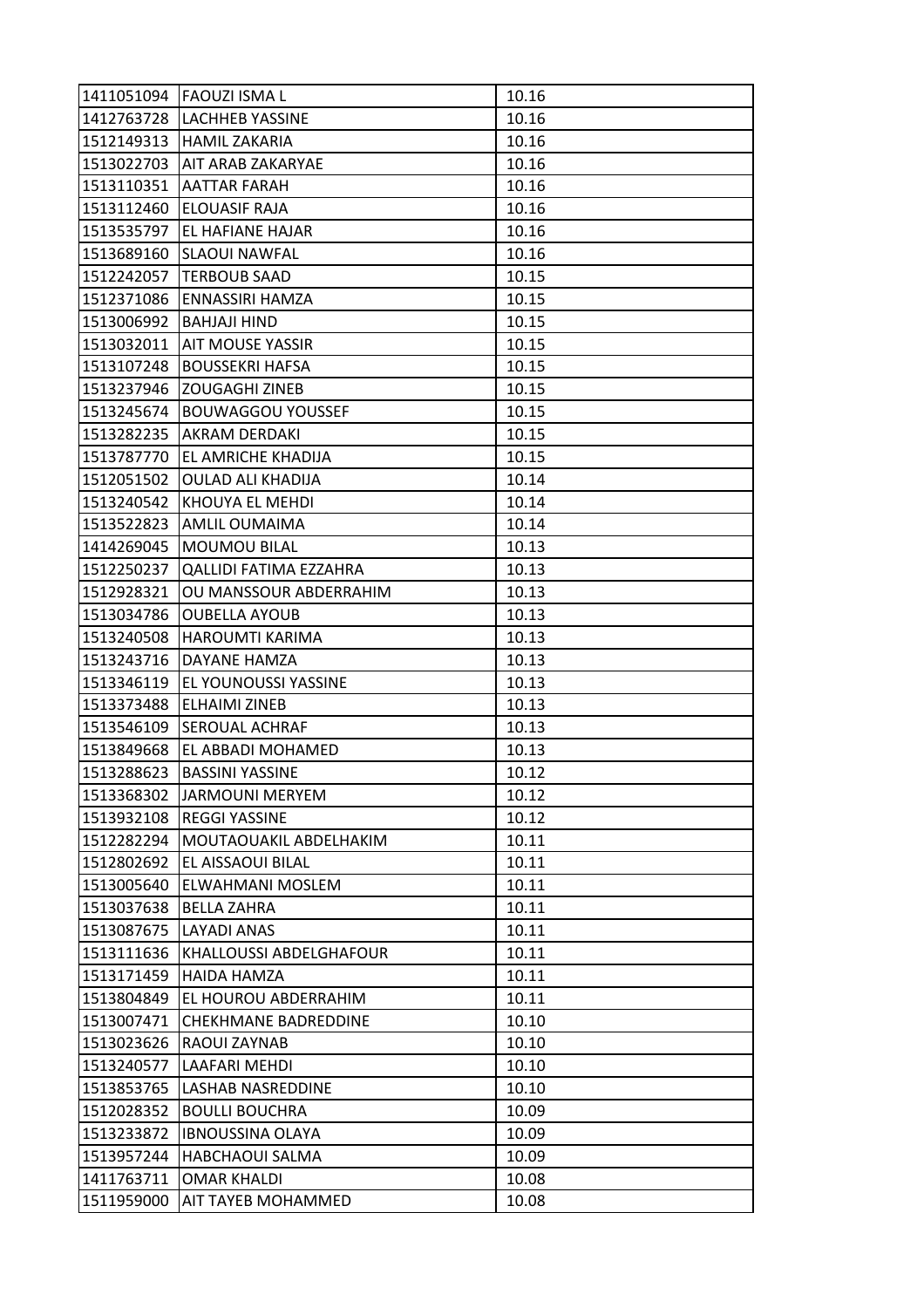| 1411051094 | FAOUZI ISMA L | 10.16 |
|---|---|---|
| 1412763728 | LACHHEB YASSINE | 10.16 |
| 1512149313 | HAMIL ZAKARIA | 10.16 |
| 1513022703 | AIT ARAB ZAKARYAE | 10.16 |
| 1513110351 | AATTAR FARAH | 10.16 |
| 1513112460 | ELOUASIF RAJA | 10.16 |
| 1513535797 | EL HAFIANE HAJAR | 10.16 |
| 1513689160 | SLAOUI NAWFAL | 10.16 |
| 1512242057 | TERBOUB SAAD | 10.15 |
| 1512371086 | ENNASSIRI HAMZA | 10.15 |
| 1513006992 | BAHJAJI HIND | 10.15 |
| 1513032011 | AIT MOUSE YASSIR | 10.15 |
| 1513107248 | BOUSSEKRI HAFSA | 10.15 |
| 1513237946 | ZOUGAGHI ZINEB | 10.15 |
| 1513245674 | BOUWAGGOU YOUSSEF | 10.15 |
| 1513282235 | AKRAM DERDAKI | 10.15 |
| 1513787770 | EL AMRICHE KHADIJA | 10.15 |
| 1512051502 | OULAD ALI KHADIJA | 10.14 |
| 1513240542 | KHOUYA EL MEHDI | 10.14 |
| 1513522823 | AMLIL OUMAIMA | 10.14 |
| 1414269045 | MOUMOU BILAL | 10.13 |
| 1512250237 | QALLIDI FATIMA EZZAHRA | 10.13 |
| 1512928321 | OU MANSSOUR ABDERRAHIM | 10.13 |
| 1513034786 | OUBELLA AYOUB | 10.13 |
| 1513240508 | HAROUMTI KARIMA | 10.13 |
| 1513243716 | DAYANE HAMZA | 10.13 |
| 1513346119 | EL YOUNOUSSI YASSINE | 10.13 |
| 1513373488 | ELHAIMI ZINEB | 10.13 |
| 1513546109 | SEROUAL ACHRAF | 10.13 |
| 1513849668 | EL ABBADI MOHAMED | 10.13 |
| 1513288623 | BASSINI YASSINE | 10.12 |
| 1513368302 | JARMOUNI MERYEM | 10.12 |
| 1513932108 | REGGI YASSINE | 10.12 |
| 1512282294 | MOUTAOUAKIL ABDELHAKIM | 10.11 |
| 1512802692 | EL AISSAOUI BILAL | 10.11 |
| 1513005640 | ELWAHMANI MOSLEM | 10.11 |
| 1513037638 | BELLA ZAHRA | 10.11 |
| 1513087675 | LAYADI ANAS | 10.11 |
| 1513111636 | KHALLOUSSI ABDELGHAFOUR | 10.11 |
| 1513171459 | HAIDA HAMZA | 10.11 |
| 1513804849 | EL HOUROU ABDERRAHIM | 10.11 |
| 1513007471 | CHEKHMANE BADREDDINE | 10.10 |
| 1513023626 | RAOUI ZAYNAB | 10.10 |
| 1513240577 | LAAFARI MEHDI | 10.10 |
| 1513853765 | LASHAB NASREDDINE | 10.10 |
| 1512028352 | BOULLI BOUCHRA | 10.09 |
| 1513233872 | IBNOUSSINA OLAYA | 10.09 |
| 1513957244 | HABCHAOUI SALMA | 10.09 |
| 1411763711 | OMAR KHALDI | 10.08 |
| 1511959000 | AIT TAYEB MOHAMMED | 10.08 |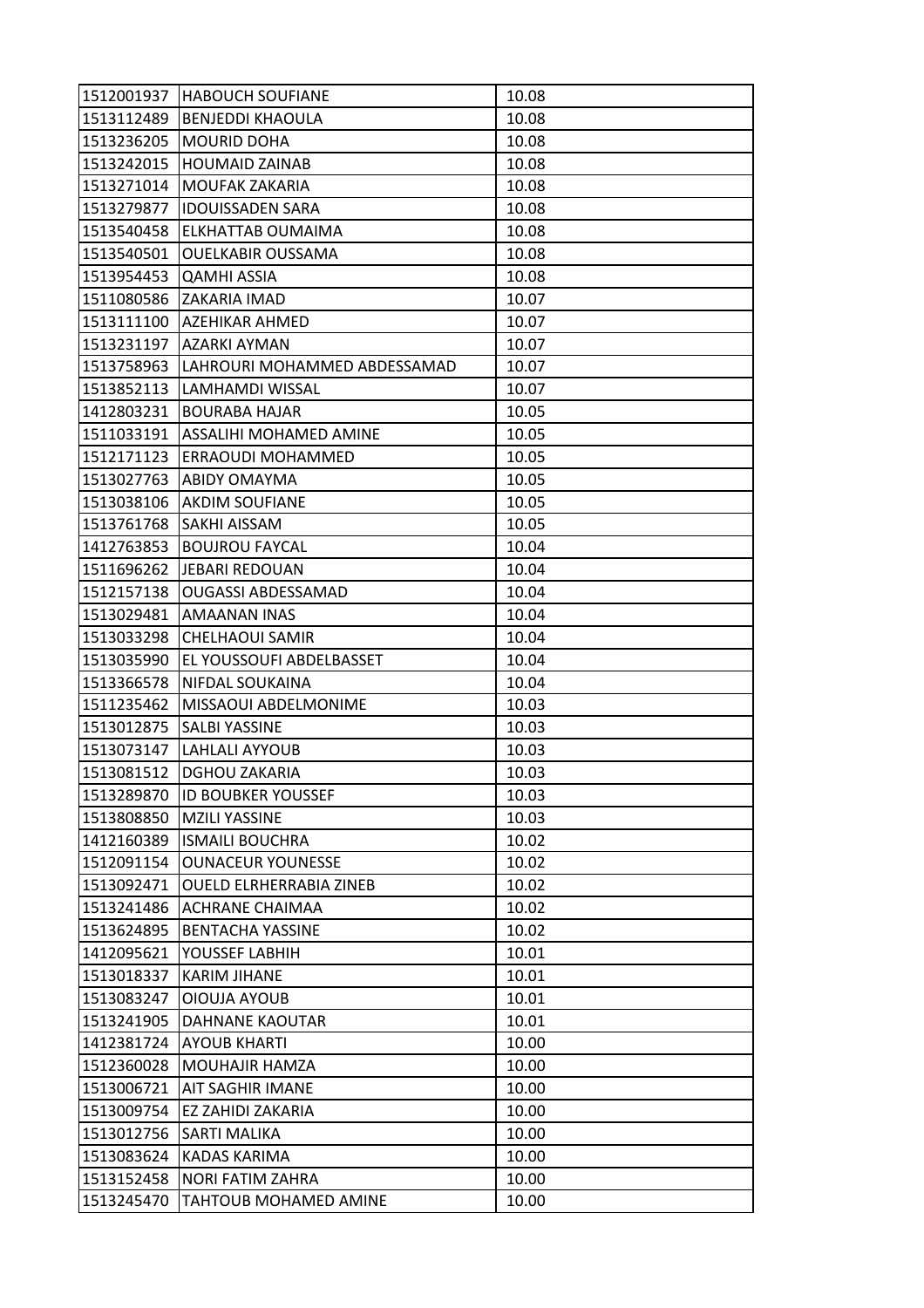| 1512001937 | HABOUCH SOUFIANE | 10.08 |
|---|---|---|
| 1513112489 | BENJEDDI KHAOULA | 10.08 |
| 1513236205 | MOURID DOHA | 10.08 |
| 1513242015 | HOUMAID ZAINAB | 10.08 |
| 1513271014 | MOUFAK ZAKARIA | 10.08 |
| 1513279877 | IDOUISSADEN SARA | 10.08 |
| 1513540458 | ELKHATTAB OUMAIMA | 10.08 |
| 1513540501 | OUELKABIR OUSSAMA | 10.08 |
| 1513954453 | QAMHI ASSIA | 10.08 |
| 1511080586 | ZAKARIA IMAD | 10.07 |
| 1513111100 | AZEHIKAR AHMED | 10.07 |
| 1513231197 | AZARKI AYMAN | 10.07 |
| 1513758963 | LAHROURI MOHAMMED ABDESSAMAD | 10.07 |
| 1513852113 | LAMHAMDI WISSAL | 10.07 |
| 1412803231 | BOURABA HAJAR | 10.05 |
| 1511033191 | ASSALIHI MOHAMED AMINE | 10.05 |
| 1512171123 | ERRAOUDI MOHAMMED | 10.05 |
| 1513027763 | ABIDY OMAYMA | 10.05 |
| 1513038106 | AKDIM SOUFIANE | 10.05 |
| 1513761768 | SAKHI AISSAM | 10.05 |
| 1412763853 | BOUJROU FAYCAL | 10.04 |
| 1511696262 | JEBARI REDOUAN | 10.04 |
| 1512157138 | OUGASSI ABDESSAMAD | 10.04 |
| 1513029481 | AMAANAN INAS | 10.04 |
| 1513033298 | CHELHAOUI SAMIR | 10.04 |
| 1513035990 | EL YOUSSOUFI ABDELBASSET | 10.04 |
| 1513366578 | NIFDAL SOUKAINA | 10.04 |
| 1511235462 | MISSAOUI ABDELMONIME | 10.03 |
| 1513012875 | SALBI YASSINE | 10.03 |
| 1513073147 | LAHLALI AYYOUB | 10.03 |
| 1513081512 | DGHOU ZAKARIA | 10.03 |
| 1513289870 | ID BOUBKER YOUSSEF | 10.03 |
| 1513808850 | MZILI YASSINE | 10.03 |
| 1412160389 | ISMAILI BOUCHRA | 10.02 |
| 1512091154 | OUNACEUR YOUNESSE | 10.02 |
| 1513092471 | OUELD ELRHERRABIA ZINEB | 10.02 |
| 1513241486 | ACHRANE CHAIMAA | 10.02 |
| 1513624895 | BENTACHA YASSINE | 10.02 |
| 1412095621 | YOUSSEF LABHIH | 10.01 |
| 1513018337 | KARIM JIHANE | 10.01 |
| 1513083247 | OIOUJA AYOUB | 10.01 |
| 1513241905 | DAHNANE KAOUTAR | 10.01 |
| 1412381724 | AYOUB KHARTI | 10.00 |
| 1512360028 | MOUHAJIR HAMZA | 10.00 |
| 1513006721 | AIT SAGHIR IMANE | 10.00 |
| 1513009754 | EZ ZAHIDI ZAKARIA | 10.00 |
| 1513012756 | SARTI MALIKA | 10.00 |
| 1513083624 | KADAS KARIMA | 10.00 |
| 1513152458 | NORI FATIM ZAHRA | 10.00 |
| 1513245470 | TAHTOUB MOHAMED AMINE | 10.00 |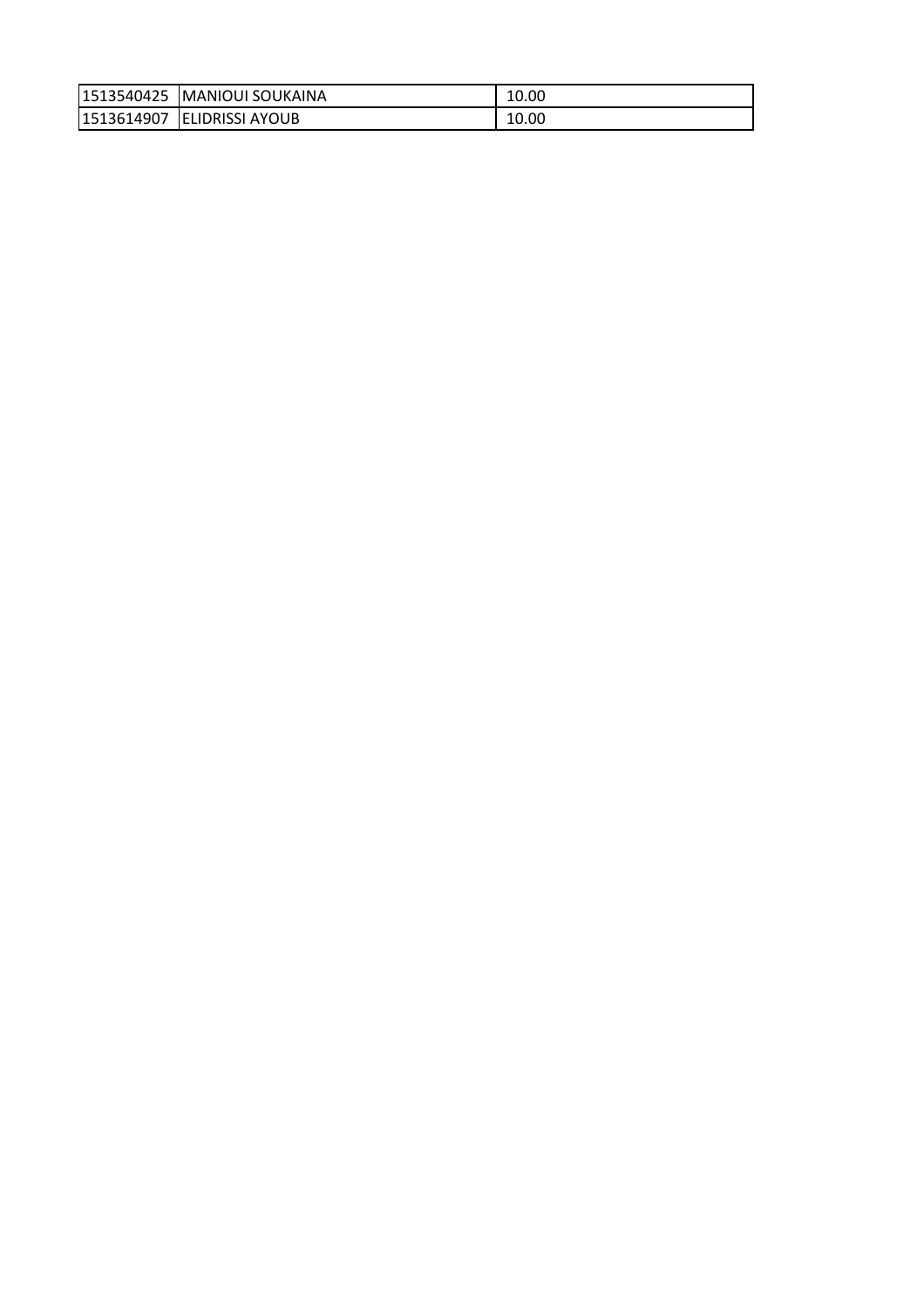| | | |
|---|---|---|
| 1513540425 | MANIOUI SOUKAINA | 10.00 |
| 1513614907 | ELIDRISSI AYOUB | 10.00 |